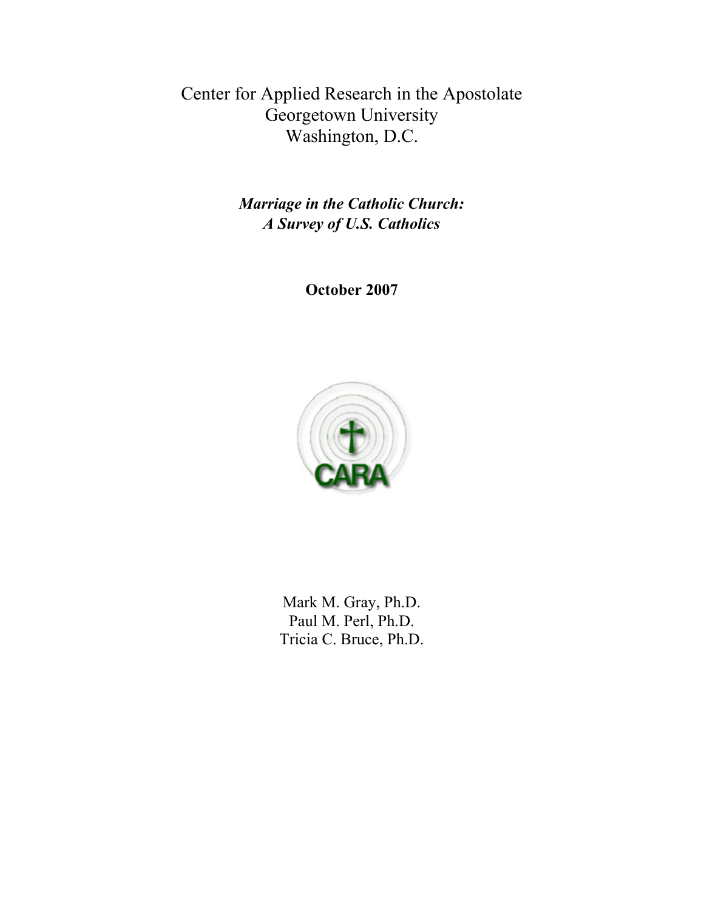Center for Applied Research in the Apostolate
Georgetown University
Washington, D.C.

# *Marriage in the Catholic Church: A Survey of U.S. Catholics*

**October 2007**

CARA

Mark M. Gray, Ph.D.
Paul M. Perl, Ph.D.
Tricia C. Bruce, Ph.D.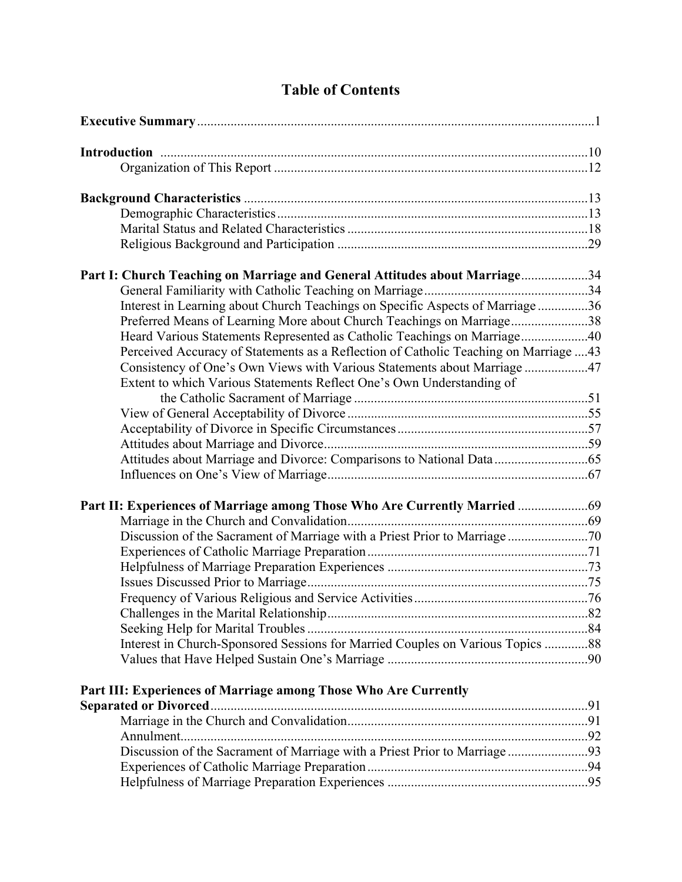# Table of Contents

**Executive Summary** ....... 1

**Introduction** ....... 10
- Organization of This Report ....... 12

**Background Characteristics** ....... 13
- Demographic Characteristics ....... 13
- Marital Status and Related Characteristics ....... 18
- Religious Background and Participation ....... 29

**Part I: Church Teaching on Marriage and General Attitudes about Marriage** ....... 34
- General Familiarity with Catholic Teaching on Marriage ....... 34
- Interest in Learning about Church Teachings on Specific Aspects of Marriage ....... 36
- Preferred Means of Learning More about Church Teachings on Marriage ....... 38
- Heard Various Statements Represented as Catholic Teachings on Marriage ....... 40
- Perceived Accuracy of Statements as a Reflection of Catholic Teaching on Marriage ....... 43
- Consistency of One's Own Views with Various Statements about Marriage ....... 47
- Extent to which Various Statements Reflect One's Own Understanding of the Catholic Sacrament of Marriage ....... 51
- View of General Acceptability of Divorce ....... 55
- Acceptability of Divorce in Specific Circumstances ....... 57
- Attitudes about Marriage and Divorce ....... 59
- Attitudes about Marriage and Divorce: Comparisons to National Data ....... 65
- Influences on One's View of Marriage ....... 67

**Part II: Experiences of Marriage among Those Who Are Currently Married** ....... 69
- Marriage in the Church and Convalidation ....... 69
- Discussion of the Sacrament of Marriage with a Priest Prior to Marriage ....... 70
- Experiences of Catholic Marriage Preparation ....... 71
- Helpfulness of Marriage Preparation Experiences ....... 73
- Issues Discussed Prior to Marriage ....... 75
- Frequency of Various Religious and Service Activities ....... 76
- Challenges in the Marital Relationship ....... 82
- Seeking Help for Marital Troubles ....... 84
- Interest in Church-Sponsored Sessions for Married Couples on Various Topics ....... 88
- Values that Have Helped Sustain One's Marriage ....... 90

**Part III: Experiences of Marriage among Those Who Are Currently Separated or Divorced** ....... 91
- Marriage in the Church and Convalidation ....... 91
- Annulment ....... 92
- Discussion of the Sacrament of Marriage with a Priest Prior to Marriage ....... 93
- Experiences of Catholic Marriage Preparation ....... 94
- Helpfulness of Marriage Preparation Experiences ....... 95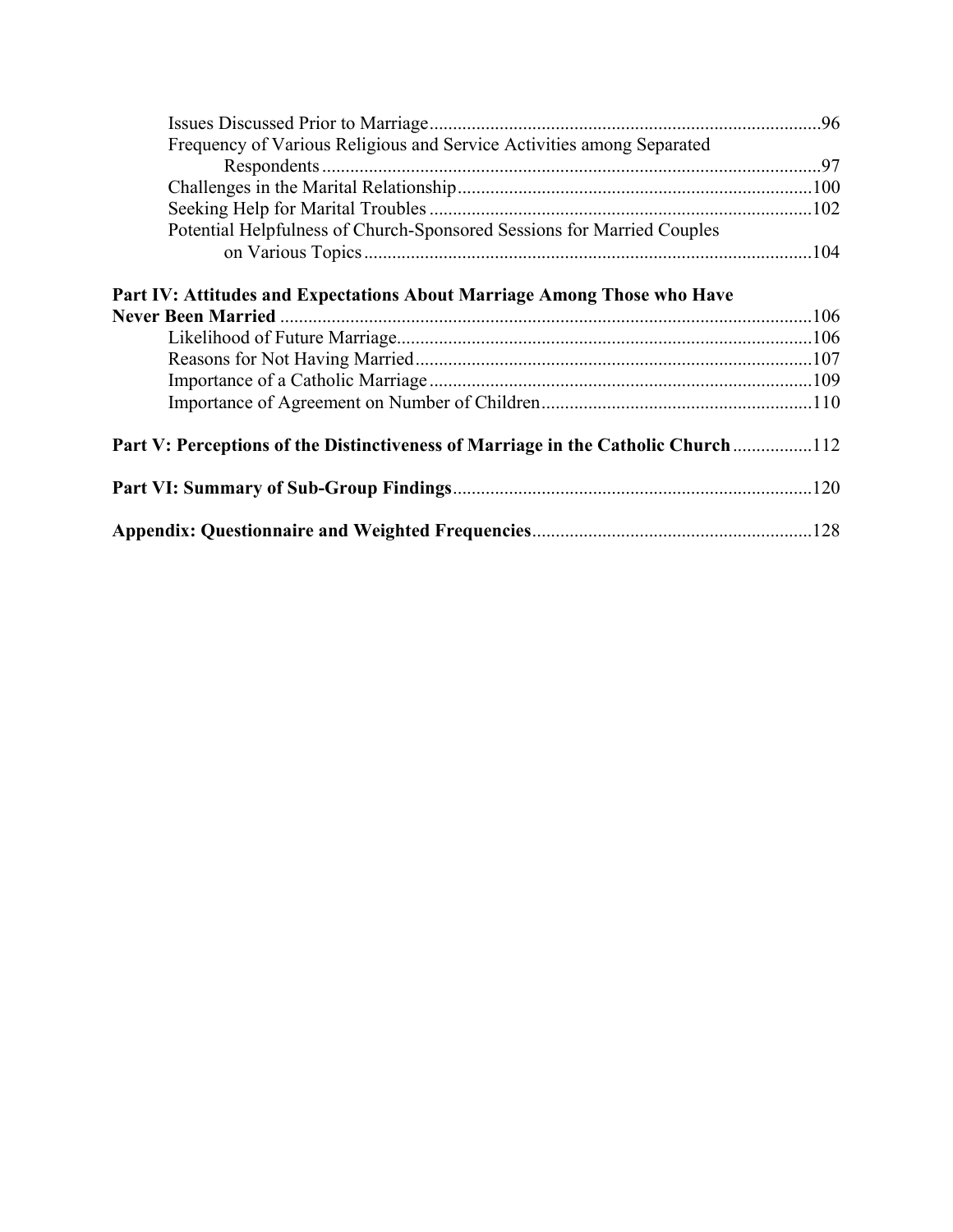Issues Discussed Prior to Marriage....................................................................................96
Frequency of Various Religious and Service Activities among Separated Respondents...........................................................................................................97
Challenges in the Marital Relationship...........................................................................100
Seeking Help for Marital Troubles.................................................................................102
Potential Helpfulness of Church-Sponsored Sessions for Married Couples on Various Topics...............................................................................................104

**Part IV: Attitudes and Expectations About Marriage Among Those who Have Never Been Married**..................................................................................................106
Likelihood of Future Marriage........................................................................................106
Reasons for Not Having Married....................................................................................107
Importance of a Catholic Marriage.................................................................................109
Importance of Agreement on Number of Children.........................................................110

**Part V: Perceptions of the Distinctiveness of Marriage in the Catholic Church**.................112

**Part VI: Summary of Sub-Group Findings**............................................................................120

**Appendix: Questionnaire and Weighted Frequencies**...........................................................128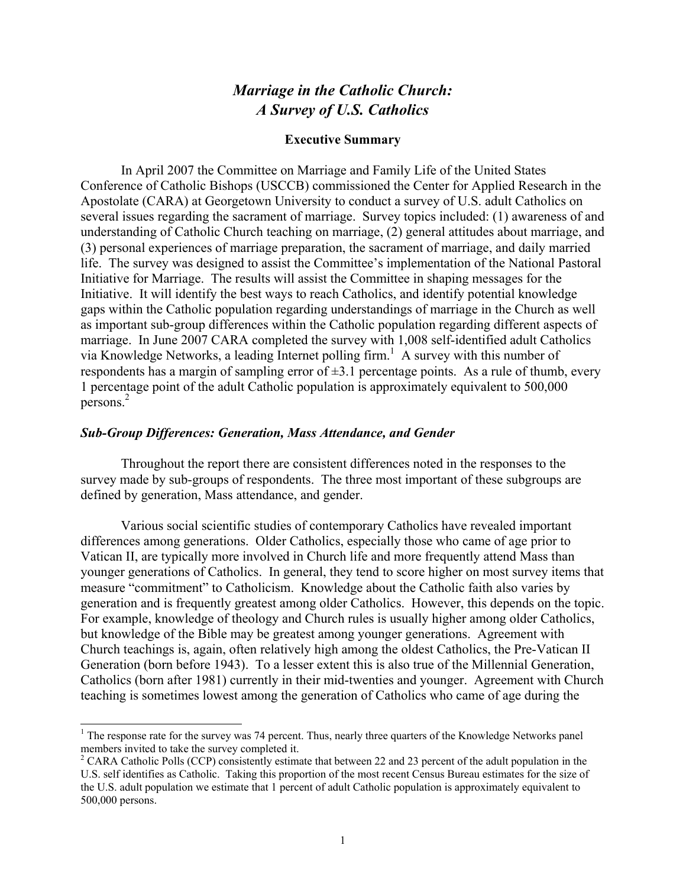# *Marriage in the Catholic Church: A Survey of U.S. Catholics*

## Executive Summary

In April 2007 the Committee on Marriage and Family Life of the United States Conference of Catholic Bishops (USCCB) commissioned the Center for Applied Research in the Apostolate (CARA) at Georgetown University to conduct a survey of U.S. adult Catholics on several issues regarding the sacrament of marriage. Survey topics included: (1) awareness of and understanding of Catholic Church teaching on marriage, (2) general attitudes about marriage, and (3) personal experiences of marriage preparation, the sacrament of marriage, and daily married life. The survey was designed to assist the Committee's implementation of the National Pastoral Initiative for Marriage. The results will assist the Committee in shaping messages for the Initiative. It will identify the best ways to reach Catholics, and identify potential knowledge gaps within the Catholic population regarding understandings of marriage in the Church as well as important sub-group differences within the Catholic population regarding different aspects of marriage. In June 2007 CARA completed the survey with 1,008 self-identified adult Catholics via Knowledge Networks, a leading Internet polling firm.[1] A survey with this number of respondents has a margin of sampling error of ±3.1 percentage points. As a rule of thumb, every 1 percentage point of the adult Catholic population is approximately equivalent to 500,000 persons.[2]

### *Sub-Group Differences: Generation, Mass Attendance, and Gender*

Throughout the report there are consistent differences noted in the responses to the survey made by sub-groups of respondents. The three most important of these subgroups are defined by generation, Mass attendance, and gender.

Various social scientific studies of contemporary Catholics have revealed important differences among generations. Older Catholics, especially those who came of age prior to Vatican II, are typically more involved in Church life and more frequently attend Mass than younger generations of Catholics. In general, they tend to score higher on most survey items that measure "commitment" to Catholicism. Knowledge about the Catholic faith also varies by generation and is frequently greatest among older Catholics. However, this depends on the topic. For example, knowledge of theology and Church rules is usually higher among older Catholics, but knowledge of the Bible may be greatest among younger generations. Agreement with Church teachings is, again, often relatively high among the oldest Catholics, the Pre-Vatican II Generation (born before 1943). To a lesser extent this is also true of the Millennial Generation, Catholics (born after 1981) currently in their mid-twenties and younger. Agreement with Church teaching is sometimes lowest among the generation of Catholics who came of age during the

---

[1] The response rate for the survey was 74 percent. Thus, nearly three quarters of the Knowledge Networks panel members invited to take the survey completed it.

[2] CARA Catholic Polls (CCP) consistently estimate that between 22 and 23 percent of the adult population in the U.S. self identifies as Catholic. Taking this proportion of the most recent Census Bureau estimates for the size of the U.S. adult population we estimate that 1 percent of adult Catholic population is approximately equivalent to 500,000 persons.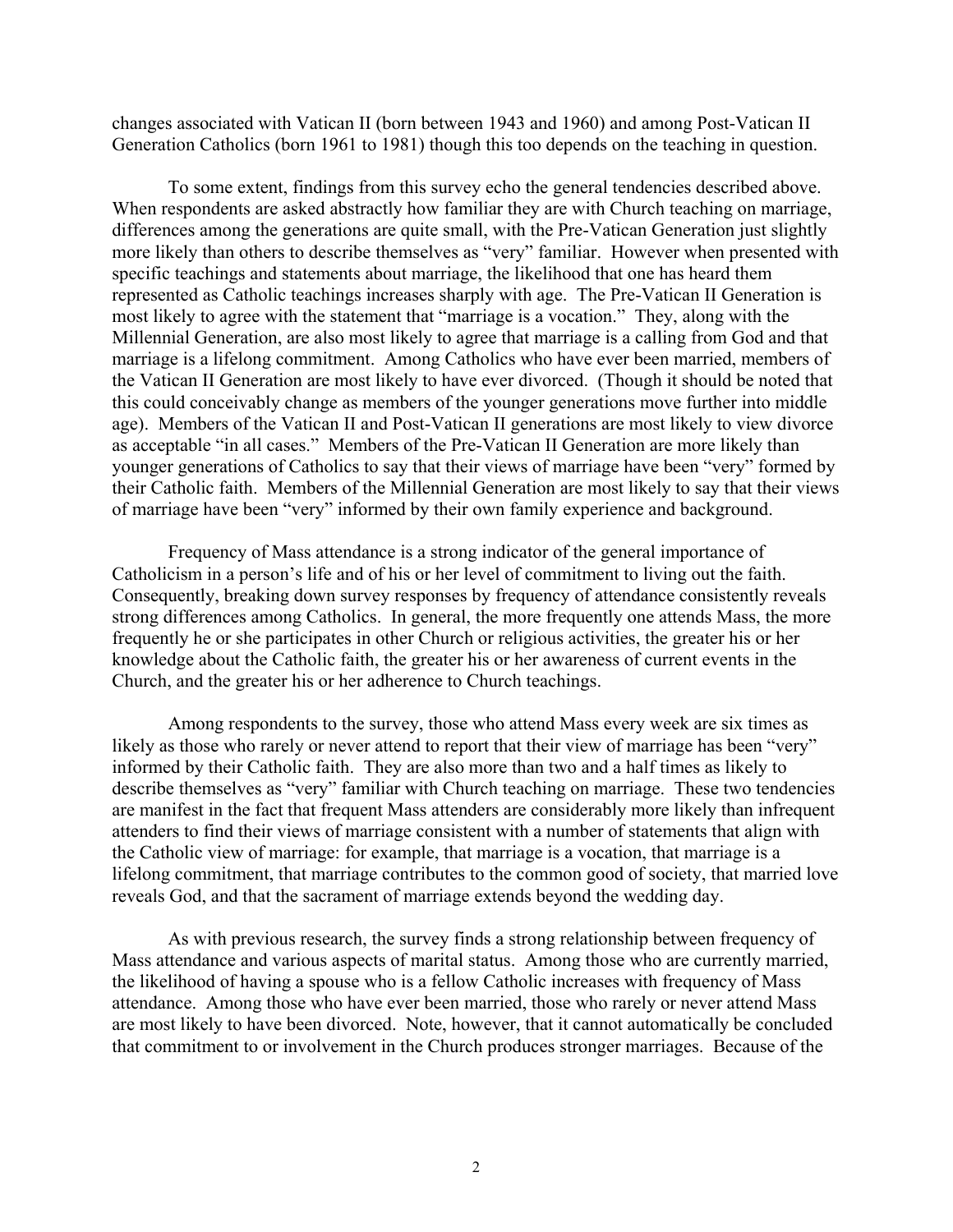changes associated with Vatican II (born between 1943 and 1960) and among Post-Vatican II Generation Catholics (born 1961 to 1981) though this too depends on the teaching in question.

To some extent, findings from this survey echo the general tendencies described above. When respondents are asked abstractly how familiar they are with Church teaching on marriage, differences among the generations are quite small, with the Pre-Vatican Generation just slightly more likely than others to describe themselves as "very" familiar. However when presented with specific teachings and statements about marriage, the likelihood that one has heard them represented as Catholic teachings increases sharply with age. The Pre-Vatican II Generation is most likely to agree with the statement that "marriage is a vocation." They, along with the Millennial Generation, are also most likely to agree that marriage is a calling from God and that marriage is a lifelong commitment. Among Catholics who have ever been married, members of the Vatican II Generation are most likely to have ever divorced. (Though it should be noted that this could conceivably change as members of the younger generations move further into middle age). Members of the Vatican II and Post-Vatican II generations are most likely to view divorce as acceptable "in all cases." Members of the Pre-Vatican II Generation are more likely than younger generations of Catholics to say that their views of marriage have been "very" formed by their Catholic faith. Members of the Millennial Generation are most likely to say that their views of marriage have been "very" informed by their own family experience and background.

Frequency of Mass attendance is a strong indicator of the general importance of Catholicism in a person's life and of his or her level of commitment to living out the faith. Consequently, breaking down survey responses by frequency of attendance consistently reveals strong differences among Catholics. In general, the more frequently one attends Mass, the more frequently he or she participates in other Church or religious activities, the greater his or her knowledge about the Catholic faith, the greater his or her awareness of current events in the Church, and the greater his or her adherence to Church teachings.

Among respondents to the survey, those who attend Mass every week are six times as likely as those who rarely or never attend to report that their view of marriage has been "very" informed by their Catholic faith. They are also more than two and a half times as likely to describe themselves as "very" familiar with Church teaching on marriage. These two tendencies are manifest in the fact that frequent Mass attenders are considerably more likely than infrequent attenders to find their views of marriage consistent with a number of statements that align with the Catholic view of marriage: for example, that marriage is a vocation, that marriage is a lifelong commitment, that marriage contributes to the common good of society, that married love reveals God, and that the sacrament of marriage extends beyond the wedding day.

As with previous research, the survey finds a strong relationship between frequency of Mass attendance and various aspects of marital status. Among those who are currently married, the likelihood of having a spouse who is a fellow Catholic increases with frequency of Mass attendance. Among those who have ever been married, those who rarely or never attend Mass are most likely to have been divorced. Note, however, that it cannot automatically be concluded that commitment to or involvement in the Church produces stronger marriages. Because of the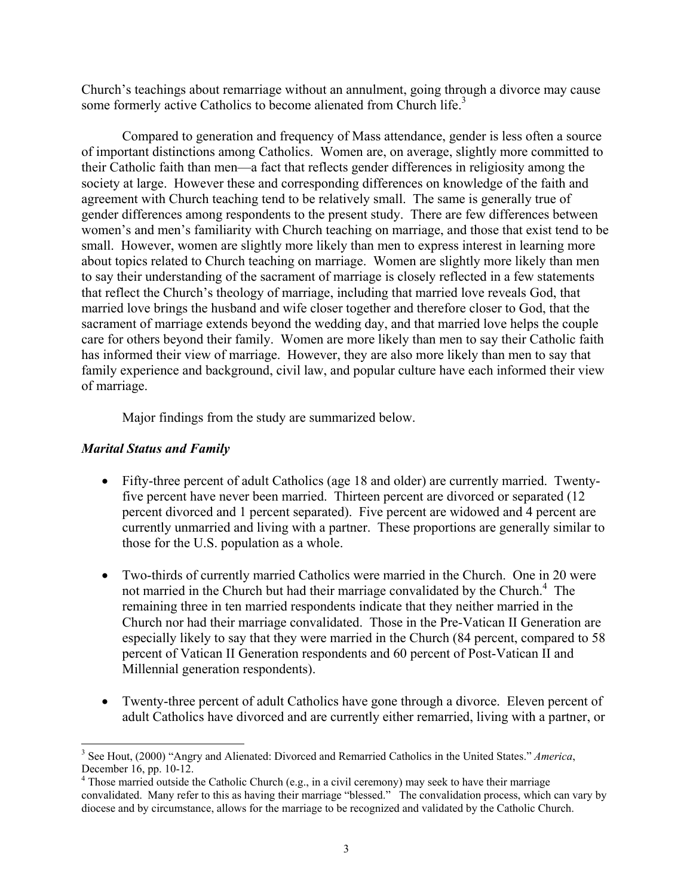Church's teachings about remarriage without an annulment, going through a divorce may cause some formerly active Catholics to become alienated from Church life.[3]

Compared to generation and frequency of Mass attendance, gender is less often a source of important distinctions among Catholics. Women are, on average, slightly more committed to their Catholic faith than men—a fact that reflects gender differences in religiosity among the society at large. However these and corresponding differences on knowledge of the faith and agreement with Church teaching tend to be relatively small. The same is generally true of gender differences among respondents to the present study. There are few differences between women's and men's familiarity with Church teaching on marriage, and those that exist tend to be small. However, women are slightly more likely than men to express interest in learning more about topics related to Church teaching on marriage. Women are slightly more likely than men to say their understanding of the sacrament of marriage is closely reflected in a few statements that reflect the Church's theology of marriage, including that married love reveals God, that married love brings the husband and wife closer together and therefore closer to God, that the sacrament of marriage extends beyond the wedding day, and that married love helps the couple care for others beyond their family. Women are more likely than men to say their Catholic faith has informed their view of marriage. However, they are also more likely than men to say that family experience and background, civil law, and popular culture have each informed their view of marriage.

Major findings from the study are summarized below.

### *Marital Status and Family*

- Fifty-three percent of adult Catholics (age 18 and older) are currently married. Twenty-five percent have never been married. Thirteen percent are divorced or separated (12 percent divorced and 1 percent separated). Five percent are widowed and 4 percent are currently unmarried and living with a partner. These proportions are generally similar to those for the U.S. population as a whole.

- Two-thirds of currently married Catholics were married in the Church. One in 20 were not married in the Church but had their marriage convalidated by the Church.[4] The remaining three in ten married respondents indicate that they neither married in the Church nor had their marriage convalidated. Those in the Pre-Vatican II Generation are especially likely to say that they were married in the Church (84 percent, compared to 58 percent of Vatican II Generation respondents and 60 percent of Post-Vatican II and Millennial generation respondents).

- Twenty-three percent of adult Catholics have gone through a divorce. Eleven percent of adult Catholics have divorced and are currently either remarried, living with a partner, or

---

[3] See Hout, (2000) "Angry and Alienated: Divorced and Remarried Catholics in the United States." *America*, December 16, pp. 10-12.

[4] Those married outside the Catholic Church (e.g., in a civil ceremony) may seek to have their marriage convalidated. Many refer to this as having their marriage "blessed." The convalidation process, which can vary by diocese and by circumstance, allows for the marriage to be recognized and validated by the Catholic Church.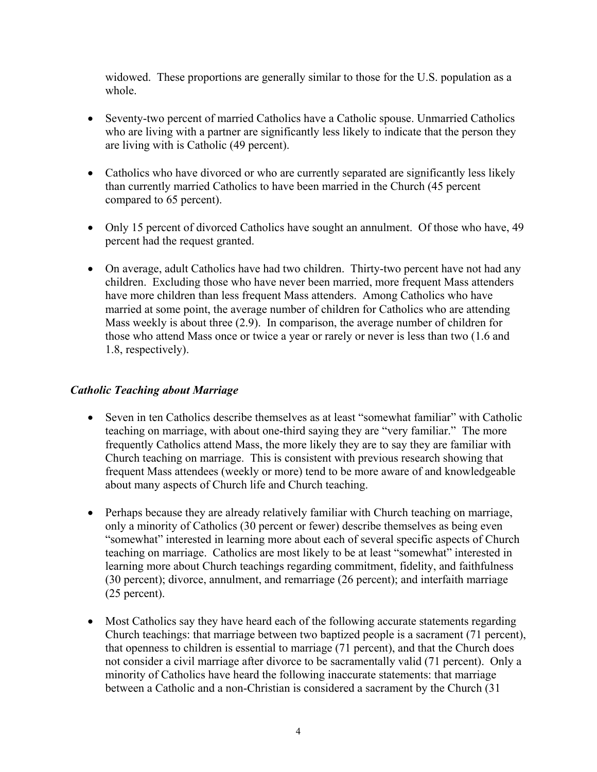widowed. These proportions are generally similar to those for the U.S. population as a whole.

- Seventy-two percent of married Catholics have a Catholic spouse. Unmarried Catholics who are living with a partner are significantly less likely to indicate that the person they are living with is Catholic (49 percent).

- Catholics who have divorced or who are currently separated are significantly less likely than currently married Catholics to have been married in the Church (45 percent compared to 65 percent).

- Only 15 percent of divorced Catholics have sought an annulment. Of those who have, 49 percent had the request granted.

- On average, adult Catholics have had two children. Thirty-two percent have not had any children. Excluding those who have never been married, more frequent Mass attenders have more children than less frequent Mass attenders. Among Catholics who have married at some point, the average number of children for Catholics who are attending Mass weekly is about three (2.9). In comparison, the average number of children for those who attend Mass once or twice a year or rarely or never is less than two (1.6 and 1.8, respectively).

### *Catholic Teaching about Marriage*

- Seven in ten Catholics describe themselves as at least "somewhat familiar" with Catholic teaching on marriage, with about one-third saying they are "very familiar." The more frequently Catholics attend Mass, the more likely they are to say they are familiar with Church teaching on marriage. This is consistent with previous research showing that frequent Mass attendees (weekly or more) tend to be more aware of and knowledgeable about many aspects of Church life and Church teaching.

- Perhaps because they are already relatively familiar with Church teaching on marriage, only a minority of Catholics (30 percent or fewer) describe themselves as being even "somewhat" interested in learning more about each of several specific aspects of Church teaching on marriage. Catholics are most likely to be at least "somewhat" interested in learning more about Church teachings regarding commitment, fidelity, and faithfulness (30 percent); divorce, annulment, and remarriage (26 percent); and interfaith marriage (25 percent).

- Most Catholics say they have heard each of the following accurate statements regarding Church teachings: that marriage between two baptized people is a sacrament (71 percent), that openness to children is essential to marriage (71 percent), and that the Church does not consider a civil marriage after divorce to be sacramentally valid (71 percent). Only a minority of Catholics have heard the following inaccurate statements: that marriage between a Catholic and a non-Christian is considered a sacrament by the Church (31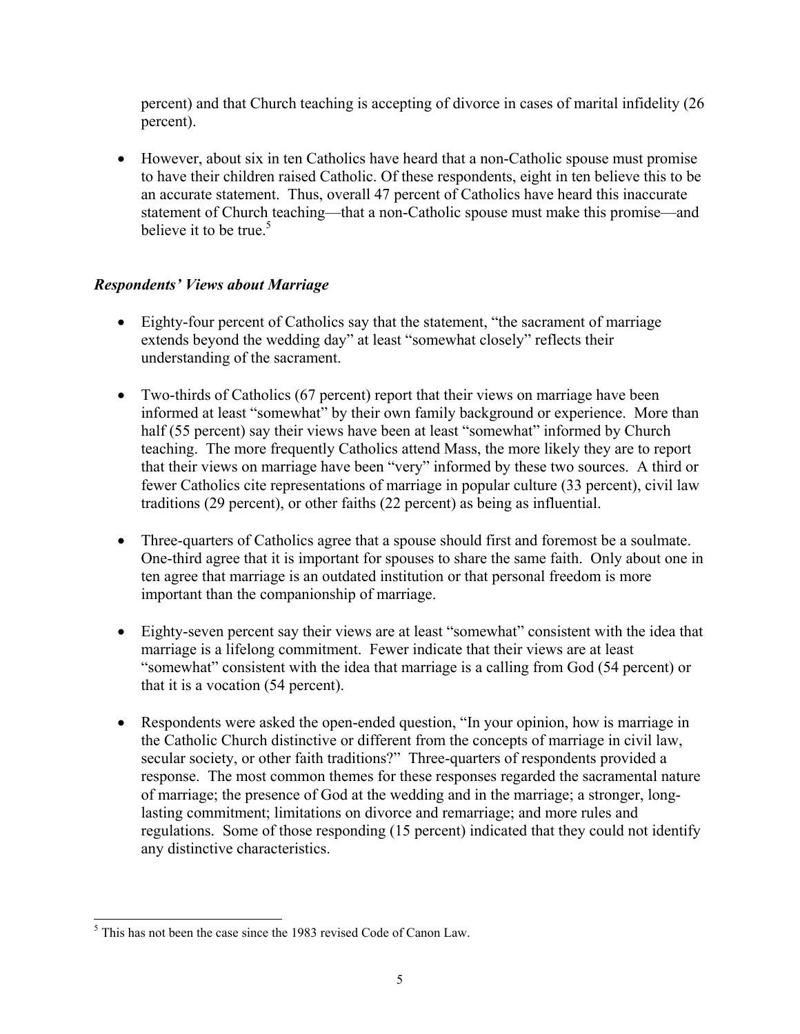percent) and that Church teaching is accepting of divorce in cases of marital infidelity (26 percent).

- However, about six in ten Catholics have heard that a non-Catholic spouse must promise to have their children raised Catholic. Of these respondents, eight in ten believe this to be an accurate statement. Thus, overall 47 percent of Catholics have heard this inaccurate statement of Church teaching—that a non-Catholic spouse must make this promise—and believe it to be true.[5]

### *Respondents' Views about Marriage*

- Eighty-four percent of Catholics say that the statement, "the sacrament of marriage extends beyond the wedding day" at least "somewhat closely" reflects their understanding of the sacrament.

- Two-thirds of Catholics (67 percent) report that their views on marriage have been informed at least "somewhat" by their own family background or experience. More than half (55 percent) say their views have been at least "somewhat" informed by Church teaching. The more frequently Catholics attend Mass, the more likely they are to report that their views on marriage have been "very" informed by these two sources. A third or fewer Catholics cite representations of marriage in popular culture (33 percent), civil law traditions (29 percent), or other faiths (22 percent) as being as influential.

- Three-quarters of Catholics agree that a spouse should first and foremost be a soulmate. One-third agree that it is important for spouses to share the same faith. Only about one in ten agree that marriage is an outdated institution or that personal freedom is more important than the companionship of marriage.

- Eighty-seven percent say their views are at least "somewhat" consistent with the idea that marriage is a lifelong commitment. Fewer indicate that their views are at least "somewhat" consistent with the idea that marriage is a calling from God (54 percent) or that it is a vocation (54 percent).

- Respondents were asked the open-ended question, "In your opinion, how is marriage in the Catholic Church distinctive or different from the concepts of marriage in civil law, secular society, or other faith traditions?" Three-quarters of respondents provided a response. The most common themes for these responses regarded the sacramental nature of marriage; the presence of God at the wedding and in the marriage; a stronger, long-lasting commitment; limitations on divorce and remarriage; and more rules and regulations. Some of those responding (15 percent) indicated that they could not identify any distinctive characteristics.

[5] This has not been the case since the 1983 revised Code of Canon Law.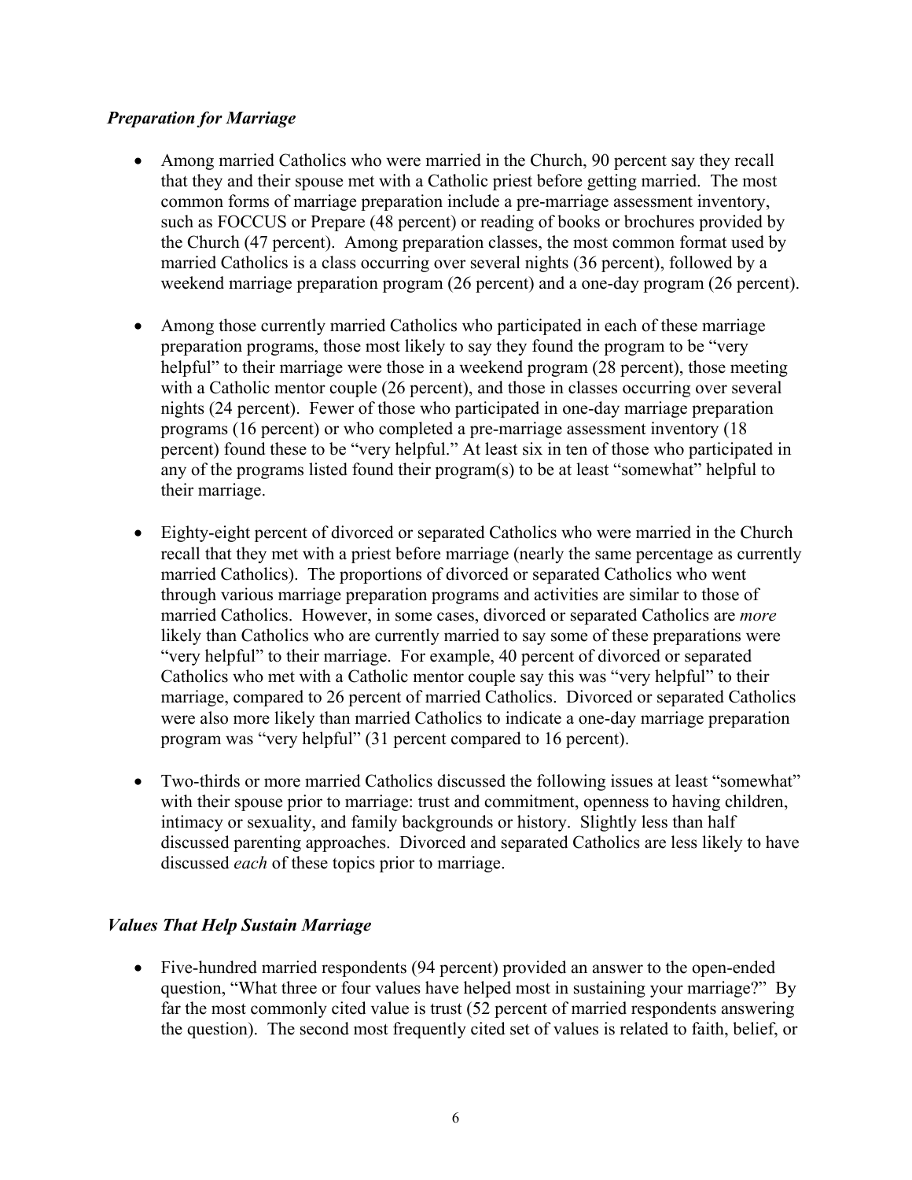### *Preparation for Marriage*

- Among married Catholics who were married in the Church, 90 percent say they recall that they and their spouse met with a Catholic priest before getting married. The most common forms of marriage preparation include a pre-marriage assessment inventory, such as FOCCUS or Prepare (48 percent) or reading of books or brochures provided by the Church (47 percent). Among preparation classes, the most common format used by married Catholics is a class occurring over several nights (36 percent), followed by a weekend marriage preparation program (26 percent) and a one-day program (26 percent).

- Among those currently married Catholics who participated in each of these marriage preparation programs, those most likely to say they found the program to be "very helpful" to their marriage were those in a weekend program (28 percent), those meeting with a Catholic mentor couple (26 percent), and those in classes occurring over several nights (24 percent). Fewer of those who participated in one-day marriage preparation programs (16 percent) or who completed a pre-marriage assessment inventory (18 percent) found these to be "very helpful." At least six in ten of those who participated in any of the programs listed found their program(s) to be at least "somewhat" helpful to their marriage.

- Eighty-eight percent of divorced or separated Catholics who were married in the Church recall that they met with a priest before marriage (nearly the same percentage as currently married Catholics). The proportions of divorced or separated Catholics who went through various marriage preparation programs and activities are similar to those of married Catholics. However, in some cases, divorced or separated Catholics are *more* likely than Catholics who are currently married to say some of these preparations were "very helpful" to their marriage. For example, 40 percent of divorced or separated Catholics who met with a Catholic mentor couple say this was "very helpful" to their marriage, compared to 26 percent of married Catholics. Divorced or separated Catholics were also more likely than married Catholics to indicate a one-day marriage preparation program was "very helpful" (31 percent compared to 16 percent).

- Two-thirds or more married Catholics discussed the following issues at least "somewhat" with their spouse prior to marriage: trust and commitment, openness to having children, intimacy or sexuality, and family backgrounds or history. Slightly less than half discussed parenting approaches. Divorced and separated Catholics are less likely to have discussed *each* of these topics prior to marriage.

### *Values That Help Sustain Marriage*

- Five-hundred married respondents (94 percent) provided an answer to the open-ended question, "What three or four values have helped most in sustaining your marriage?" By far the most commonly cited value is trust (52 percent of married respondents answering the question). The second most frequently cited set of values is related to faith, belief, or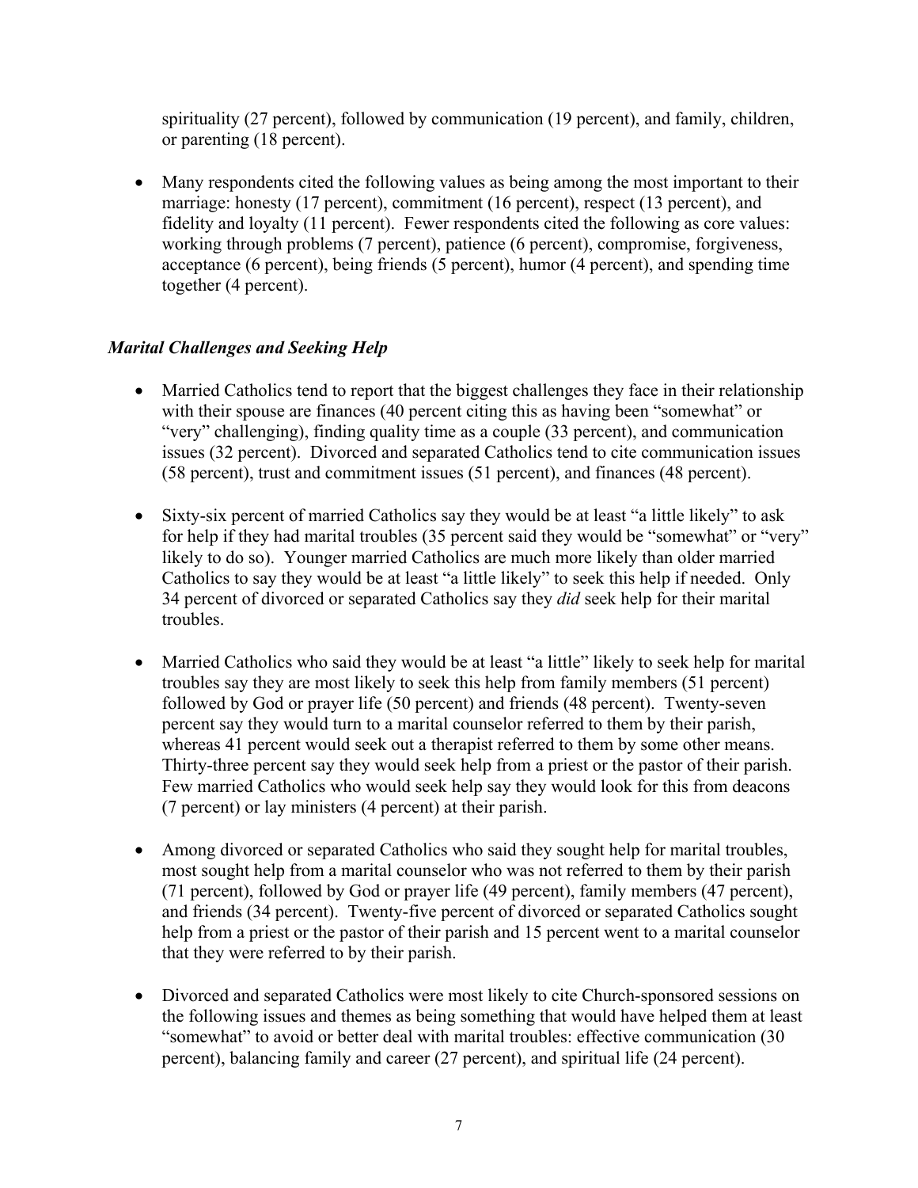spirituality (27 percent), followed by communication (19 percent), and family, children, or parenting (18 percent).

- Many respondents cited the following values as being among the most important to their marriage: honesty (17 percent), commitment (16 percent), respect (13 percent), and fidelity and loyalty (11 percent). Fewer respondents cited the following as core values: working through problems (7 percent), patience (6 percent), compromise, forgiveness, acceptance (6 percent), being friends (5 percent), humor (4 percent), and spending time together (4 percent).

### *Marital Challenges and Seeking Help*

- Married Catholics tend to report that the biggest challenges they face in their relationship with their spouse are finances (40 percent citing this as having been "somewhat" or "very" challenging), finding quality time as a couple (33 percent), and communication issues (32 percent). Divorced and separated Catholics tend to cite communication issues (58 percent), trust and commitment issues (51 percent), and finances (48 percent).

- Sixty-six percent of married Catholics say they would be at least "a little likely" to ask for help if they had marital troubles (35 percent said they would be "somewhat" or "very" likely to do so). Younger married Catholics are much more likely than older married Catholics to say they would be at least "a little likely" to seek this help if needed. Only 34 percent of divorced or separated Catholics say they *did* seek help for their marital troubles.

- Married Catholics who said they would be at least "a little" likely to seek help for marital troubles say they are most likely to seek this help from family members (51 percent) followed by God or prayer life (50 percent) and friends (48 percent). Twenty-seven percent say they would turn to a marital counselor referred to them by their parish, whereas 41 percent would seek out a therapist referred to them by some other means. Thirty-three percent say they would seek help from a priest or the pastor of their parish. Few married Catholics who would seek help say they would look for this from deacons (7 percent) or lay ministers (4 percent) at their parish.

- Among divorced or separated Catholics who said they sought help for marital troubles, most sought help from a marital counselor who was not referred to them by their parish (71 percent), followed by God or prayer life (49 percent), family members (47 percent), and friends (34 percent). Twenty-five percent of divorced or separated Catholics sought help from a priest or the pastor of their parish and 15 percent went to a marital counselor that they were referred to by their parish.

- Divorced and separated Catholics were most likely to cite Church-sponsored sessions on the following issues and themes as being something that would have helped them at least "somewhat" to avoid or better deal with marital troubles: effective communication (30 percent), balancing family and career (27 percent), and spiritual life (24 percent).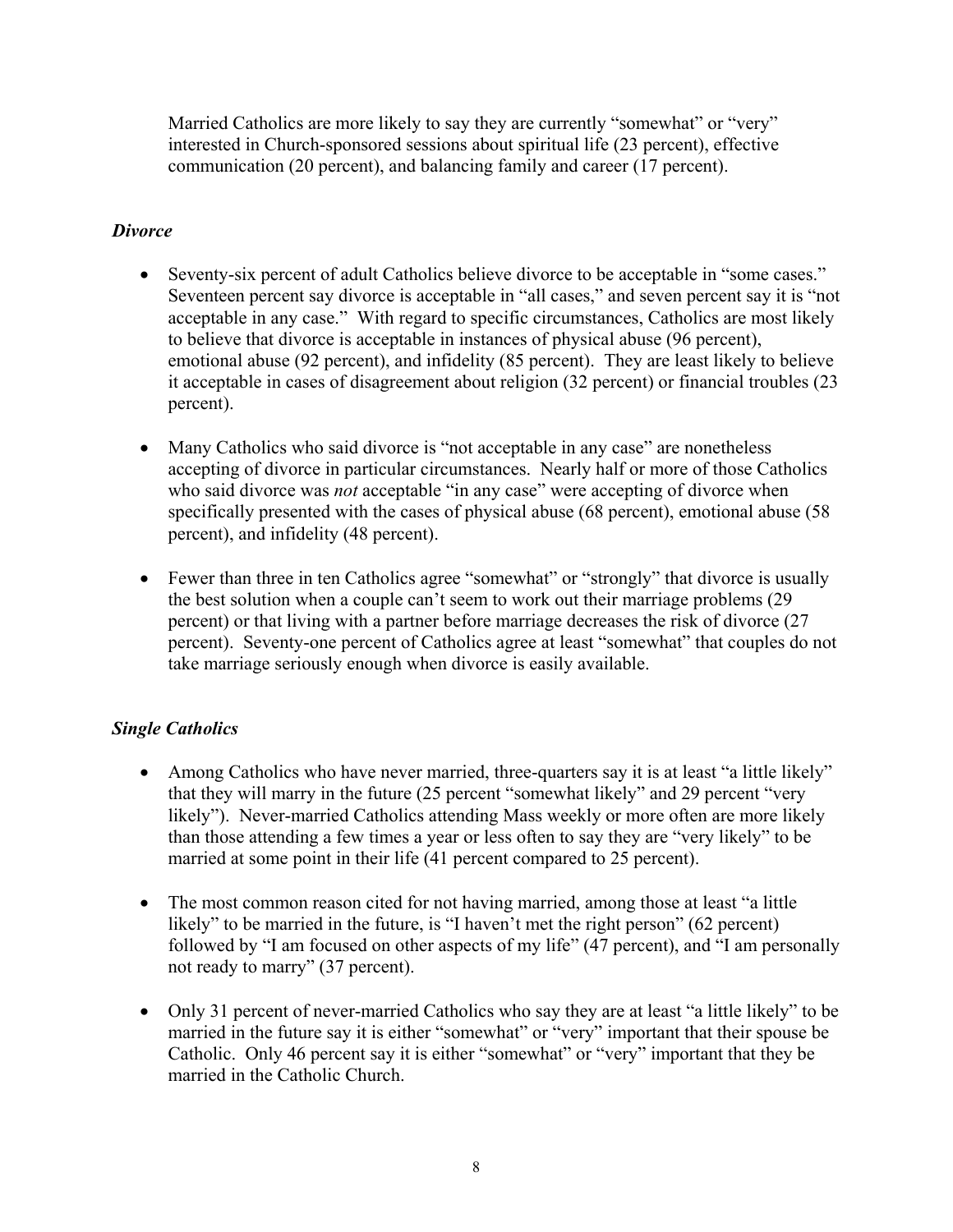Married Catholics are more likely to say they are currently "somewhat" or "very" interested in Church-sponsored sessions about spiritual life (23 percent), effective communication (20 percent), and balancing family and career (17 percent).

### *Divorce*

- Seventy-six percent of adult Catholics believe divorce to be acceptable in "some cases." Seventeen percent say divorce is acceptable in "all cases," and seven percent say it is "not acceptable in any case." With regard to specific circumstances, Catholics are most likely to believe that divorce is acceptable in instances of physical abuse (96 percent), emotional abuse (92 percent), and infidelity (85 percent). They are least likely to believe it acceptable in cases of disagreement about religion (32 percent) or financial troubles (23 percent).

- Many Catholics who said divorce is "not acceptable in any case" are nonetheless accepting of divorce in particular circumstances. Nearly half or more of those Catholics who said divorce was *not* acceptable "in any case" were accepting of divorce when specifically presented with the cases of physical abuse (68 percent), emotional abuse (58 percent), and infidelity (48 percent).

- Fewer than three in ten Catholics agree "somewhat" or "strongly" that divorce is usually the best solution when a couple can't seem to work out their marriage problems (29 percent) or that living with a partner before marriage decreases the risk of divorce (27 percent). Seventy-one percent of Catholics agree at least "somewhat" that couples do not take marriage seriously enough when divorce is easily available.

### *Single Catholics*

- Among Catholics who have never married, three-quarters say it is at least "a little likely" that they will marry in the future (25 percent "somewhat likely" and 29 percent "very likely"). Never-married Catholics attending Mass weekly or more often are more likely than those attending a few times a year or less often to say they are "very likely" to be married at some point in their life (41 percent compared to 25 percent).

- The most common reason cited for not having married, among those at least "a little likely" to be married in the future, is "I haven't met the right person" (62 percent) followed by "I am focused on other aspects of my life" (47 percent), and "I am personally not ready to marry" (37 percent).

- Only 31 percent of never-married Catholics who say they are at least "a little likely" to be married in the future say it is either "somewhat" or "very" important that their spouse be Catholic. Only 46 percent say it is either "somewhat" or "very" important that they be married in the Catholic Church.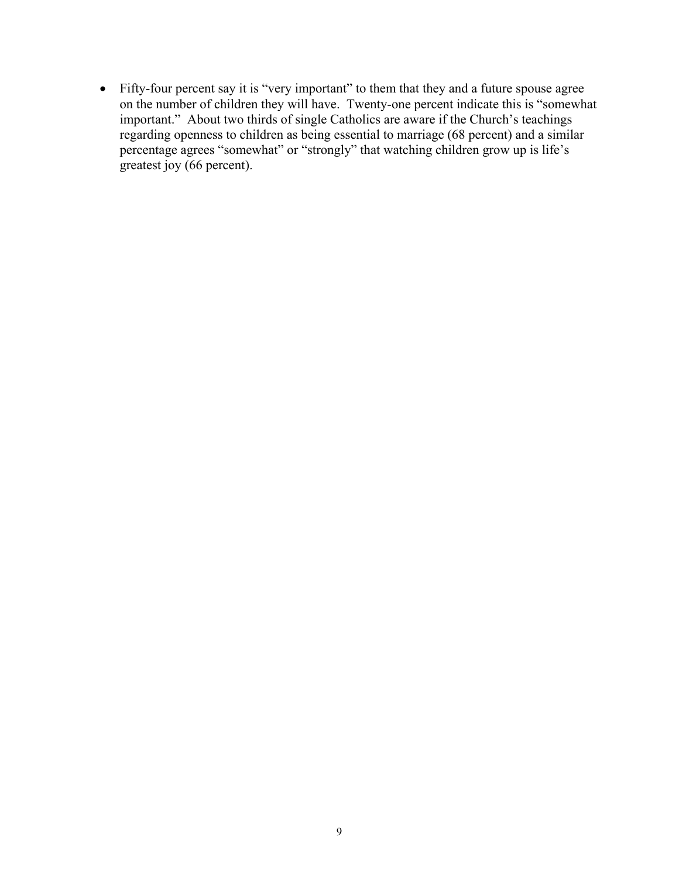- Fifty-four percent say it is "very important" to them that they and a future spouse agree on the number of children they will have. Twenty-one percent indicate this is "somewhat important." About two thirds of single Catholics are aware if the Church's teachings regarding openness to children as being essential to marriage (68 percent) and a similar percentage agrees "somewhat" or "strongly" that watching children grow up is life's greatest joy (66 percent).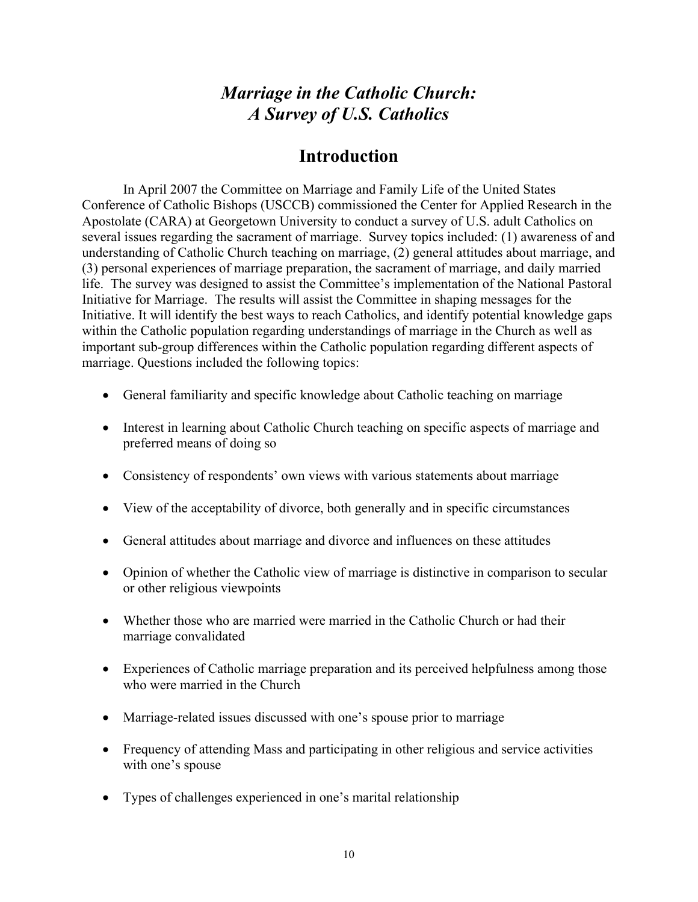# *Marriage in the Catholic Church: A Survey of U.S. Catholics*

## Introduction

In April 2007 the Committee on Marriage and Family Life of the United States Conference of Catholic Bishops (USCCB) commissioned the Center for Applied Research in the Apostolate (CARA) at Georgetown University to conduct a survey of U.S. adult Catholics on several issues regarding the sacrament of marriage. Survey topics included: (1) awareness of and understanding of Catholic Church teaching on marriage, (2) general attitudes about marriage, and (3) personal experiences of marriage preparation, the sacrament of marriage, and daily married life. The survey was designed to assist the Committee's implementation of the National Pastoral Initiative for Marriage. The results will assist the Committee in shaping messages for the Initiative. It will identify the best ways to reach Catholics, and identify potential knowledge gaps within the Catholic population regarding understandings of marriage in the Church as well as important sub-group differences within the Catholic population regarding different aspects of marriage. Questions included the following topics:

- General familiarity and specific knowledge about Catholic teaching on marriage
- Interest in learning about Catholic Church teaching on specific aspects of marriage and preferred means of doing so
- Consistency of respondents' own views with various statements about marriage
- View of the acceptability of divorce, both generally and in specific circumstances
- General attitudes about marriage and divorce and influences on these attitudes
- Opinion of whether the Catholic view of marriage is distinctive in comparison to secular or other religious viewpoints
- Whether those who are married were married in the Catholic Church or had their marriage convalidated
- Experiences of Catholic marriage preparation and its perceived helpfulness among those who were married in the Church
- Marriage-related issues discussed with one's spouse prior to marriage
- Frequency of attending Mass and participating in other religious and service activities with one's spouse
- Types of challenges experienced in one's marital relationship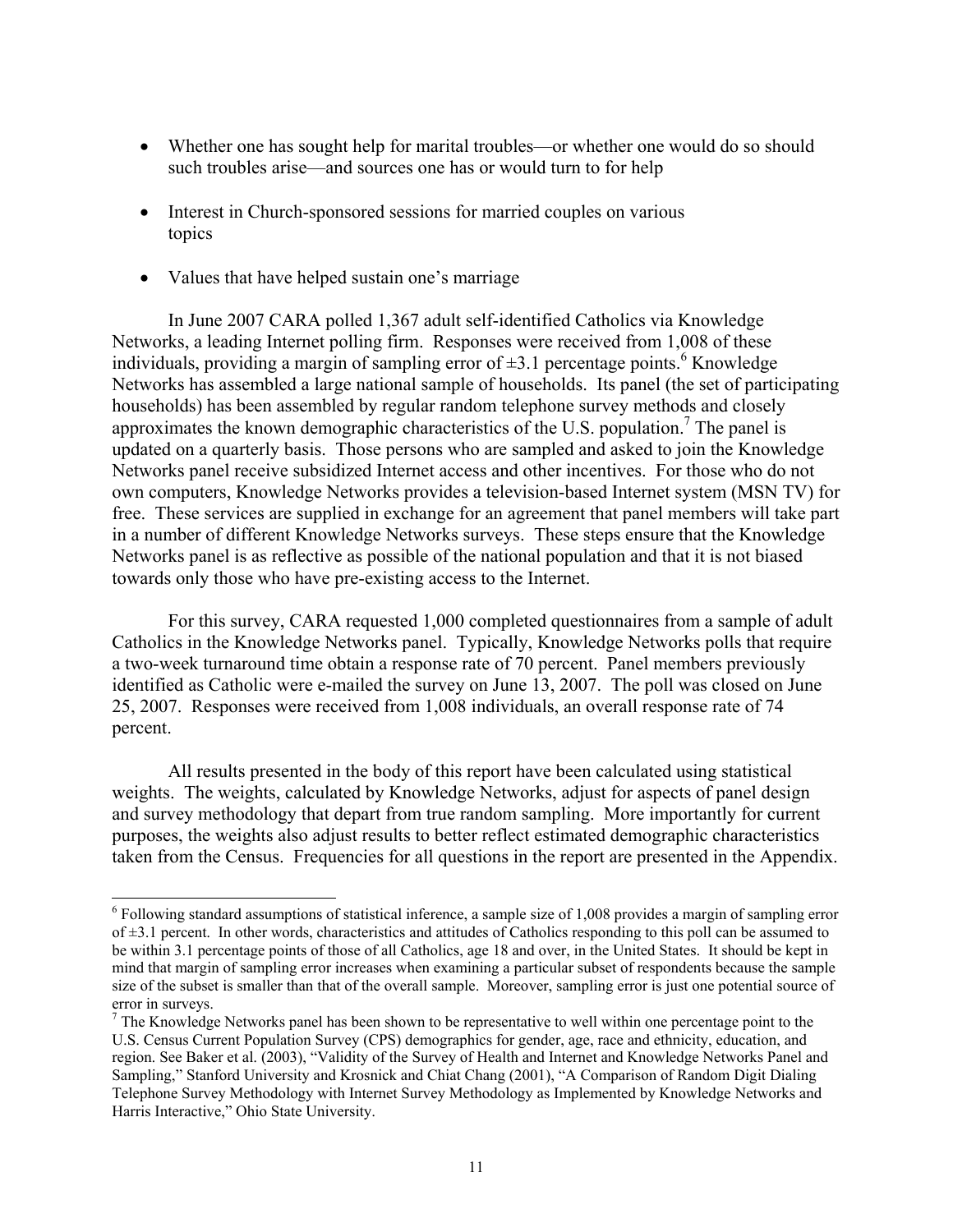- Whether one has sought help for marital troubles—or whether one would do so should such troubles arise—and sources one has or would turn to for help

- Interest in Church-sponsored sessions for married couples on various topics

- Values that have helped sustain one's marriage

In June 2007 CARA polled 1,367 adult self-identified Catholics via Knowledge Networks, a leading Internet polling firm. Responses were received from 1,008 of these individuals, providing a margin of sampling error of ±3.1 percentage points.[6] Knowledge Networks has assembled a large national sample of households. Its panel (the set of participating households) has been assembled by regular random telephone survey methods and closely approximates the known demographic characteristics of the U.S. population.[7] The panel is updated on a quarterly basis. Those persons who are sampled and asked to join the Knowledge Networks panel receive subsidized Internet access and other incentives. For those who do not own computers, Knowledge Networks provides a television-based Internet system (MSN TV) for free. These services are supplied in exchange for an agreement that panel members will take part in a number of different Knowledge Networks surveys. These steps ensure that the Knowledge Networks panel is as reflective as possible of the national population and that it is not biased towards only those who have pre-existing access to the Internet.

For this survey, CARA requested 1,000 completed questionnaires from a sample of adult Catholics in the Knowledge Networks panel. Typically, Knowledge Networks polls that require a two-week turnaround time obtain a response rate of 70 percent. Panel members previously identified as Catholic were e-mailed the survey on June 13, 2007. The poll was closed on June 25, 2007. Responses were received from 1,008 individuals, an overall response rate of 74 percent.

All results presented in the body of this report have been calculated using statistical weights. The weights, calculated by Knowledge Networks, adjust for aspects of panel design and survey methodology that depart from true random sampling. More importantly for current purposes, the weights also adjust results to better reflect estimated demographic characteristics taken from the Census. Frequencies for all questions in the report are presented in the Appendix.

---

[6] Following standard assumptions of statistical inference, a sample size of 1,008 provides a margin of sampling error of ±3.1 percent. In other words, characteristics and attitudes of Catholics responding to this poll can be assumed to be within 3.1 percentage points of those of all Catholics, age 18 and over, in the United States. It should be kept in mind that margin of sampling error increases when examining a particular subset of respondents because the sample size of the subset is smaller than that of the overall sample. Moreover, sampling error is just one potential source of error in surveys.

[7] The Knowledge Networks panel has been shown to be representative to well within one percentage point to the U.S. Census Current Population Survey (CPS) demographics for gender, age, race and ethnicity, education, and region. See Baker et al. (2003), "Validity of the Survey of Health and Internet and Knowledge Networks Panel and Sampling," Stanford University and Krosnick and Chiat Chang (2001), "A Comparison of Random Digit Dialing Telephone Survey Methodology with Internet Survey Methodology as Implemented by Knowledge Networks and Harris Interactive," Ohio State University.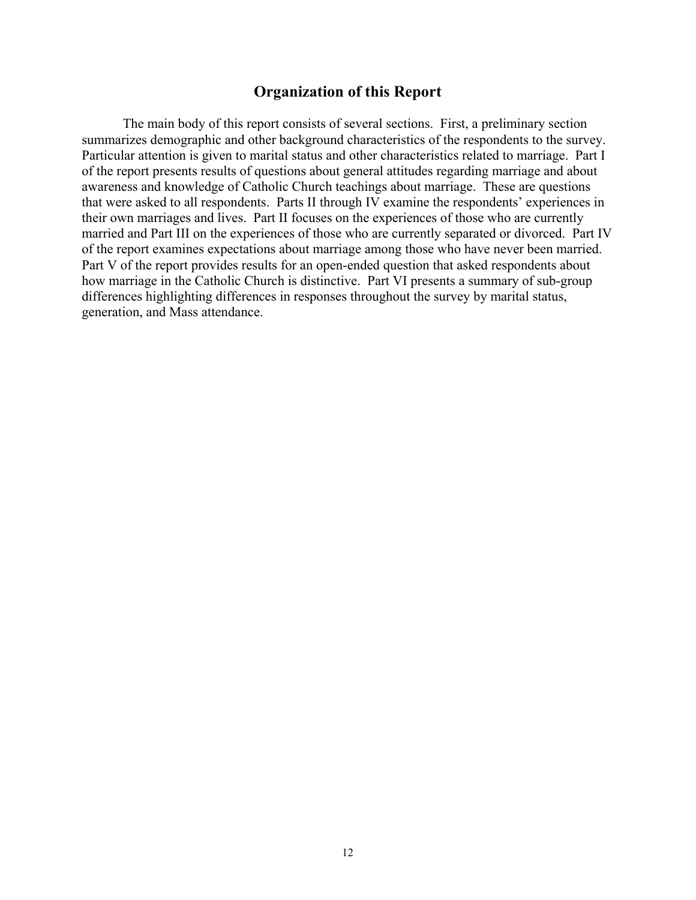## Organization of this Report

The main body of this report consists of several sections. First, a preliminary section summarizes demographic and other background characteristics of the respondents to the survey. Particular attention is given to marital status and other characteristics related to marriage. Part I of the report presents results of questions about general attitudes regarding marriage and about awareness and knowledge of Catholic Church teachings about marriage. These are questions that were asked to all respondents. Parts II through IV examine the respondents' experiences in their own marriages and lives. Part II focuses on the experiences of those who are currently married and Part III on the experiences of those who are currently separated or divorced. Part IV of the report examines expectations about marriage among those who have never been married. Part V of the report provides results for an open-ended question that asked respondents about how marriage in the Catholic Church is distinctive. Part VI presents a summary of sub-group differences highlighting differences in responses throughout the survey by marital status, generation, and Mass attendance.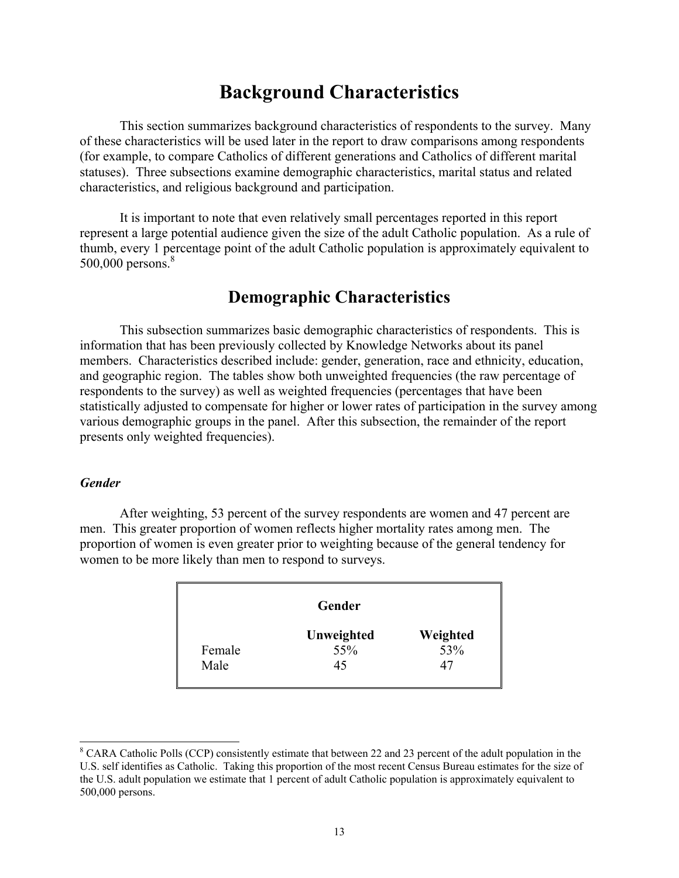# Background Characteristics

This section summarizes background characteristics of respondents to the survey. Many of these characteristics will be used later in the report to draw comparisons among respondents (for example, to compare Catholics of different generations and Catholics of different marital statuses). Three subsections examine demographic characteristics, marital status and related characteristics, and religious background and participation.

It is important to note that even relatively small percentages reported in this report represent a large potential audience given the size of the adult Catholic population. As a rule of thumb, every 1 percentage point of the adult Catholic population is approximately equivalent to 500,000 persons.[8]

## Demographic Characteristics

This subsection summarizes basic demographic characteristics of respondents. This is information that has been previously collected by Knowledge Networks about its panel members. Characteristics described include: gender, generation, race and ethnicity, education, and geographic region. The tables show both unweighted frequencies (the raw percentage of respondents to the survey) as well as weighted frequencies (percentages that have been statistically adjusted to compensate for higher or lower rates of participation in the survey among various demographic groups in the panel. After this subsection, the remainder of the report presents only weighted frequencies).

### *Gender*

After weighting, 53 percent of the survey respondents are women and 47 percent are men. This greater proportion of women reflects higher mortality rates among men. The proportion of women is even greater prior to weighting because of the general tendency for women to be more likely than men to respond to surveys.

| Gender | Unweighted | Weighted |
|---|---|---|
| Female | 55% | 53% |
| Male | 45 | 47 |

[8] CARA Catholic Polls (CCP) consistently estimate that between 22 and 23 percent of the adult population in the U.S. self identifies as Catholic. Taking this proportion of the most recent Census Bureau estimates for the size of the U.S. adult population we estimate that 1 percent of adult Catholic population is approximately equivalent to 500,000 persons.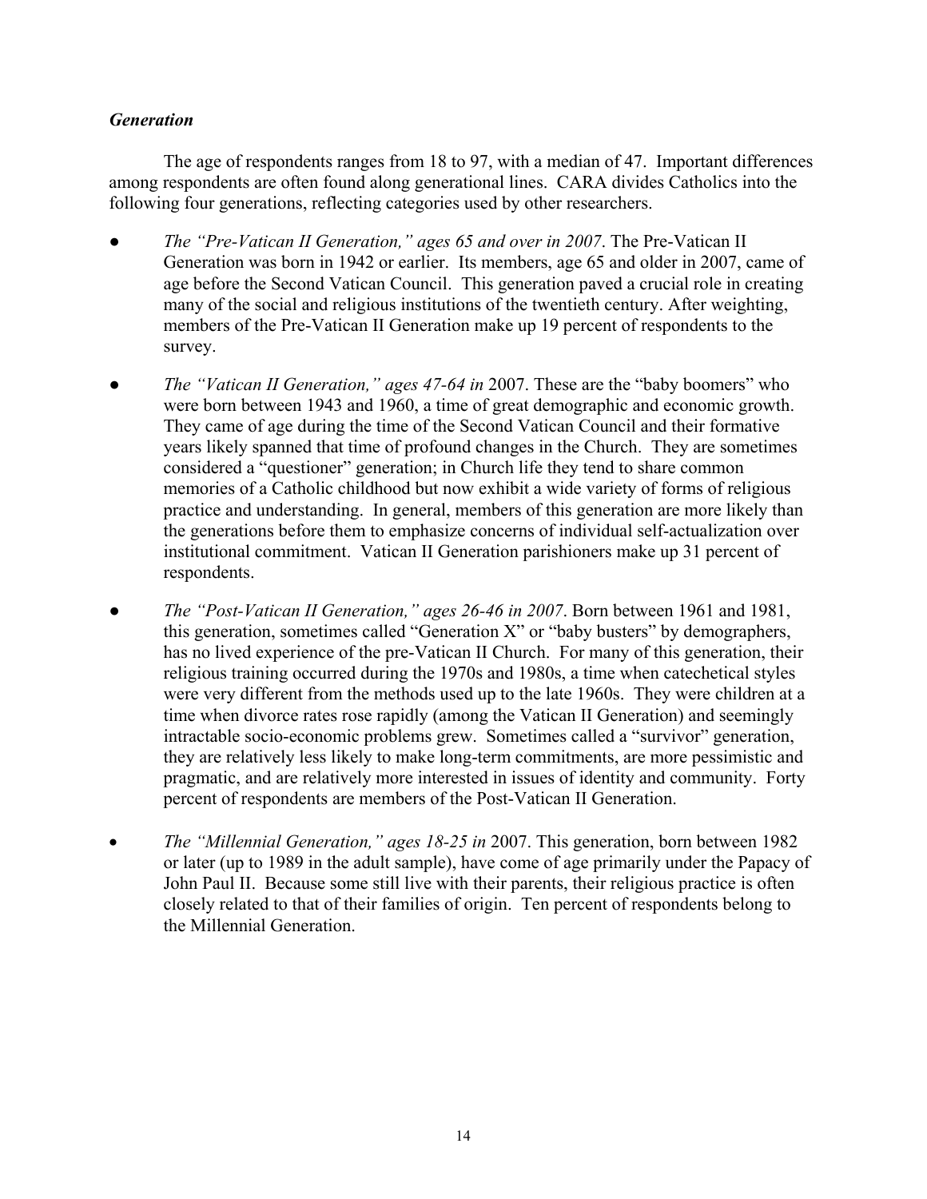### *Generation*

The age of respondents ranges from 18 to 97, with a median of 47. Important differences among respondents are often found along generational lines. CARA divides Catholics into the following four generations, reflecting categories used by other researchers.

- *The "Pre-Vatican II Generation," ages 65 and over in 2007*. The Pre-Vatican II Generation was born in 1942 or earlier. Its members, age 65 and older in 2007, came of age before the Second Vatican Council. This generation paved a crucial role in creating many of the social and religious institutions of the twentieth century. After weighting, members of the Pre-Vatican II Generation make up 19 percent of respondents to the survey.

- *The "Vatican II Generation," ages 47-64 in* 2007. These are the "baby boomers" who were born between 1943 and 1960, a time of great demographic and economic growth. They came of age during the time of the Second Vatican Council and their formative years likely spanned that time of profound changes in the Church. They are sometimes considered a "questioner" generation; in Church life they tend to share common memories of a Catholic childhood but now exhibit a wide variety of forms of religious practice and understanding. In general, members of this generation are more likely than the generations before them to emphasize concerns of individual self-actualization over institutional commitment. Vatican II Generation parishioners make up 31 percent of respondents.

- *The "Post-Vatican II Generation," ages 26-46 in 2007*. Born between 1961 and 1981, this generation, sometimes called "Generation X" or "baby busters" by demographers, has no lived experience of the pre-Vatican II Church. For many of this generation, their religious training occurred during the 1970s and 1980s, a time when catechetical styles were very different from the methods used up to the late 1960s. They were children at a time when divorce rates rose rapidly (among the Vatican II Generation) and seemingly intractable socio-economic problems grew. Sometimes called a "survivor" generation, they are relatively less likely to make long-term commitments, are more pessimistic and pragmatic, and are relatively more interested in issues of identity and community. Forty percent of respondents are members of the Post-Vatican II Generation.

- *The "Millennial Generation," ages 18-25 in* 2007. This generation, born between 1982 or later (up to 1989 in the adult sample), have come of age primarily under the Papacy of John Paul II. Because some still live with their parents, their religious practice is often closely related to that of their families of origin. Ten percent of respondents belong to the Millennial Generation.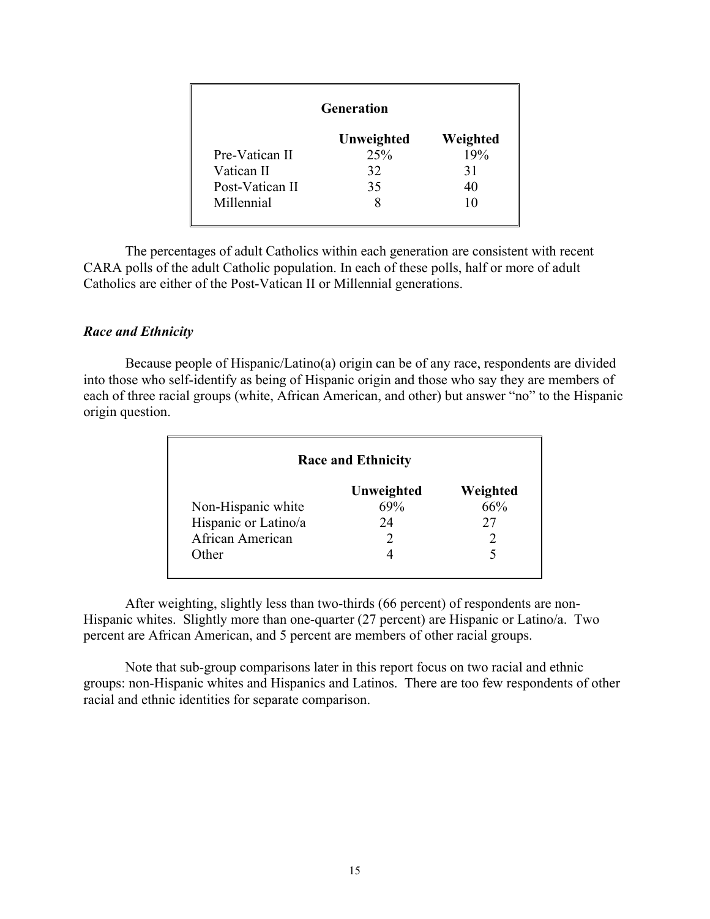| Generation | Unweighted | Weighted |
|---|---|---|
| Pre-Vatican II | 25% | 19% |
| Vatican II | 32 | 31 |
| Post-Vatican II | 35 | 40 |
| Millennial | 8 | 10 |

The percentages of adult Catholics within each generation are consistent with recent CARA polls of the adult Catholic population. In each of these polls, half or more of adult Catholics are either of the Post-Vatican II or Millennial generations.

### *Race and Ethnicity*

Because people of Hispanic/Latino(a) origin can be of any race, respondents are divided into those who self-identify as being of Hispanic origin and those who say they are members of each of three racial groups (white, African American, and other) but answer "no" to the Hispanic origin question.

| Race and Ethnicity | Unweighted | Weighted |
|---|---|---|
| Non-Hispanic white | 69% | 66% |
| Hispanic or Latino/a | 24 | 27 |
| African American | 2 | 2 |
| Other | 4 | 5 |

After weighting, slightly less than two-thirds (66 percent) of respondents are non-Hispanic whites. Slightly more than one-quarter (27 percent) are Hispanic or Latino/a. Two percent are African American, and 5 percent are members of other racial groups.

Note that sub-group comparisons later in this report focus on two racial and ethnic groups: non-Hispanic whites and Hispanics and Latinos. There are too few respondents of other racial and ethnic identities for separate comparison.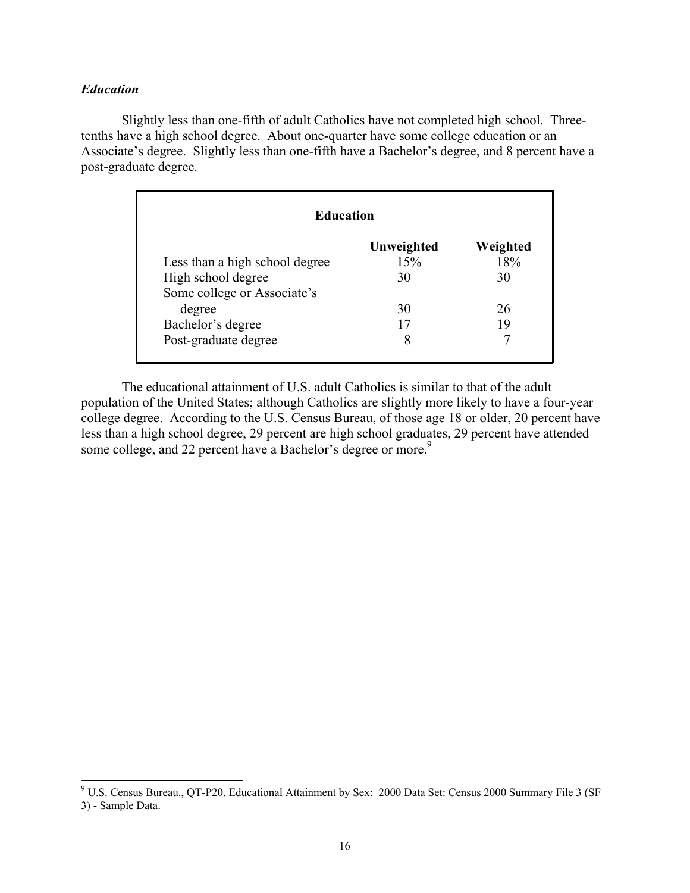### *Education*

Slightly less than one-fifth of adult Catholics have not completed high school. Three-tenths have a high school degree. About one-quarter have some college education or an Associate's degree. Slightly less than one-fifth have a Bachelor's degree, and 8 percent have a post-graduate degree.

| Education | Unweighted | Weighted |
|---|---|---|
| Less than a high school degree | 15% | 18% |
| High school degree | 30 | 30 |
| Some college or Associate's degree | 30 | 26 |
| Bachelor's degree | 17 | 19 |
| Post-graduate degree | 8 | 7 |

The educational attainment of U.S. adult Catholics is similar to that of the adult population of the United States; although Catholics are slightly more likely to have a four-year college degree. According to the U.S. Census Bureau, of those age 18 or older, 20 percent have less than a high school degree, 29 percent are high school graduates, 29 percent have attended some college, and 22 percent have a Bachelor's degree or more.[9]

---

[9] U.S. Census Bureau., QT-P20. Educational Attainment by Sex: 2000 Data Set: Census 2000 Summary File 3 (SF 3) - Sample Data.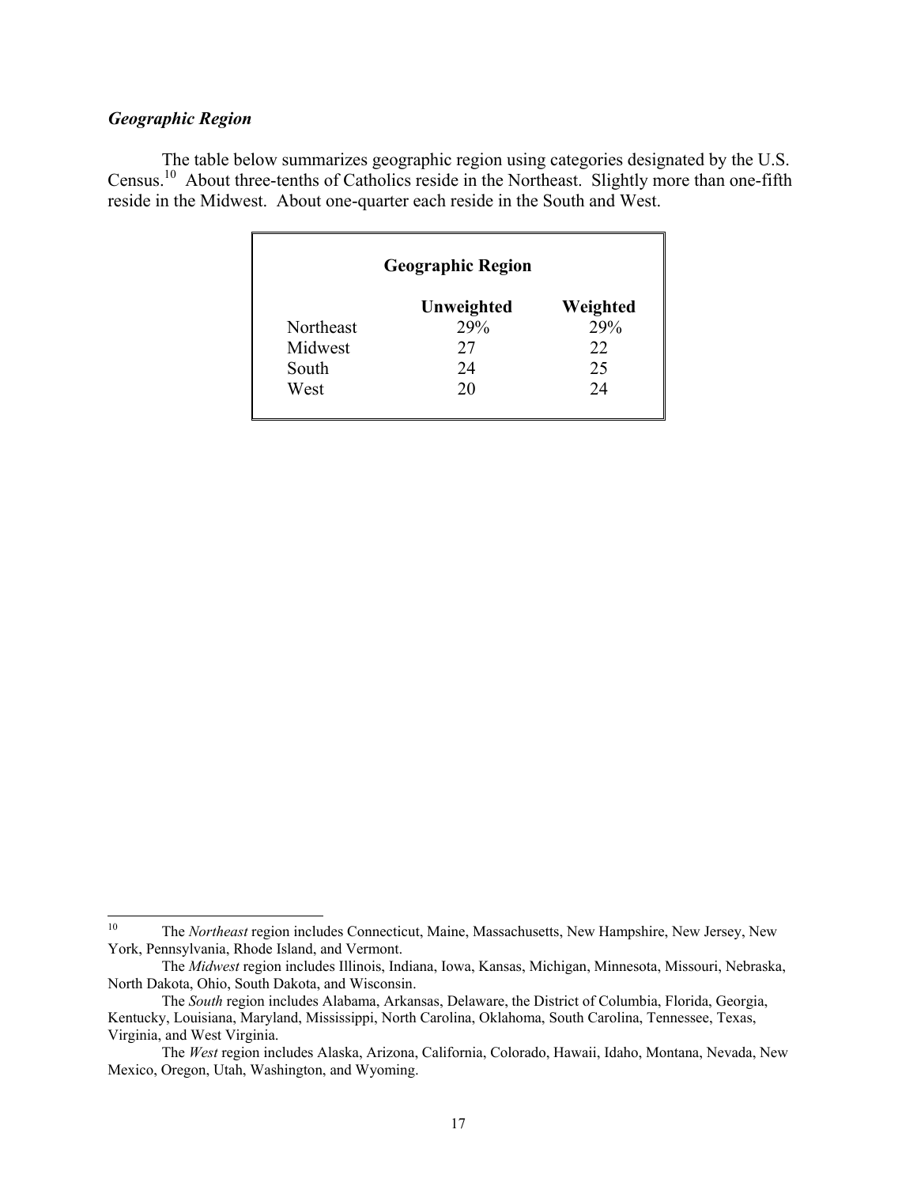### *Geographic Region*

The table below summarizes geographic region using categories designated by the U.S. Census.[10] About three-tenths of Catholics reside in the Northeast. Slightly more than one-fifth reside in the Midwest. About one-quarter each reside in the South and West.

**Geographic Region**

| | Unweighted | Weighted |
|---|---|---|
| Northeast | 29% | 29% |
| Midwest | 27 | 22 |
| South | 24 | 25 |
| West | 20 | 24 |

---

[10] The *Northeast* region includes Connecticut, Maine, Massachusetts, New Hampshire, New Jersey, New York, Pennsylvania, Rhode Island, and Vermont.

The *Midwest* region includes Illinois, Indiana, Iowa, Kansas, Michigan, Minnesota, Missouri, Nebraska, North Dakota, Ohio, South Dakota, and Wisconsin.

The *South* region includes Alabama, Arkansas, Delaware, the District of Columbia, Florida, Georgia, Kentucky, Louisiana, Maryland, Mississippi, North Carolina, Oklahoma, South Carolina, Tennessee, Texas, Virginia, and West Virginia.

The *West* region includes Alaska, Arizona, California, Colorado, Hawaii, Idaho, Montana, Nevada, New Mexico, Oregon, Utah, Washington, and Wyoming.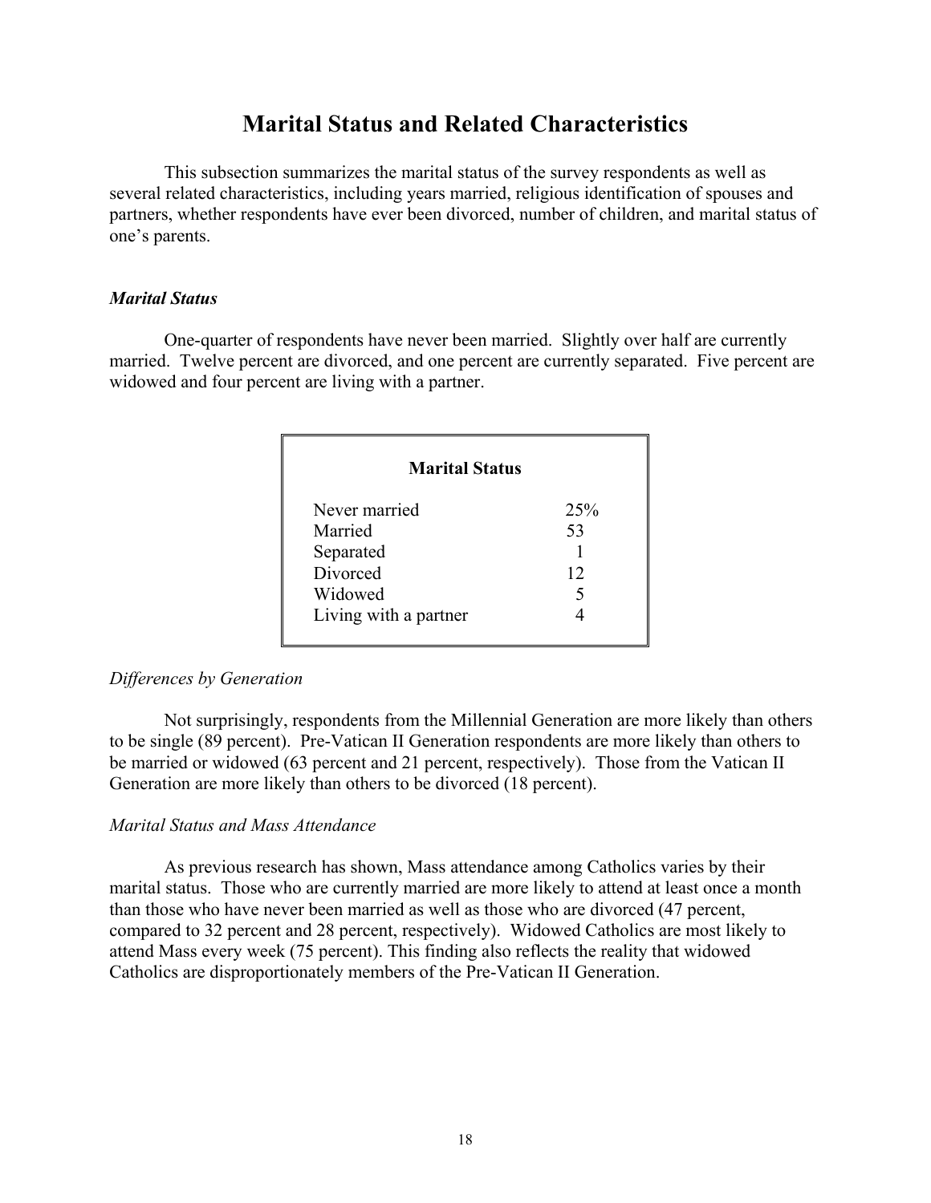# Marital Status and Related Characteristics

This subsection summarizes the marital status of the survey respondents as well as several related characteristics, including years married, religious identification of spouses and partners, whether respondents have ever been divorced, number of children, and marital status of one's parents.

### *Marital Status*

One-quarter of respondents have never been married. Slightly over half are currently married. Twelve percent are divorced, and one percent are currently separated. Five percent are widowed and four percent are living with a partner.

| Marital Status | |
|---|---|
| Never married | 25% |
| Married | 53 |
| Separated | 1 |
| Divorced | 12 |
| Widowed | 5 |
| Living with a partner | 4 |

*Differences by Generation*

Not surprisingly, respondents from the Millennial Generation are more likely than others to be single (89 percent). Pre-Vatican II Generation respondents are more likely than others to be married or widowed (63 percent and 21 percent, respectively). Those from the Vatican II Generation are more likely than others to be divorced (18 percent).

*Marital Status and Mass Attendance*

As previous research has shown, Mass attendance among Catholics varies by their marital status. Those who are currently married are more likely to attend at least once a month than those who have never been married as well as those who are divorced (47 percent, compared to 32 percent and 28 percent, respectively). Widowed Catholics are most likely to attend Mass every week (75 percent). This finding also reflects the reality that widowed Catholics are disproportionately members of the Pre-Vatican II Generation.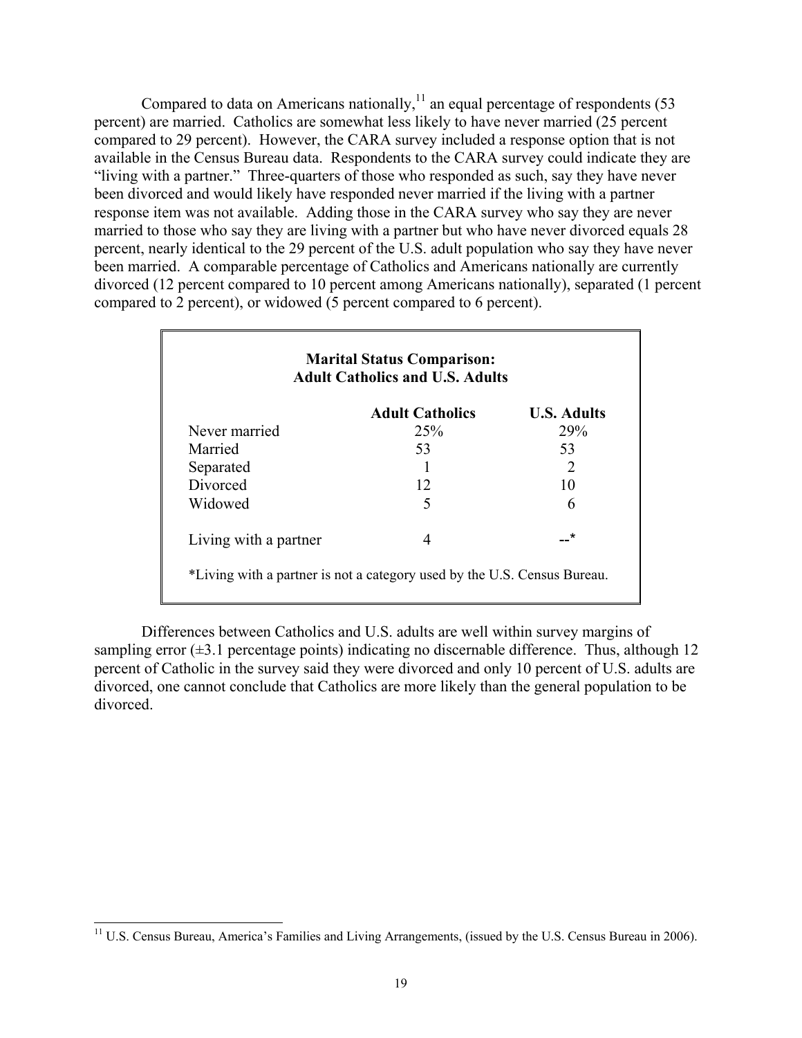Compared to data on Americans nationally,[11] an equal percentage of respondents (53 percent) are married. Catholics are somewhat less likely to have never married (25 percent compared to 29 percent). However, the CARA survey included a response option that is not available in the Census Bureau data. Respondents to the CARA survey could indicate they are "living with a partner." Three-quarters of those who responded as such, say they have never been divorced and would likely have responded never married if the living with a partner response item was not available. Adding those in the CARA survey who say they are never married to those who say they are living with a partner but who have never divorced equals 28 percent, nearly identical to the 29 percent of the U.S. adult population who say they have never been married. A comparable percentage of Catholics and Americans nationally are currently divorced (12 percent compared to 10 percent among Americans nationally), separated (1 percent compared to 2 percent), or widowed (5 percent compared to 6 percent).

**Marital Status Comparison: Adult Catholics and U.S. Adults**

| | Adult Catholics | U.S. Adults |
|---|---|---|
| Never married | 25% | 29% |
| Married | 53 | 53 |
| Separated | 1 | 2 |
| Divorced | 12 | 10 |
| Widowed | 5 | 6 |
| Living with a partner | 4 | --* |

*Living with a partner is not a category used by the U.S. Census Bureau.

Differences between Catholics and U.S. adults are well within survey margins of sampling error (±3.1 percentage points) indicating no discernable difference. Thus, although 12 percent of Catholic in the survey said they were divorced and only 10 percent of U.S. adults are divorced, one cannot conclude that Catholics are more likely than the general population to be divorced.

[11] U.S. Census Bureau, America's Families and Living Arrangements, (issued by the U.S. Census Bureau in 2006).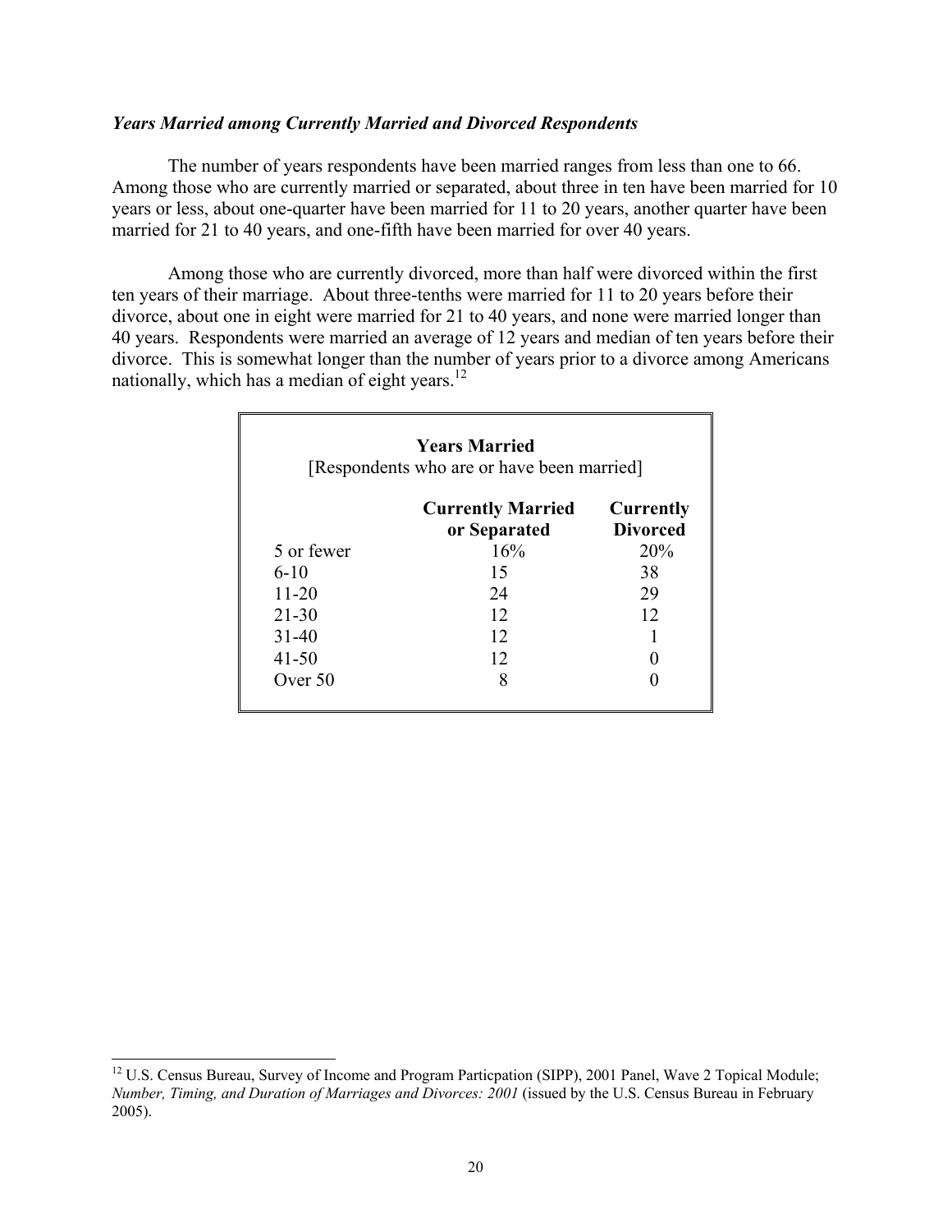### *Years Married among Currently Married and Divorced Respondents*

The number of years respondents have been married ranges from less than one to 66. Among those who are currently married or separated, about three in ten have been married for 10 years or less, about one-quarter have been married for 11 to 20 years, another quarter have been married for 21 to 40 years, and one-fifth have been married for over 40 years.

Among those who are currently divorced, more than half were divorced within the first ten years of their marriage. About three-tenths were married for 11 to 20 years before their divorce, about one in eight were married for 21 to 40 years, and none were married longer than 40 years. Respondents were married an average of 12 years and median of ten years before their divorce. This is somewhat longer than the number of years prior to a divorce among Americans nationally, which has a median of eight years.[12]

**Years Married**
[Respondents who are or have been married]

| | Currently Married or Separated | Currently Divorced |
|---|---|---|
| 5 or fewer | 16% | 20% |
| 6-10 | 15 | 38 |
| 11-20 | 24 | 29 |
| 21-30 | 12 | 12 |
| 31-40 | 12 | 1 |
| 41-50 | 12 | 0 |
| Over 50 | 8 | 0 |

[12] U.S. Census Bureau, Survey of Income and Program Particpation (SIPP), 2001 Panel, Wave 2 Topical Module; *Number, Timing, and Duration of Marriages and Divorces: 2001* (issued by the U.S. Census Bureau in February 2005).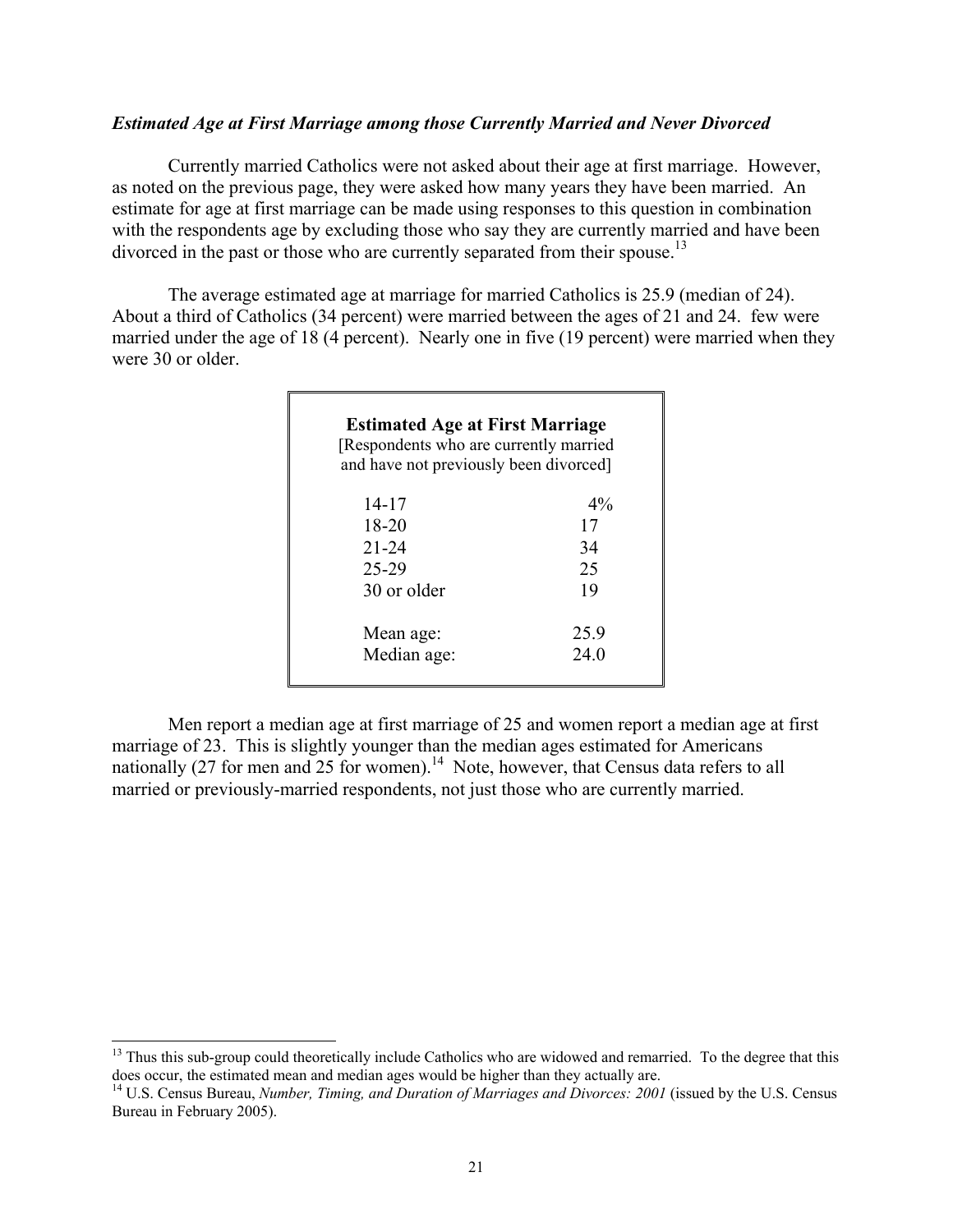### *Estimated Age at First Marriage among those Currently Married and Never Divorced*

Currently married Catholics were not asked about their age at first marriage. However, as noted on the previous page, they were asked how many years they have been married. An estimate for age at first marriage can be made using responses to this question in combination with the respondents age by excluding those who say they are currently married and have been divorced in the past or those who are currently separated from their spouse.[13]

The average estimated age at marriage for married Catholics is 25.9 (median of 24). About a third of Catholics (34 percent) were married between the ages of 21 and 24. few were married under the age of 18 (4 percent). Nearly one in five (19 percent) were married when they were 30 or older.

**Estimated Age at First Marriage**
[Respondents who are currently married and have not previously been divorced]

| | |
|---|---|
| 14-17 | 4% |
| 18-20 | 17 |
| 21-24 | 34 |
| 25-29 | 25 |
| 30 or older | 19 |
| Mean age: | 25.9 |
| Median age: | 24.0 |

Men report a median age at first marriage of 25 and women report a median age at first marriage of 23. This is slightly younger than the median ages estimated for Americans nationally (27 for men and 25 for women).[14] Note, however, that Census data refers to all married or previously-married respondents, not just those who are currently married.

---

[13] Thus this sub-group could theoretically include Catholics who are widowed and remarried. To the degree that this does occur, the estimated mean and median ages would be higher than they actually are.

[14] U.S. Census Bureau, *Number, Timing, and Duration of Marriages and Divorces: 2001* (issued by the U.S. Census Bureau in February 2005).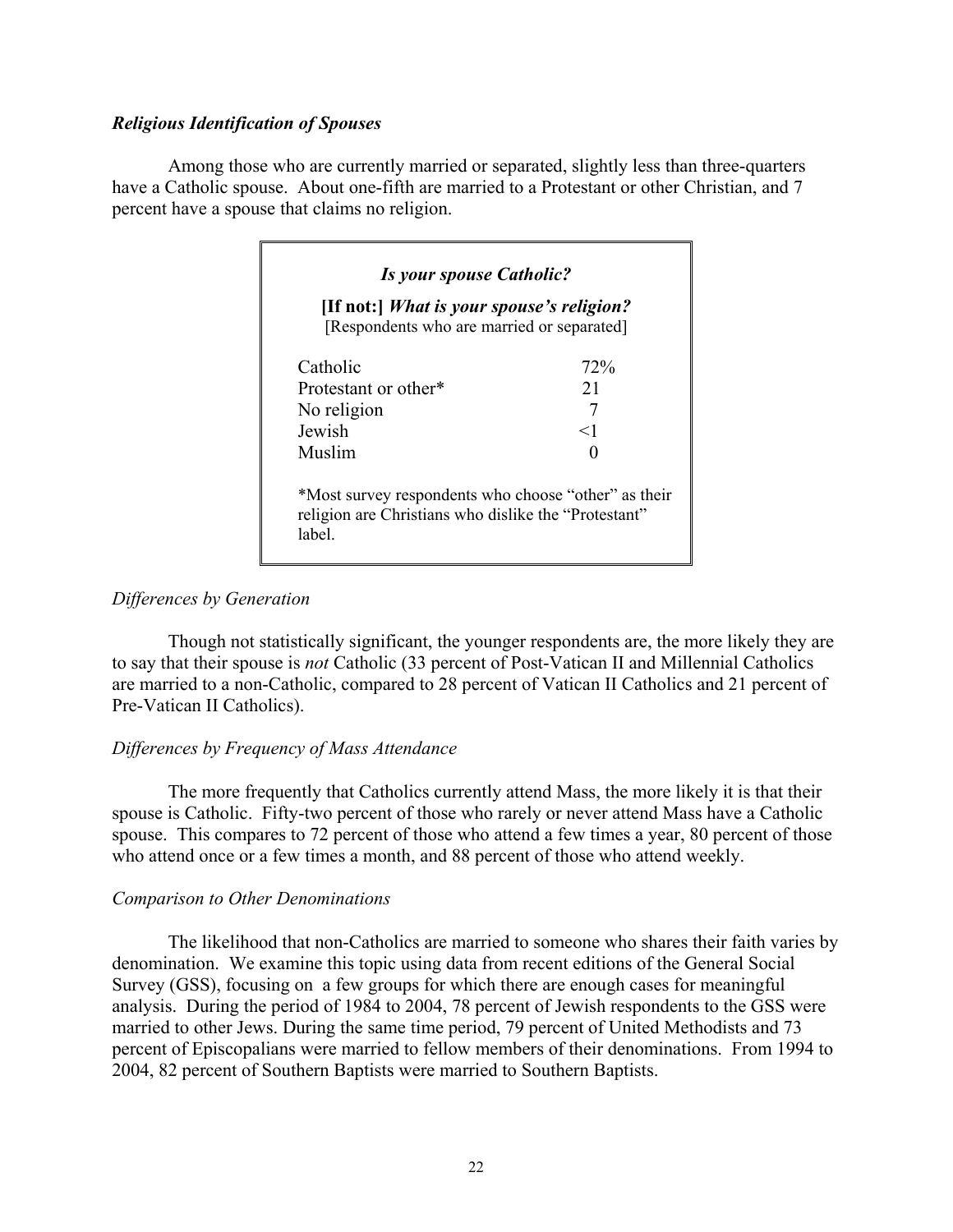### ***Religious Identification of Spouses***

Among those who are currently married or separated, slightly less than three-quarters have a Catholic spouse. About one-fifth are married to a Protestant or other Christian, and 7 percent have a spouse that claims no religion.

***Is your spouse Catholic?***

**[If not:]** ***What is your spouse's religion?***
[Respondents who are married or separated]

| | |
|---|---|
| Catholic | 72% |
| Protestant or other* | 21 |
| No religion | 7 |
| Jewish | <1 |
| Muslim | 0 |

*Most survey respondents who choose "other" as their religion are Christians who dislike the "Protestant" label.

*Differences by Generation*

Though not statistically significant, the younger respondents are, the more likely they are to say that their spouse is *not* Catholic (33 percent of Post-Vatican II and Millennial Catholics are married to a non-Catholic, compared to 28 percent of Vatican II Catholics and 21 percent of Pre-Vatican II Catholics).

*Differences by Frequency of Mass Attendance*

The more frequently that Catholics currently attend Mass, the more likely it is that their spouse is Catholic. Fifty-two percent of those who rarely or never attend Mass have a Catholic spouse. This compares to 72 percent of those who attend a few times a year, 80 percent of those who attend once or a few times a month, and 88 percent of those who attend weekly.

*Comparison to Other Denominations*

The likelihood that non-Catholics are married to someone who shares their faith varies by denomination. We examine this topic using data from recent editions of the General Social Survey (GSS), focusing on a few groups for which there are enough cases for meaningful analysis. During the period of 1984 to 2004, 78 percent of Jewish respondents to the GSS were married to other Jews. During the same time period, 79 percent of United Methodists and 73 percent of Episcopalians were married to fellow members of their denominations. From 1994 to 2004, 82 percent of Southern Baptists were married to Southern Baptists.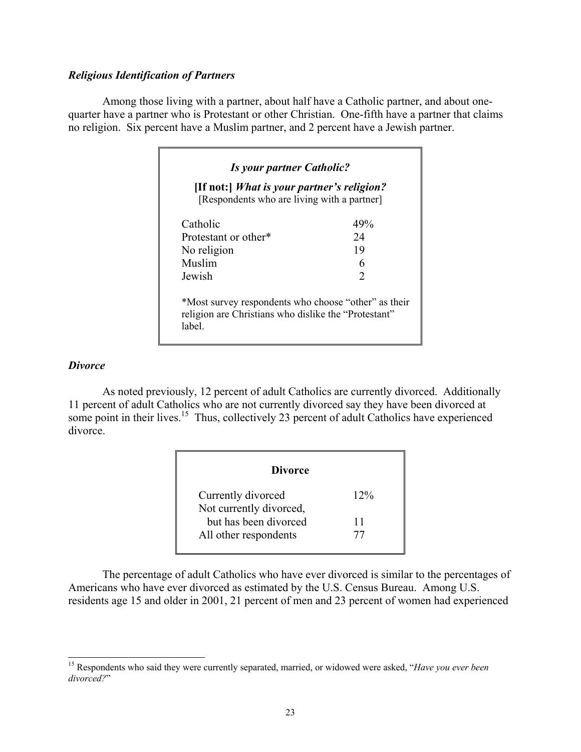### *Religious Identification of Partners*

Among those living with a partner, about half have a Catholic partner, and about one-quarter have a partner who is Protestant or other Christian. One-fifth have a partner that claims no religion. Six percent have a Muslim partner, and 2 percent have a Jewish partner.

***Is your partner Catholic?***

**[If not:]** ***What is your partner's religion?***
[Respondents who are living with a partner]

| | |
|---|---|
| Catholic | 49% |
| Protestant or other* | 24 |
| No religion | 19 |
| Muslim | 6 |
| Jewish | 2 |

*Most survey respondents who choose "other" as their religion are Christians who dislike the "Protestant" label.

### *Divorce*

As noted previously, 12 percent of adult Catholics are currently divorced. Additionally 11 percent of adult Catholics who are not currently divorced say they have been divorced at some point in their lives.[15] Thus, collectively 23 percent of adult Catholics have experienced divorce.

**Divorce**

| | |
|---|---|
| Currently divorced | 12% |
| Not currently divorced, but has been divorced | 11 |
| All other respondents | 77 |

The percentage of adult Catholics who have ever divorced is similar to the percentages of Americans who have ever divorced as estimated by the U.S. Census Bureau. Among U.S. residents age 15 and older in 2001, 21 percent of men and 23 percent of women had experienced

[15] Respondents who said they were currently separated, married, or widowed were asked, "*Have you ever been divorced?*"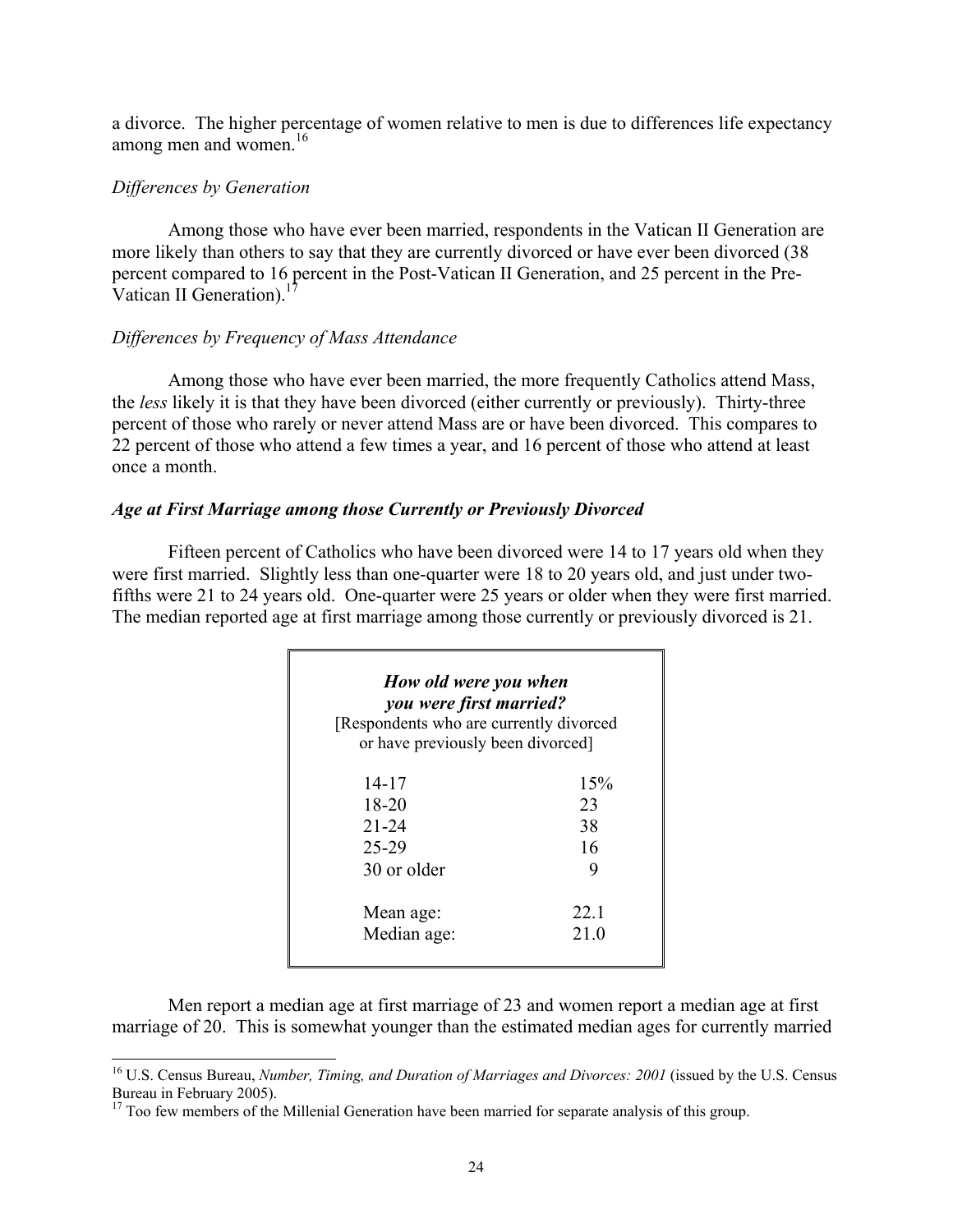a divorce. The higher percentage of women relative to men is due to differences life expectancy among men and women.[16]

*Differences by Generation*

Among those who have ever been married, respondents in the Vatican II Generation are more likely than others to say that they are currently divorced or have ever been divorced (38 percent compared to 16 percent in the Post-Vatican II Generation, and 25 percent in the Pre-Vatican II Generation).[17]

*Differences by Frequency of Mass Attendance*

Among those who have ever been married, the more frequently Catholics attend Mass, the *less* likely it is that they have been divorced (either currently or previously). Thirty-three percent of those who rarely or never attend Mass are or have been divorced. This compares to 22 percent of those who attend a few times a year, and 16 percent of those who attend at least once a month.

***Age at First Marriage among those Currently or Previously Divorced***

Fifteen percent of Catholics who have been divorced were 14 to 17 years old when they were first married. Slightly less than one-quarter were 18 to 20 years old, and just under two-fifths were 21 to 24 years old. One-quarter were 25 years or older when they were first married. The median reported age at first marriage among those currently or previously divorced is 21.

***How old were you when you were first married?***
[Respondents who are currently divorced or have previously been divorced]

| | |
|---|---|
| 14-17 | 15% |
| 18-20 | 23 |
| 21-24 | 38 |
| 25-29 | 16 |
| 30 or older | 9 |
| Mean age: | 22.1 |
| Median age: | 21.0 |

Men report a median age at first marriage of 23 and women report a median age at first marriage of 20. This is somewhat younger than the estimated median ages for currently married

[16] U.S. Census Bureau, *Number, Timing, and Duration of Marriages and Divorces: 2001* (issued by the U.S. Census Bureau in February 2005).

[17] Too few members of the Millenial Generation have been married for separate analysis of this group.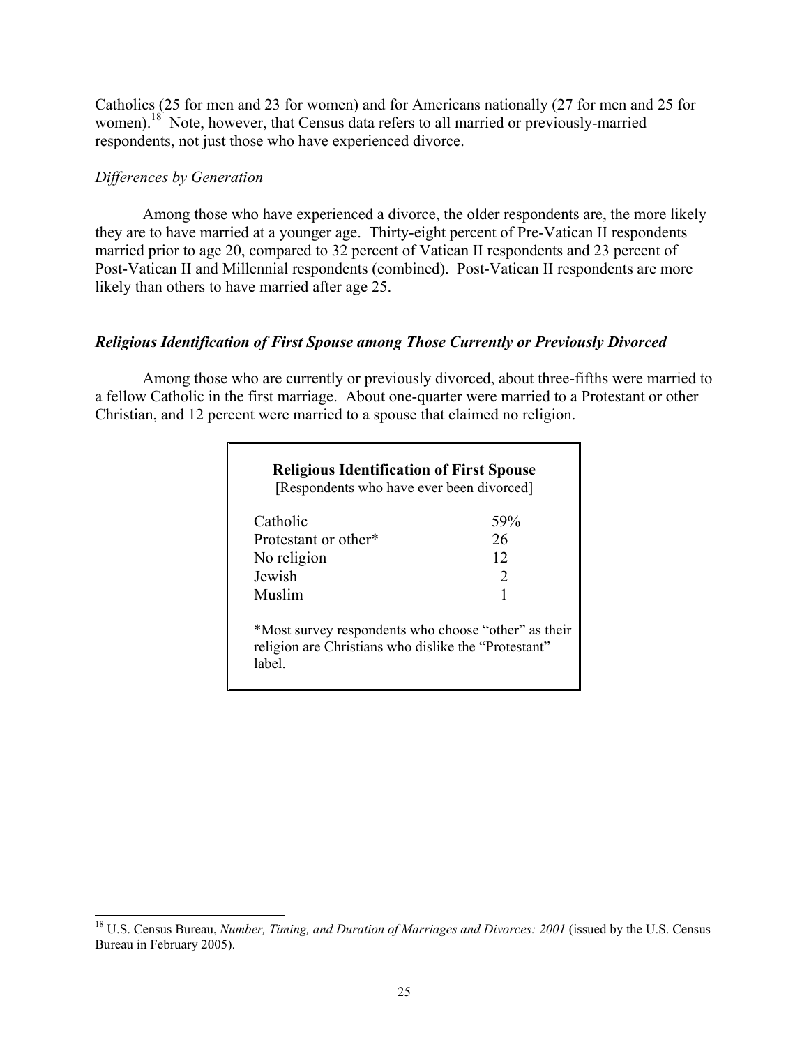Catholics (25 for men and 23 for women) and for Americans nationally (27 for men and 25 for women).[18] Note, however, that Census data refers to all married or previously-married respondents, not just those who have experienced divorce.

*Differences by Generation*

Among those who have experienced a divorce, the older respondents are, the more likely they are to have married at a younger age. Thirty-eight percent of Pre-Vatican II respondents married prior to age 20, compared to 32 percent of Vatican II respondents and 23 percent of Post-Vatican II and Millennial respondents (combined). Post-Vatican II respondents are more likely than others to have married after age 25.

### *Religious Identification of First Spouse among Those Currently or Previously Divorced*

Among those who are currently or previously divorced, about three-fifths were married to a fellow Catholic in the first marriage. About one-quarter were married to a Protestant or other Christian, and 12 percent were married to a spouse that claimed no religion.

**Religious Identification of First Spouse**
[Respondents who have ever been divorced]

| | |
|---|---|
| Catholic | 59% |
| Protestant or other* | 26 |
| No religion | 12 |
| Jewish | 2 |
| Muslim | 1 |

*Most survey respondents who choose "other" as their religion are Christians who dislike the "Protestant" label.

[18] U.S. Census Bureau, *Number, Timing, and Duration of Marriages and Divorces: 2001* (issued by the U.S. Census Bureau in February 2005).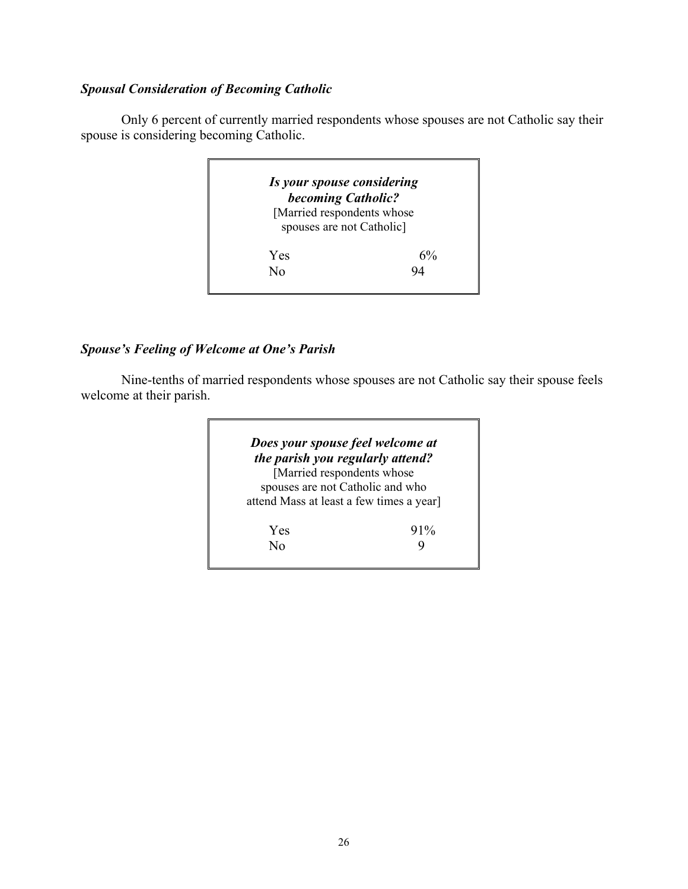### *Spousal Consideration of Becoming Catholic*

Only 6 percent of currently married respondents whose spouses are not Catholic say their spouse is considering becoming Catholic.

| ***Is your spouse considering becoming Catholic?*** [Married respondents whose spouses are not Catholic] | |
|---|---|
| Yes | 6% |
| No | 94 |

### *Spouse's Feeling of Welcome at One's Parish*

Nine-tenths of married respondents whose spouses are not Catholic say their spouse feels welcome at their parish.

| ***Does your spouse feel welcome at the parish you regularly attend?*** [Married respondents whose spouses are not Catholic and who attend Mass at least a few times a year] | |
|---|---|
| Yes | 91% |
| No | 9 |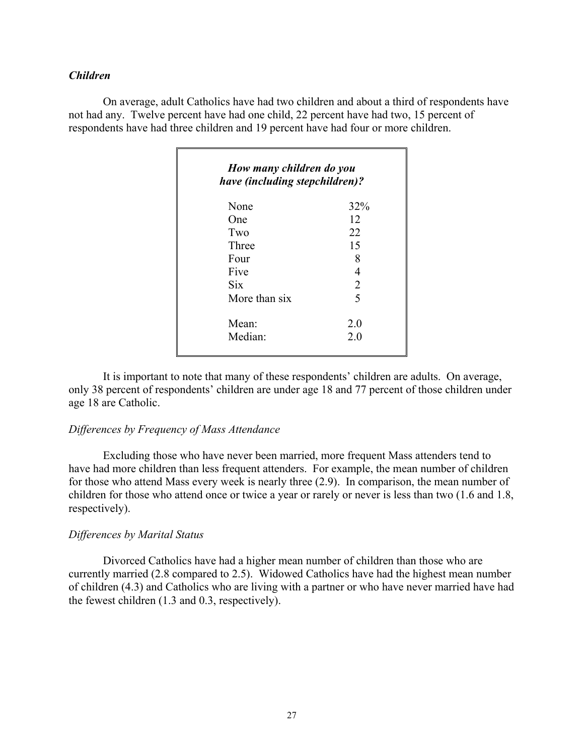### ***Children***

On average, adult Catholics have had two children and about a third of respondents have not had any. Twelve percent have had one child, 22 percent have had two, 15 percent of respondents have had three children and 19 percent have had four or more children.

| ***How many children do you have (including stepchildren)?*** | |
|---|---|
| None | 32% |
| One | 12 |
| Two | 22 |
| Three | 15 |
| Four | 8 |
| Five | 4 |
| Six | 2 |
| More than six | 5 |
| Mean: | 2.0 |
| Median: | 2.0 |

It is important to note that many of these respondents' children are adults. On average, only 38 percent of respondents' children are under age 18 and 77 percent of those children under age 18 are Catholic.

#### *Differences by Frequency of Mass Attendance*

Excluding those who have never been married, more frequent Mass attenders tend to have had more children than less frequent attenders. For example, the mean number of children for those who attend Mass every week is nearly three (2.9). In comparison, the mean number of children for those who attend once or twice a year or rarely or never is less than two (1.6 and 1.8, respectively).

#### *Differences by Marital Status*

Divorced Catholics have had a higher mean number of children than those who are currently married (2.8 compared to 2.5). Widowed Catholics have had the highest mean number of children (4.3) and Catholics who are living with a partner or who have never married have had the fewest children (1.3 and 0.3, respectively).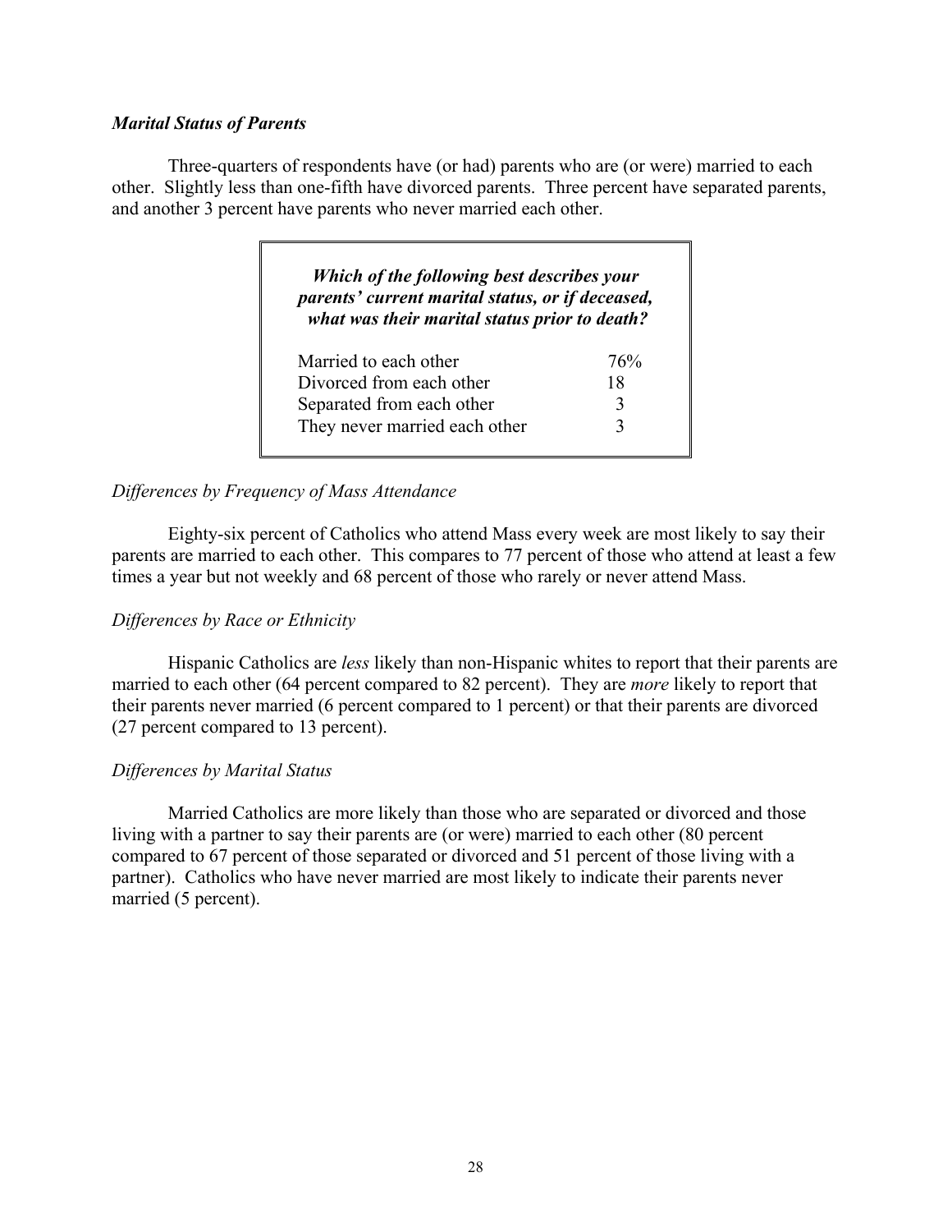### *Marital Status of Parents*

Three-quarters of respondents have (or had) parents who are (or were) married to each other. Slightly less than one-fifth have divorced parents. Three percent have separated parents, and another 3 percent have parents who never married each other.

| ***Which of the following best describes your parents' current marital status, or if deceased, what was their marital status prior to death?*** | |
|---|---|
| Married to each other | 76% |
| Divorced from each other | 18 |
| Separated from each other | 3 |
| They never married each other | 3 |

*Differences by Frequency of Mass Attendance*

Eighty-six percent of Catholics who attend Mass every week are most likely to say their parents are married to each other. This compares to 77 percent of those who attend at least a few times a year but not weekly and 68 percent of those who rarely or never attend Mass.

*Differences by Race or Ethnicity*

Hispanic Catholics are *less* likely than non-Hispanic whites to report that their parents are married to each other (64 percent compared to 82 percent). They are *more* likely to report that their parents never married (6 percent compared to 1 percent) or that their parents are divorced (27 percent compared to 13 percent).

*Differences by Marital Status*

Married Catholics are more likely than those who are separated or divorced and those living with a partner to say their parents are (or were) married to each other (80 percent compared to 67 percent of those separated or divorced and 51 percent of those living with a partner). Catholics who have never married are most likely to indicate their parents never married (5 percent).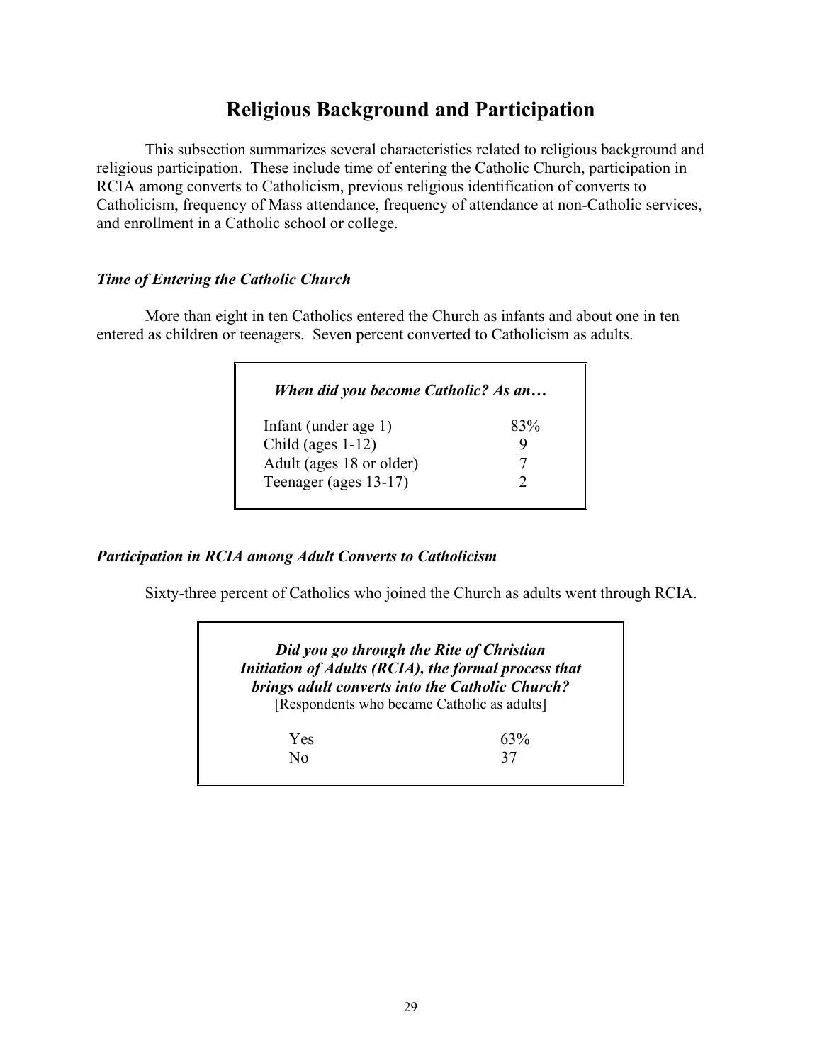# Religious Background and Participation

This subsection summarizes several characteristics related to religious background and religious participation. These include time of entering the Catholic Church, participation in RCIA among converts to Catholicism, previous religious identification of converts to Catholicism, frequency of Mass attendance, frequency of attendance at non-Catholic services, and enrollment in a Catholic school or college.

### *Time of Entering the Catholic Church*

More than eight in ten Catholics entered the Church as infants and about one in ten entered as children or teenagers. Seven percent converted to Catholicism as adults.

| ***When did you become Catholic? As an…*** | |
|---|---|
| Infant (under age 1) | 83% |
| Child (ages 1-12) | 9 |
| Adult (ages 18 or older) | 7 |
| Teenager (ages 13-17) | 2 |

### *Participation in RCIA among Adult Converts to Catholicism*

Sixty-three percent of Catholics who joined the Church as adults went through RCIA.

| ***Did you go through the Rite of Christian Initiation of Adults (RCIA), the formal process that brings adult converts into the Catholic Church?*** [Respondents who became Catholic as adults] | |
|---|---|
| Yes | 63% |
| No | 37 |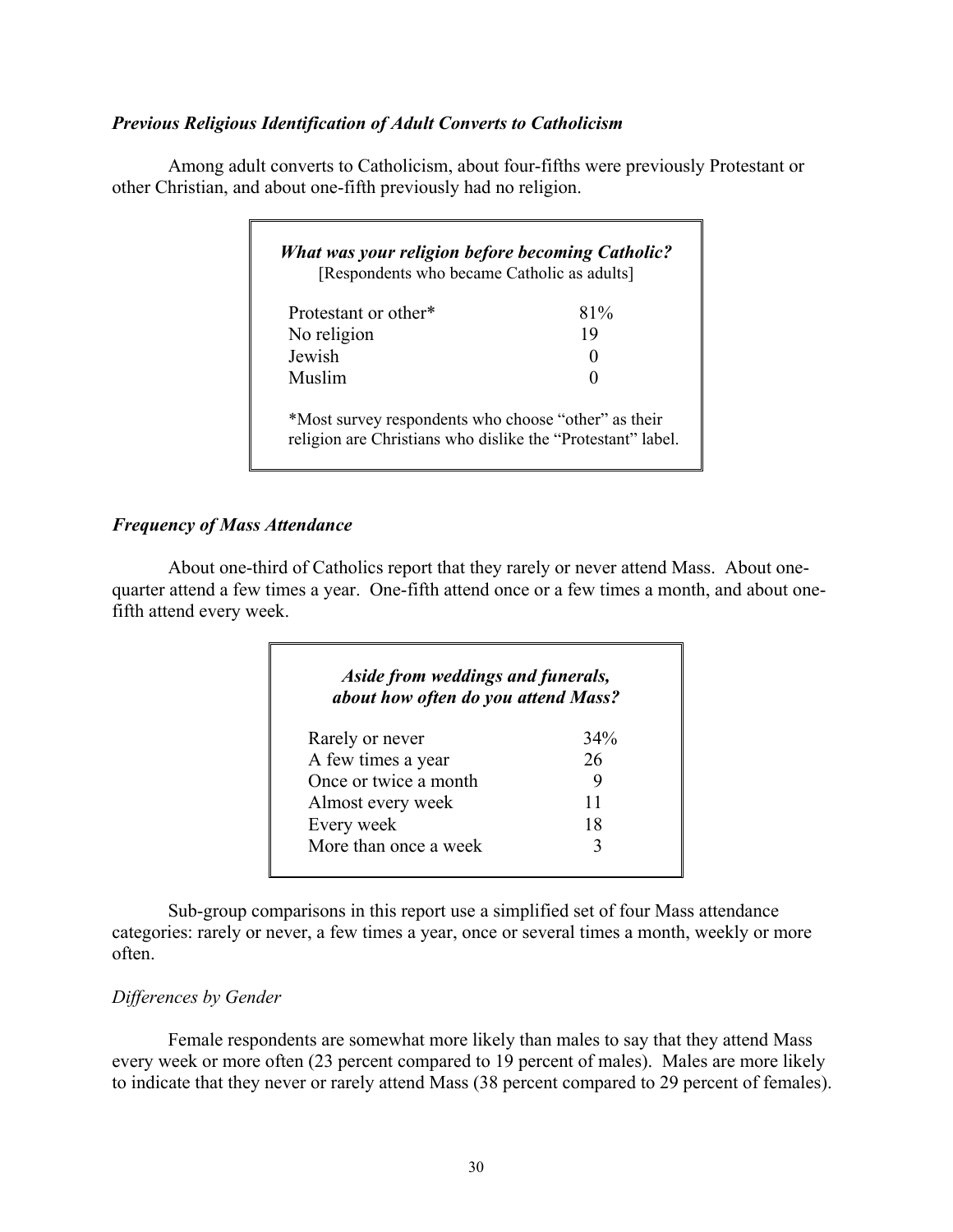### *Previous Religious Identification of Adult Converts to Catholicism*

Among adult converts to Catholicism, about four-fifths were previously Protestant or other Christian, and about one-fifth previously had no religion.

***What was your religion before becoming Catholic?***
[Respondents who became Catholic as adults]

| | |
|---|---|
| Protestant or other* | 81% |
| No religion | 19 |
| Jewish | 0 |
| Muslim | 0 |

*Most survey respondents who choose "other" as their religion are Christians who dislike the "Protestant" label.

### *Frequency of Mass Attendance*

About one-third of Catholics report that they rarely or never attend Mass. About one-quarter attend a few times a year. One-fifth attend once or a few times a month, and about one-fifth attend every week.

***Aside from weddings and funerals, about how often do you attend Mass?***

| | |
|---|---|
| Rarely or never | 34% |
| A few times a year | 26 |
| Once or twice a month | 9 |
| Almost every week | 11 |
| Every week | 18 |
| More than once a week | 3 |

Sub-group comparisons in this report use a simplified set of four Mass attendance categories: rarely or never, a few times a year, once or several times a month, weekly or more often.

#### *Differences by Gender*

Female respondents are somewhat more likely than males to say that they attend Mass every week or more often (23 percent compared to 19 percent of males). Males are more likely to indicate that they never or rarely attend Mass (38 percent compared to 29 percent of females).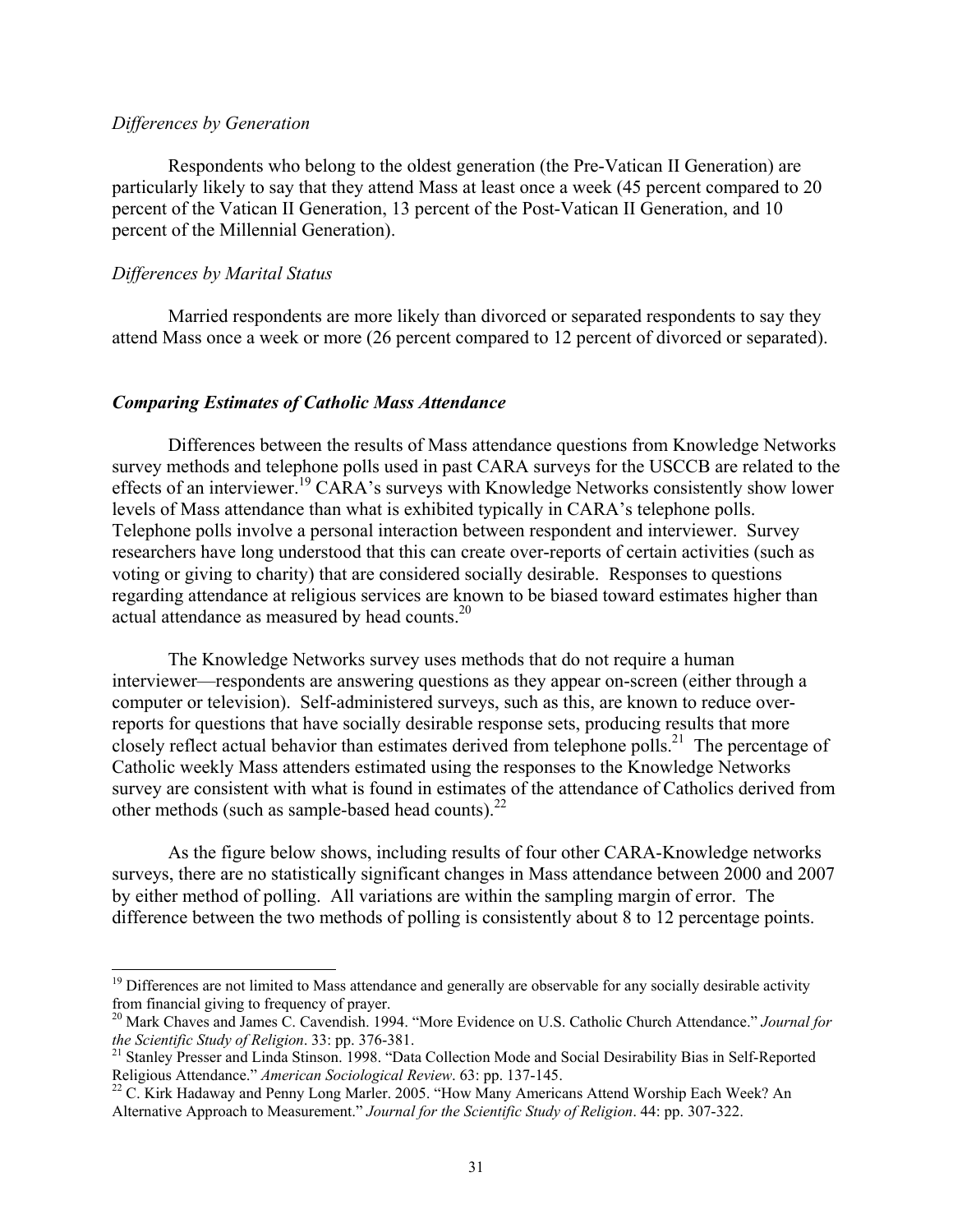*Differences by Generation*

Respondents who belong to the oldest generation (the Pre-Vatican II Generation) are particularly likely to say that they attend Mass at least once a week (45 percent compared to 20 percent of the Vatican II Generation, 13 percent of the Post-Vatican II Generation, and 10 percent of the Millennial Generation).

*Differences by Marital Status*

Married respondents are more likely than divorced or separated respondents to say they attend Mass once a week or more (26 percent compared to 12 percent of divorced or separated).

### ***Comparing Estimates of Catholic Mass Attendance***

Differences between the results of Mass attendance questions from Knowledge Networks survey methods and telephone polls used in past CARA surveys for the USCCB are related to the effects of an interviewer.[19] CARA's surveys with Knowledge Networks consistently show lower levels of Mass attendance than what is exhibited typically in CARA's telephone polls. Telephone polls involve a personal interaction between respondent and interviewer. Survey researchers have long understood that this can create over-reports of certain activities (such as voting or giving to charity) that are considered socially desirable. Responses to questions regarding attendance at religious services are known to be biased toward estimates higher than actual attendance as measured by head counts.[20]

The Knowledge Networks survey uses methods that do not require a human interviewer—respondents are answering questions as they appear on-screen (either through a computer or television). Self-administered surveys, such as this, are known to reduce over-reports for questions that have socially desirable response sets, producing results that more closely reflect actual behavior than estimates derived from telephone polls.[21] The percentage of Catholic weekly Mass attenders estimated using the responses to the Knowledge Networks survey are consistent with what is found in estimates of the attendance of Catholics derived from other methods (such as sample-based head counts).[22]

As the figure below shows, including results of four other CARA-Knowledge networks surveys, there are no statistically significant changes in Mass attendance between 2000 and 2007 by either method of polling. All variations are within the sampling margin of error. The difference between the two methods of polling is consistently about 8 to 12 percentage points.

---

[19] Differences are not limited to Mass attendance and generally are observable for any socially desirable activity from financial giving to frequency of prayer.

[20] Mark Chaves and James C. Cavendish. 1994. "More Evidence on U.S. Catholic Church Attendance." *Journal for the Scientific Study of Religion*. 33: pp. 376-381.

[21] Stanley Presser and Linda Stinson. 1998. "Data Collection Mode and Social Desirability Bias in Self-Reported Religious Attendance." *American Sociological Review*. 63: pp. 137-145.

[22] C. Kirk Hadaway and Penny Long Marler. 2005. "How Many Americans Attend Worship Each Week? An Alternative Approach to Measurement." *Journal for the Scientific Study of Religion*. 44: pp. 307-322.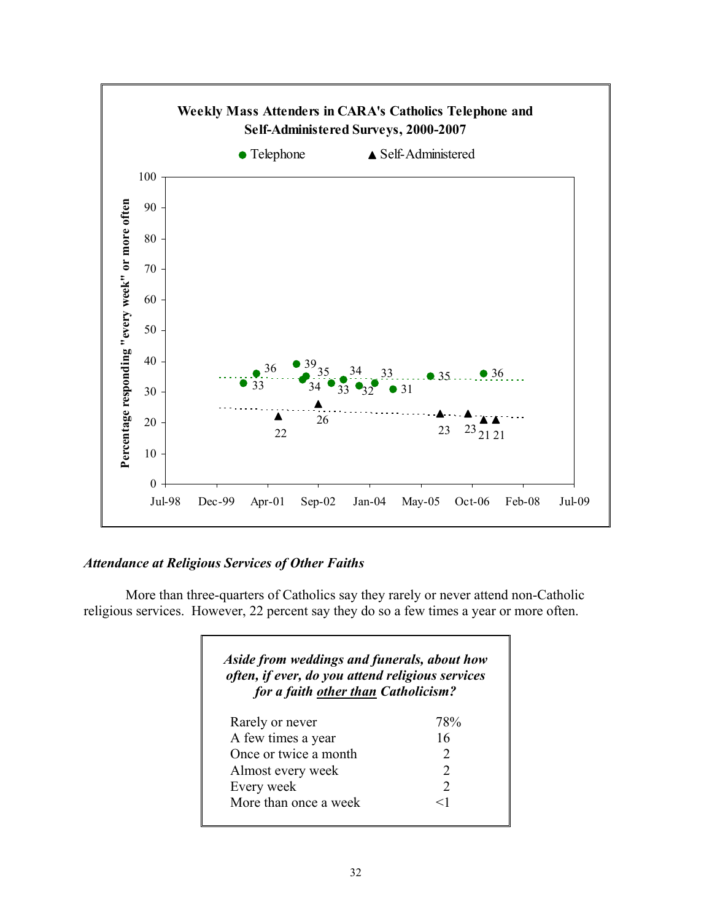**Weekly Mass Attenders in CARA's Catholics Telephone and Self-Administered Surveys, 2000-2007**

● Telephone ▲ Self-Administered

Percentage responding "every week" or more often

Telephone: 33, 36, 39, 34, 35, 33, 34, 32, 33, 31, 35, 36

Self-Administered: 22, 26, 23, 23, 21, 21

Jul-98, Dec-99, Apr-01, Sep-02, Jan-04, May-05, Oct-06, Feb-08, Jul-09

### *Attendance at Religious Services of Other Faiths*

More than three-quarters of Catholics say they rarely or never attend non-Catholic religious services. However, 22 percent say they do so a few times a year or more often.

| *Aside from weddings and funerals, about how often, if ever, do you attend religious services for a faith other than Catholicism?* | |
|---|---|
| Rarely or never | 78% |
| A few times a year | 16 |
| Once or twice a month | 2 |
| Almost every week | 2 |
| Every week | 2 |
| More than once a week | <1 |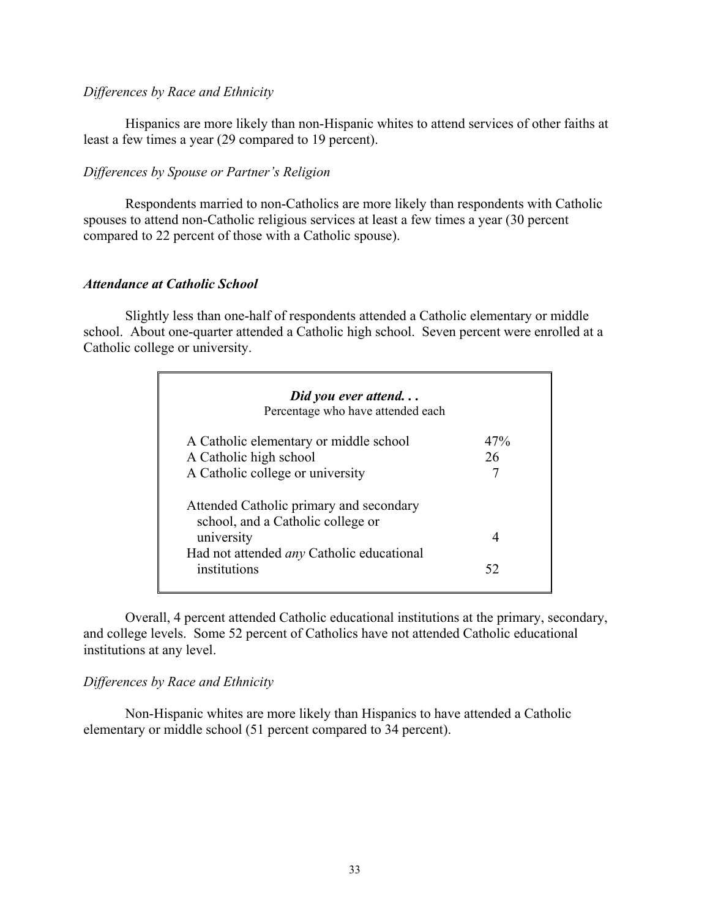*Differences by Race and Ethnicity*

Hispanics are more likely than non-Hispanic whites to attend services of other faiths at least a few times a year (29 compared to 19 percent).

*Differences by Spouse or Partner's Religion*

Respondents married to non-Catholics are more likely than respondents with Catholic spouses to attend non-Catholic religious services at least a few times a year (30 percent compared to 22 percent of those with a Catholic spouse).

***Attendance at Catholic School***

Slightly less than one-half of respondents attended a Catholic elementary or middle school. About one-quarter attended a Catholic high school. Seven percent were enrolled at a Catholic college or university.

| ***Did you ever attend. . .*** Percentage who have attended each | |
|---|---|
| A Catholic elementary or middle school | 47% |
| A Catholic high school | 26 |
| A Catholic college or university | 7 |
| Attended Catholic primary and secondary school, and a Catholic college or university | 4 |
| Had not attended *any* Catholic educational institutions | 52 |

Overall, 4 percent attended Catholic educational institutions at the primary, secondary, and college levels. Some 52 percent of Catholics have not attended Catholic educational institutions at any level.

*Differences by Race and Ethnicity*

Non-Hispanic whites are more likely than Hispanics to have attended a Catholic elementary or middle school (51 percent compared to 34 percent).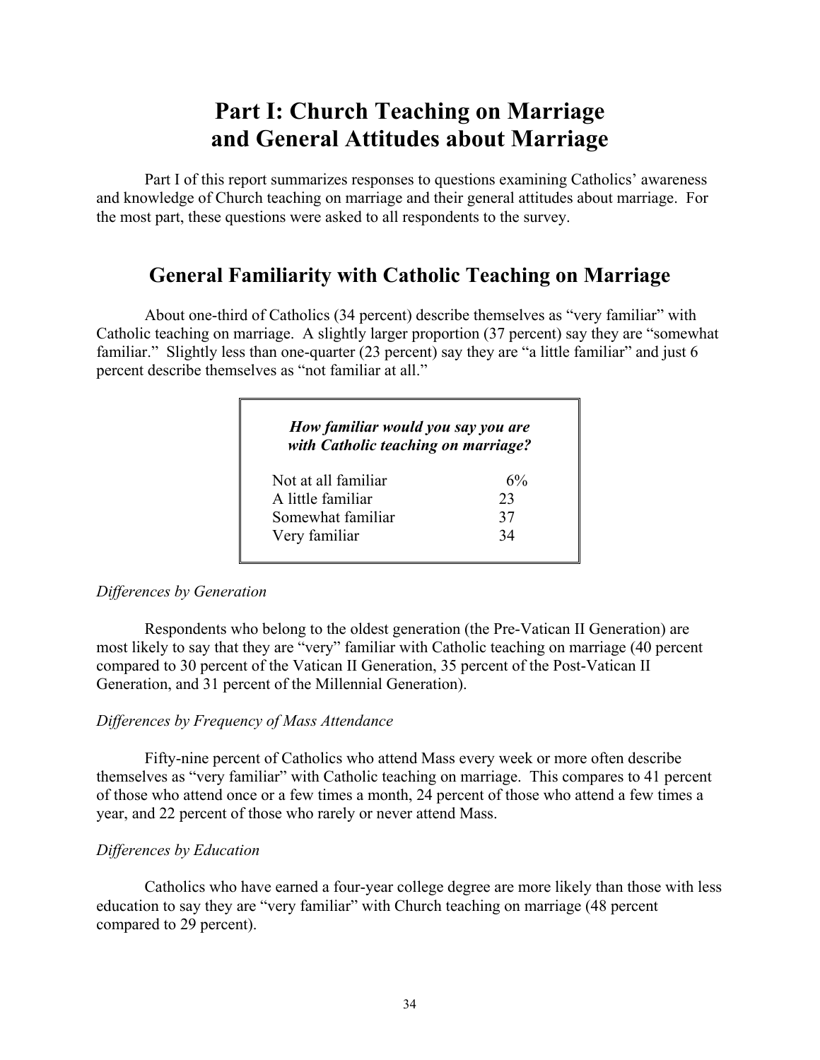# Part I: Church Teaching on Marriage and General Attitudes about Marriage

Part I of this report summarizes responses to questions examining Catholics' awareness and knowledge of Church teaching on marriage and their general attitudes about marriage. For the most part, these questions were asked to all respondents to the survey.

## General Familiarity with Catholic Teaching on Marriage

About one-third of Catholics (34 percent) describe themselves as "very familiar" with Catholic teaching on marriage. A slightly larger proportion (37 percent) say they are "somewhat familiar." Slightly less than one-quarter (23 percent) say they are "a little familiar" and just 6 percent describe themselves as "not familiar at all."

| ***How familiar would you say you are with Catholic teaching on marriage?*** | |
|---|---|
| Not at all familiar | 6% |
| A little familiar | 23 |
| Somewhat familiar | 37 |
| Very familiar | 34 |

*Differences by Generation*

Respondents who belong to the oldest generation (the Pre-Vatican II Generation) are most likely to say that they are "very" familiar with Catholic teaching on marriage (40 percent compared to 30 percent of the Vatican II Generation, 35 percent of the Post-Vatican II Generation, and 31 percent of the Millennial Generation).

*Differences by Frequency of Mass Attendance*

Fifty-nine percent of Catholics who attend Mass every week or more often describe themselves as "very familiar" with Catholic teaching on marriage. This compares to 41 percent of those who attend once or a few times a month, 24 percent of those who attend a few times a year, and 22 percent of those who rarely or never attend Mass.

*Differences by Education*

Catholics who have earned a four-year college degree are more likely than those with less education to say they are "very familiar" with Church teaching on marriage (48 percent compared to 29 percent).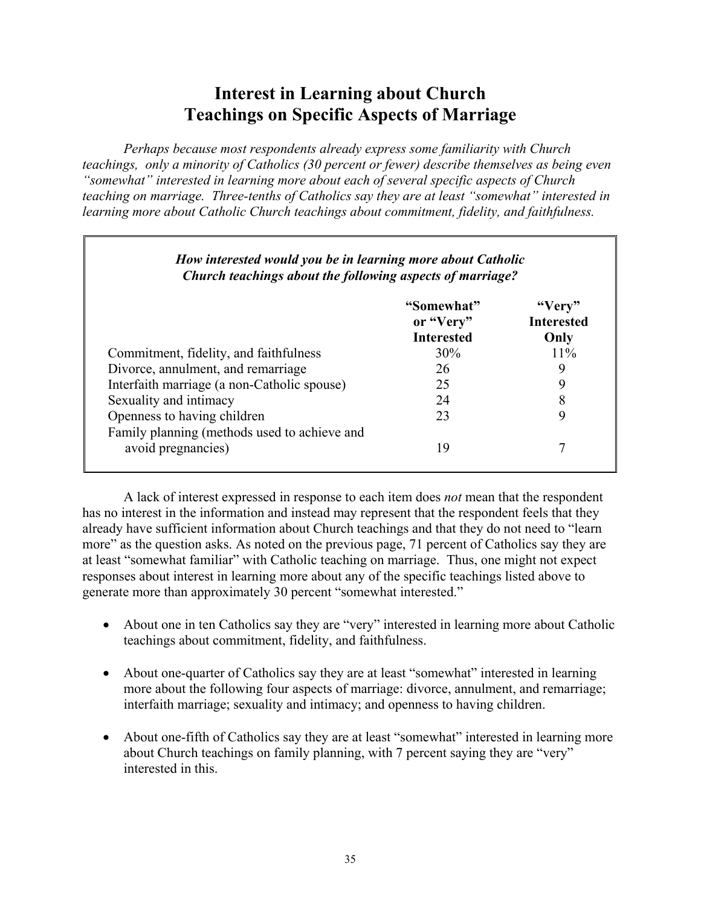# Interest in Learning about Church Teachings on Specific Aspects of Marriage

*Perhaps because most respondents already express some familiarity with Church teachings, only a minority of Catholics (30 percent or fewer) describe themselves as being even "somewhat" interested in learning more about each of several specific aspects of Church teaching on marriage. Three-tenths of Catholics say they are at least "somewhat" interested in learning more about Catholic Church teachings about commitment, fidelity, and faithfulness.*

***How interested would you be in learning more about Catholic Church teachings about the following aspects of marriage?***

| | "Somewhat" or "Very" Interested | "Very" Interested Only |
|---|---|---|
| Commitment, fidelity, and faithfulness | 30% | 11% |
| Divorce, annulment, and remarriage | 26 | 9 |
| Interfaith marriage (a non-Catholic spouse) | 25 | 9 |
| Sexuality and intimacy | 24 | 8 |
| Openness to having children | 23 | 9 |
| Family planning (methods used to achieve and avoid pregnancies) | 19 | 7 |

A lack of interest expressed in response to each item does *not* mean that the respondent has no interest in the information and instead may represent that the respondent feels that they already have sufficient information about Church teachings and that they do not need to "learn more" as the question asks. As noted on the previous page, 71 percent of Catholics say they are at least "somewhat familiar" with Catholic teaching on marriage. Thus, one might not expect responses about interest in learning more about any of the specific teachings listed above to generate more than approximately 30 percent "somewhat interested."

- About one in ten Catholics say they are "very" interested in learning more about Catholic teachings about commitment, fidelity, and faithfulness.
- About one-quarter of Catholics say they are at least "somewhat" interested in learning more about the following four aspects of marriage: divorce, annulment, and remarriage; interfaith marriage; sexuality and intimacy; and openness to having children.
- About one-fifth of Catholics say they are at least "somewhat" interested in learning more about Church teachings on family planning, with 7 percent saying they are "very" interested in this.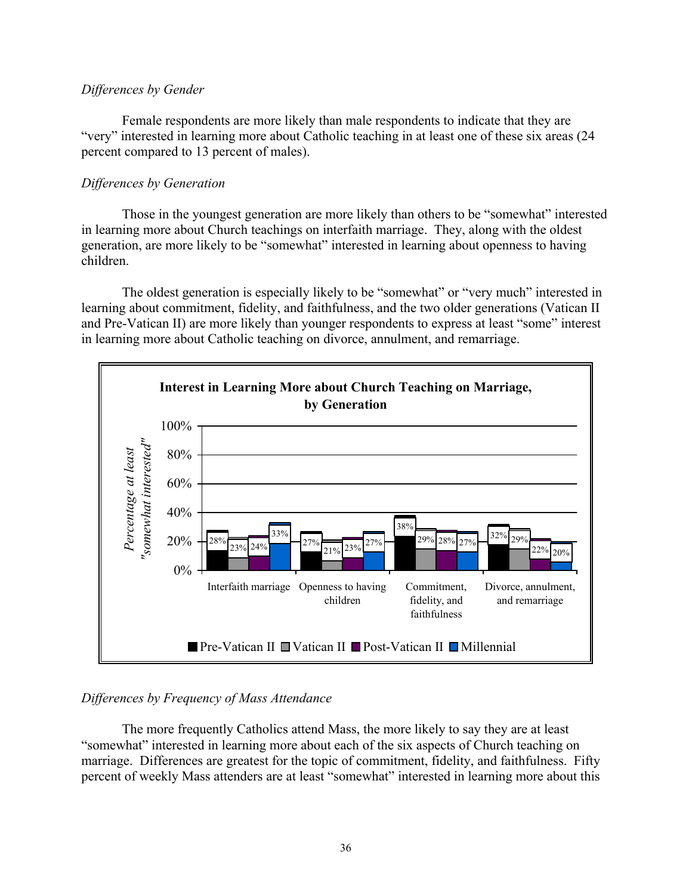*Differences by Gender*

Female respondents are more likely than male respondents to indicate that they are "very" interested in learning more about Catholic teaching in at least one of these six areas (24 percent compared to 13 percent of males).

*Differences by Generation*

Those in the youngest generation are more likely than others to be "somewhat" interested in learning more about Church teachings on interfaith marriage. They, along with the oldest generation, are more likely to be "somewhat" interested in learning about openness to having children.

The oldest generation is especially likely to be "somewhat" or "very much" interested in learning about commitment, fidelity, and faithfulness, and the two older generations (Vatican II and Pre-Vatican II) are more likely than younger respondents to express at least "some" interest in learning more about Catholic teaching on divorce, annulment, and remarriage.

**Interest in Learning More about Church Teaching on Marriage, by Generation**

Percentage at least "somewhat interested"

| | Pre-Vatican II | Vatican II | Post-Vatican II | Millennial |
|---|---|---|---|---|
| Interfaith marriage | 28% | 23% | 24% | 33% |
| Openness to having children | 27% | 21% | 23% | 27% |
| Commitment, fidelity, and faithfulness | 38% | 29% | 28% | 27% |
| Divorce, annulment, and remarriage | 32% | 29% | 22% | 20% |

*Differences by Frequency of Mass Attendance*

The more frequently Catholics attend Mass, the more likely to say they are at least "somewhat" interested in learning more about each of the six aspects of Church teaching on marriage. Differences are greatest for the topic of commitment, fidelity, and faithfulness. Fifty percent of weekly Mass attenders are at least "somewhat" interested in learning more about this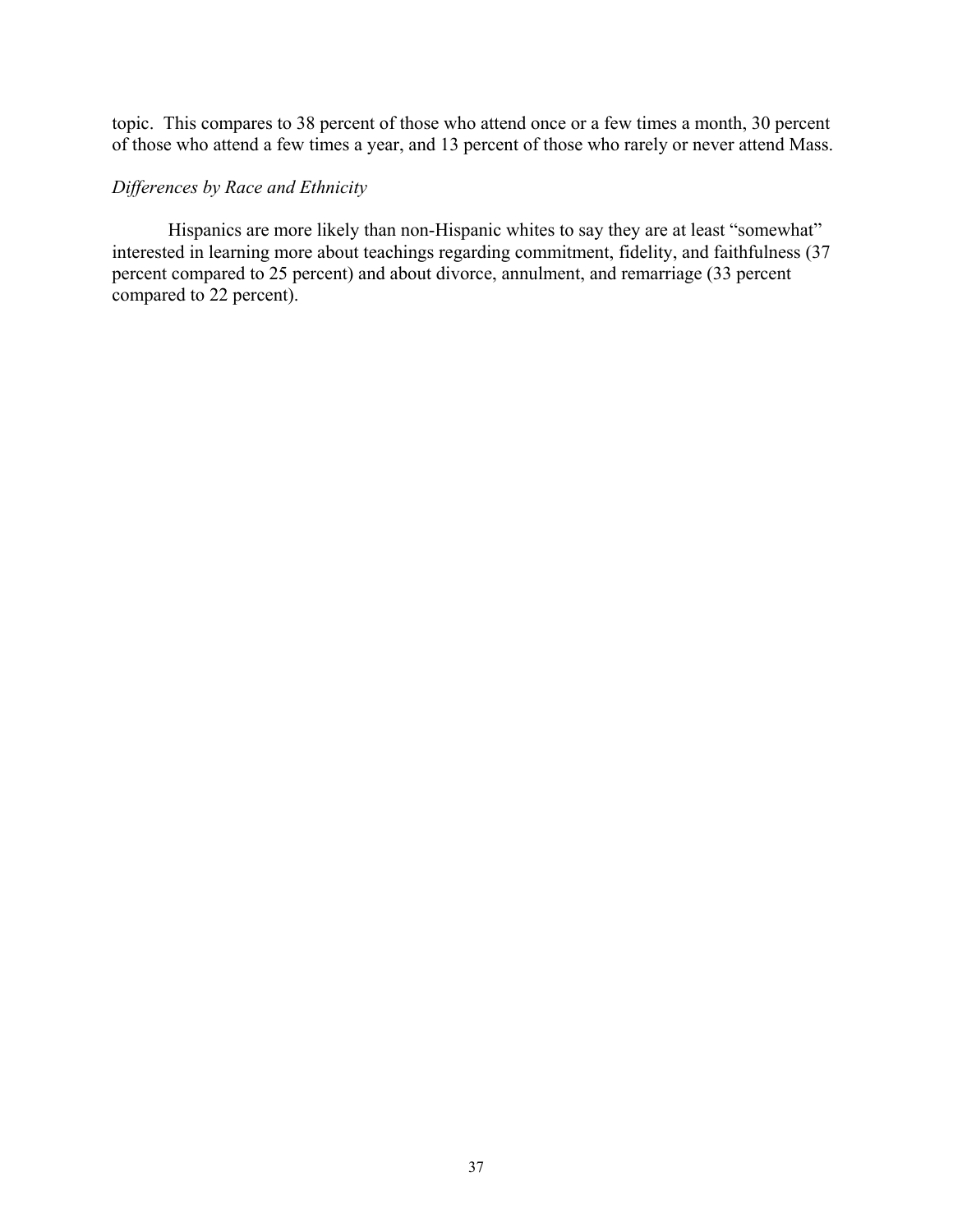topic. This compares to 38 percent of those who attend once or a few times a month, 30 percent of those who attend a few times a year, and 13 percent of those who rarely or never attend Mass.

*Differences by Race and Ethnicity*

Hispanics are more likely than non-Hispanic whites to say they are at least “somewhat” interested in learning more about teachings regarding commitment, fidelity, and faithfulness (37 percent compared to 25 percent) and about divorce, annulment, and remarriage (33 percent compared to 22 percent).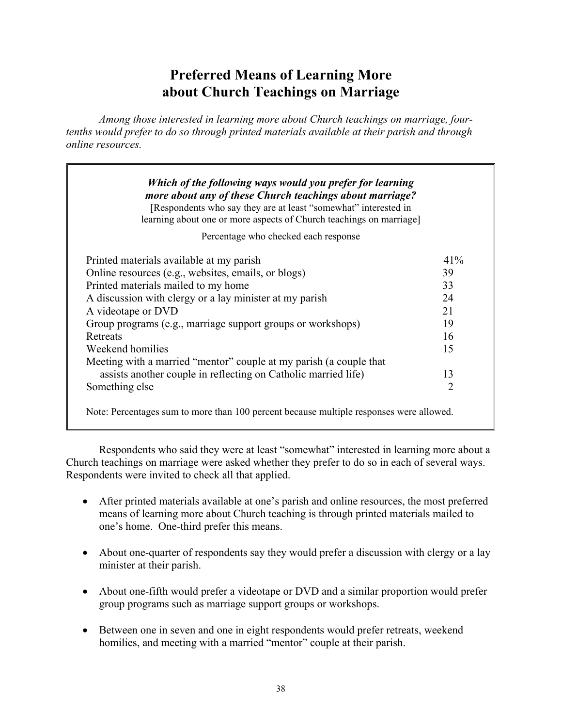# Preferred Means of Learning More about Church Teachings on Marriage

*Among those interested in learning more about Church teachings on marriage, four-tenths would prefer to do so through printed materials available at their parish and through online resources.*

***Which of the following ways would you prefer for learning more about any of these Church teachings about marriage?***
[Respondents who say they are at least "somewhat" interested in learning about one or more aspects of Church teachings on marriage]

Percentage who checked each response

| Response | Percentage |
|---|---|
| Printed materials available at my parish | 41% |
| Online resources (e.g., websites, emails, or blogs) | 39 |
| Printed materials mailed to my home | 33 |
| A discussion with clergy or a lay minister at my parish | 24 |
| A videotape or DVD | 21 |
| Group programs (e.g., marriage support groups or workshops) | 19 |
| Retreats | 16 |
| Weekend homilies | 15 |
| Meeting with a married "mentor" couple at my parish (a couple that assists another couple in reflecting on Catholic married life) | 13 |
| Something else | 2 |

Note: Percentages sum to more than 100 percent because multiple responses were allowed.

Respondents who said they were at least "somewhat" interested in learning more about a Church teachings on marriage were asked whether they prefer to do so in each of several ways. Respondents were invited to check all that applied.

- After printed materials available at one's parish and online resources, the most preferred means of learning more about Church teaching is through printed materials mailed to one's home. One-third prefer this means.
- About one-quarter of respondents say they would prefer a discussion with clergy or a lay minister at their parish.
- About one-fifth would prefer a videotape or DVD and a similar proportion would prefer group programs such as marriage support groups or workshops.
- Between one in seven and one in eight respondents would prefer retreats, weekend homilies, and meeting with a married "mentor" couple at their parish.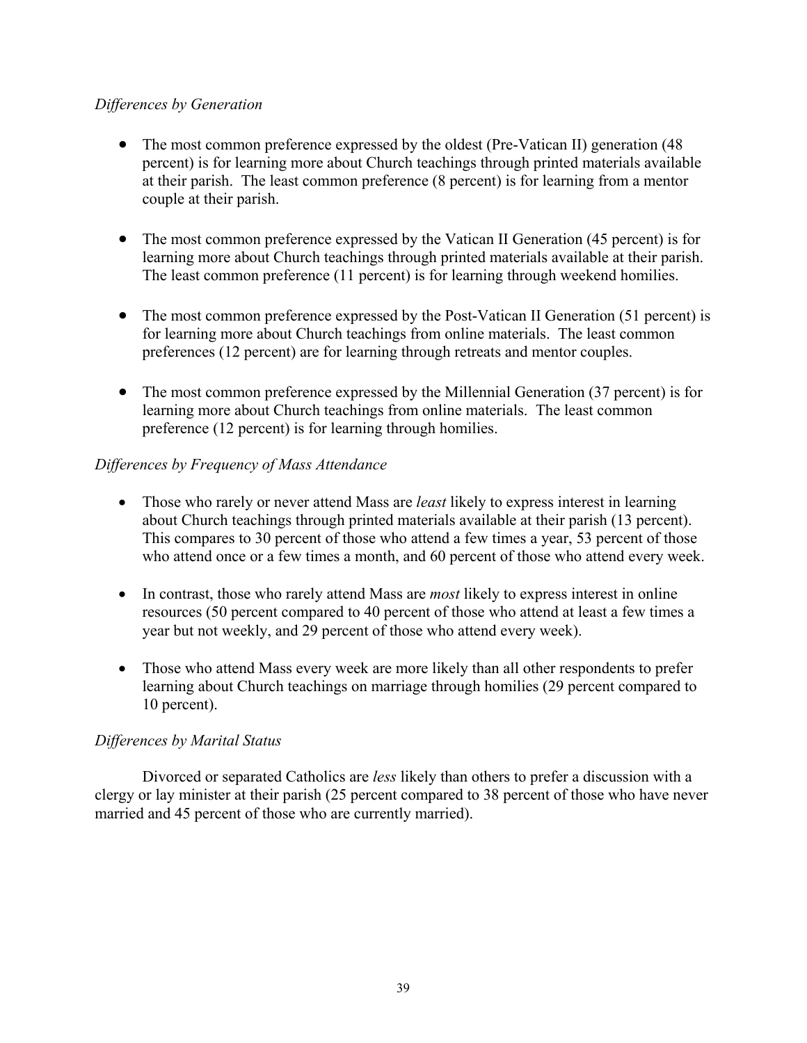*Differences by Generation*

- The most common preference expressed by the oldest (Pre-Vatican II) generation (48 percent) is for learning more about Church teachings through printed materials available at their parish. The least common preference (8 percent) is for learning from a mentor couple at their parish.

- The most common preference expressed by the Vatican II Generation (45 percent) is for learning more about Church teachings through printed materials available at their parish. The least common preference (11 percent) is for learning through weekend homilies.

- The most common preference expressed by the Post-Vatican II Generation (51 percent) is for learning more about Church teachings from online materials. The least common preferences (12 percent) are for learning through retreats and mentor couples.

- The most common preference expressed by the Millennial Generation (37 percent) is for learning more about Church teachings from online materials. The least common preference (12 percent) is for learning through homilies.

*Differences by Frequency of Mass Attendance*

- Those who rarely or never attend Mass are *least* likely to express interest in learning about Church teachings through printed materials available at their parish (13 percent). This compares to 30 percent of those who attend a few times a year, 53 percent of those who attend once or a few times a month, and 60 percent of those who attend every week.

- In contrast, those who rarely attend Mass are *most* likely to express interest in online resources (50 percent compared to 40 percent of those who attend at least a few times a year but not weekly, and 29 percent of those who attend every week).

- Those who attend Mass every week are more likely than all other respondents to prefer learning about Church teachings on marriage through homilies (29 percent compared to 10 percent).

*Differences by Marital Status*

Divorced or separated Catholics are *less* likely than others to prefer a discussion with a clergy or lay minister at their parish (25 percent compared to 38 percent of those who have never married and 45 percent of those who are currently married).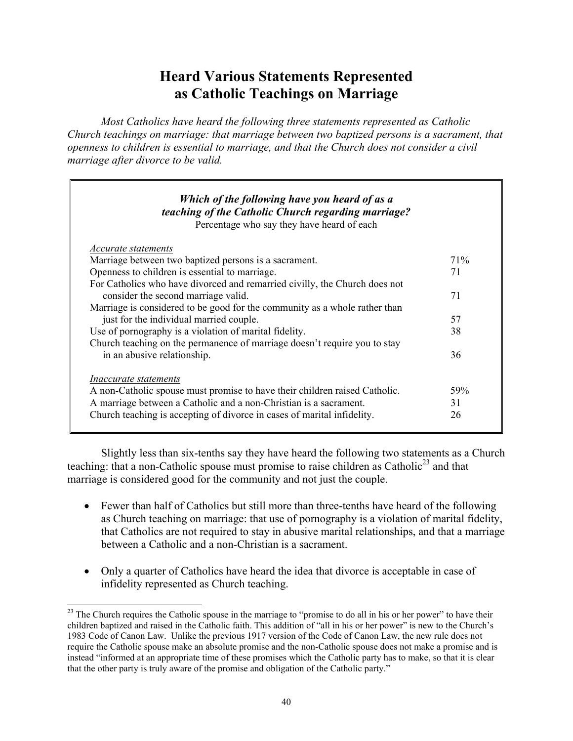# Heard Various Statements Represented as Catholic Teachings on Marriage

*Most Catholics have heard the following three statements represented as Catholic Church teachings on marriage: that marriage between two baptized persons is a sacrament, that openness to children is essential to marriage, and that the Church does not consider a civil marriage after divorce to be valid.*

***Which of the following have you heard of as a teaching of the Catholic Church regarding marriage?***
Percentage who say they have heard of each

| | |
|---|---|
| *Accurate statements* | |
| Marriage between two baptized persons is a sacrament. | 71% |
| Openness to children is essential to marriage. | 71 |
| For Catholics who have divorced and remarried civilly, the Church does not consider the second marriage valid. | 71 |
| Marriage is considered to be good for the community as a whole rather than just for the individual married couple. | 57 |
| Use of pornography is a violation of marital fidelity. | 38 |
| Church teaching on the permanence of marriage doesn't require you to stay in an abusive relationship. | 36 |
| *Inaccurate statements* | |
| A non-Catholic spouse must promise to have their children raised Catholic. | 59% |
| A marriage between a Catholic and a non-Christian is a sacrament. | 31 |
| Church teaching is accepting of divorce in cases of marital infidelity. | 26 |

Slightly less than six-tenths say they have heard the following two statements as a Church teaching: that a non-Catholic spouse must promise to raise children as Catholic[23] and that marriage is considered good for the community and not just the couple.

- Fewer than half of Catholics but still more than three-tenths have heard of the following as Church teaching on marriage: that use of pornography is a violation of marital fidelity, that Catholics are not required to stay in abusive marital relationships, and that a marriage between a Catholic and a non-Christian is a sacrament.
- Only a quarter of Catholics have heard the idea that divorce is acceptable in case of infidelity represented as Church teaching.

[23] The Church requires the Catholic spouse in the marriage to "promise to do all in his or her power" to have their children baptized and raised in the Catholic faith. This addition of "all in his or her power" is new to the Church's 1983 Code of Canon Law. Unlike the previous 1917 version of the Code of Canon Law, the new rule does not require the Catholic spouse make an absolute promise and the non-Catholic spouse does not make a promise and is instead "informed at an appropriate time of these promises which the Catholic party has to make, so that it is clear that the other party is truly aware of the promise and obligation of the Catholic party."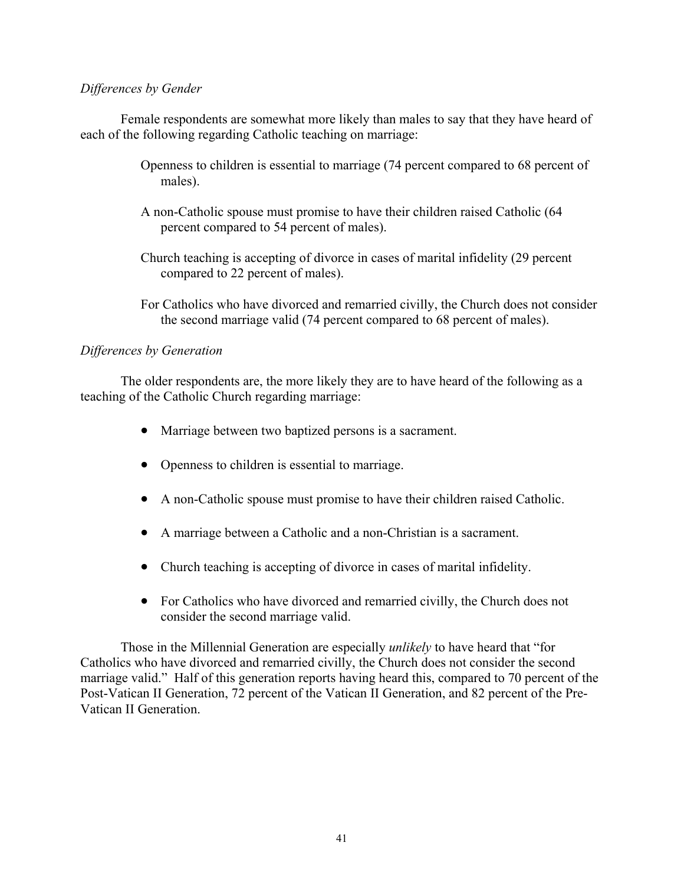*Differences by Gender*

Female respondents are somewhat more likely than males to say that they have heard of each of the following regarding Catholic teaching on marriage:

Openness to children is essential to marriage (74 percent compared to 68 percent of males).

A non-Catholic spouse must promise to have their children raised Catholic (64 percent compared to 54 percent of males).

Church teaching is accepting of divorce in cases of marital infidelity (29 percent compared to 22 percent of males).

For Catholics who have divorced and remarried civilly, the Church does not consider the second marriage valid (74 percent compared to 68 percent of males).

*Differences by Generation*

The older respondents are, the more likely they are to have heard of the following as a teaching of the Catholic Church regarding marriage:

- Marriage between two baptized persons is a sacrament.
- Openness to children is essential to marriage.
- A non-Catholic spouse must promise to have their children raised Catholic.
- A marriage between a Catholic and a non-Christian is a sacrament.
- Church teaching is accepting of divorce in cases of marital infidelity.
- For Catholics who have divorced and remarried civilly, the Church does not consider the second marriage valid.

Those in the Millennial Generation are especially *unlikely* to have heard that "for Catholics who have divorced and remarried civilly, the Church does not consider the second marriage valid." Half of this generation reports having heard this, compared to 70 percent of the Post-Vatican II Generation, 72 percent of the Vatican II Generation, and 82 percent of the Pre-Vatican II Generation.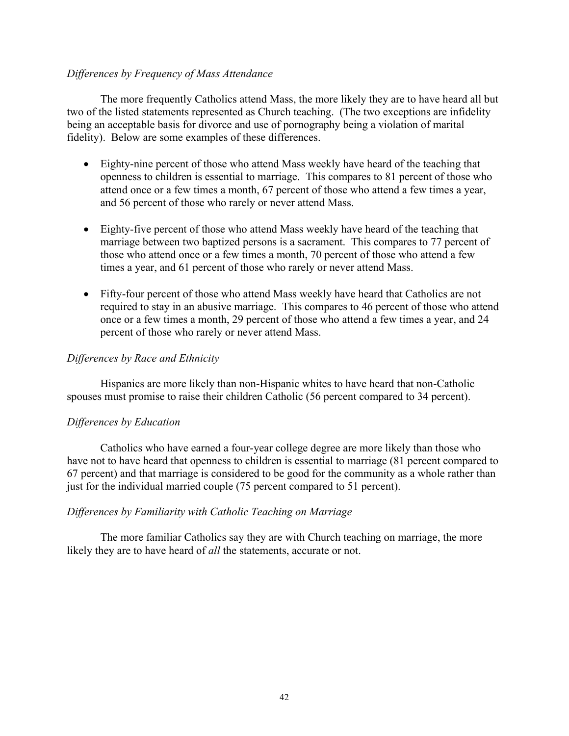*Differences by Frequency of Mass Attendance*

The more frequently Catholics attend Mass, the more likely they are to have heard all but two of the listed statements represented as Church teaching. (The two exceptions are infidelity being an acceptable basis for divorce and use of pornography being a violation of marital fidelity). Below are some examples of these differences.

- Eighty-nine percent of those who attend Mass weekly have heard of the teaching that openness to children is essential to marriage. This compares to 81 percent of those who attend once or a few times a month, 67 percent of those who attend a few times a year, and 56 percent of those who rarely or never attend Mass.

- Eighty-five percent of those who attend Mass weekly have heard of the teaching that marriage between two baptized persons is a sacrament. This compares to 77 percent of those who attend once or a few times a month, 70 percent of those who attend a few times a year, and 61 percent of those who rarely or never attend Mass.

- Fifty-four percent of those who attend Mass weekly have heard that Catholics are not required to stay in an abusive marriage. This compares to 46 percent of those who attend once or a few times a month, 29 percent of those who attend a few times a year, and 24 percent of those who rarely or never attend Mass.

*Differences by Race and Ethnicity*

Hispanics are more likely than non-Hispanic whites to have heard that non-Catholic spouses must promise to raise their children Catholic (56 percent compared to 34 percent).

*Differences by Education*

Catholics who have earned a four-year college degree are more likely than those who have not to have heard that openness to children is essential to marriage (81 percent compared to 67 percent) and that marriage is considered to be good for the community as a whole rather than just for the individual married couple (75 percent compared to 51 percent).

*Differences by Familiarity with Catholic Teaching on Marriage*

The more familiar Catholics say they are with Church teaching on marriage, the more likely they are to have heard of *all* the statements, accurate or not.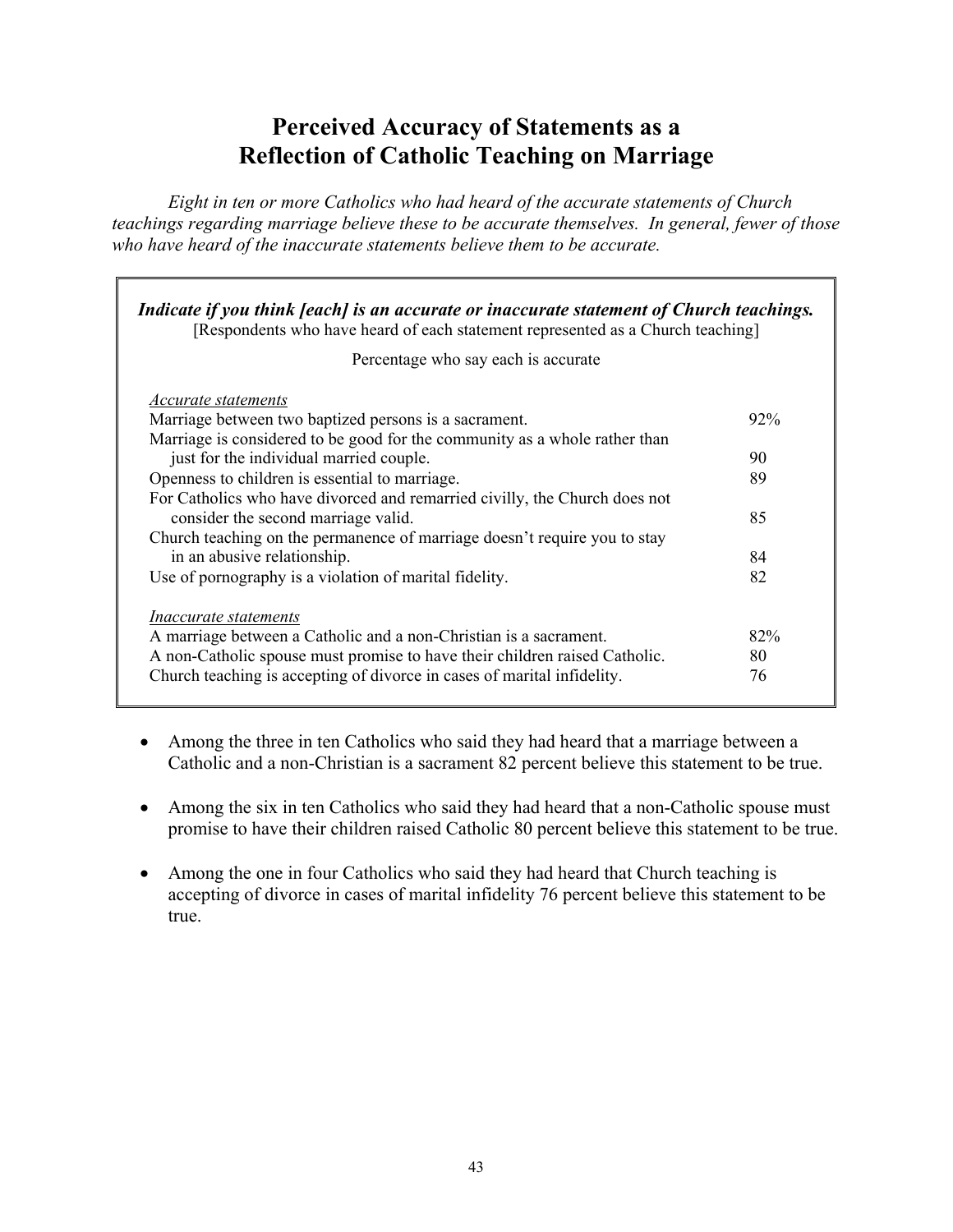# Perceived Accuracy of Statements as a Reflection of Catholic Teaching on Marriage

*Eight in ten or more Catholics who had heard of the accurate statements of Church teachings regarding marriage believe these to be accurate themselves. In general, fewer of those who have heard of the inaccurate statements believe them to be accurate.*

***Indicate if you think [each] is an accurate or inaccurate statement of Church teachings.***
[Respondents who have heard of each statement represented as a Church teaching]

| Percentage who say each is accurate | |
|---|---|
| *Accurate statements* | |
| Marriage between two baptized persons is a sacrament. | 92% |
| Marriage is considered to be good for the community as a whole rather than just for the individual married couple. | 90 |
| Openness to children is essential to marriage. | 89 |
| For Catholics who have divorced and remarried civilly, the Church does not consider the second marriage valid. | 85 |
| Church teaching on the permanence of marriage doesn't require you to stay in an abusive relationship. | 84 |
| Use of pornography is a violation of marital fidelity. | 82 |
| *Inaccurate statements* | |
| A marriage between a Catholic and a non-Christian is a sacrament. | 82% |
| A non-Catholic spouse must promise to have their children raised Catholic. | 80 |
| Church teaching is accepting of divorce in cases of marital infidelity. | 76 |

- Among the three in ten Catholics who said they had heard that a marriage between a Catholic and a non-Christian is a sacrament 82 percent believe this statement to be true.
- Among the six in ten Catholics who said they had heard that a non-Catholic spouse must promise to have their children raised Catholic 80 percent believe this statement to be true.
- Among the one in four Catholics who said they had heard that Church teaching is accepting of divorce in cases of marital infidelity 76 percent believe this statement to be true.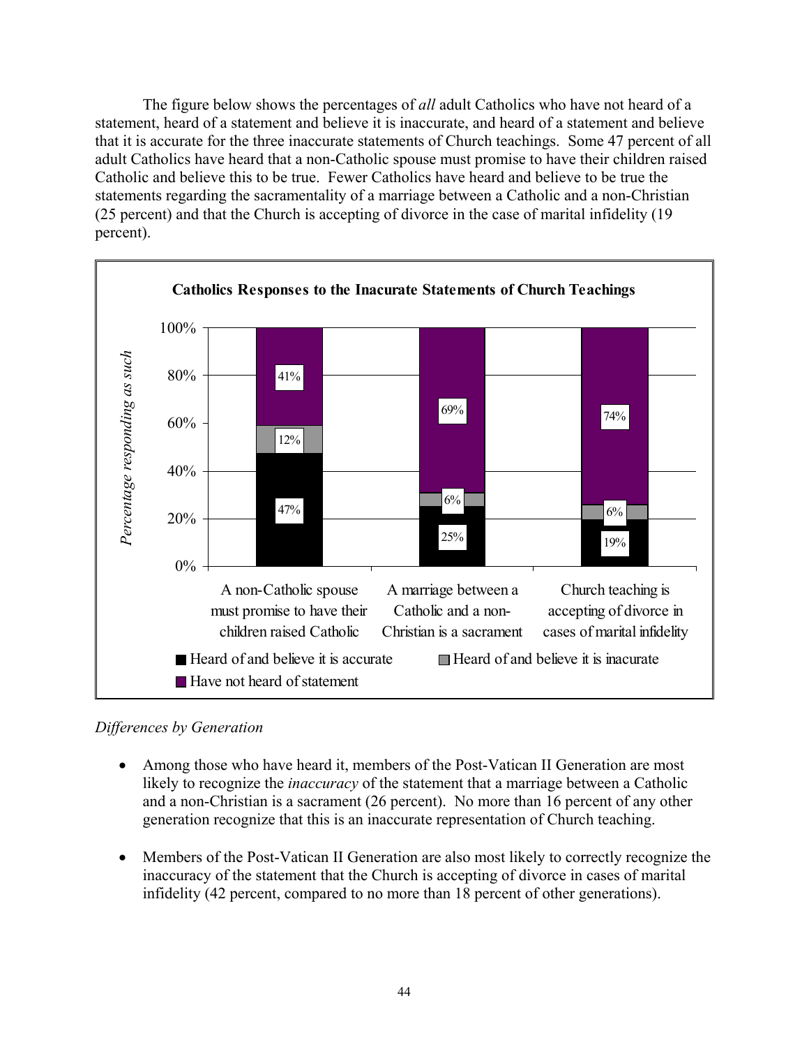The figure below shows the percentages of *all* adult Catholics who have not heard of a statement, heard of a statement and believe it is inaccurate, and heard of a statement and believe that it is accurate for the three inaccurate statements of Church teachings. Some 47 percent of all adult Catholics have heard that a non-Catholic spouse must promise to have their children raised Catholic and believe this to be true. Fewer Catholics have heard and believe to be true the statements regarding the sacramentality of a marriage between a Catholic and a non-Christian (25 percent) and that the Church is accepting of divorce in the case of marital infidelity (19 percent).

**Catholics Responses to the Inacurate Statements of Church Teachings**

| | Heard of and believe it is accurate | Heard of and believe it is inacurate | Have not heard of statement |
|---|---|---|---|
| A non-Catholic spouse must promise to have their children raised Catholic | 47% | 12% | 41% |
| A marriage between a Catholic and a non-Christian is a sacrament | 25% | 6% | 69% |
| Church teaching is accepting of divorce in cases of marital infidelity | 19% | 6% | 74% |

*Differences by Generation*

- Among those who have heard it, members of the Post-Vatican II Generation are most likely to recognize the *inaccuracy* of the statement that a marriage between a Catholic and a non-Christian is a sacrament (26 percent). No more than 16 percent of any other generation recognize that this is an inaccurate representation of Church teaching.
- Members of the Post-Vatican II Generation are also most likely to correctly recognize the inaccuracy of the statement that the Church is accepting of divorce in cases of marital infidelity (42 percent, compared to no more than 18 percent of other generations).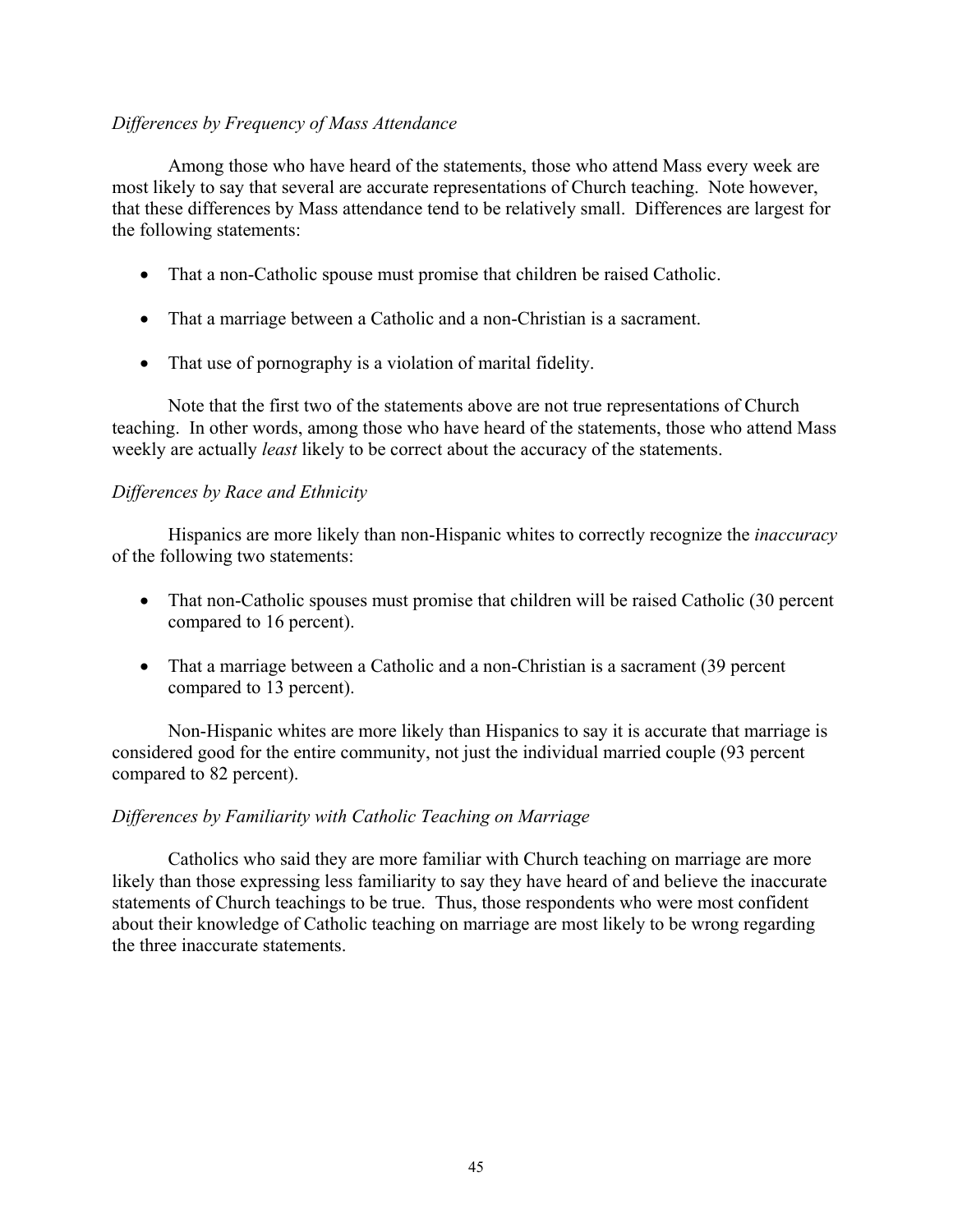*Differences by Frequency of Mass Attendance*

Among those who have heard of the statements, those who attend Mass every week are most likely to say that several are accurate representations of Church teaching. Note however, that these differences by Mass attendance tend to be relatively small. Differences are largest for the following statements:

- That a non-Catholic spouse must promise that children be raised Catholic.
- That a marriage between a Catholic and a non-Christian is a sacrament.
- That use of pornography is a violation of marital fidelity.

Note that the first two of the statements above are not true representations of Church teaching. In other words, among those who have heard of the statements, those who attend Mass weekly are actually *least* likely to be correct about the accuracy of the statements.

*Differences by Race and Ethnicity*

Hispanics are more likely than non-Hispanic whites to correctly recognize the *inaccuracy* of the following two statements:

- That non-Catholic spouses must promise that children will be raised Catholic (30 percent compared to 16 percent).
- That a marriage between a Catholic and a non-Christian is a sacrament (39 percent compared to 13 percent).

Non-Hispanic whites are more likely than Hispanics to say it is accurate that marriage is considered good for the entire community, not just the individual married couple (93 percent compared to 82 percent).

*Differences by Familiarity with Catholic Teaching on Marriage*

Catholics who said they are more familiar with Church teaching on marriage are more likely than those expressing less familiarity to say they have heard of and believe the inaccurate statements of Church teachings to be true. Thus, those respondents who were most confident about their knowledge of Catholic teaching on marriage are most likely to be wrong regarding the three inaccurate statements.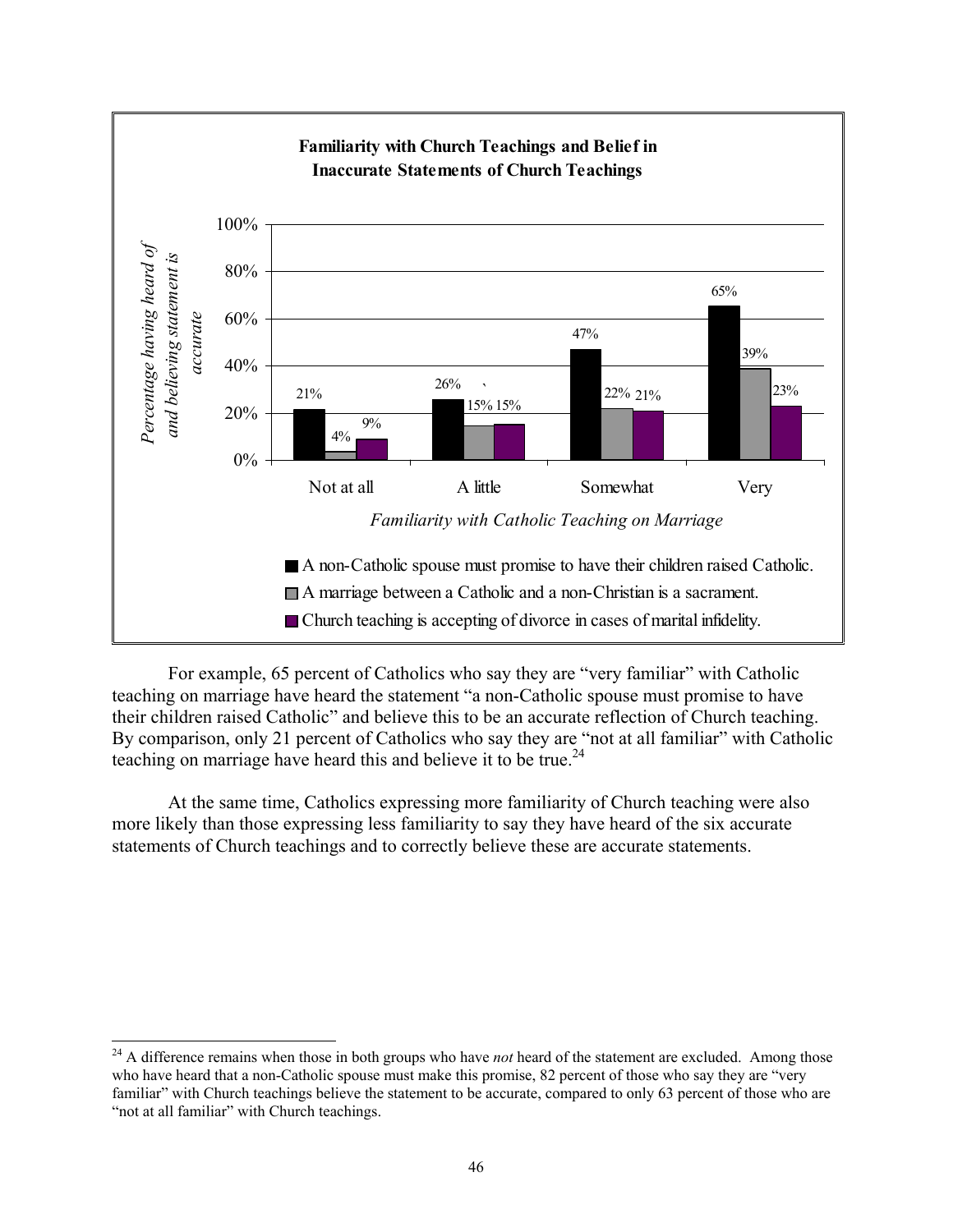**Familiarity with Church Teachings and Belief in Inaccurate Statements of Church Teachings**

| Familiarity with Catholic Teaching on Marriage | A non-Catholic spouse must promise to have their children raised Catholic. | A marriage between a Catholic and a non-Christian is a sacrament. | Church teaching is accepting of divorce in cases of marital infidelity. |
|---|---|---|---|
| Not at all | 21% | 4% | 9% |
| A little | 26% | 15% | 15% |
| Somewhat | 47% | 22% | 21% |
| Very | 65% | 39% | 23% |

*Percentage having heard of and believing statement is accurate*

For example, 65 percent of Catholics who say they are "very familiar" with Catholic teaching on marriage have heard the statement "a non-Catholic spouse must promise to have their children raised Catholic" and believe this to be an accurate reflection of Church teaching. By comparison, only 21 percent of Catholics who say they are "not at all familiar" with Catholic teaching on marriage have heard this and believe it to be true.[24]

At the same time, Catholics expressing more familiarity of Church teaching were also more likely than those expressing less familiarity to say they have heard of the six accurate statements of Church teachings and to correctly believe these are accurate statements.

[24] A difference remains when those in both groups who have *not* heard of the statement are excluded. Among those who have heard that a non-Catholic spouse must make this promise, 82 percent of those who say they are "very familiar" with Church teachings believe the statement to be accurate, compared to only 63 percent of those who are "not at all familiar" with Church teachings.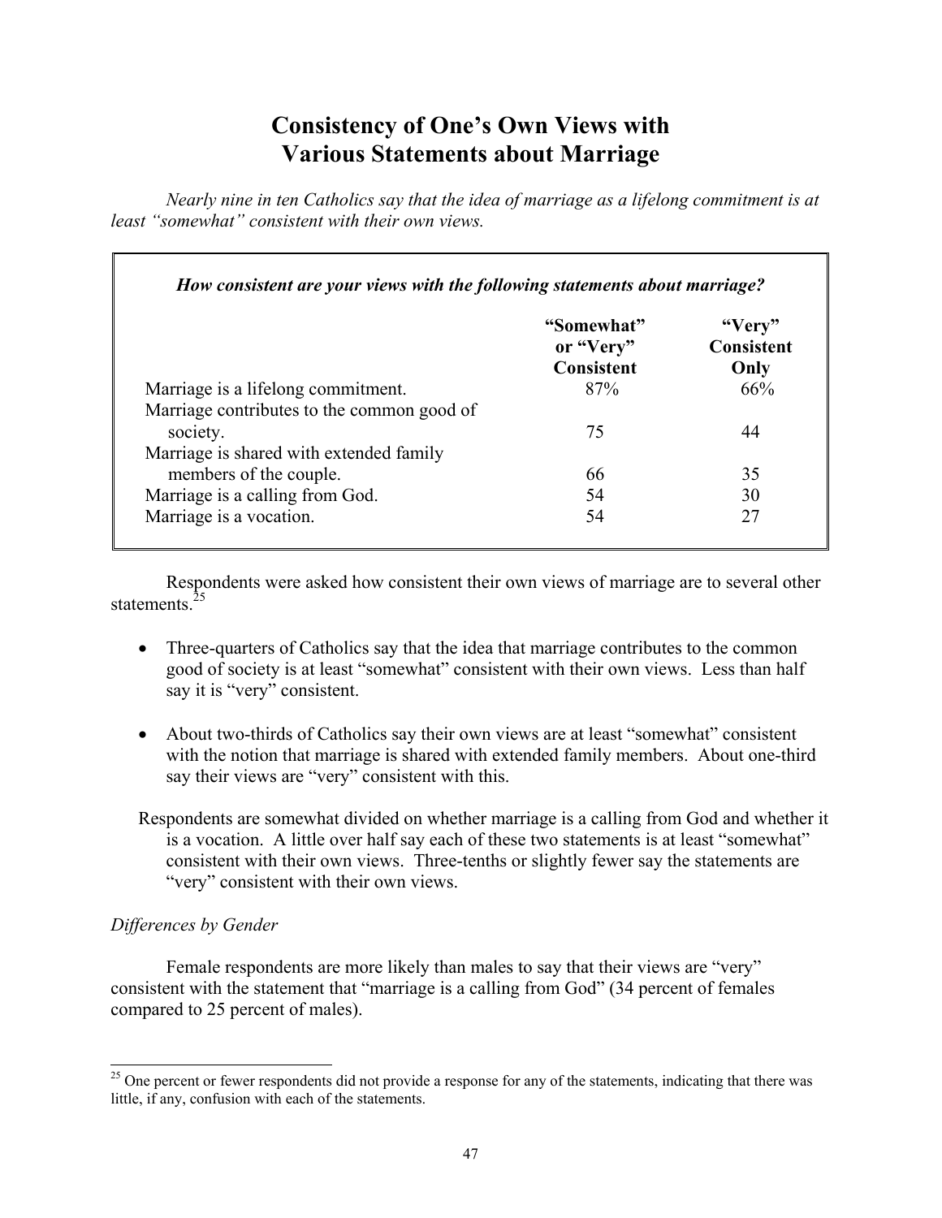# Consistency of One's Own Views with Various Statements about Marriage

*Nearly nine in ten Catholics say that the idea of marriage as a lifelong commitment is at least "somewhat" consistent with their own views.*

***How consistent are your views with the following statements about marriage?***

| | "Somewhat" or "Very" Consistent | "Very" Consistent Only |
|---|---|---|
| Marriage is a lifelong commitment. | 87% | 66% |
| Marriage contributes to the common good of society. | 75 | 44 |
| Marriage is shared with extended family members of the couple. | 66 | 35 |
| Marriage is a calling from God. | 54 | 30 |
| Marriage is a vocation. | 54 | 27 |

Respondents were asked how consistent their own views of marriage are to several other statements.[25]

- Three-quarters of Catholics say that the idea that marriage contributes to the common good of society is at least "somewhat" consistent with their own views. Less than half say it is "very" consistent.

- About two-thirds of Catholics say their own views are at least "somewhat" consistent with the notion that marriage is shared with extended family members. About one-third say their views are "very" consistent with this.

Respondents are somewhat divided on whether marriage is a calling from God and whether it is a vocation. A little over half say each of these two statements is at least "somewhat" consistent with their own views. Three-tenths or slightly fewer say the statements are "very" consistent with their own views.

*Differences by Gender*

Female respondents are more likely than males to say that their views are "very" consistent with the statement that "marriage is a calling from God" (34 percent of females compared to 25 percent of males).

---

[25] One percent or fewer respondents did not provide a response for any of the statements, indicating that there was little, if any, confusion with each of the statements.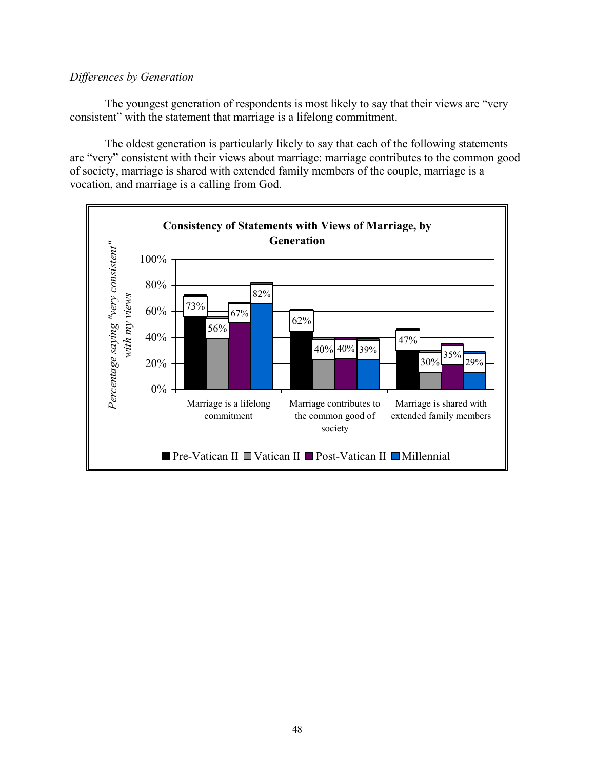*Differences by Generation*

The youngest generation of respondents is most likely to say that their views are "very consistent" with the statement that marriage is a lifelong commitment.

The oldest generation is particularly likely to say that each of the following statements are "very" consistent with their views about marriage: marriage contributes to the common good of society, marriage is shared with extended family members of the couple, marriage is a vocation, and marriage is a calling from God.

**Consistency of Statements with Views of Marriage, by Generation**

| Percentage saying "very consistent" with my views | Pre-Vatican II | Vatican II | Post-Vatican II | Millennial |
|---|---|---|---|---|
| Marriage is a lifelong commitment | 73% | 56% | 67% | 82% |
| Marriage contributes to the common good of society | 62% | 40% | 40% | 39% |
| Marriage is shared with extended family members | 47% | 30% | 35% | 29% |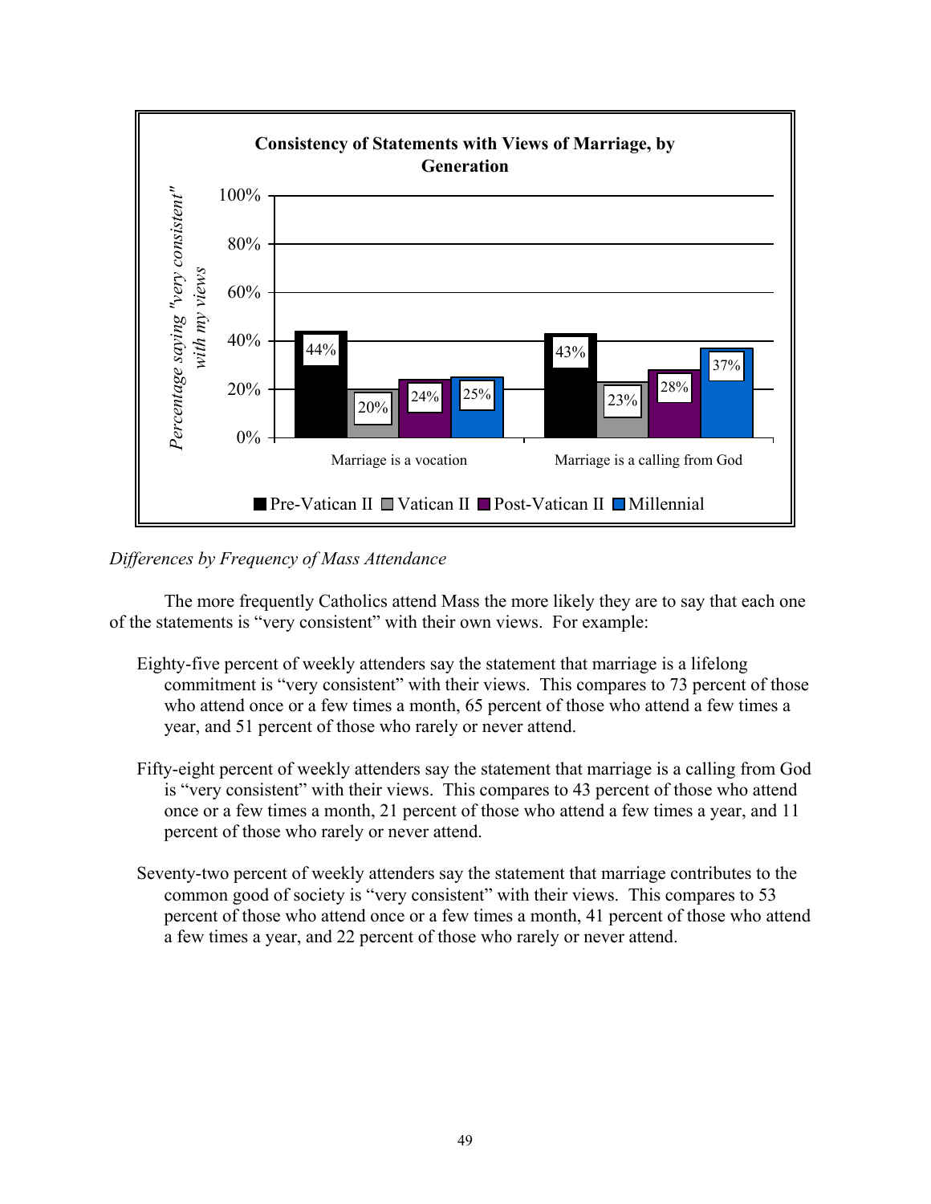**Consistency of Statements with Views of Marriage, by Generation**

| | Pre-Vatican II | Vatican II | Post-Vatican II | Millennial |
|---|---|---|---|---|
| Marriage is a vocation | 44% | 20% | 24% | 25% |
| Marriage is a calling from God | 43% | 23% | 28% | 37% |

*Percentage saying "very consistent" with my views*

*Differences by Frequency of Mass Attendance*

The more frequently Catholics attend Mass the more likely they are to say that each one of the statements is "very consistent" with their own views. For example:

Eighty-five percent of weekly attenders say the statement that marriage is a lifelong commitment is "very consistent" with their views. This compares to 73 percent of those who attend once or a few times a month, 65 percent of those who attend a few times a year, and 51 percent of those who rarely or never attend.

Fifty-eight percent of weekly attenders say the statement that marriage is a calling from God is "very consistent" with their views. This compares to 43 percent of those who attend once or a few times a month, 21 percent of those who attend a few times a year, and 11 percent of those who rarely or never attend.

Seventy-two percent of weekly attenders say the statement that marriage contributes to the common good of society is "very consistent" with their views. This compares to 53 percent of those who attend once or a few times a month, 41 percent of those who attend a few times a year, and 22 percent of those who rarely or never attend.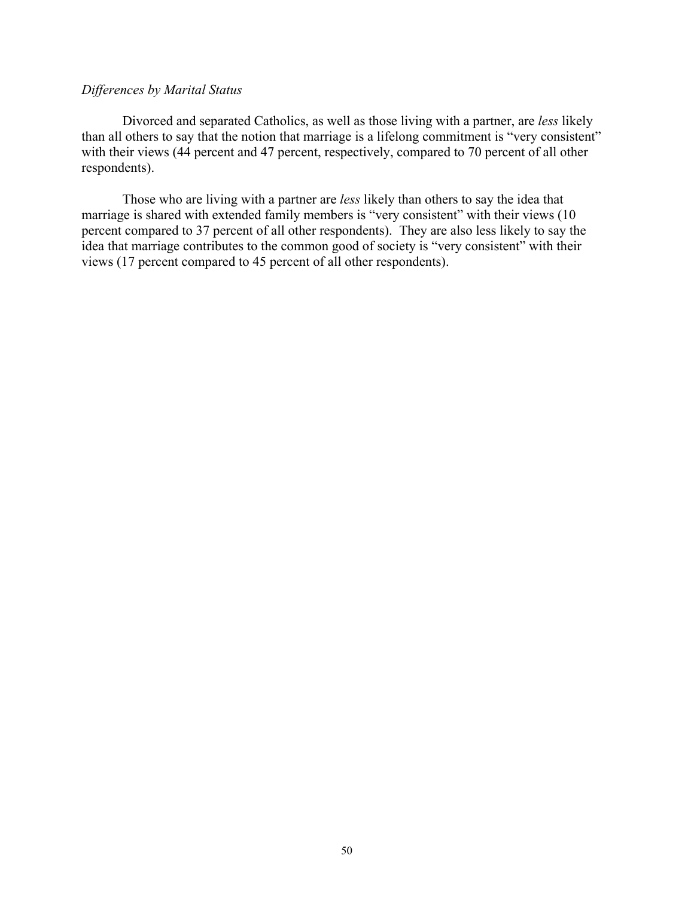*Differences by Marital Status*

Divorced and separated Catholics, as well as those living with a partner, are *less* likely than all others to say that the notion that marriage is a lifelong commitment is "very consistent" with their views (44 percent and 47 percent, respectively, compared to 70 percent of all other respondents).

Those who are living with a partner are *less* likely than others to say the idea that marriage is shared with extended family members is "very consistent" with their views (10 percent compared to 37 percent of all other respondents). They are also less likely to say the idea that marriage contributes to the common good of society is "very consistent" with their views (17 percent compared to 45 percent of all other respondents).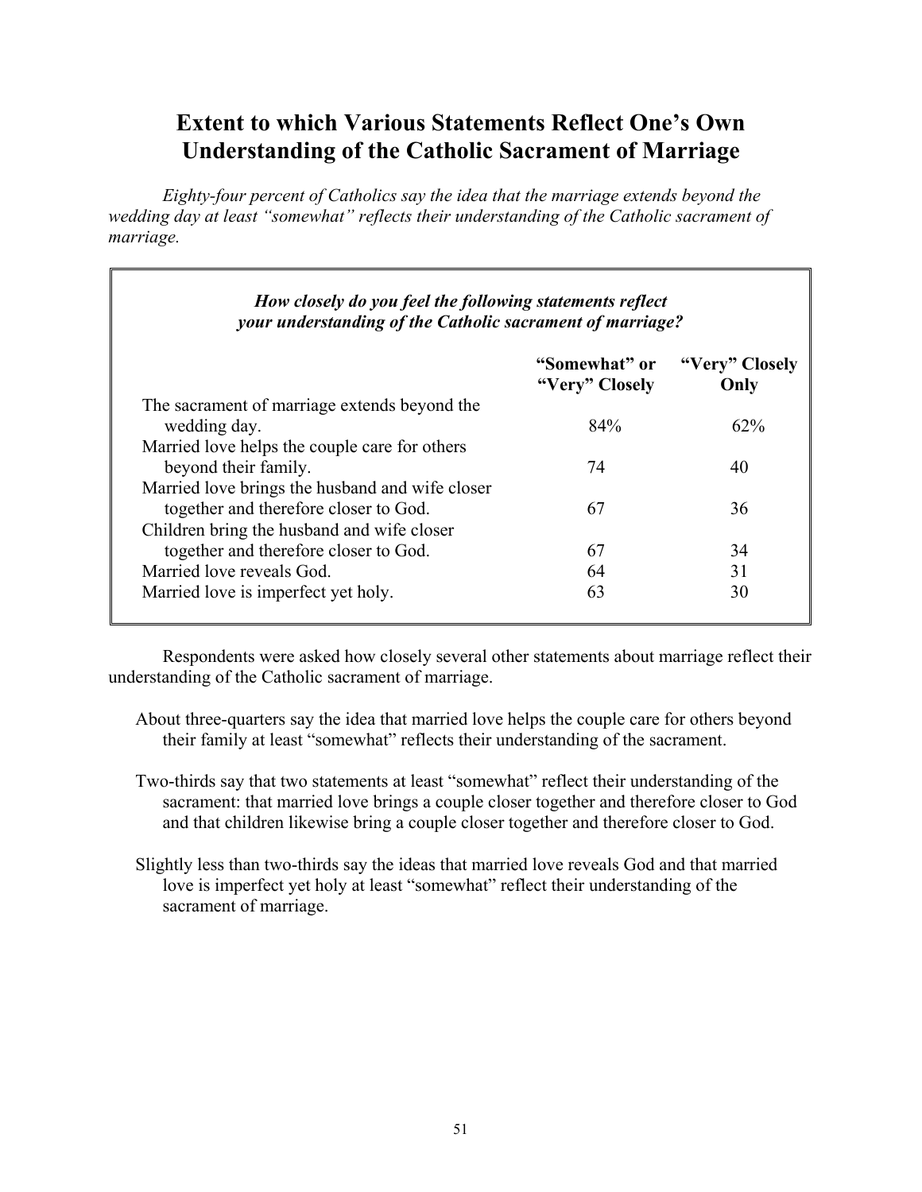# Extent to which Various Statements Reflect One's Own Understanding of the Catholic Sacrament of Marriage

*Eighty-four percent of Catholics say the idea that the marriage extends beyond the wedding day at least "somewhat" reflects their understanding of the Catholic sacrament of marriage.*

***How closely do you feel the following statements reflect your understanding of the Catholic sacrament of marriage?***

| | **"Somewhat" or "Very" Closely** | **"Very" Closely Only** |
|---|---|---|
| The sacrament of marriage extends beyond the wedding day. | 84% | 62% |
| Married love helps the couple care for others beyond their family. | 74 | 40 |
| Married love brings the husband and wife closer together and therefore closer to God. | 67 | 36 |
| Children bring the husband and wife closer together and therefore closer to God. | 67 | 34 |
| Married love reveals God. | 64 | 31 |
| Married love is imperfect yet holy. | 63 | 30 |

Respondents were asked how closely several other statements about marriage reflect their understanding of the Catholic sacrament of marriage.

About three-quarters say the idea that married love helps the couple care for others beyond their family at least "somewhat" reflects their understanding of the sacrament.

Two-thirds say that two statements at least "somewhat" reflect their understanding of the sacrament: that married love brings a couple closer together and therefore closer to God and that children likewise bring a couple closer together and therefore closer to God.

Slightly less than two-thirds say the ideas that married love reveals God and that married love is imperfect yet holy at least "somewhat" reflect their understanding of the sacrament of marriage.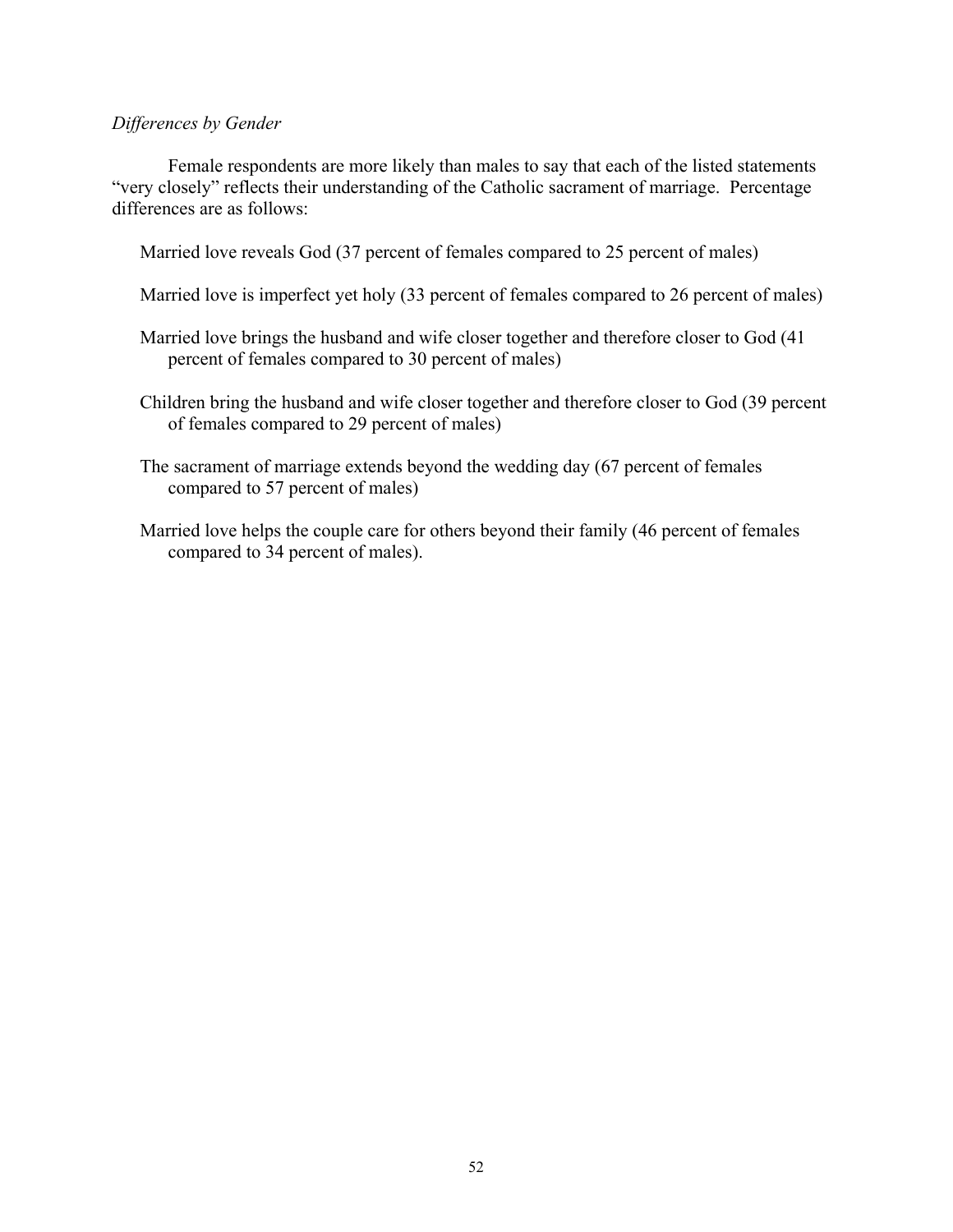*Differences by Gender*

Female respondents are more likely than males to say that each of the listed statements "very closely" reflects their understanding of the Catholic sacrament of marriage. Percentage differences are as follows:

Married love reveals God (37 percent of females compared to 25 percent of males)

Married love is imperfect yet holy (33 percent of females compared to 26 percent of males)

Married love brings the husband and wife closer together and therefore closer to God (41 percent of females compared to 30 percent of males)

Children bring the husband and wife closer together and therefore closer to God (39 percent of females compared to 29 percent of males)

The sacrament of marriage extends beyond the wedding day (67 percent of females compared to 57 percent of males)

Married love helps the couple care for others beyond their family (46 percent of females compared to 34 percent of males).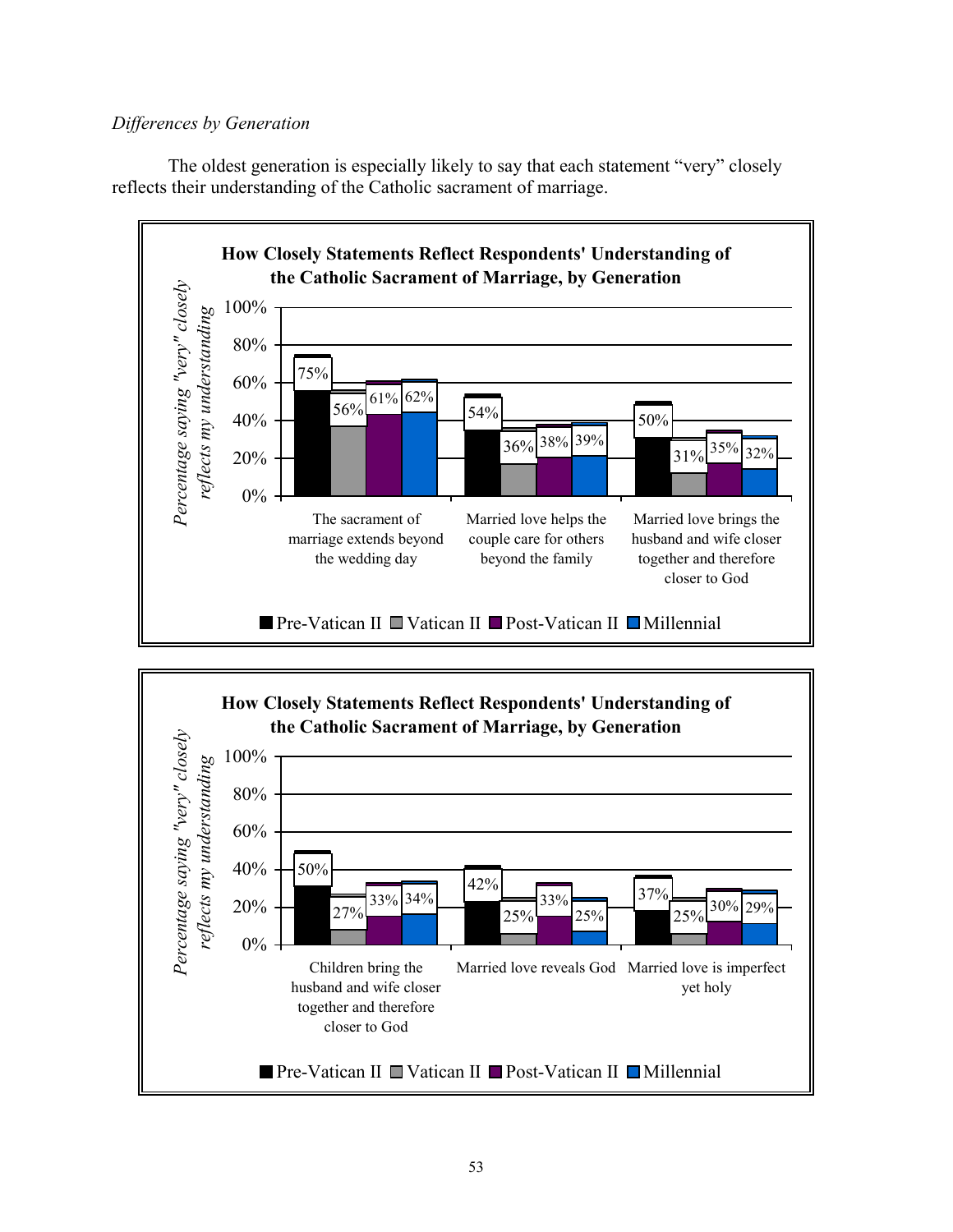*Differences by Generation*

The oldest generation is especially likely to say that each statement "very" closely reflects their understanding of the Catholic sacrament of marriage.

**How Closely Statements Reflect Respondents' Understanding of the Catholic Sacrament of Marriage, by Generation**

Percentage saying "very" closely reflects my understanding

| Statement | Pre-Vatican II | Vatican II | Post-Vatican II | Millennial |
|---|---|---|---|---|
| The sacrament of marriage extends beyond the wedding day | 75% | 56% | 61% | 62% |
| Married love helps the couple care for others beyond the family | 54% | 36% | 38% | 39% |
| Married love brings the husband and wife closer together and therefore closer to God | 50% | 31% | 35% | 32% |

**How Closely Statements Reflect Respondents' Understanding of the Catholic Sacrament of Marriage, by Generation**

Percentage saying "very" closely reflects my understanding

| Statement | Pre-Vatican II | Vatican II | Post-Vatican II | Millennial |
|---|---|---|---|---|
| Children bring the husband and wife closer together and therefore closer to God | 50% | 27% | 33% | 34% |
| Married love reveals God | 42% | 25% | 33% | 25% |
| Married love is imperfect yet holy | 37% | 25% | 30% | 29% |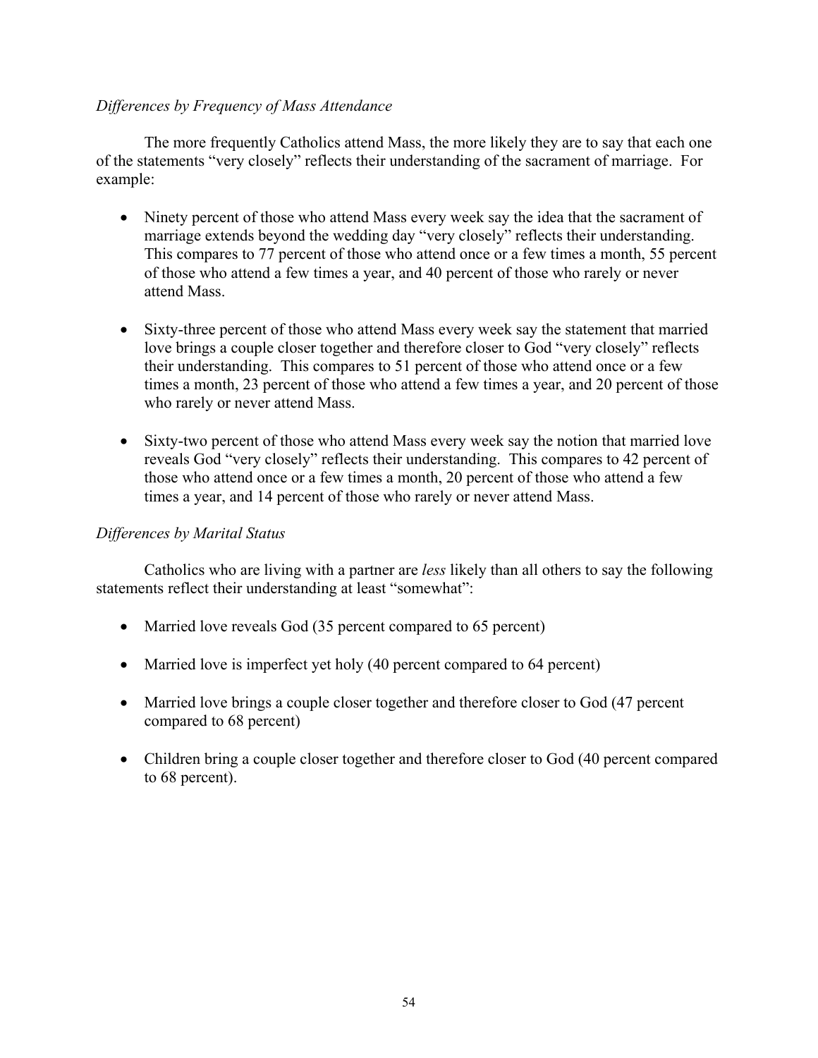*Differences by Frequency of Mass Attendance*

The more frequently Catholics attend Mass, the more likely they are to say that each one of the statements "very closely" reflects their understanding of the sacrament of marriage. For example:

- Ninety percent of those who attend Mass every week say the idea that the sacrament of marriage extends beyond the wedding day "very closely" reflects their understanding. This compares to 77 percent of those who attend once or a few times a month, 55 percent of those who attend a few times a year, and 40 percent of those who rarely or never attend Mass.

- Sixty-three percent of those who attend Mass every week say the statement that married love brings a couple closer together and therefore closer to God "very closely" reflects their understanding. This compares to 51 percent of those who attend once or a few times a month, 23 percent of those who attend a few times a year, and 20 percent of those who rarely or never attend Mass.

- Sixty-two percent of those who attend Mass every week say the notion that married love reveals God "very closely" reflects their understanding. This compares to 42 percent of those who attend once or a few times a month, 20 percent of those who attend a few times a year, and 14 percent of those who rarely or never attend Mass.

*Differences by Marital Status*

Catholics who are living with a partner are *less* likely than all others to say the following statements reflect their understanding at least "somewhat":

- Married love reveals God (35 percent compared to 65 percent)

- Married love is imperfect yet holy (40 percent compared to 64 percent)

- Married love brings a couple closer together and therefore closer to God (47 percent compared to 68 percent)

- Children bring a couple closer together and therefore closer to God (40 percent compared to 68 percent).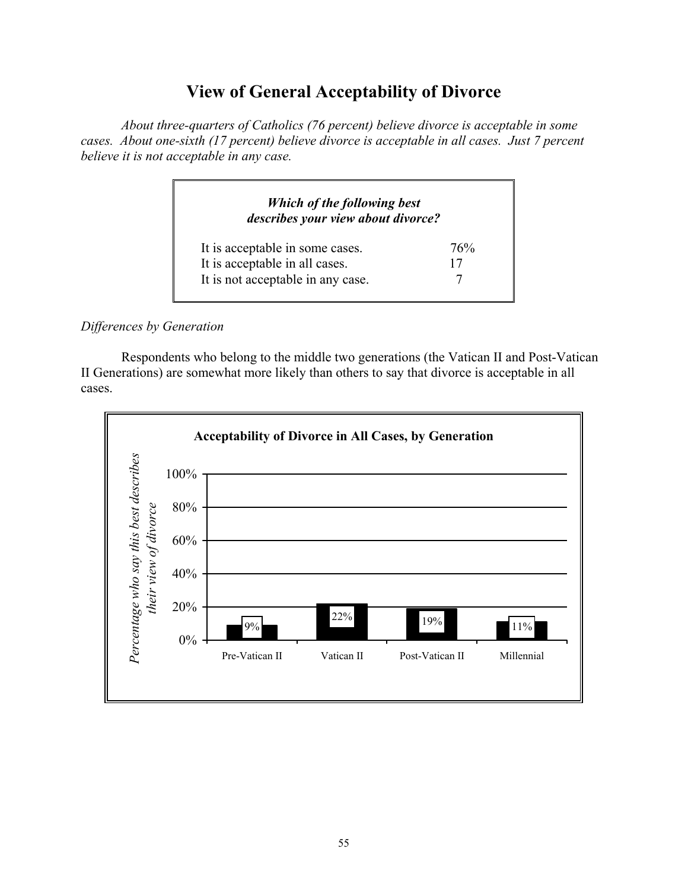# View of General Acceptability of Divorce

*About three-quarters of Catholics (76 percent) believe divorce is acceptable in some cases. About one-sixth (17 percent) believe divorce is acceptable in all cases. Just 7 percent believe it is not acceptable in any case.*

| ***Which of the following best describes your view about divorce?*** | |
|---|---|
| It is acceptable in some cases. | 76% |
| It is acceptable in all cases. | 17 |
| It is not acceptable in any case. | 7 |

*Differences by Generation*

Respondents who belong to the middle two generations (the Vatican II and Post-Vatican II Generations) are somewhat more likely than others to say that divorce is acceptable in all cases.

**Acceptability of Divorce in All Cases, by Generation**

| Generation | Percentage who say this best describes their view of divorce |
|---|---|
| Pre-Vatican II | 9% |
| Vatican II | 22% |
| Post-Vatican II | 19% |
| Millennial | 11% |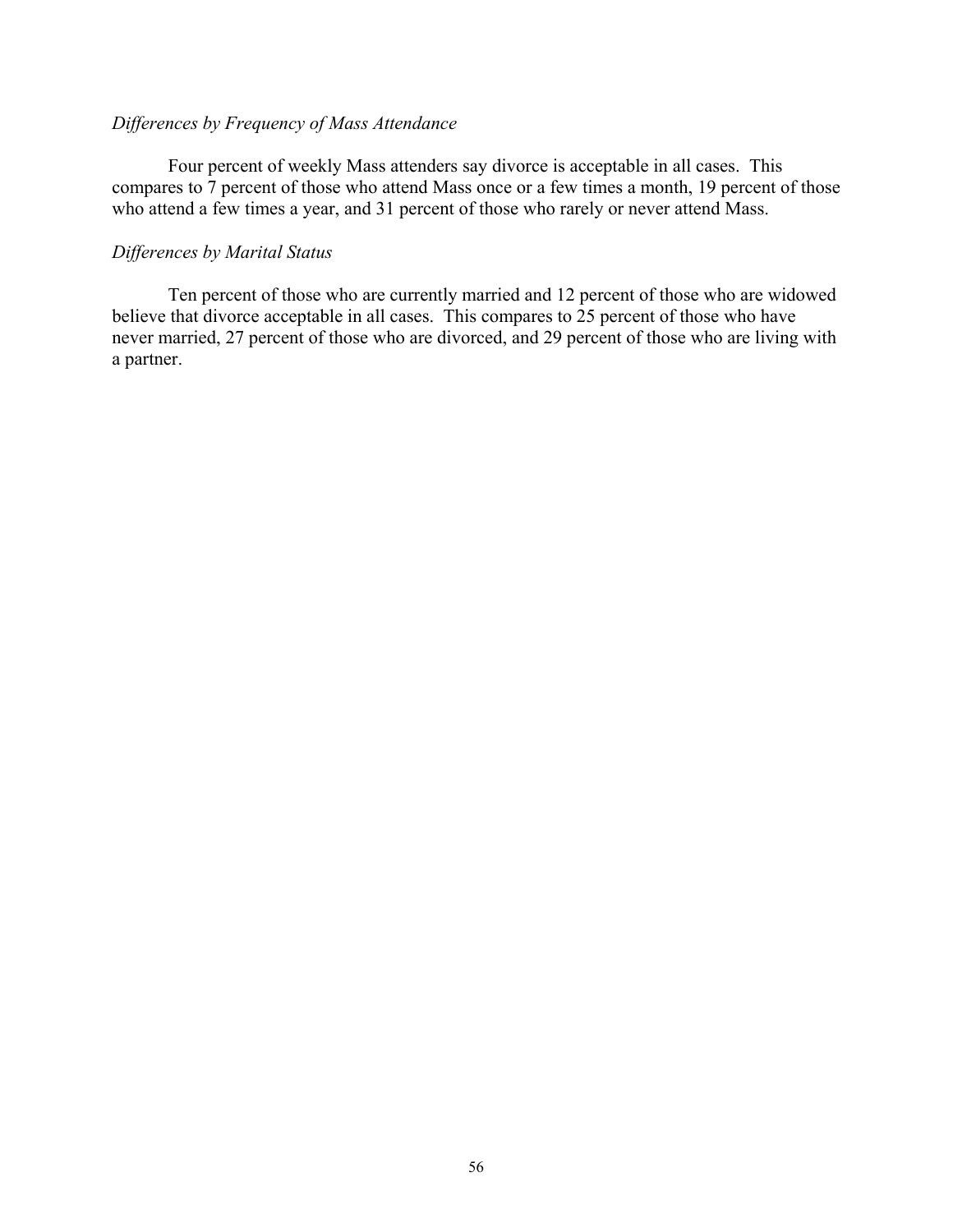*Differences by Frequency of Mass Attendance*

Four percent of weekly Mass attenders say divorce is acceptable in all cases. This compares to 7 percent of those who attend Mass once or a few times a month, 19 percent of those who attend a few times a year, and 31 percent of those who rarely or never attend Mass.

*Differences by Marital Status*

Ten percent of those who are currently married and 12 percent of those who are widowed believe that divorce acceptable in all cases. This compares to 25 percent of those who have never married, 27 percent of those who are divorced, and 29 percent of those who are living with a partner.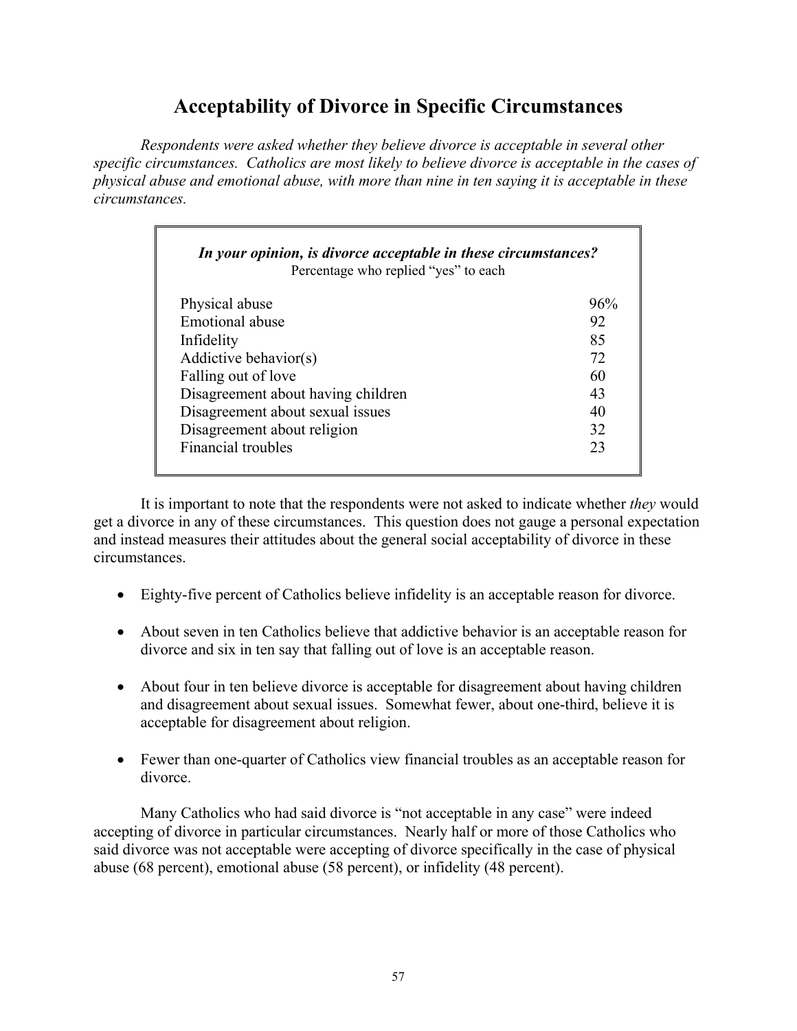# Acceptability of Divorce in Specific Circumstances

*Respondents were asked whether they believe divorce is acceptable in several other specific circumstances. Catholics are most likely to believe divorce is acceptable in the cases of physical abuse and emotional abuse, with more than nine in ten saying it is acceptable in these circumstances.*

***In your opinion, is divorce acceptable in these circumstances?***
Percentage who replied "yes" to each

| | |
|---|---|
| Physical abuse | 96% |
| Emotional abuse | 92 |
| Infidelity | 85 |
| Addictive behavior(s) | 72 |
| Falling out of love | 60 |
| Disagreement about having children | 43 |
| Disagreement about sexual issues | 40 |
| Disagreement about religion | 32 |
| Financial troubles | 23 |

It is important to note that the respondents were not asked to indicate whether *they* would get a divorce in any of these circumstances. This question does not gauge a personal expectation and instead measures their attitudes about the general social acceptability of divorce in these circumstances.

- Eighty-five percent of Catholics believe infidelity is an acceptable reason for divorce.
- About seven in ten Catholics believe that addictive behavior is an acceptable reason for divorce and six in ten say that falling out of love is an acceptable reason.
- About four in ten believe divorce is acceptable for disagreement about having children and disagreement about sexual issues. Somewhat fewer, about one-third, believe it is acceptable for disagreement about religion.
- Fewer than one-quarter of Catholics view financial troubles as an acceptable reason for divorce.

Many Catholics who had said divorce is "not acceptable in any case" were indeed accepting of divorce in particular circumstances. Nearly half or more of those Catholics who said divorce was not acceptable were accepting of divorce specifically in the case of physical abuse (68 percent), emotional abuse (58 percent), or infidelity (48 percent).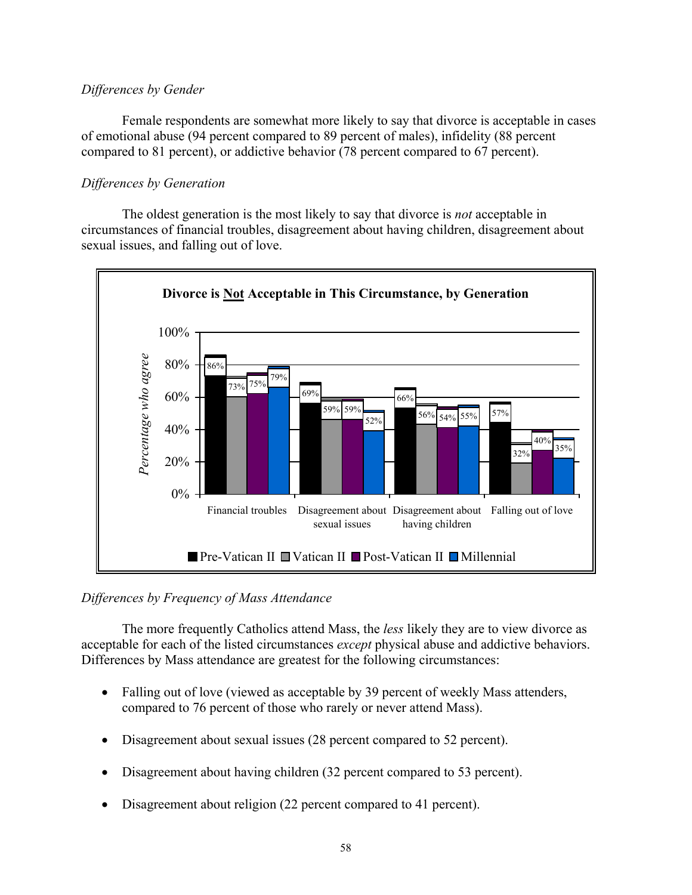*Differences by Gender*

Female respondents are somewhat more likely to say that divorce is acceptable in cases of emotional abuse (94 percent compared to 89 percent of males), infidelity (88 percent compared to 81 percent), or addictive behavior (78 percent compared to 67 percent).

*Differences by Generation*

The oldest generation is the most likely to say that divorce is *not* acceptable in circumstances of financial troubles, disagreement about having children, disagreement about sexual issues, and falling out of love.

**Divorce is Not Acceptable in This Circumstance, by Generation**

*Percentage who agree*

| | Pre-Vatican II | Vatican II | Post-Vatican II | Millennial |
|---|---|---|---|---|
| Financial troubles | 86% | 73% | 75% | 79% |
| Disagreement about sexual issues | 69% | 59% | 59% | 52% |
| Disagreement about having children | 66% | 56% | 54% | 55% |
| Falling out of love | 57% | 32% | 40% | 35% |

*Differences by Frequency of Mass Attendance*

The more frequently Catholics attend Mass, the *less* likely they are to view divorce as acceptable for each of the listed circumstances *except* physical abuse and addictive behaviors. Differences by Mass attendance are greatest for the following circumstances:

- Falling out of love (viewed as acceptable by 39 percent of weekly Mass attenders, compared to 76 percent of those who rarely or never attend Mass).
- Disagreement about sexual issues (28 percent compared to 52 percent).
- Disagreement about having children (32 percent compared to 53 percent).
- Disagreement about religion (22 percent compared to 41 percent).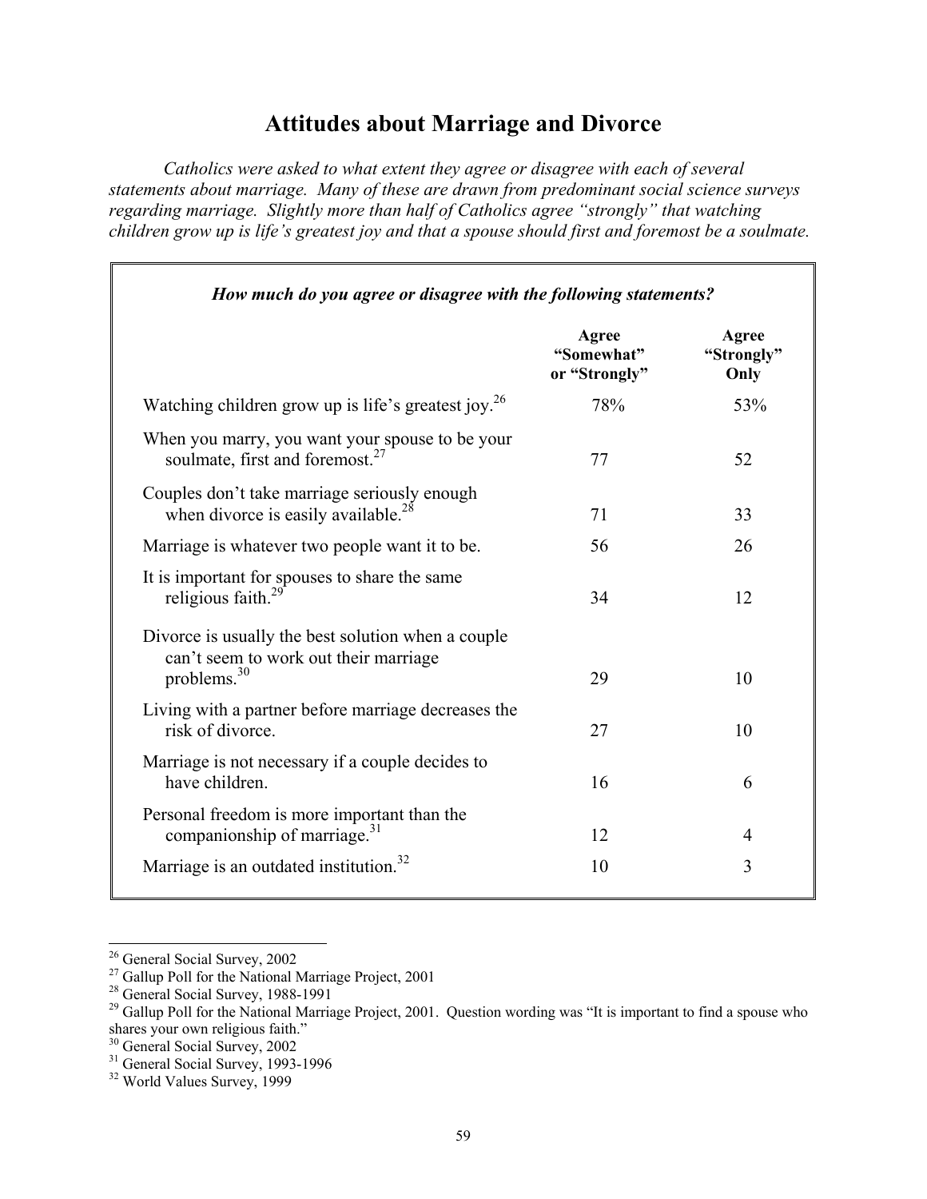# Attitudes about Marriage and Divorce

*Catholics were asked to what extent they agree or disagree with each of several statements about marriage. Many of these are drawn from predominant social science surveys regarding marriage. Slightly more than half of Catholics agree "strongly" that watching children grow up is life's greatest joy and that a spouse should first and foremost be a soulmate.*

***How much do you agree or disagree with the following statements?***

| | Agree "Somewhat" or "Strongly" | Agree "Strongly" Only |
|---|---|---|
| Watching children grow up is life's greatest joy.[26] | 78% | 53% |
| When you marry, you want your spouse to be your soulmate, first and foremost.[27] | 77 | 52 |
| Couples don't take marriage seriously enough when divorce is easily available.[28] | 71 | 33 |
| Marriage is whatever two people want it to be. | 56 | 26 |
| It is important for spouses to share the same religious faith.[29] | 34 | 12 |
| Divorce is usually the best solution when a couple can't seem to work out their marriage problems.[30] | 29 | 10 |
| Living with a partner before marriage decreases the risk of divorce. | 27 | 10 |
| Marriage is not necessary if a couple decides to have children. | 16 | 6 |
| Personal freedom is more important than the companionship of marriage.[31] | 12 | 4 |
| Marriage is an outdated institution.[32] | 10 | 3 |

---

[26] General Social Survey, 2002

[27] Gallup Poll for the National Marriage Project, 2001

[28] General Social Survey, 1988-1991

[29] Gallup Poll for the National Marriage Project, 2001. Question wording was "It is important to find a spouse who shares your own religious faith."

[30] General Social Survey, 2002

[31] General Social Survey, 1993-1996

[32] World Values Survey, 1999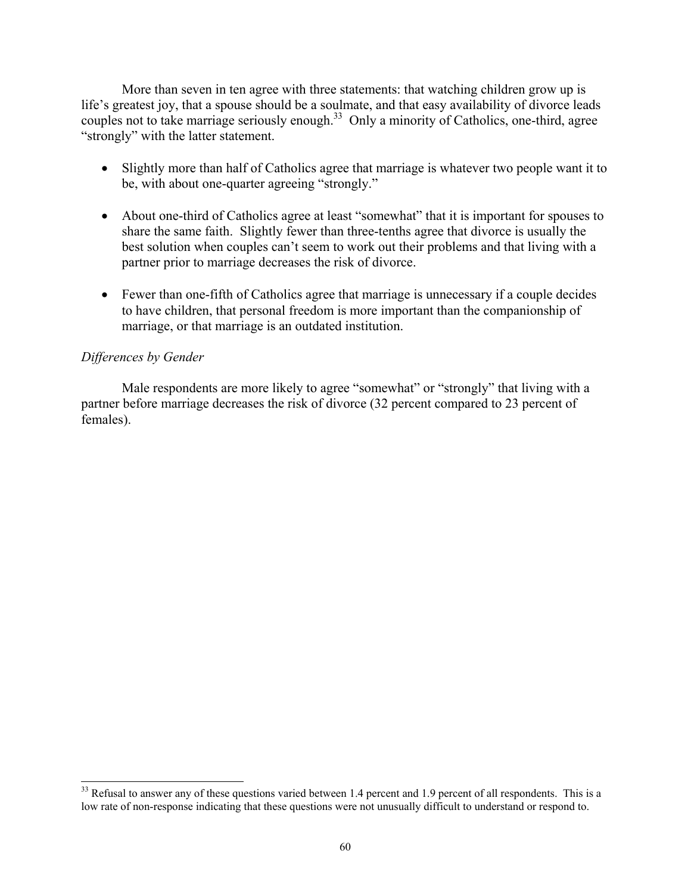More than seven in ten agree with three statements: that watching children grow up is life's greatest joy, that a spouse should be a soulmate, and that easy availability of divorce leads couples not to take marriage seriously enough.[33] Only a minority of Catholics, one-third, agree "strongly" with the latter statement.

- Slightly more than half of Catholics agree that marriage is whatever two people want it to be, with about one-quarter agreeing "strongly."
- About one-third of Catholics agree at least "somewhat" that it is important for spouses to share the same faith. Slightly fewer than three-tenths agree that divorce is usually the best solution when couples can't seem to work out their problems and that living with a partner prior to marriage decreases the risk of divorce.
- Fewer than one-fifth of Catholics agree that marriage is unnecessary if a couple decides to have children, that personal freedom is more important than the companionship of marriage, or that marriage is an outdated institution.

*Differences by Gender*

Male respondents are more likely to agree "somewhat" or "strongly" that living with a partner before marriage decreases the risk of divorce (32 percent compared to 23 percent of females).

---

[33] Refusal to answer any of these questions varied between 1.4 percent and 1.9 percent of all respondents. This is a low rate of non-response indicating that these questions were not unusually difficult to understand or respond to.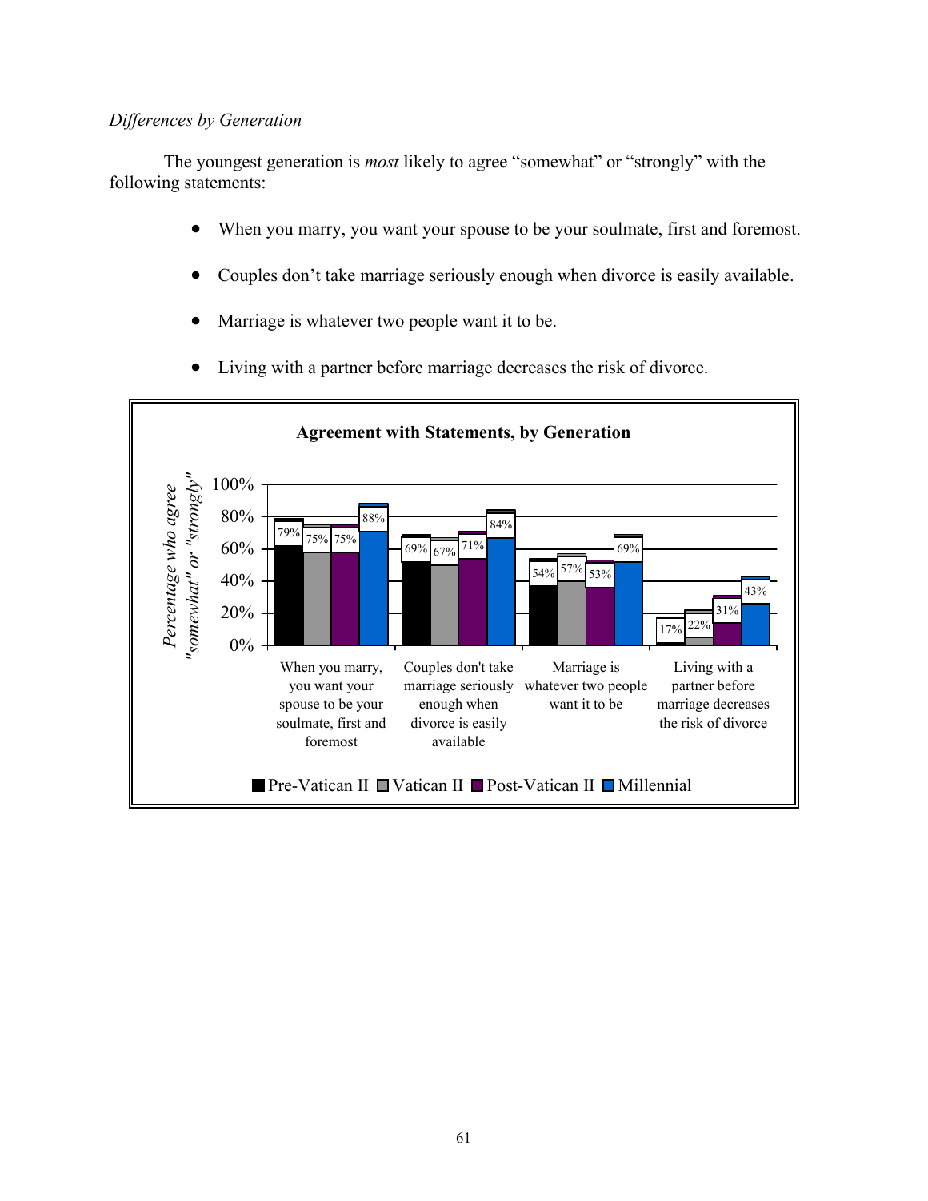*Differences by Generation*

The youngest generation is *most* likely to agree "somewhat" or "strongly" with the following statements:

- When you marry, you want your spouse to be your soulmate, first and foremost.
- Couples don't take marriage seriously enough when divorce is easily available.
- Marriage is whatever two people want it to be.
- Living with a partner before marriage decreases the risk of divorce.

**Agreement with Statements, by Generation**

| Statement | Pre-Vatican II | Vatican II | Post-Vatican II | Millennial |
|---|---|---|---|---|
| When you marry, you want your spouse to be your soulmate, first and foremost | 79% | 75% | 75% | 88% |
| Couples don't take marriage seriously enough when divorce is easily available | 69% | 67% | 71% | 84% |
| Marriage is whatever two people want it to be | 54% | 57% | 53% | 69% |
| Living with a partner before marriage decreases the risk of divorce | 17% | 22% | 31% | 43% |

*Percentage who agree "somewhat" or "strongly"*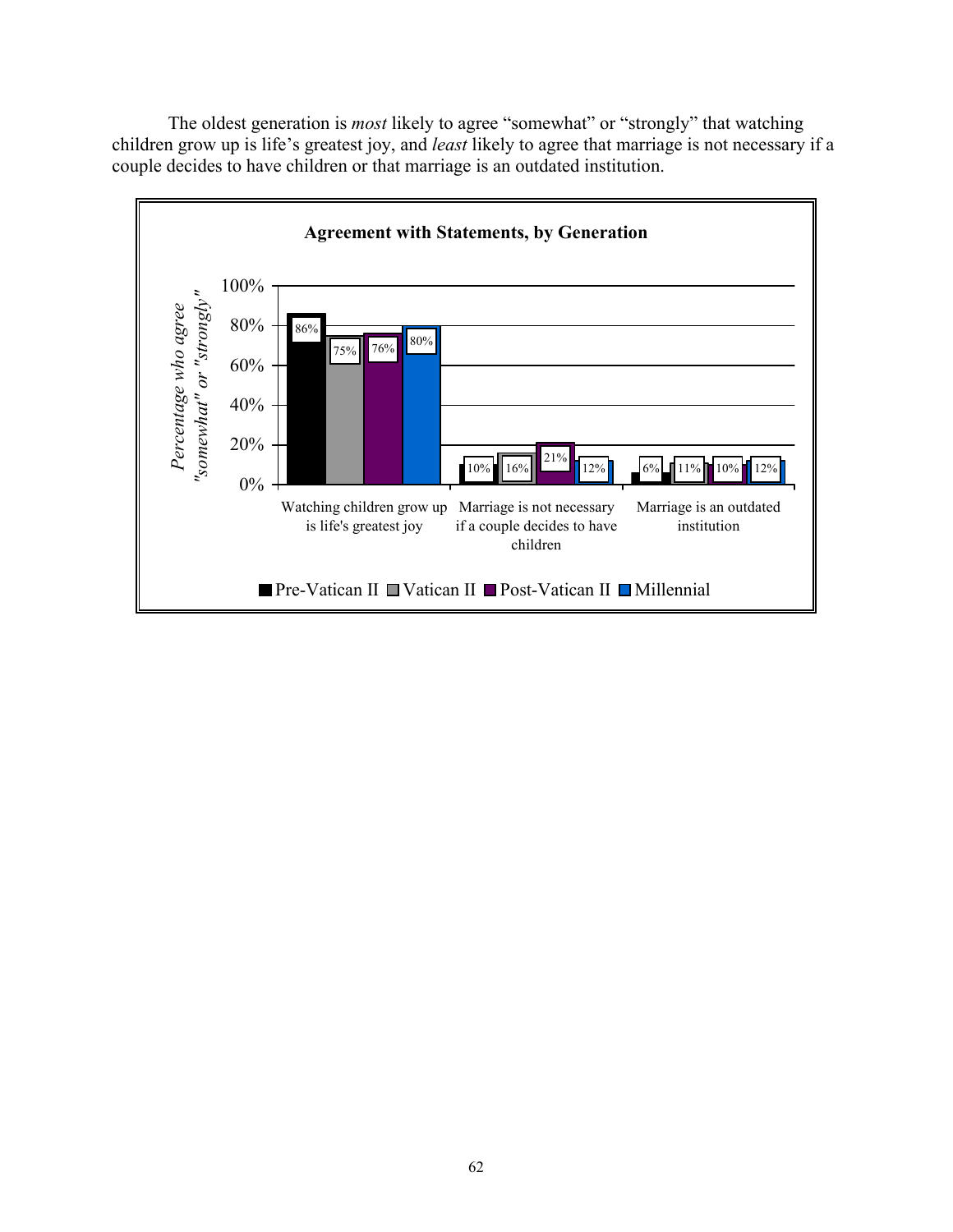The oldest generation is *most* likely to agree "somewhat" or "strongly" that watching children grow up is life's greatest joy, and *least* likely to agree that marriage is not necessary if a couple decides to have children or that marriage is an outdated institution.

**Agreement with Statements, by Generation**

| Percentage who agree "somewhat" or "strongly" | Pre-Vatican II | Vatican II | Post-Vatican II | Millennial |
|---|---|---|---|---|
| Watching children grow up is life's greatest joy | 86% | 75% | 76% | 80% |
| Marriage is not necessary if a couple decides to have children | 10% | 16% | 21% | 12% |
| Marriage is an outdated institution | 6% | 11% | 10% | 12% |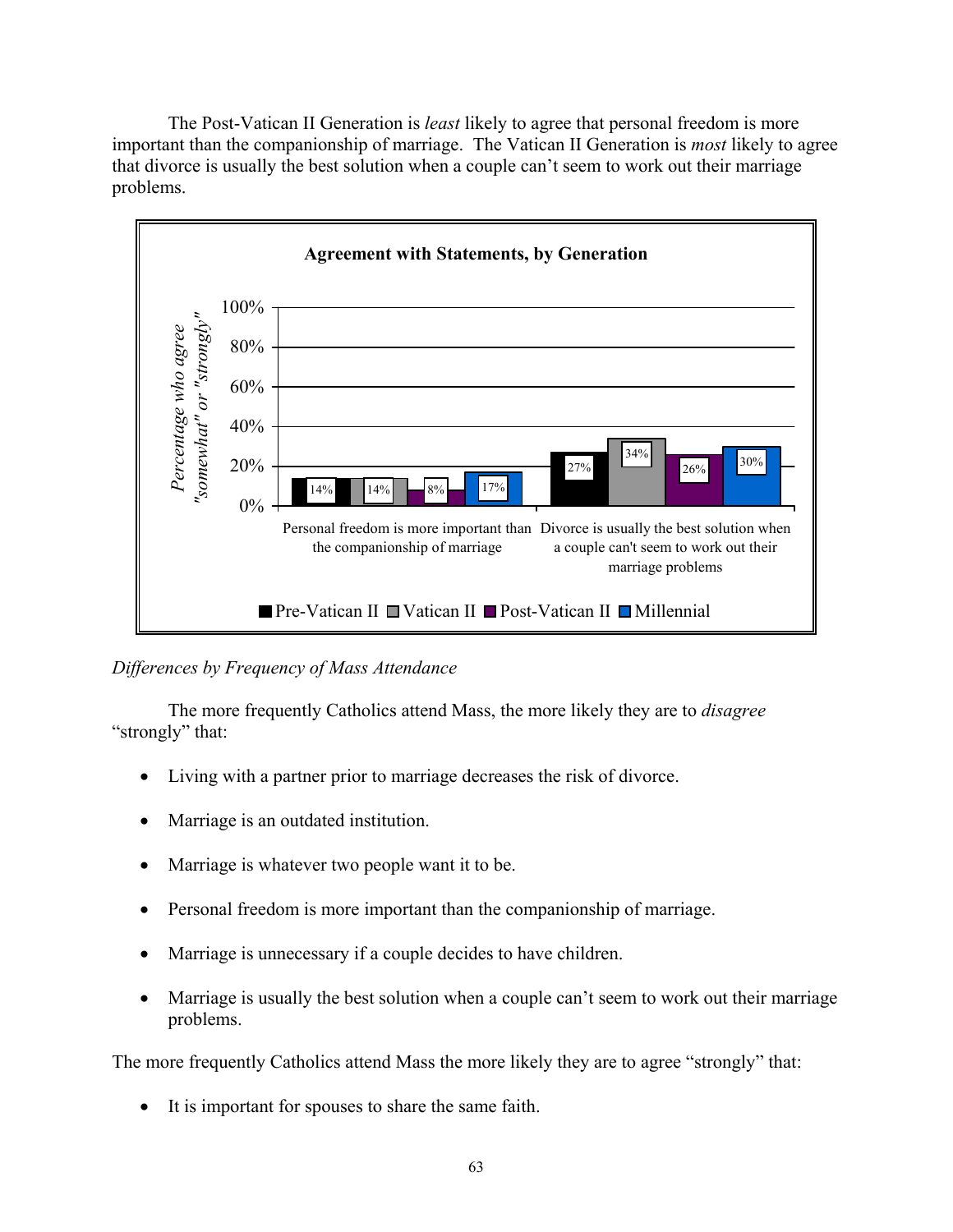The Post-Vatican II Generation is *least* likely to agree that personal freedom is more important than the companionship of marriage. The Vatican II Generation is *most* likely to agree that divorce is usually the best solution when a couple can't seem to work out their marriage problems.

**Agreement with Statements, by Generation**

| Percentage who agree "somewhat" or "strongly" | Pre-Vatican II | Vatican II | Post-Vatican II | Millennial |
|---|---|---|---|---|
| Personal freedom is more important than the companionship of marriage | 14% | 14% | 8% | 17% |
| Divorce is usually the best solution when a couple can't seem to work out their marriage problems | 27% | 34% | 26% | 30% |

*Differences by Frequency of Mass Attendance*

The more frequently Catholics attend Mass, the more likely they are to *disagree* "strongly" that:

- Living with a partner prior to marriage decreases the risk of divorce.
- Marriage is an outdated institution.
- Marriage is whatever two people want it to be.
- Personal freedom is more important than the companionship of marriage.
- Marriage is unnecessary if a couple decides to have children.
- Marriage is usually the best solution when a couple can't seem to work out their marriage problems.

The more frequently Catholics attend Mass the more likely they are to agree "strongly" that:

- It is important for spouses to share the same faith.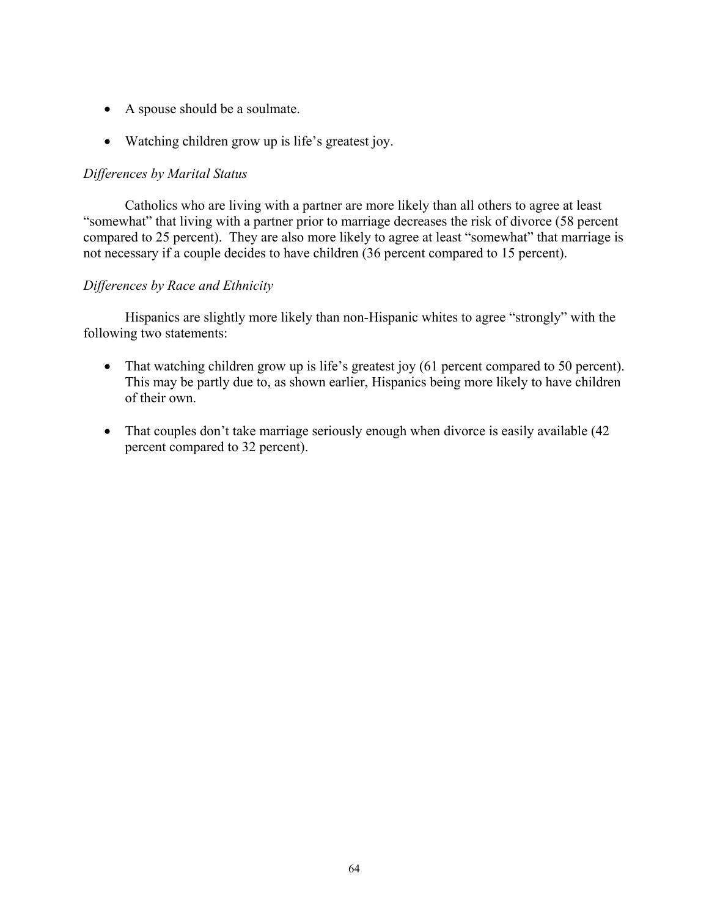- A spouse should be a soulmate.
- Watching children grow up is life's greatest joy.

*Differences by Marital Status*

Catholics who are living with a partner are more likely than all others to agree at least "somewhat" that living with a partner prior to marriage decreases the risk of divorce (58 percent compared to 25 percent). They are also more likely to agree at least "somewhat" that marriage is not necessary if a couple decides to have children (36 percent compared to 15 percent).

*Differences by Race and Ethnicity*

Hispanics are slightly more likely than non-Hispanic whites to agree "strongly" with the following two statements:

- That watching children grow up is life's greatest joy (61 percent compared to 50 percent). This may be partly due to, as shown earlier, Hispanics being more likely to have children of their own.
- That couples don't take marriage seriously enough when divorce is easily available (42 percent compared to 32 percent).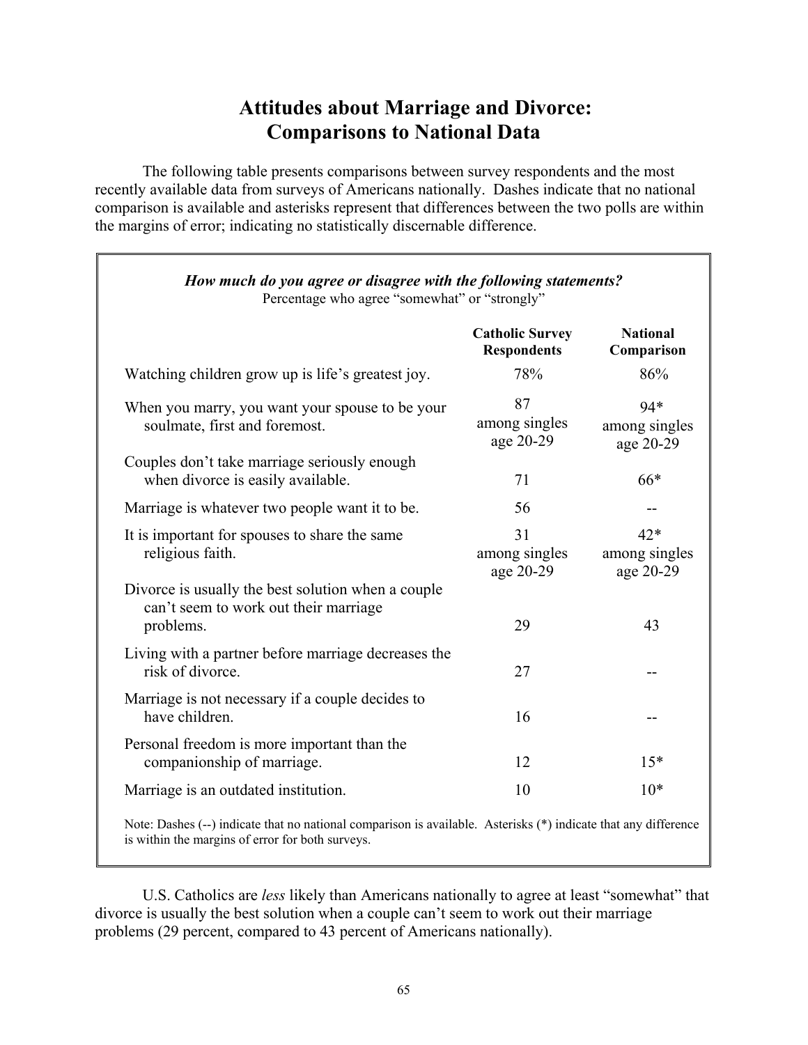# Attitudes about Marriage and Divorce: Comparisons to National Data

The following table presents comparisons between survey respondents and the most recently available data from surveys of Americans nationally. Dashes indicate that no national comparison is available and asterisks represent that differences between the two polls are within the margins of error; indicating no statistically discernable difference.

***How much do you agree or disagree with the following statements?***
Percentage who agree "somewhat" or "strongly"

| | Catholic Survey Respondents | National Comparison |
|---|---|---|
| Watching children grow up is life's greatest joy. | 78% | 86% |
| When you marry, you want your spouse to be your soulmate, first and foremost. | 87 among singles age 20-29 | 94* among singles age 20-29 |
| Couples don't take marriage seriously enough when divorce is easily available. | 71 | 66* |
| Marriage is whatever two people want it to be. | 56 | -- |
| It is important for spouses to share the same religious faith. | 31 among singles age 20-29 | 42* among singles age 20-29 |
| Divorce is usually the best solution when a couple can't seem to work out their marriage problems. | 29 | 43 |
| Living with a partner before marriage decreases the risk of divorce. | 27 | -- |
| Marriage is not necessary if a couple decides to have children. | 16 | -- |
| Personal freedom is more important than the companionship of marriage. | 12 | 15* |
| Marriage is an outdated institution. | 10 | 10* |

Note: Dashes (--) indicate that no national comparison is available. Asterisks (*) indicate that any difference is within the margins of error for both surveys.

U.S. Catholics are *less* likely than Americans nationally to agree at least "somewhat" that divorce is usually the best solution when a couple can't seem to work out their marriage problems (29 percent, compared to 43 percent of Americans nationally).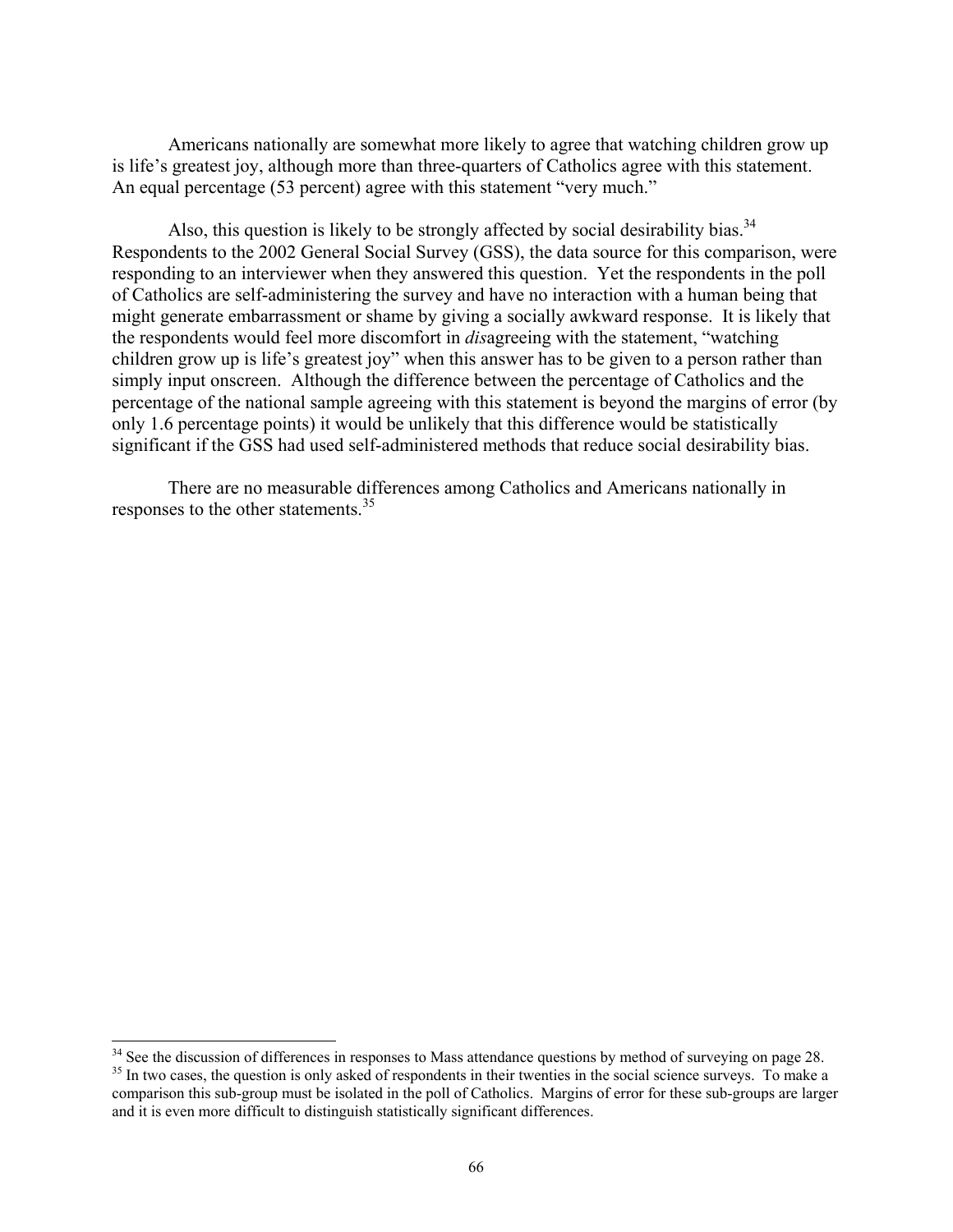Americans nationally are somewhat more likely to agree that watching children grow up is life's greatest joy, although more than three-quarters of Catholics agree with this statement. An equal percentage (53 percent) agree with this statement "very much."

Also, this question is likely to be strongly affected by social desirability bias.[34] Respondents to the 2002 General Social Survey (GSS), the data source for this comparison, were responding to an interviewer when they answered this question. Yet the respondents in the poll of Catholics are self-administering the survey and have no interaction with a human being that might generate embarrassment or shame by giving a socially awkward response. It is likely that the respondents would feel more discomfort in *dis*agreeing with the statement, "watching children grow up is life's greatest joy" when this answer has to be given to a person rather than simply input onscreen. Although the difference between the percentage of Catholics and the percentage of the national sample agreeing with this statement is beyond the margins of error (by only 1.6 percentage points) it would be unlikely that this difference would be statistically significant if the GSS had used self-administered methods that reduce social desirability bias.

There are no measurable differences among Catholics and Americans nationally in responses to the other statements.[35]

---

[34] See the discussion of differences in responses to Mass attendance questions by method of surveying on page 28.

[35] In two cases, the question is only asked of respondents in their twenties in the social science surveys. To make a comparison this sub-group must be isolated in the poll of Catholics. Margins of error for these sub-groups are larger and it is even more difficult to distinguish statistically significant differences.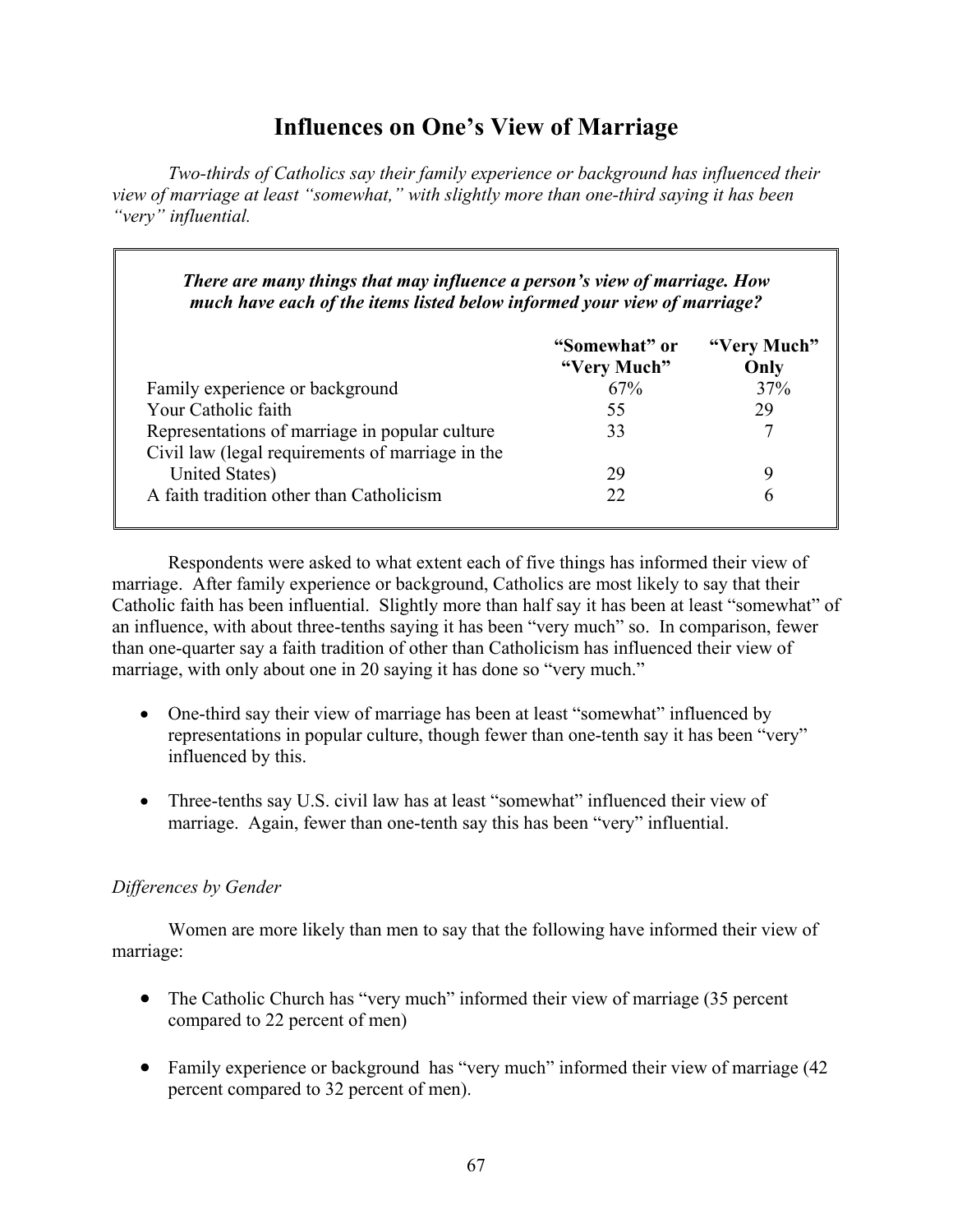# Influences on One's View of Marriage

*Two-thirds of Catholics say their family experience or background has influenced their view of marriage at least "somewhat," with slightly more than one-third saying it has been "very" influential.*

***There are many things that may influence a person's view of marriage. How much have each of the items listed below informed your view of marriage?***

| | "Somewhat" or "Very Much" | "Very Much" Only |
|---|---|---|
| Family experience or background | 67% | 37% |
| Your Catholic faith | 55 | 29 |
| Representations of marriage in popular culture | 33 | 7 |
| Civil law (legal requirements of marriage in the United States) | 29 | 9 |
| A faith tradition other than Catholicism | 22 | 6 |

Respondents were asked to what extent each of five things has informed their view of marriage. After family experience or background, Catholics are most likely to say that their Catholic faith has been influential. Slightly more than half say it has been at least "somewhat" of an influence, with about three-tenths saying it has been "very much" so. In comparison, fewer than one-quarter say a faith tradition of other than Catholicism has influenced their view of marriage, with only about one in 20 saying it has done so "very much."

- One-third say their view of marriage has been at least "somewhat" influenced by representations in popular culture, though fewer than one-tenth say it has been "very" influenced by this.
- Three-tenths say U.S. civil law has at least "somewhat" influenced their view of marriage. Again, fewer than one-tenth say this has been "very" influential.

*Differences by Gender*

Women are more likely than men to say that the following have informed their view of marriage:

- The Catholic Church has "very much" informed their view of marriage (35 percent compared to 22 percent of men)
- Family experience or background has "very much" informed their view of marriage (42 percent compared to 32 percent of men).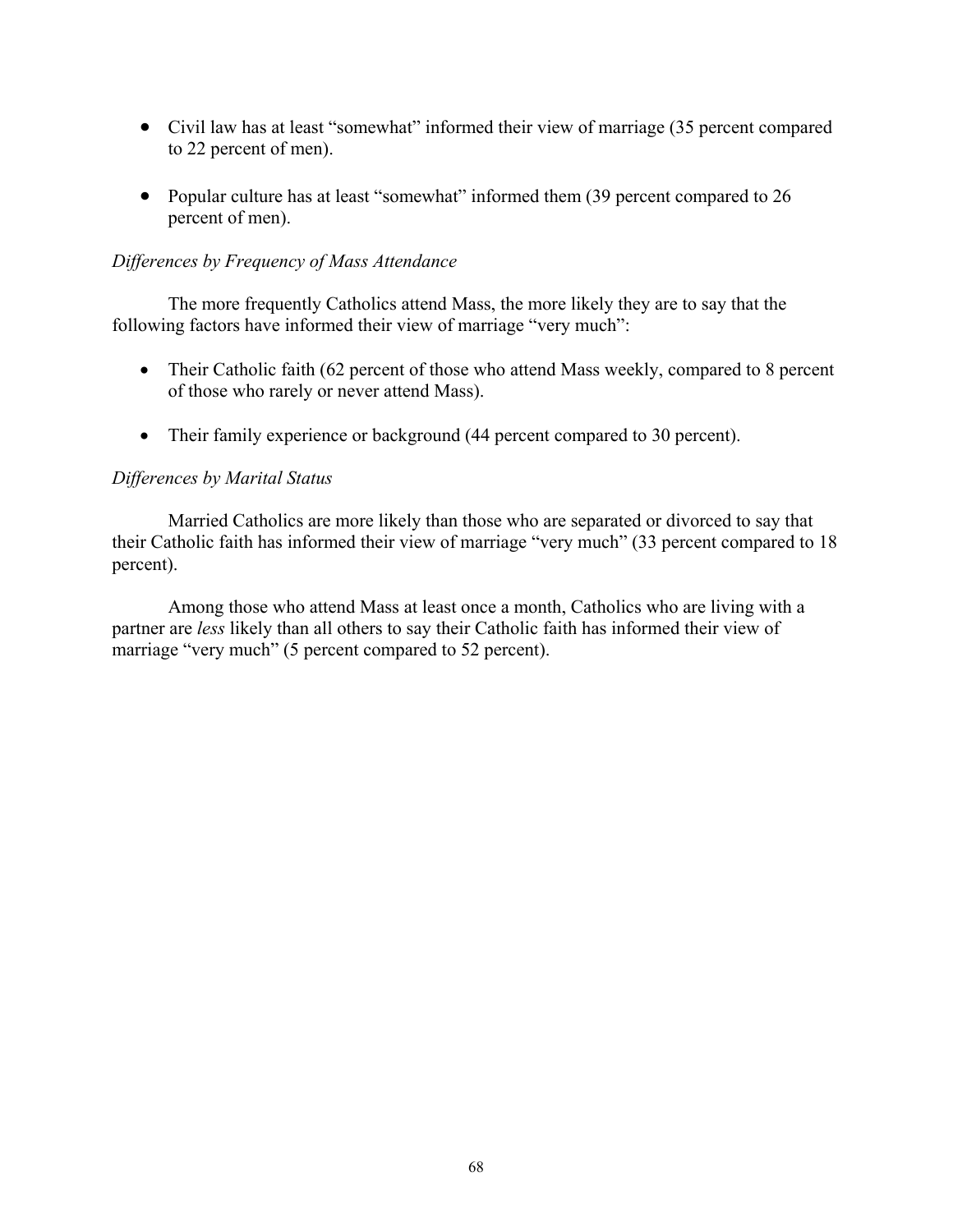- Civil law has at least "somewhat" informed their view of marriage (35 percent compared to 22 percent of men).

- Popular culture has at least "somewhat" informed them (39 percent compared to 26 percent of men).

*Differences by Frequency of Mass Attendance*

The more frequently Catholics attend Mass, the more likely they are to say that the following factors have informed their view of marriage "very much":

- Their Catholic faith (62 percent of those who attend Mass weekly, compared to 8 percent of those who rarely or never attend Mass).

- Their family experience or background (44 percent compared to 30 percent).

*Differences by Marital Status*

Married Catholics are more likely than those who are separated or divorced to say that their Catholic faith has informed their view of marriage "very much" (33 percent compared to 18 percent).

Among those who attend Mass at least once a month, Catholics who are living with a partner are *less* likely than all others to say their Catholic faith has informed their view of marriage "very much" (5 percent compared to 52 percent).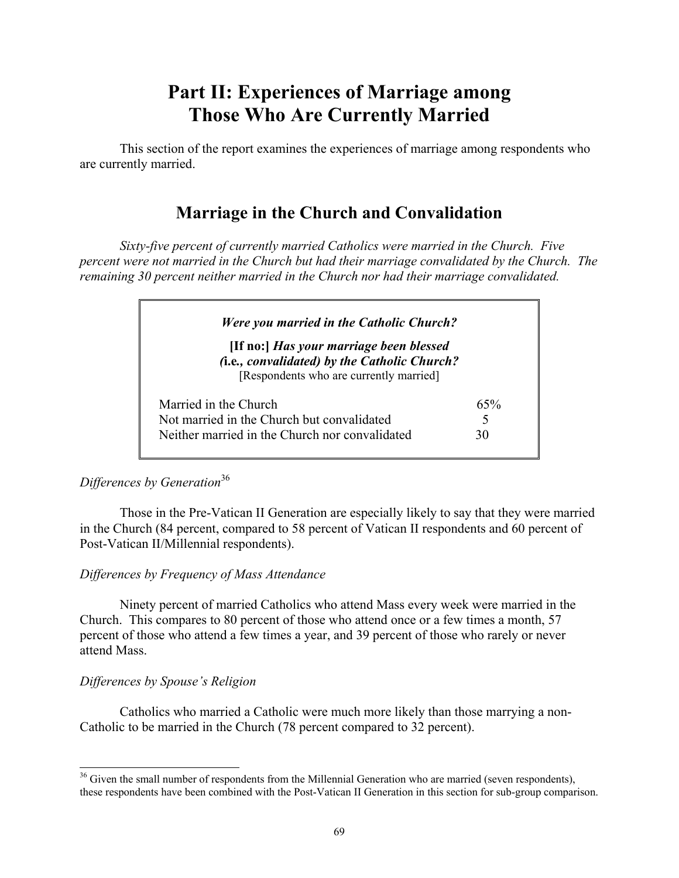# Part II: Experiences of Marriage among Those Who Are Currently Married

This section of the report examines the experiences of marriage among respondents who are currently married.

## Marriage in the Church and Convalidation

*Sixty-five percent of currently married Catholics were married in the Church. Five percent were not married in the Church but had their marriage convalidated by the Church. The remaining 30 percent neither married in the Church nor had their marriage convalidated.*

***Were you married in the Catholic Church?***

**[If no:]** ***Has your marriage been blessed (i.e., convalidated) by the Catholic Church?***
[Respondents who are currently married]

| | |
|---|---|
| Married in the Church | 65% |
| Not married in the Church but convalidated | 5 |
| Neither married in the Church nor convalidated | 30 |

*Differences by Generation*[36]

Those in the Pre-Vatican II Generation are especially likely to say that they were married in the Church (84 percent, compared to 58 percent of Vatican II respondents and 60 percent of Post-Vatican II/Millennial respondents).

*Differences by Frequency of Mass Attendance*

Ninety percent of married Catholics who attend Mass every week were married in the Church. This compares to 80 percent of those who attend once or a few times a month, 57 percent of those who attend a few times a year, and 39 percent of those who rarely or never attend Mass.

*Differences by Spouse's Religion*

Catholics who married a Catholic were much more likely than those marrying a non-Catholic to be married in the Church (78 percent compared to 32 percent).

[36] Given the small number of respondents from the Millennial Generation who are married (seven respondents), these respondents have been combined with the Post-Vatican II Generation in this section for sub-group comparison.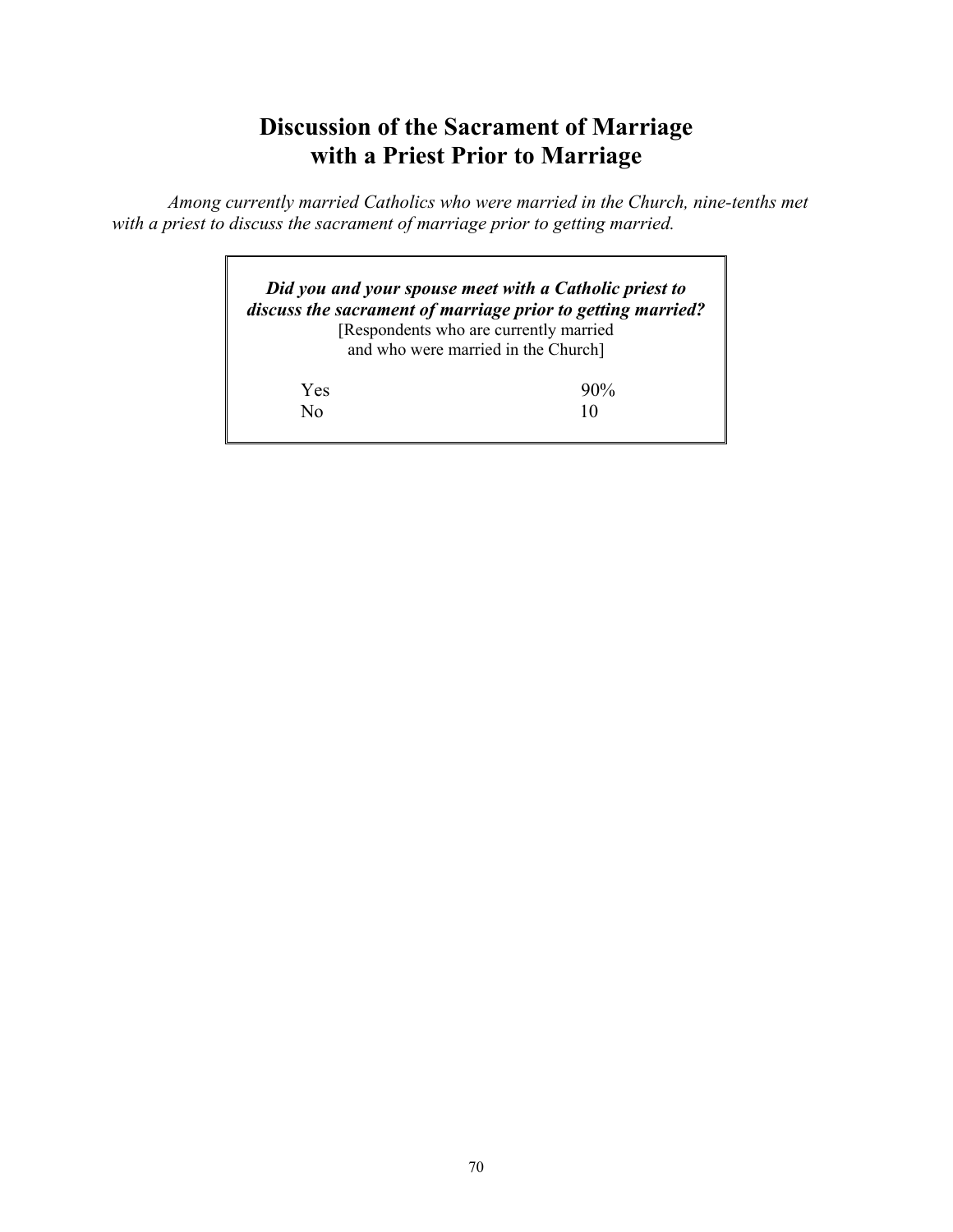# Discussion of the Sacrament of Marriage with a Priest Prior to Marriage

*Among currently married Catholics who were married in the Church, nine-tenths met with a priest to discuss the sacrament of marriage prior to getting married.*

***Did you and your spouse meet with a Catholic priest to discuss the sacrament of marriage prior to getting married?***
[Respondents who are currently married and who were married in the Church]

| | |
|---|---|
| Yes | 90% |
| No | 10 |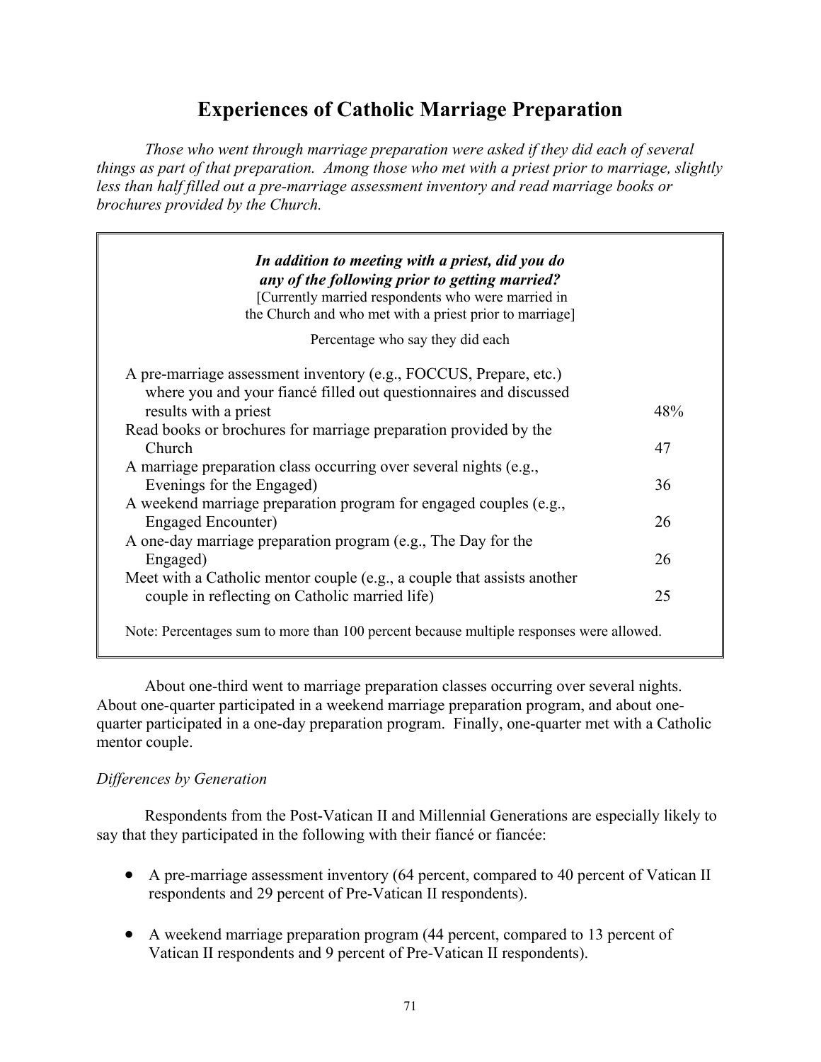# Experiences of Catholic Marriage Preparation

*Those who went through marriage preparation were asked if they did each of several things as part of that preparation. Among those who met with a priest prior to marriage, slightly less than half filled out a pre-marriage assessment inventory and read marriage books or brochures provided by the Church.*

***In addition to meeting with a priest, did you do any of the following prior to getting married?***
[Currently married respondents who were married in the Church and who met with a priest prior to marriage]

| | Percentage who say they did each |
|---|---|
| A pre-marriage assessment inventory (e.g., FOCCUS, Prepare, etc.) where you and your fiancé filled out questionnaires and discussed results with a priest | 48% |
| Read books or brochures for marriage preparation provided by the Church | 47 |
| A marriage preparation class occurring over several nights (e.g., Evenings for the Engaged) | 36 |
| A weekend marriage preparation program for engaged couples (e.g., Engaged Encounter) | 26 |
| A one-day marriage preparation program (e.g., The Day for the Engaged) | 26 |
| Meet with a Catholic mentor couple (e.g., a couple that assists another couple in reflecting on Catholic married life) | 25 |

Note: Percentages sum to more than 100 percent because multiple responses were allowed.

About one-third went to marriage preparation classes occurring over several nights. About one-quarter participated in a weekend marriage preparation program, and about one-quarter participated in a one-day preparation program. Finally, one-quarter met with a Catholic mentor couple.

*Differences by Generation*

Respondents from the Post-Vatican II and Millennial Generations are especially likely to say that they participated in the following with their fiancé or fiancée:

- A pre-marriage assessment inventory (64 percent, compared to 40 percent of Vatican II respondents and 29 percent of Pre-Vatican II respondents).
- A weekend marriage preparation program (44 percent, compared to 13 percent of Vatican II respondents and 9 percent of Pre-Vatican II respondents).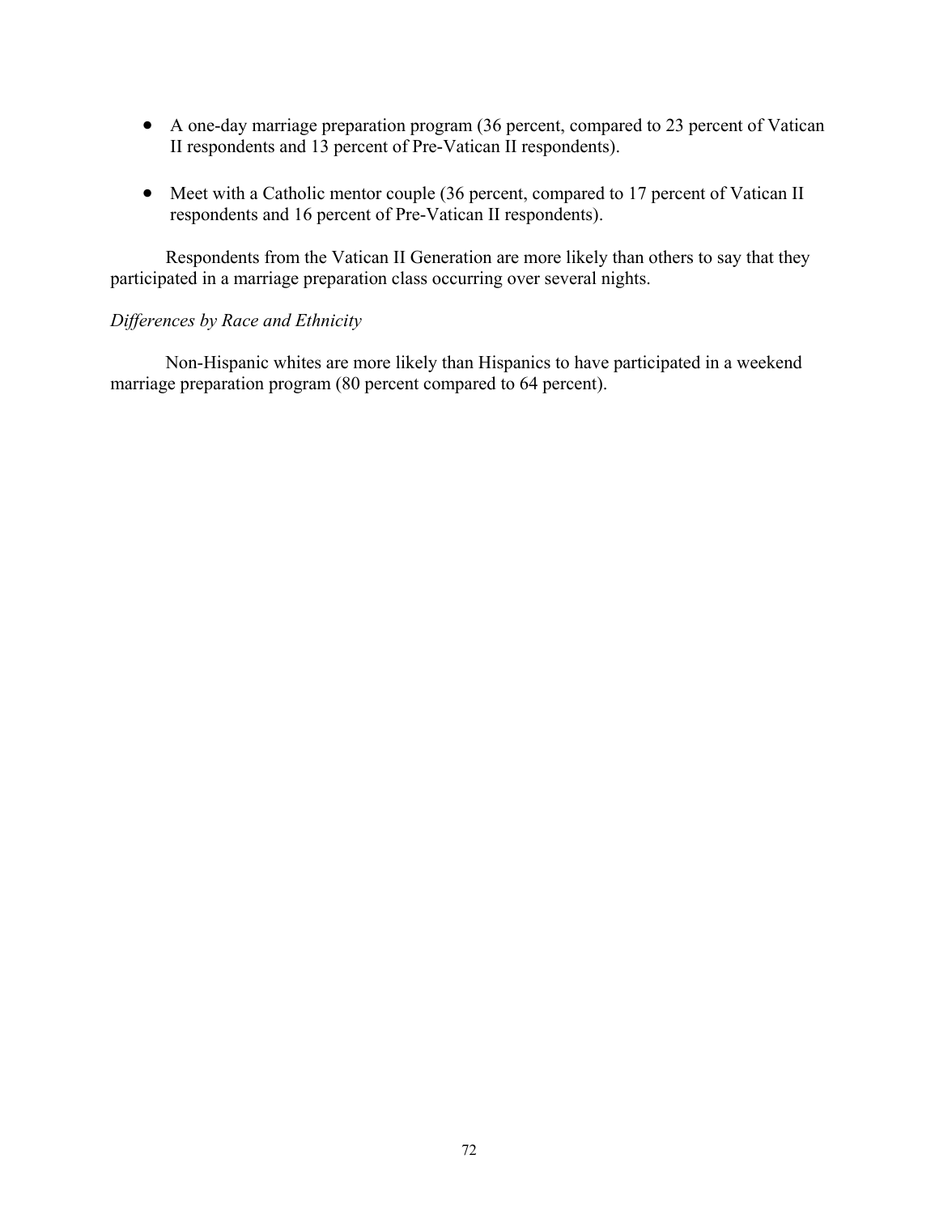- A one-day marriage preparation program (36 percent, compared to 23 percent of Vatican II respondents and 13 percent of Pre-Vatican II respondents).

- Meet with a Catholic mentor couple (36 percent, compared to 17 percent of Vatican II respondents and 16 percent of Pre-Vatican II respondents).

Respondents from the Vatican II Generation are more likely than others to say that they participated in a marriage preparation class occurring over several nights.

*Differences by Race and Ethnicity*

Non-Hispanic whites are more likely than Hispanics to have participated in a weekend marriage preparation program (80 percent compared to 64 percent).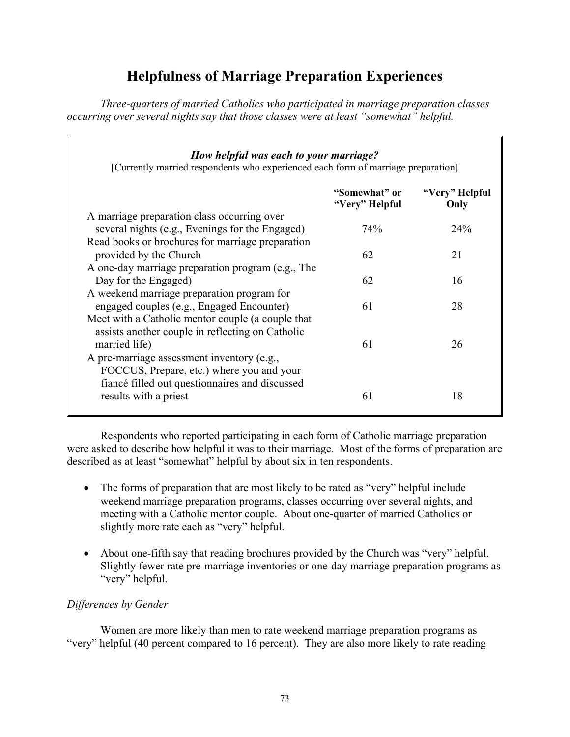# Helpfulness of Marriage Preparation Experiences

*Three-quarters of married Catholics who participated in marriage preparation classes occurring over several nights say that those classes were at least "somewhat" helpful.*

***How helpful was each to your marriage?***
[Currently married respondents who experienced each form of marriage preparation]

| | "Somewhat" or "Very" Helpful | "Very" Helpful Only |
|---|---|---|
| A marriage preparation class occurring over several nights (e.g., Evenings for the Engaged) | 74% | 24% |
| Read books or brochures for marriage preparation provided by the Church | 62 | 21 |
| A one-day marriage preparation program (e.g., The Day for the Engaged) | 62 | 16 |
| A weekend marriage preparation program for engaged couples (e.g., Engaged Encounter) | 61 | 28 |
| Meet with a Catholic mentor couple (a couple that assists another couple in reflecting on Catholic married life) | 61 | 26 |
| A pre-marriage assessment inventory (e.g., FOCCUS, Prepare, etc.) where you and your fiancé filled out questionnaires and discussed results with a priest | 61 | 18 |

Respondents who reported participating in each form of Catholic marriage preparation were asked to describe how helpful it was to their marriage. Most of the forms of preparation are described as at least "somewhat" helpful by about six in ten respondents.

- The forms of preparation that are most likely to be rated as "very" helpful include weekend marriage preparation programs, classes occurring over several nights, and meeting with a Catholic mentor couple. About one-quarter of married Catholics or slightly more rate each as "very" helpful.
- About one-fifth say that reading brochures provided by the Church was "very" helpful. Slightly fewer rate pre-marriage inventories or one-day marriage preparation programs as "very" helpful.

*Differences by Gender*

Women are more likely than men to rate weekend marriage preparation programs as "very" helpful (40 percent compared to 16 percent). They are also more likely to rate reading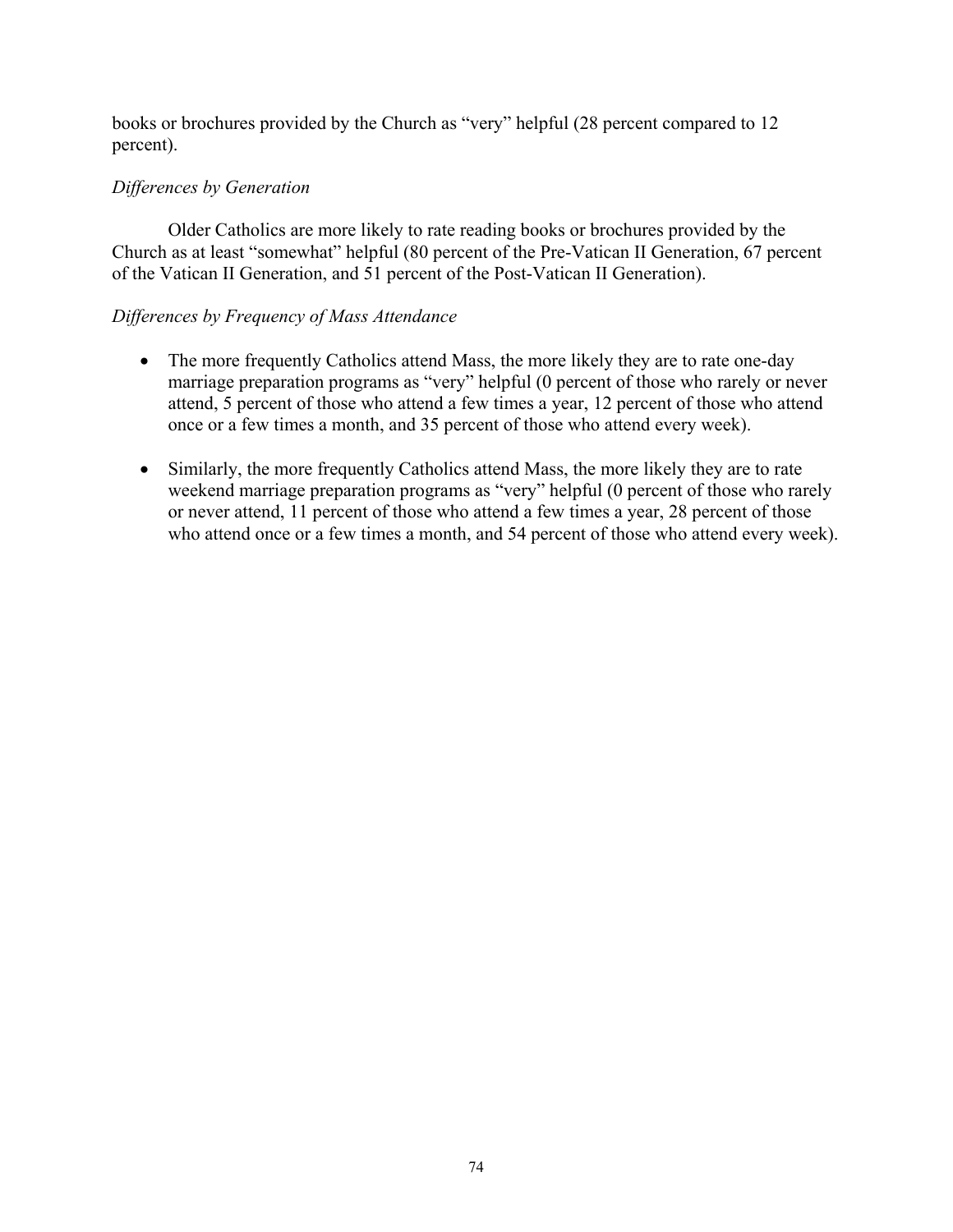books or brochures provided by the Church as "very" helpful (28 percent compared to 12 percent).

*Differences by Generation*

Older Catholics are more likely to rate reading books or brochures provided by the Church as at least "somewhat" helpful (80 percent of the Pre-Vatican II Generation, 67 percent of the Vatican II Generation, and 51 percent of the Post-Vatican II Generation).

*Differences by Frequency of Mass Attendance*

- The more frequently Catholics attend Mass, the more likely they are to rate one-day marriage preparation programs as "very" helpful (0 percent of those who rarely or never attend, 5 percent of those who attend a few times a year, 12 percent of those who attend once or a few times a month, and 35 percent of those who attend every week).

- Similarly, the more frequently Catholics attend Mass, the more likely they are to rate weekend marriage preparation programs as "very" helpful (0 percent of those who rarely or never attend, 11 percent of those who attend a few times a year, 28 percent of those who attend once or a few times a month, and 54 percent of those who attend every week).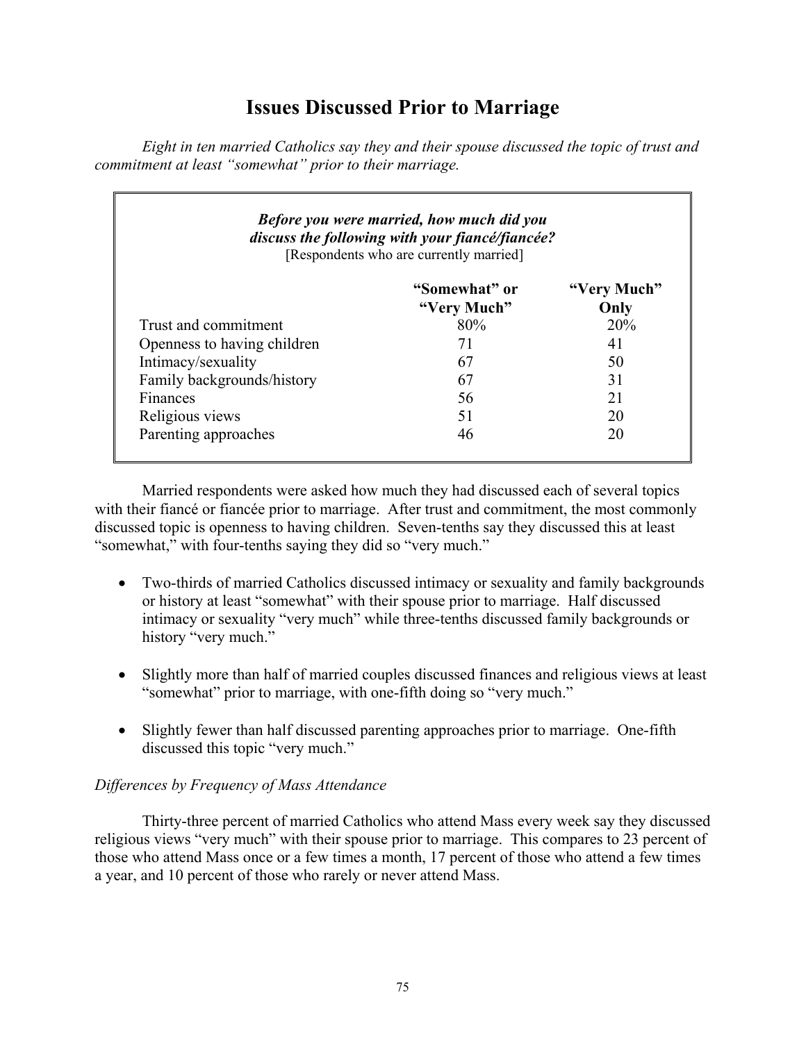# Issues Discussed Prior to Marriage

*Eight in ten married Catholics say they and their spouse discussed the topic of trust and commitment at least "somewhat" prior to their marriage.*

***Before you were married, how much did you discuss the following with your fiancé/fiancée?***
[Respondents who are currently married]

| | "Somewhat" or "Very Much" | "Very Much" Only |
|---|---|---|
| Trust and commitment | 80% | 20% |
| Openness to having children | 71 | 41 |
| Intimacy/sexuality | 67 | 50 |
| Family backgrounds/history | 67 | 31 |
| Finances | 56 | 21 |
| Religious views | 51 | 20 |
| Parenting approaches | 46 | 20 |

Married respondents were asked how much they had discussed each of several topics with their fiancé or fiancée prior to marriage. After trust and commitment, the most commonly discussed topic is openness to having children. Seven-tenths say they discussed this at least "somewhat," with four-tenths saying they did so "very much."

- Two-thirds of married Catholics discussed intimacy or sexuality and family backgrounds or history at least "somewhat" with their spouse prior to marriage. Half discussed intimacy or sexuality "very much" while three-tenths discussed family backgrounds or history "very much."
- Slightly more than half of married couples discussed finances and religious views at least "somewhat" prior to marriage, with one-fifth doing so "very much."
- Slightly fewer than half discussed parenting approaches prior to marriage. One-fifth discussed this topic "very much."

*Differences by Frequency of Mass Attendance*

Thirty-three percent of married Catholics who attend Mass every week say they discussed religious views "very much" with their spouse prior to marriage. This compares to 23 percent of those who attend Mass once or a few times a month, 17 percent of those who attend a few times a year, and 10 percent of those who rarely or never attend Mass.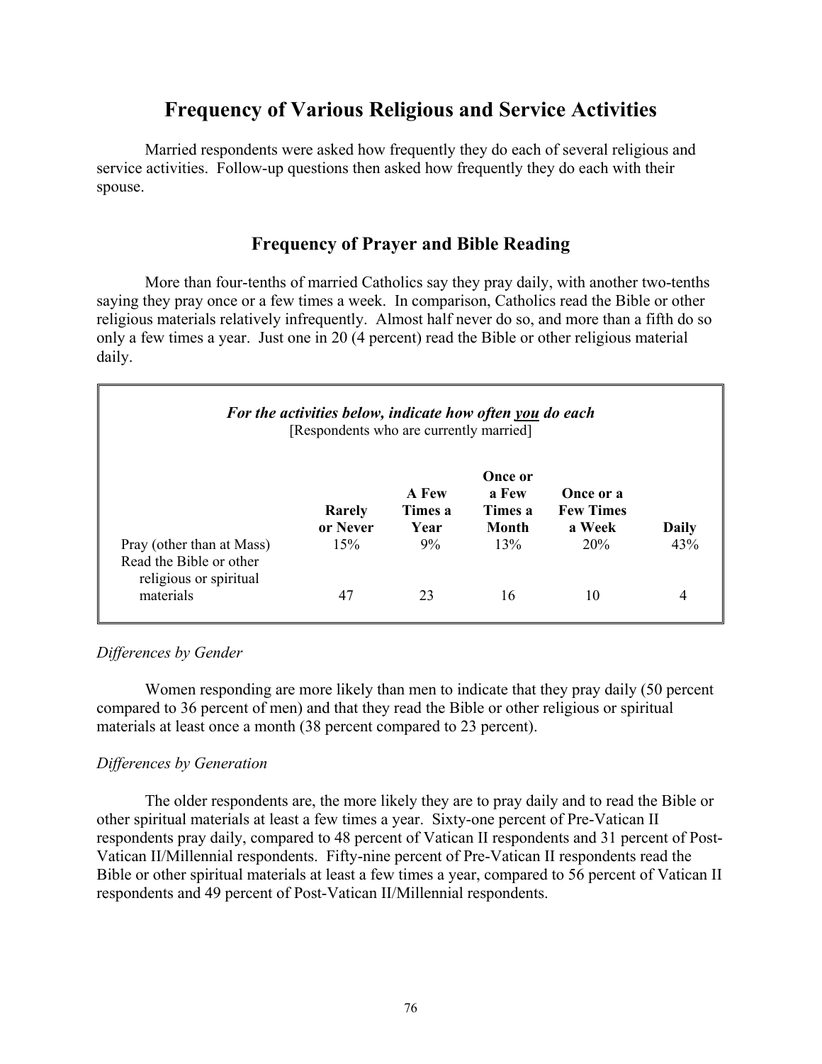# Frequency of Various Religious and Service Activities

Married respondents were asked how frequently they do each of several religious and service activities. Follow-up questions then asked how frequently they do each with their spouse.

## Frequency of Prayer and Bible Reading

More than four-tenths of married Catholics say they pray daily, with another two-tenths saying they pray once or a few times a week. In comparison, Catholics read the Bible or other religious materials relatively infrequently. Almost half never do so, and more than a fifth do so only a few times a year. Just one in 20 (4 percent) read the Bible or other religious material daily.

***For the activities below, indicate how often <u>you</u> do each***
[Respondents who are currently married]

| | Rarely or Never | A Few Times a Year | Once or a Few Times a Month | Once or a Few Times a Week | Daily |
|---|---|---|---|---|---|
| Pray (other than at Mass) | 15% | 9% | 13% | 20% | 43% |
| Read the Bible or other religious or spiritual materials | 47 | 23 | 16 | 10 | 4 |

*Differences by Gender*

Women responding are more likely than men to indicate that they pray daily (50 percent compared to 36 percent of men) and that they read the Bible or other religious or spiritual materials at least once a month (38 percent compared to 23 percent).

*Differences by Generation*

The older respondents are, the more likely they are to pray daily and to read the Bible or other spiritual materials at least a few times a year. Sixty-one percent of Pre-Vatican II respondents pray daily, compared to 48 percent of Vatican II respondents and 31 percent of Post-Vatican II/Millennial respondents. Fifty-nine percent of Pre-Vatican II respondents read the Bible or other spiritual materials at least a few times a year, compared to 56 percent of Vatican II respondents and 49 percent of Post-Vatican II/Millennial respondents.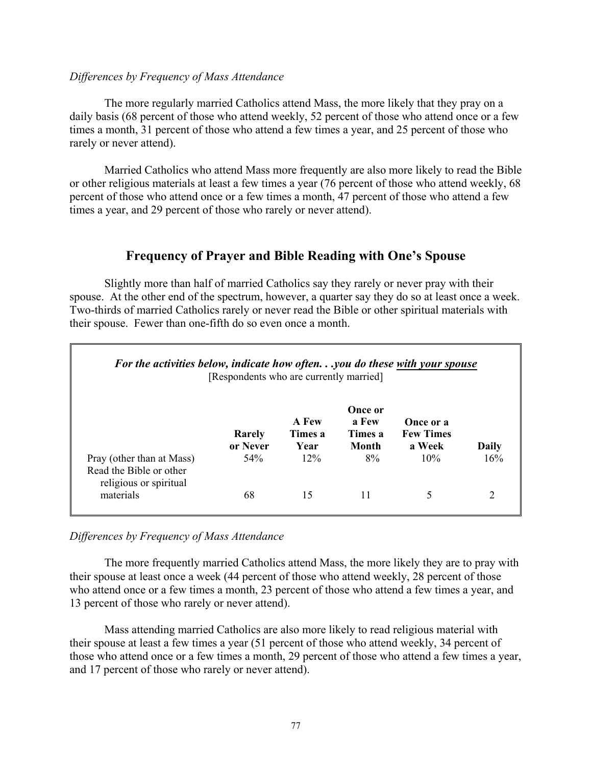*Differences by Frequency of Mass Attendance*

The more regularly married Catholics attend Mass, the more likely that they pray on a daily basis (68 percent of those who attend weekly, 52 percent of those who attend once or a few times a month, 31 percent of those who attend a few times a year, and 25 percent of those who rarely or never attend).

Married Catholics who attend Mass more frequently are also more likely to read the Bible or other religious materials at least a few times a year (76 percent of those who attend weekly, 68 percent of those who attend once or a few times a month, 47 percent of those who attend a few times a year, and 29 percent of those who rarely or never attend).

## Frequency of Prayer and Bible Reading with One's Spouse

Slightly more than half of married Catholics say they rarely or never pray with their spouse. At the other end of the spectrum, however, a quarter say they do so at least once a week. Two-thirds of married Catholics rarely or never read the Bible or other spiritual materials with their spouse. Fewer than one-fifth do so even once a month.

***For the activities below, indicate how often. . .you do these with your spouse***
[Respondents who are currently married]

| | Rarely or Never | A Few Times a Year | Once or a Few Times a Month | Once or a Few Times a Week | Daily |
|---|---|---|---|---|---|
| Pray (other than at Mass) | 54% | 12% | 8% | 10% | 16% |
| Read the Bible or other religious or spiritual materials | 68 | 15 | 11 | 5 | 2 |

*Differences by Frequency of Mass Attendance*

The more frequently married Catholics attend Mass, the more likely they are to pray with their spouse at least once a week (44 percent of those who attend weekly, 28 percent of those who attend once or a few times a month, 23 percent of those who attend a few times a year, and 13 percent of those who rarely or never attend).

Mass attending married Catholics are also more likely to read religious material with their spouse at least a few times a year (51 percent of those who attend weekly, 34 percent of those who attend once or a few times a month, 29 percent of those who attend a few times a year, and 17 percent of those who rarely or never attend).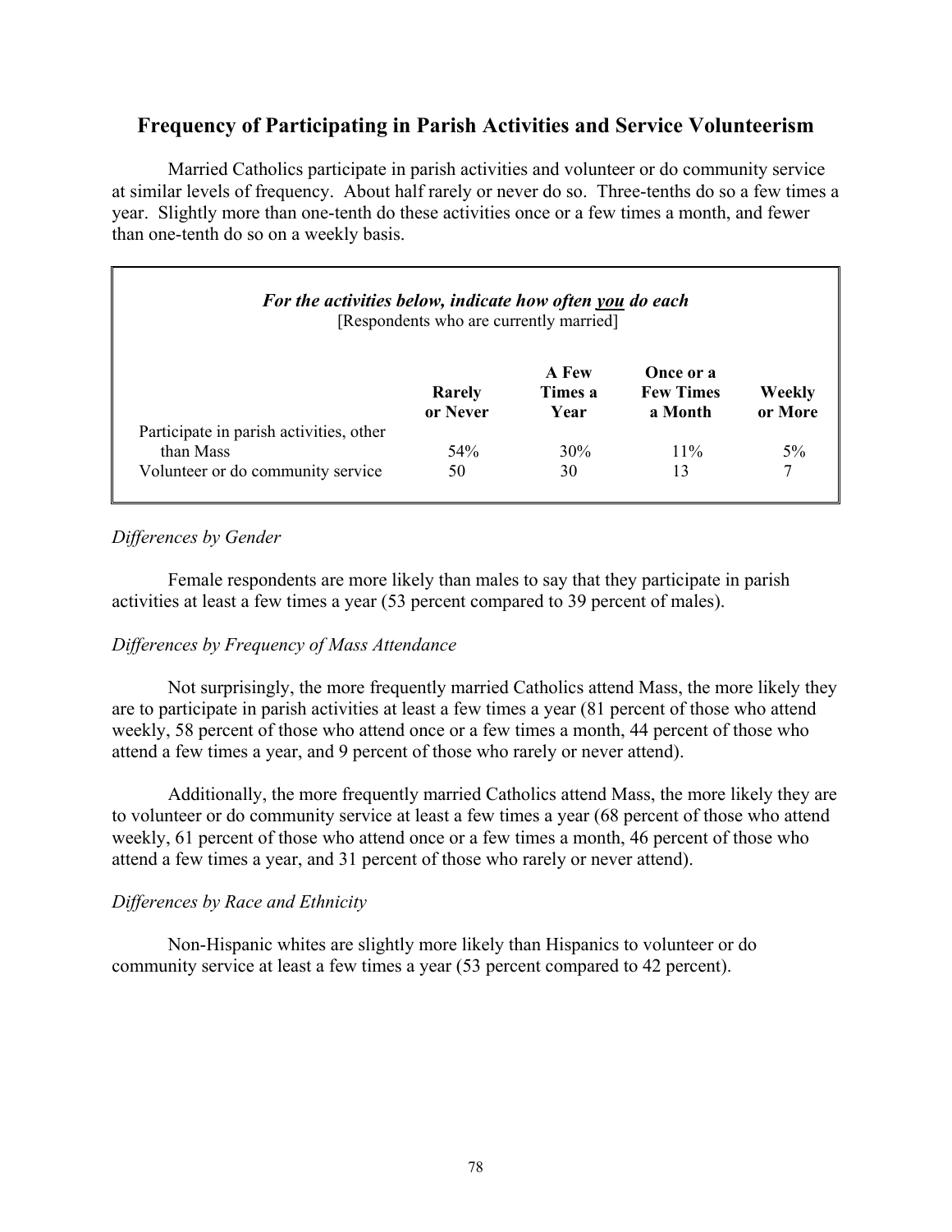## Frequency of Participating in Parish Activities and Service Volunteerism

Married Catholics participate in parish activities and volunteer or do community service at similar levels of frequency. About half rarely or never do so. Three-tenths do so a few times a year. Slightly more than one-tenth do these activities once or a few times a month, and fewer than one-tenth do so on a weekly basis.

***For the activities below, indicate how often you do each***
[Respondents who are currently married]

| | Rarely or Never | A Few Times a Year | Once or a Few Times a Month | Weekly or More |
|---|---|---|---|---|
| Participate in parish activities, other than Mass | 54% | 30% | 11% | 5% |
| Volunteer or do community service | 50 | 30 | 13 | 7 |

*Differences by Gender*

Female respondents are more likely than males to say that they participate in parish activities at least a few times a year (53 percent compared to 39 percent of males).

*Differences by Frequency of Mass Attendance*

Not surprisingly, the more frequently married Catholics attend Mass, the more likely they are to participate in parish activities at least a few times a year (81 percent of those who attend weekly, 58 percent of those who attend once or a few times a month, 44 percent of those who attend a few times a year, and 9 percent of those who rarely or never attend).

Additionally, the more frequently married Catholics attend Mass, the more likely they are to volunteer or do community service at least a few times a year (68 percent of those who attend weekly, 61 percent of those who attend once or a few times a month, 46 percent of those who attend a few times a year, and 31 percent of those who rarely or never attend).

*Differences by Race and Ethnicity*

Non-Hispanic whites are slightly more likely than Hispanics to volunteer or do community service at least a few times a year (53 percent compared to 42 percent).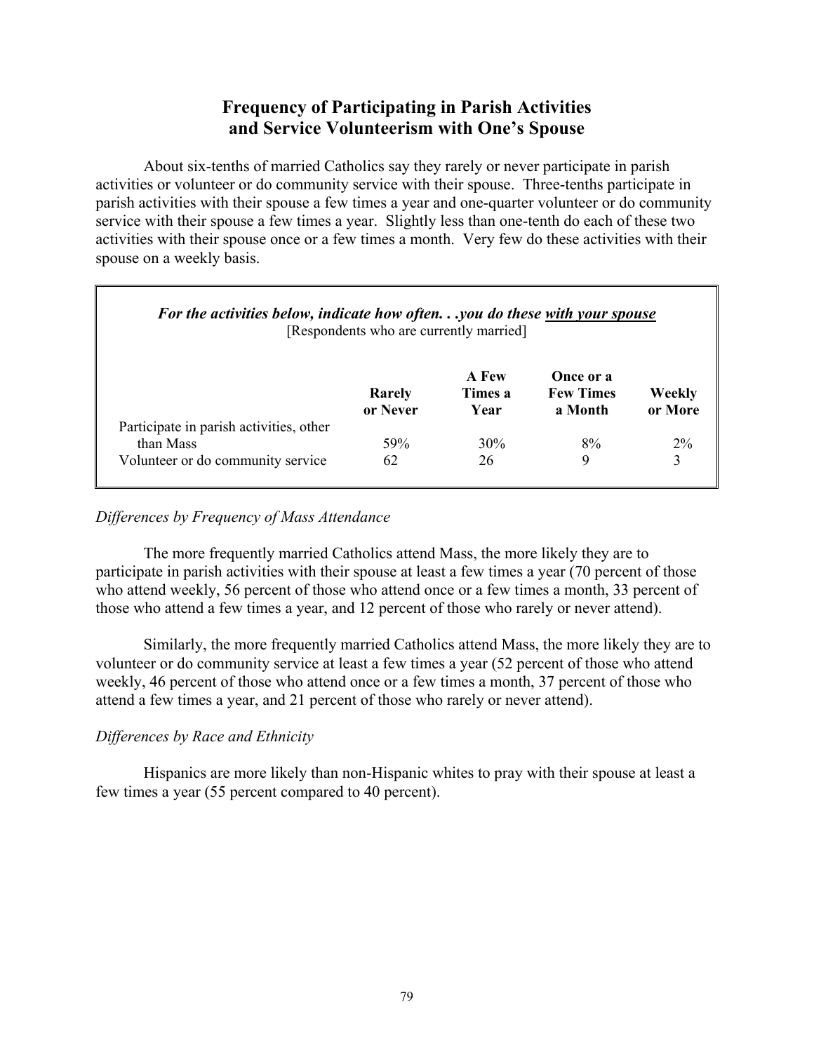## Frequency of Participating in Parish Activities and Service Volunteerism with One's Spouse

About six-tenths of married Catholics say they rarely or never participate in parish activities or volunteer or do community service with their spouse. Three-tenths participate in parish activities with their spouse a few times a year and one-quarter volunteer or do community service with their spouse a few times a year. Slightly less than one-tenth do each of these two activities with their spouse once or a few times a month. Very few do these activities with their spouse on a weekly basis.

***For the activities below, indicate how often. . .you do these <u>with your spouse</u>***
[Respondents who are currently married]

| | Rarely or Never | A Few Times a Year | Once or a Few Times a Month | Weekly or More |
|---|---|---|---|---|
| Participate in parish activities, other than Mass | 59% | 30% | 8% | 2% |
| Volunteer or do community service | 62 | 26 | 9 | 3 |

*Differences by Frequency of Mass Attendance*

The more frequently married Catholics attend Mass, the more likely they are to participate in parish activities with their spouse at least a few times a year (70 percent of those who attend weekly, 56 percent of those who attend once or a few times a month, 33 percent of those who attend a few times a year, and 12 percent of those who rarely or never attend).

Similarly, the more frequently married Catholics attend Mass, the more likely they are to volunteer or do community service at least a few times a year (52 percent of those who attend weekly, 46 percent of those who attend once or a few times a month, 37 percent of those who attend a few times a year, and 21 percent of those who rarely or never attend).

*Differences by Race and Ethnicity*

Hispanics are more likely than non-Hispanic whites to pray with their spouse at least a few times a year (55 percent compared to 40 percent).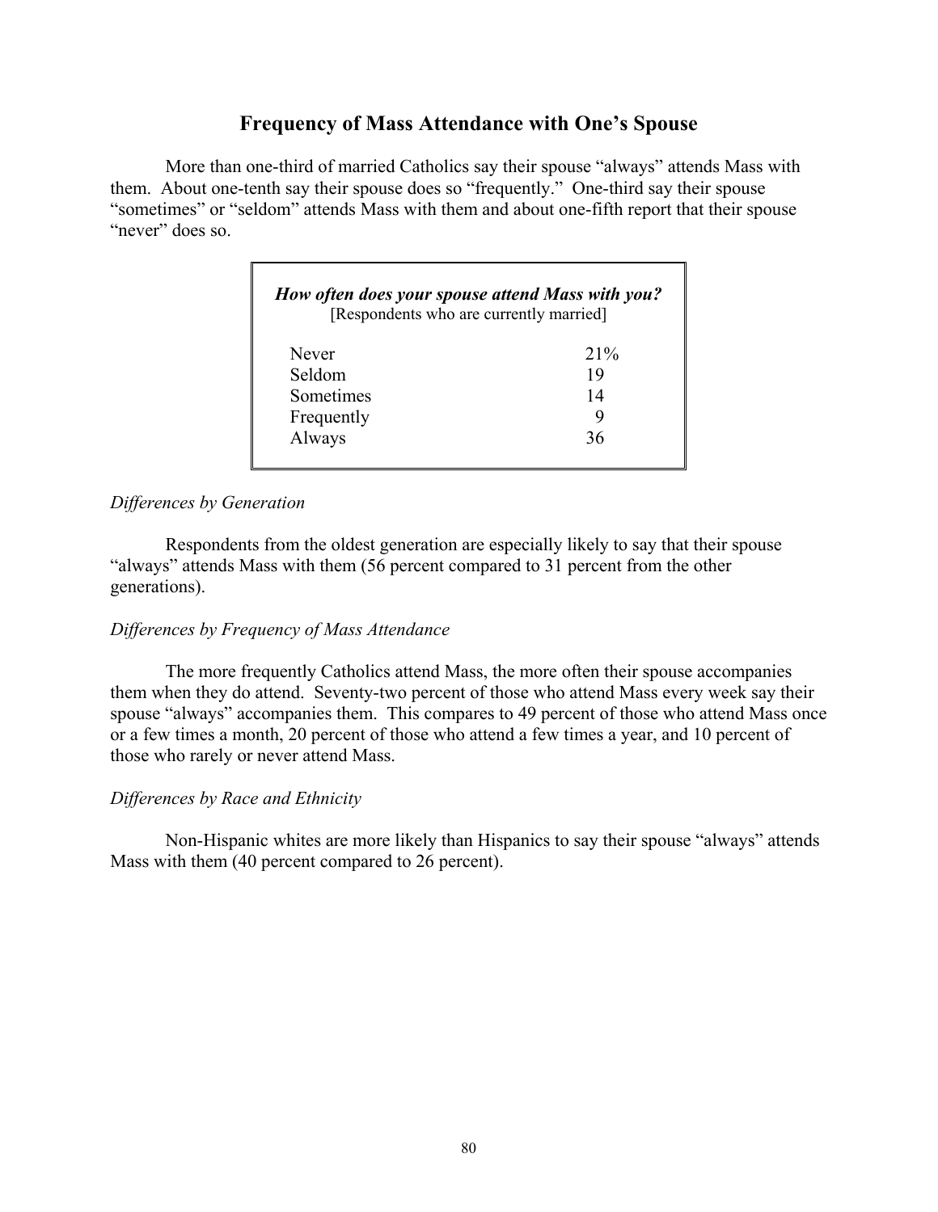## Frequency of Mass Attendance with One's Spouse

More than one-third of married Catholics say their spouse "always" attends Mass with them. About one-tenth say their spouse does so "frequently." One-third say their spouse "sometimes" or "seldom" attends Mass with them and about one-fifth report that their spouse "never" does so.

| ***How often does your spouse attend Mass with you?*** [Respondents who are currently married] | |
|---|---|
| Never | 21% |
| Seldom | 19 |
| Sometimes | 14 |
| Frequently | 9 |
| Always | 36 |

*Differences by Generation*

Respondents from the oldest generation are especially likely to say that their spouse "always" attends Mass with them (56 percent compared to 31 percent from the other generations).

*Differences by Frequency of Mass Attendance*

The more frequently Catholics attend Mass, the more often their spouse accompanies them when they do attend. Seventy-two percent of those who attend Mass every week say their spouse "always" accompanies them. This compares to 49 percent of those who attend Mass once or a few times a month, 20 percent of those who attend a few times a year, and 10 percent of those who rarely or never attend Mass.

*Differences by Race and Ethnicity*

Non-Hispanic whites are more likely than Hispanics to say their spouse "always" attends Mass with them (40 percent compared to 26 percent).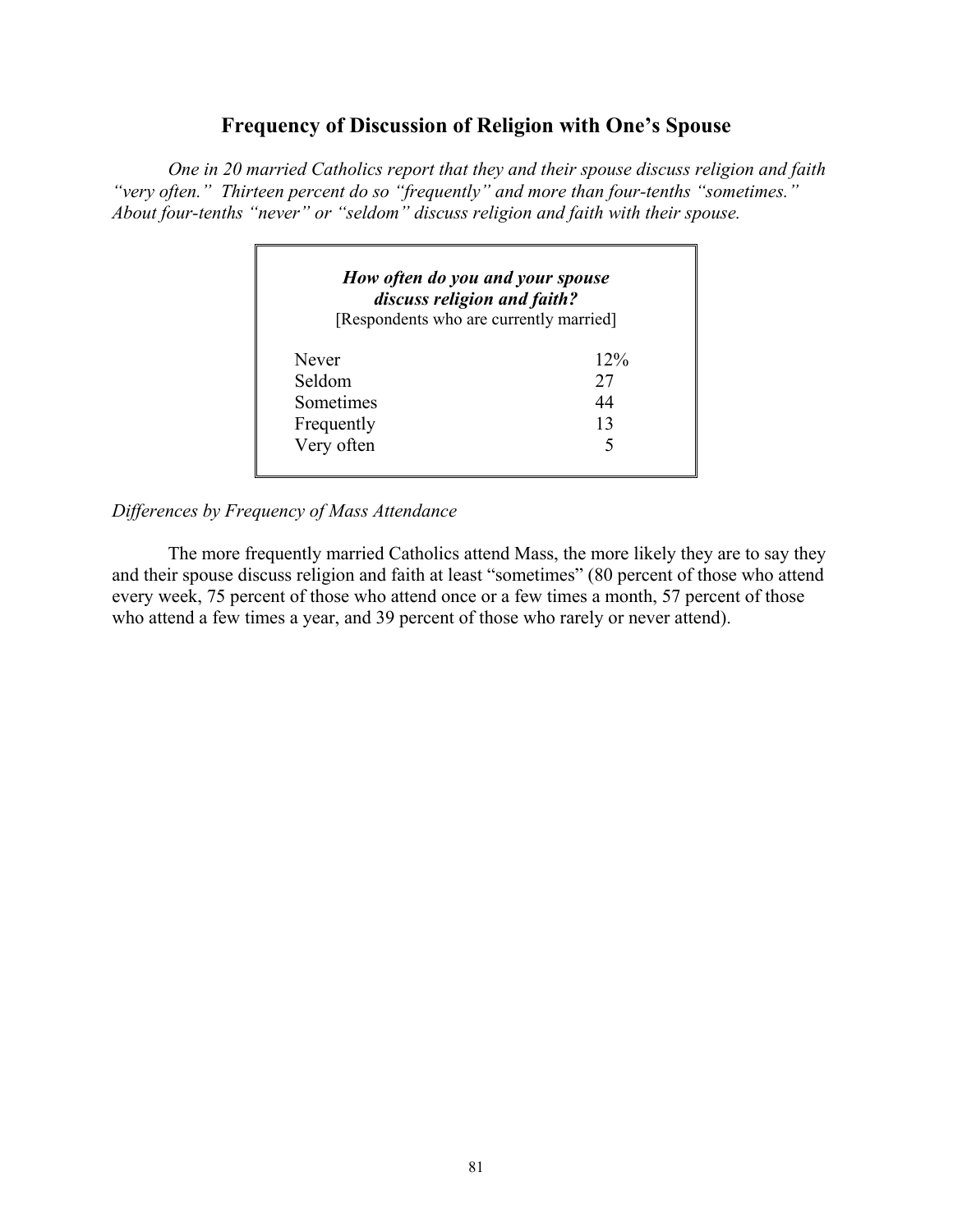## Frequency of Discussion of Religion with One's Spouse

*One in 20 married Catholics report that they and their spouse discuss religion and faith "very often." Thirteen percent do so "frequently" and more than four-tenths "sometimes." About four-tenths "never" or "seldom" discuss religion and faith with their spouse.*

| ***How often do you and your spouse discuss religion and faith?*** [Respondents who are currently married] | |
|---|---|
| Never | 12% |
| Seldom | 27 |
| Sometimes | 44 |
| Frequently | 13 |
| Very often | 5 |

*Differences by Frequency of Mass Attendance*

The more frequently married Catholics attend Mass, the more likely they are to say they and their spouse discuss religion and faith at least "sometimes" (80 percent of those who attend every week, 75 percent of those who attend once or a few times a month, 57 percent of those who attend a few times a year, and 39 percent of those who rarely or never attend).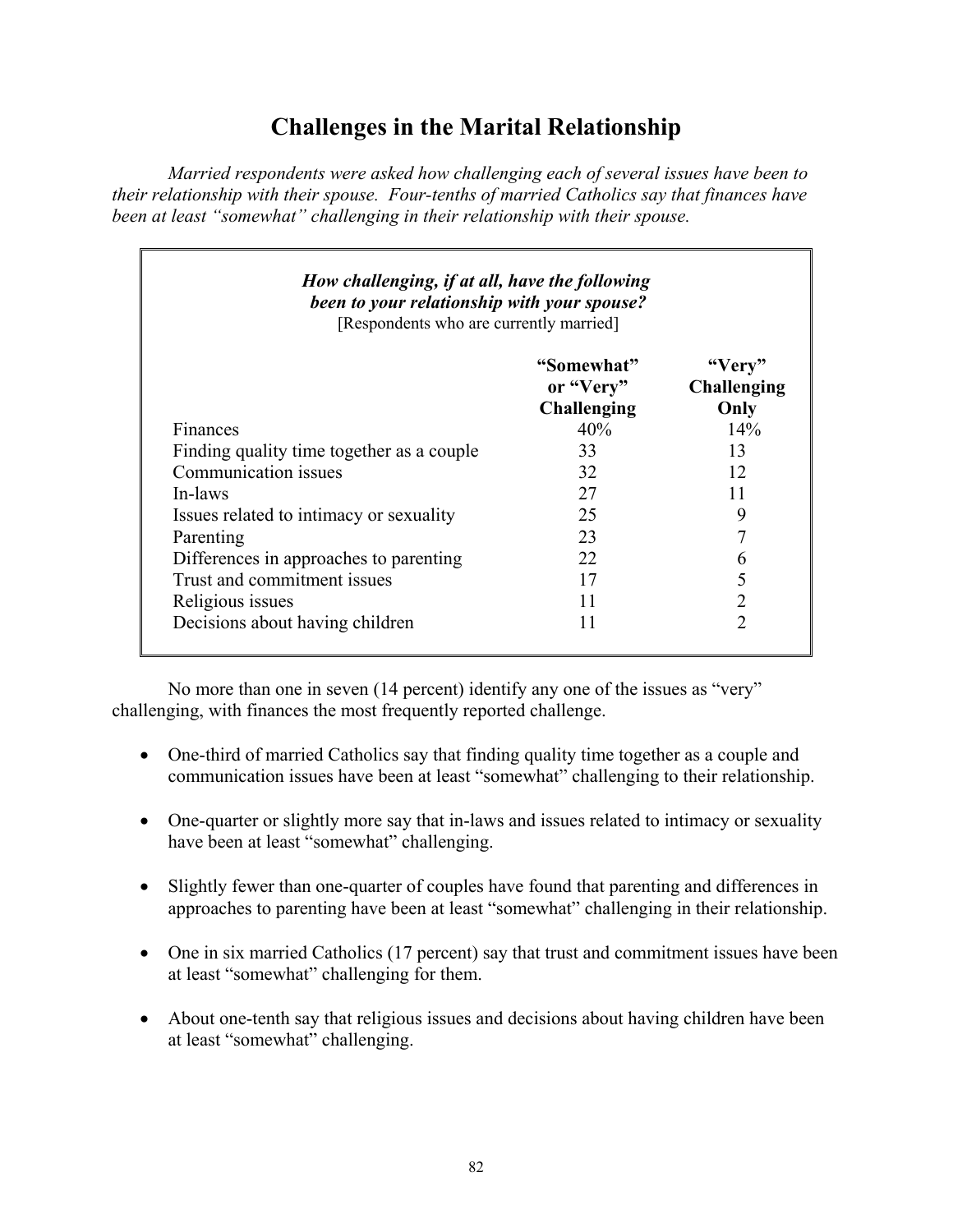# Challenges in the Marital Relationship

*Married respondents were asked how challenging each of several issues have been to their relationship with their spouse. Four-tenths of married Catholics say that finances have been at least "somewhat" challenging in their relationship with their spouse.*

***How challenging, if at all, have the following been to your relationship with your spouse?***
[Respondents who are currently married]

| | **"Somewhat" or "Very" Challenging** | **"Very" Challenging Only** |
|---|---|---|
| Finances | 40% | 14% |
| Finding quality time together as a couple | 33 | 13 |
| Communication issues | 32 | 12 |
| In-laws | 27 | 11 |
| Issues related to intimacy or sexuality | 25 | 9 |
| Parenting | 23 | 7 |
| Differences in approaches to parenting | 22 | 6 |
| Trust and commitment issues | 17 | 5 |
| Religious issues | 11 | 2 |
| Decisions about having children | 11 | 2 |

No more than one in seven (14 percent) identify any one of the issues as "very" challenging, with finances the most frequently reported challenge.

- One-third of married Catholics say that finding quality time together as a couple and communication issues have been at least "somewhat" challenging to their relationship.
- One-quarter or slightly more say that in-laws and issues related to intimacy or sexuality have been at least "somewhat" challenging.
- Slightly fewer than one-quarter of couples have found that parenting and differences in approaches to parenting have been at least "somewhat" challenging in their relationship.
- One in six married Catholics (17 percent) say that trust and commitment issues have been at least "somewhat" challenging for them.
- About one-tenth say that religious issues and decisions about having children have been at least "somewhat" challenging.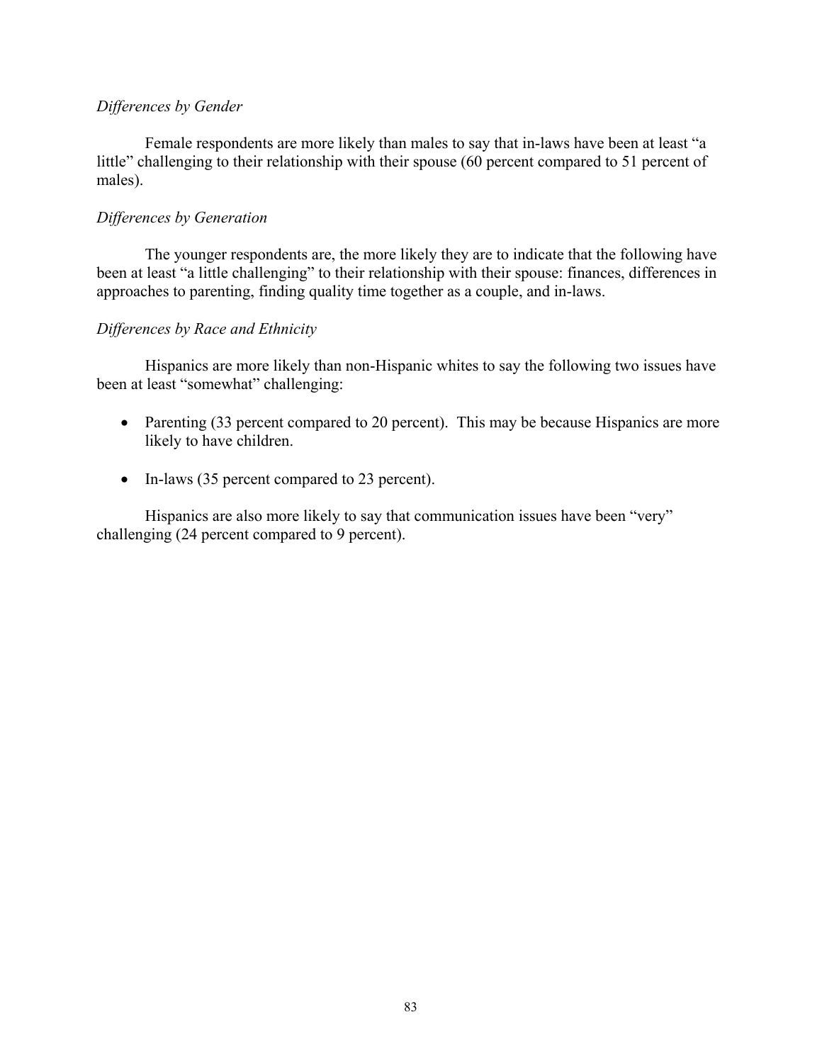*Differences by Gender*

Female respondents are more likely than males to say that in-laws have been at least “a little” challenging to their relationship with their spouse (60 percent compared to 51 percent of males).

*Differences by Generation*

The younger respondents are, the more likely they are to indicate that the following have been at least “a little challenging” to their relationship with their spouse: finances, differences in approaches to parenting, finding quality time together as a couple, and in-laws.

*Differences by Race and Ethnicity*

Hispanics are more likely than non-Hispanic whites to say the following two issues have been at least “somewhat” challenging:

- Parenting (33 percent compared to 20 percent). This may be because Hispanics are more likely to have children.
- In-laws (35 percent compared to 23 percent).

Hispanics are also more likely to say that communication issues have been “very” challenging (24 percent compared to 9 percent).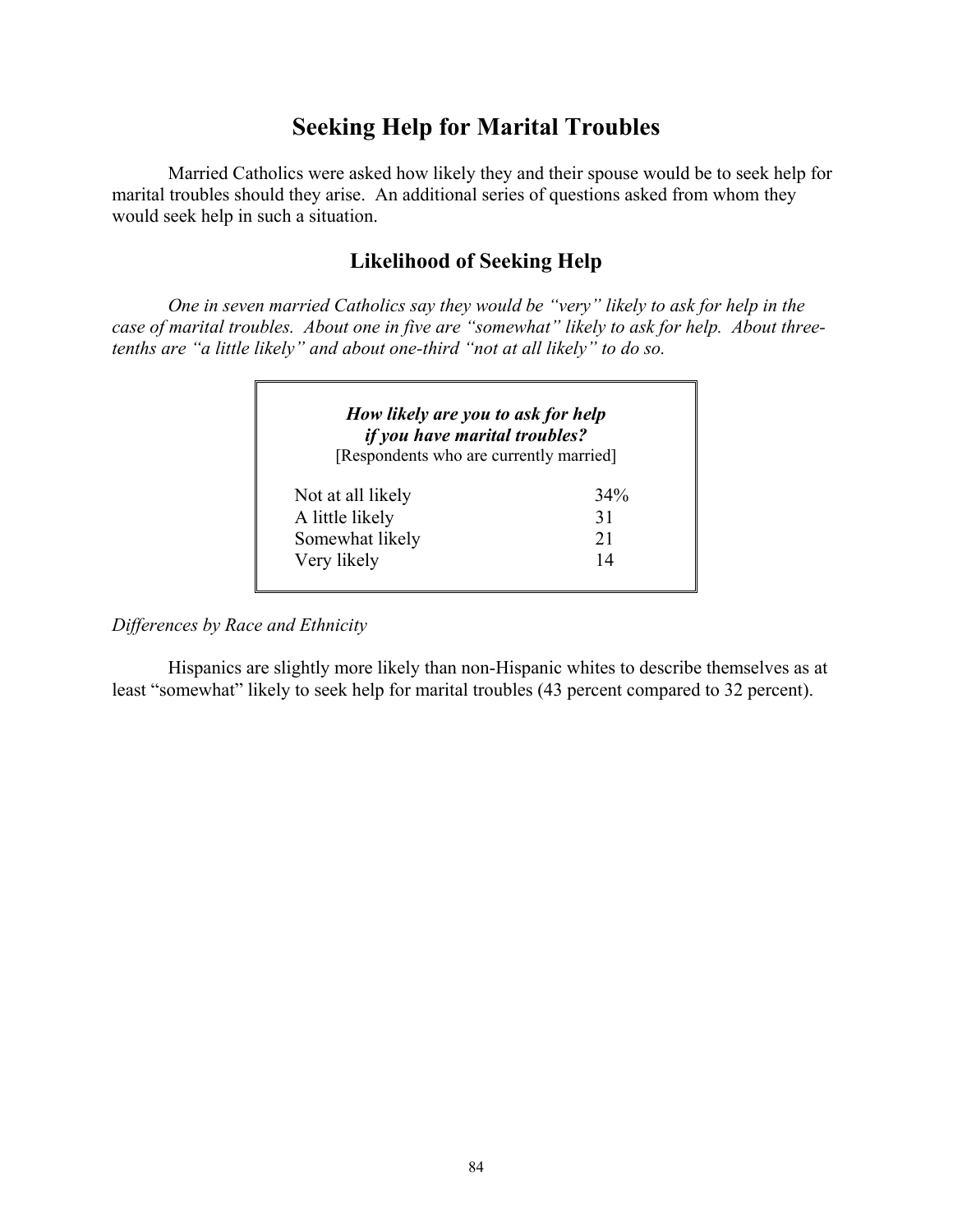# Seeking Help for Marital Troubles

Married Catholics were asked how likely they and their spouse would be to seek help for marital troubles should they arise. An additional series of questions asked from whom they would seek help in such a situation.

## Likelihood of Seeking Help

*One in seven married Catholics say they would be "very" likely to ask for help in the case of marital troubles. About one in five are "somewhat" likely to ask for help. About three-tenths are "a little likely" and about one-third "not at all likely" to do so.*

***How likely are you to ask for help if you have marital troubles?***
[Respondents who are currently married]

| | |
|---|---|
| Not at all likely | 34% |
| A little likely | 31 |
| Somewhat likely | 21 |
| Very likely | 14 |

*Differences by Race and Ethnicity*

Hispanics are slightly more likely than non-Hispanic whites to describe themselves as at least "somewhat" likely to seek help for marital troubles (43 percent compared to 32 percent).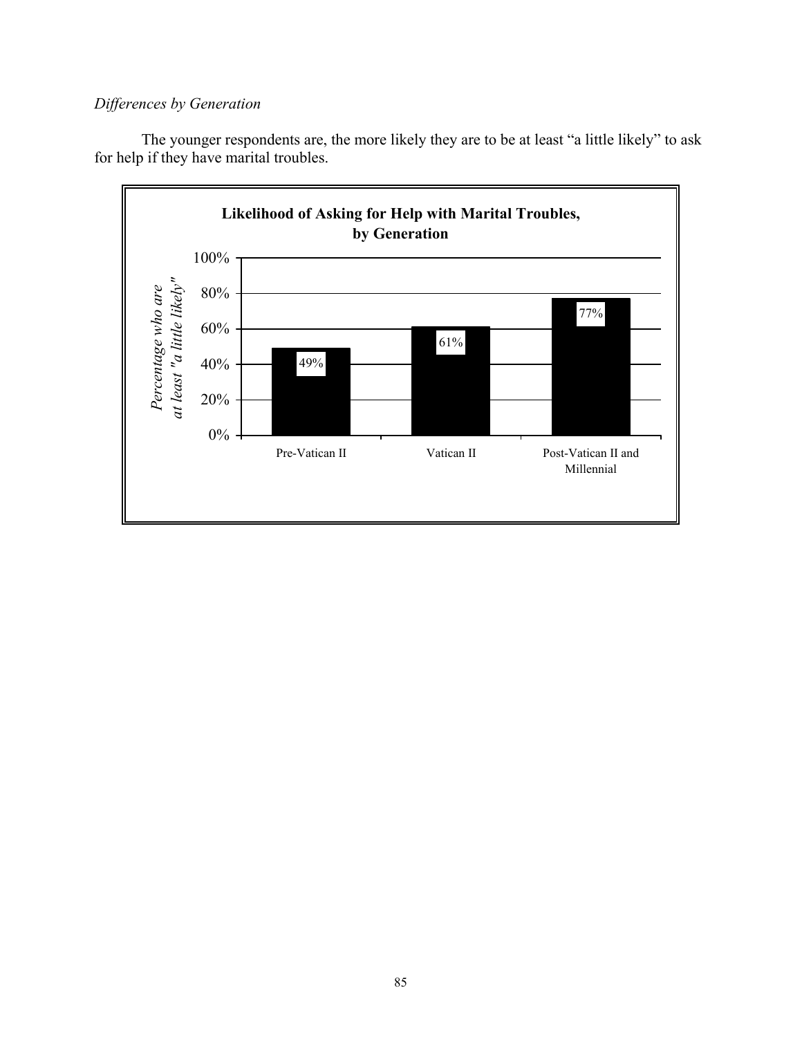*Differences by Generation*

The younger respondents are, the more likely they are to be at least “a little likely” to ask for help if they have marital troubles.

**Likelihood of Asking for Help with Marital Troubles, by Generation**

| Generation | Percentage who are at least "a little likely" |
| --- | --- |
| Pre-Vatican II | 49% |
| Vatican II | 61% |
| Post-Vatican II and Millennial | 77% |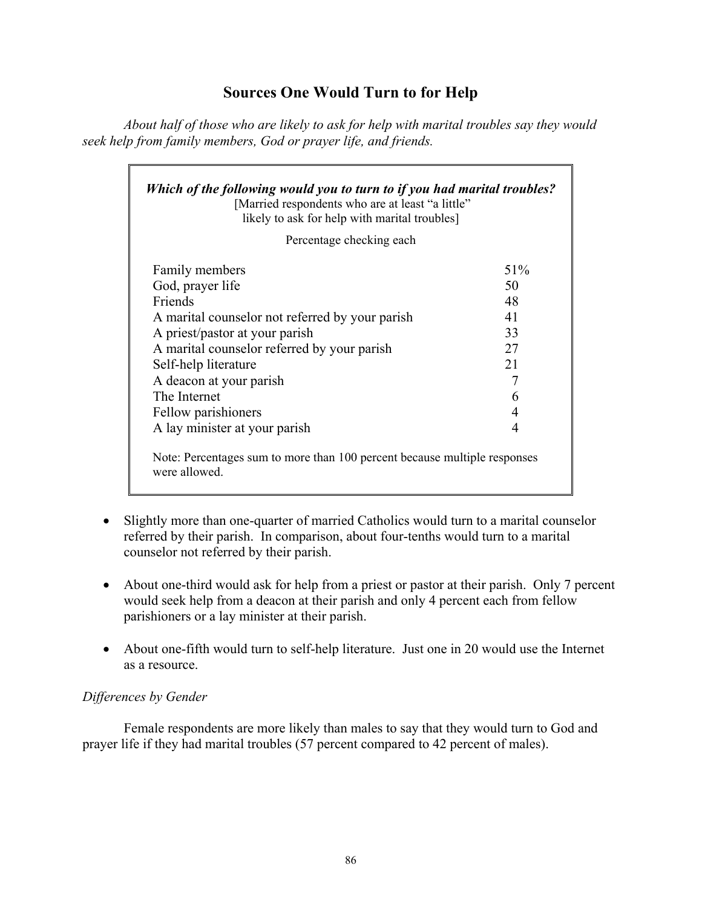## Sources One Would Turn to for Help

*About half of those who are likely to ask for help with marital troubles say they would seek help from family members, God or prayer life, and friends.*

***Which of the following would you to turn to if you had marital troubles?***
[Married respondents who are at least "a little" likely to ask for help with marital troubles]

Percentage checking each

| | |
|---|---|
| Family members | 51% |
| God, prayer life | 50 |
| Friends | 48 |
| A marital counselor not referred by your parish | 41 |
| A priest/pastor at your parish | 33 |
| A marital counselor referred by your parish | 27 |
| Self-help literature | 21 |
| A deacon at your parish | 7 |
| The Internet | 6 |
| Fellow parishioners | 4 |
| A lay minister at your parish | 4 |

Note: Percentages sum to more than 100 percent because multiple responses were allowed.

- Slightly more than one-quarter of married Catholics would turn to a marital counselor referred by their parish. In comparison, about four-tenths would turn to a marital counselor not referred by their parish.
- About one-third would ask for help from a priest or pastor at their parish. Only 7 percent would seek help from a deacon at their parish and only 4 percent each from fellow parishioners or a lay minister at their parish.
- About one-fifth would turn to self-help literature. Just one in 20 would use the Internet as a resource.

*Differences by Gender*

Female respondents are more likely than males to say that they would turn to God and prayer life if they had marital troubles (57 percent compared to 42 percent of males).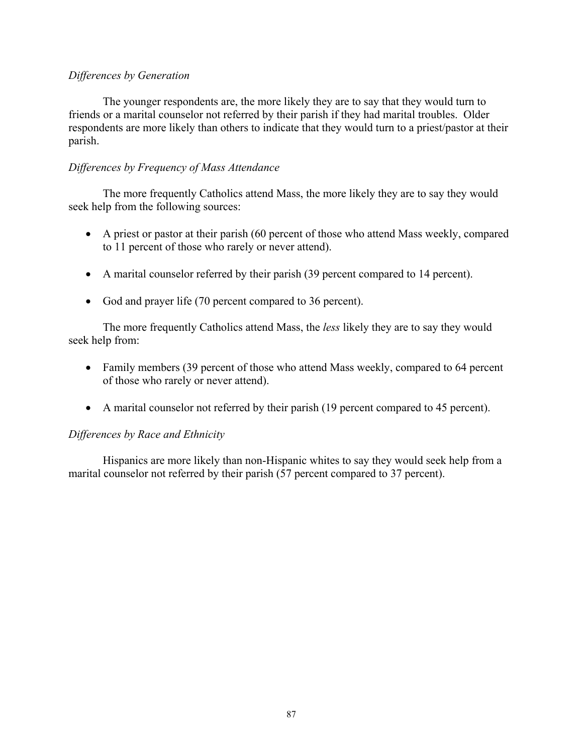*Differences by Generation*

The younger respondents are, the more likely they are to say that they would turn to friends or a marital counselor not referred by their parish if they had marital troubles. Older respondents are more likely than others to indicate that they would turn to a priest/pastor at their parish.

*Differences by Frequency of Mass Attendance*

The more frequently Catholics attend Mass, the more likely they are to say they would seek help from the following sources:

- A priest or pastor at their parish (60 percent of those who attend Mass weekly, compared to 11 percent of those who rarely or never attend).
- A marital counselor referred by their parish (39 percent compared to 14 percent).
- God and prayer life (70 percent compared to 36 percent).

The more frequently Catholics attend Mass, the *less* likely they are to say they would seek help from:

- Family members (39 percent of those who attend Mass weekly, compared to 64 percent of those who rarely or never attend).
- A marital counselor not referred by their parish (19 percent compared to 45 percent).

*Differences by Race and Ethnicity*

Hispanics are more likely than non-Hispanic whites to say they would seek help from a marital counselor not referred by their parish (57 percent compared to 37 percent).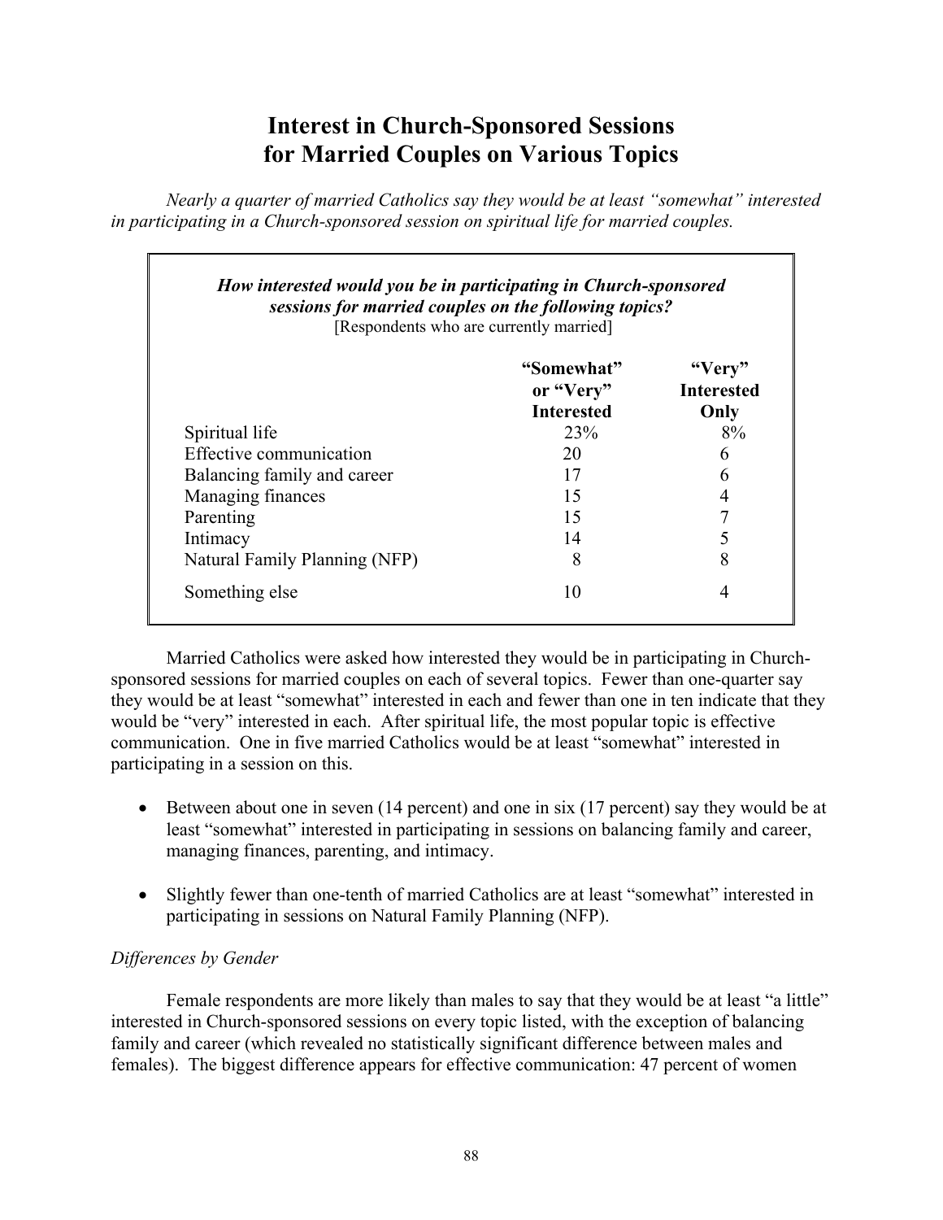# Interest in Church-Sponsored Sessions for Married Couples on Various Topics

*Nearly a quarter of married Catholics say they would be at least "somewhat" interested in participating in a Church-sponsored session on spiritual life for married couples.*

***How interested would you be in participating in Church-sponsored sessions for married couples on the following topics?***
[Respondents who are currently married]

| | "Somewhat" or "Very" Interested | "Very" Interested Only |
|---|---|---|
| Spiritual life | 23% | 8% |
| Effective communication | 20 | 6 |
| Balancing family and career | 17 | 6 |
| Managing finances | 15 | 4 |
| Parenting | 15 | 7 |
| Intimacy | 14 | 5 |
| Natural Family Planning (NFP) | 8 | 8 |
| Something else | 10 | 4 |

Married Catholics were asked how interested they would be in participating in Church-sponsored sessions for married couples on each of several topics. Fewer than one-quarter say they would be at least "somewhat" interested in each and fewer than one in ten indicate that they would be "very" interested in each. After spiritual life, the most popular topic is effective communication. One in five married Catholics would be at least "somewhat" interested in participating in a session on this.

- Between about one in seven (14 percent) and one in six (17 percent) say they would be at least "somewhat" interested in participating in sessions on balancing family and career, managing finances, parenting, and intimacy.
- Slightly fewer than one-tenth of married Catholics are at least "somewhat" interested in participating in sessions on Natural Family Planning (NFP).

*Differences by Gender*

Female respondents are more likely than males to say that they would be at least "a little" interested in Church-sponsored sessions on every topic listed, with the exception of balancing family and career (which revealed no statistically significant difference between males and females). The biggest difference appears for effective communication: 47 percent of women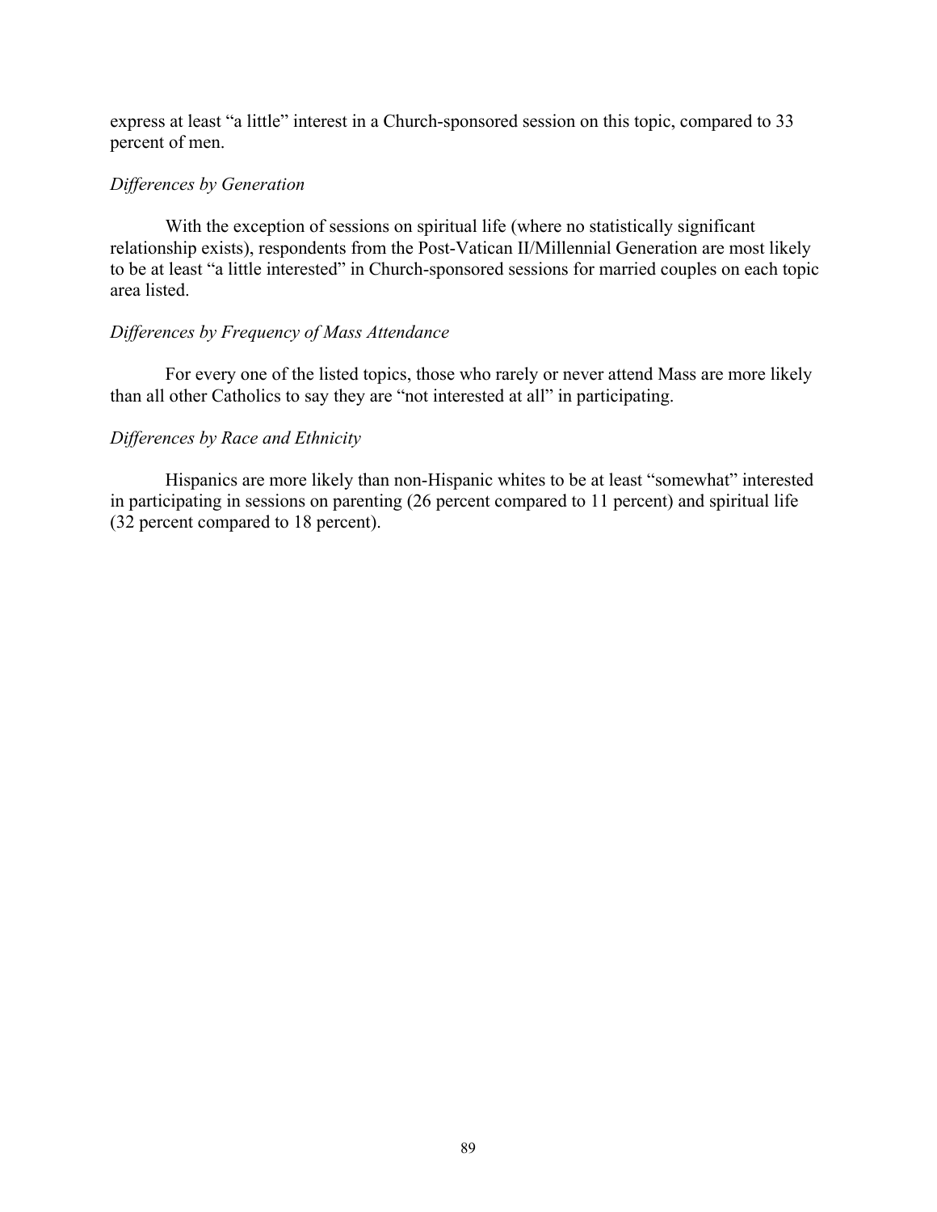express at least “a little” interest in a Church-sponsored session on this topic, compared to 33 percent of men.

*Differences by Generation*

With the exception of sessions on spiritual life (where no statistically significant relationship exists), respondents from the Post-Vatican II/Millennial Generation are most likely to be at least “a little interested” in Church-sponsored sessions for married couples on each topic area listed.

*Differences by Frequency of Mass Attendance*

For every one of the listed topics, those who rarely or never attend Mass are more likely than all other Catholics to say they are “not interested at all” in participating.

*Differences by Race and Ethnicity*

Hispanics are more likely than non-Hispanic whites to be at least “somewhat” interested in participating in sessions on parenting (26 percent compared to 11 percent) and spiritual life (32 percent compared to 18 percent).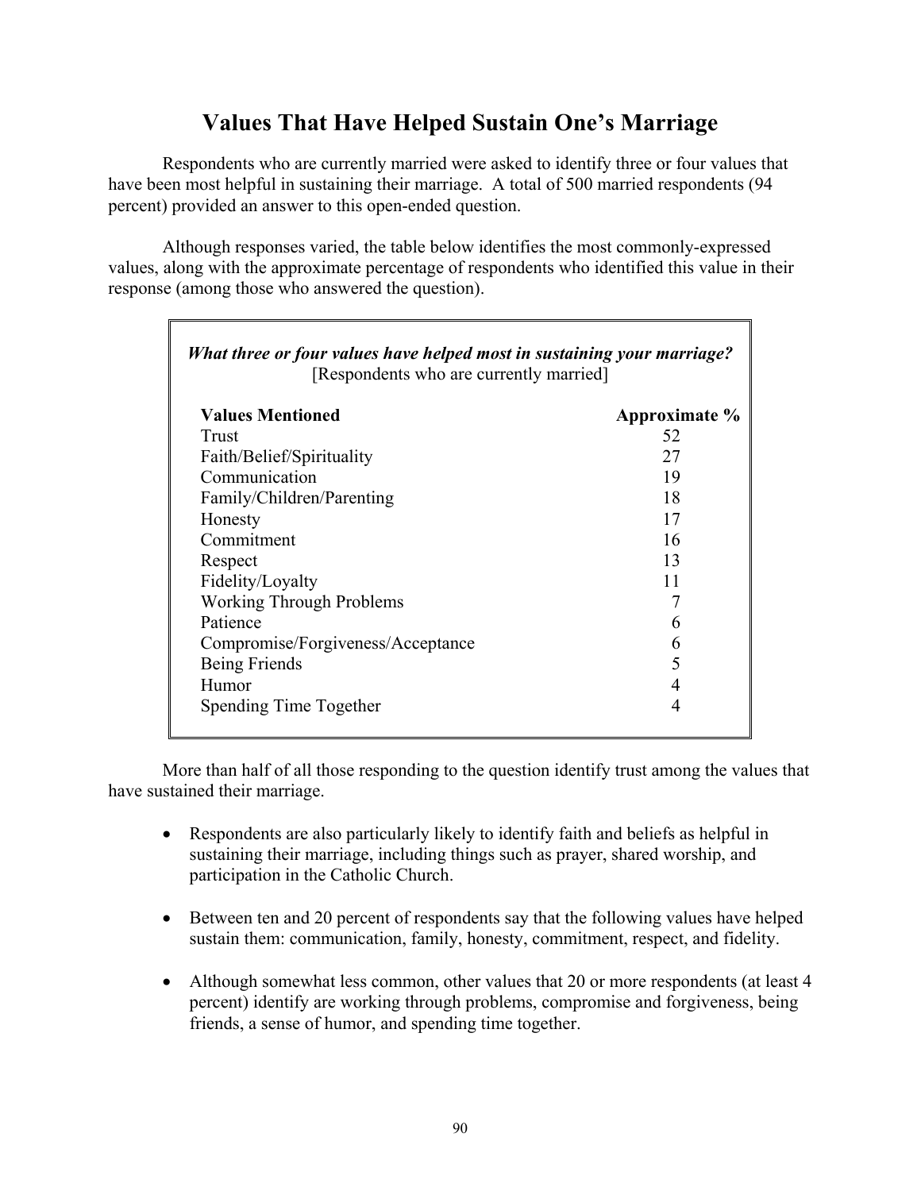# Values That Have Helped Sustain One's Marriage

Respondents who are currently married were asked to identify three or four values that have been most helpful in sustaining their marriage. A total of 500 married respondents (94 percent) provided an answer to this open-ended question.

Although responses varied, the table below identifies the most commonly-expressed values, along with the approximate percentage of respondents who identified this value in their response (among those who answered the question).

***What three or four values have helped most in sustaining your marriage?***
[Respondents who are currently married]

| Values Mentioned | Approximate % |
|---|---|
| Trust | 52 |
| Faith/Belief/Spirituality | 27 |
| Communication | 19 |
| Family/Children/Parenting | 18 |
| Honesty | 17 |
| Commitment | 16 |
| Respect | 13 |
| Fidelity/Loyalty | 11 |
| Working Through Problems | 7 |
| Patience | 6 |
| Compromise/Forgiveness/Acceptance | 6 |
| Being Friends | 5 |
| Humor | 4 |
| Spending Time Together | 4 |

More than half of all those responding to the question identify trust among the values that have sustained their marriage.

- Respondents are also particularly likely to identify faith and beliefs as helpful in sustaining their marriage, including things such as prayer, shared worship, and participation in the Catholic Church.
- Between ten and 20 percent of respondents say that the following values have helped sustain them: communication, family, honesty, commitment, respect, and fidelity.
- Although somewhat less common, other values that 20 or more respondents (at least 4 percent) identify are working through problems, compromise and forgiveness, being friends, a sense of humor, and spending time together.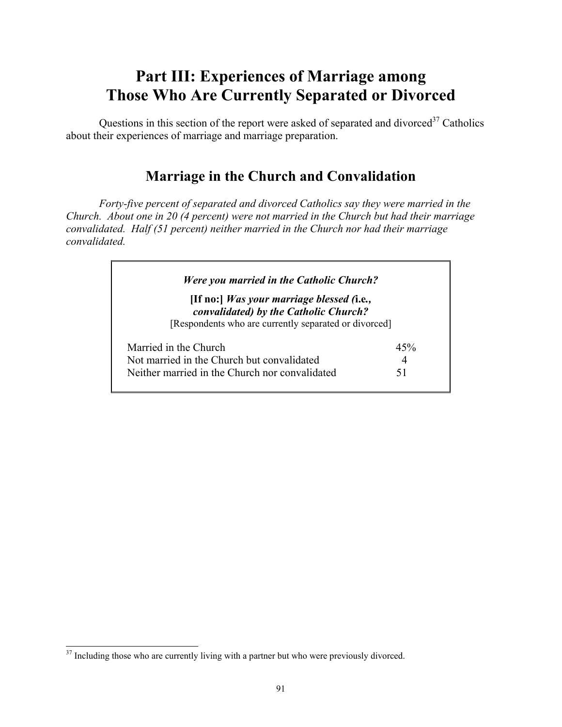# Part III: Experiences of Marriage among Those Who Are Currently Separated or Divorced

Questions in this section of the report were asked of separated and divorced[37] Catholics about their experiences of marriage and marriage preparation.

## Marriage in the Church and Convalidation

*Forty-five percent of separated and divorced Catholics say they were married in the Church. About one in 20 (4 percent) were not married in the Church but had their marriage convalidated. Half (51 percent) neither married in the Church nor had their marriage convalidated.*

***Were you married in the Catholic Church?***

**[If no:]** ***Was your marriage blessed (i.e., convalidated) by the Catholic Church?***

[Respondents who are currently separated or divorced]

| | |
|---|---|
| Married in the Church | 45% |
| Not married in the Church but convalidated | 4 |
| Neither married in the Church nor convalidated | 51 |

[37] Including those who are currently living with a partner but who were previously divorced.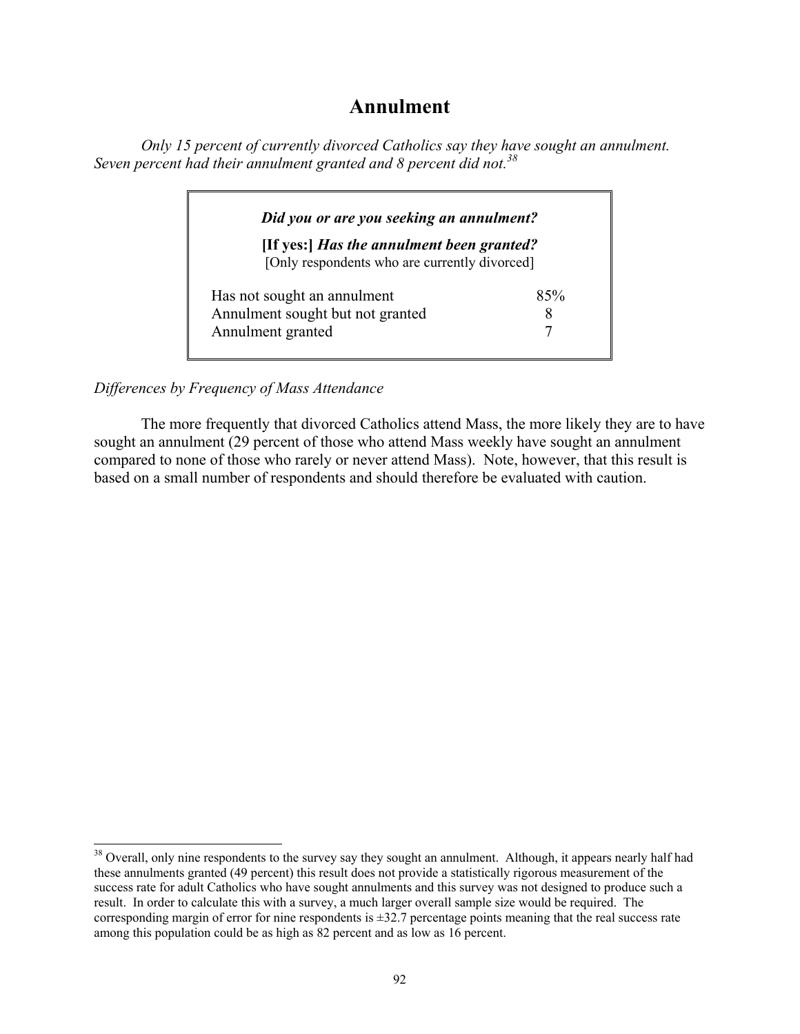# Annulment

*Only 15 percent of currently divorced Catholics say they have sought an annulment. Seven percent had their annulment granted and 8 percent did not.*[38]

***Did you or are you seeking an annulment?***

**[If yes:]** ***Has the annulment been granted?***
[Only respondents who are currently divorced]

| | |
|---|---|
| Has not sought an annulment | 85% |
| Annulment sought but not granted | 8 |
| Annulment granted | 7 |

*Differences by Frequency of Mass Attendance*

The more frequently that divorced Catholics attend Mass, the more likely they are to have sought an annulment (29 percent of those who attend Mass weekly have sought an annulment compared to none of those who rarely or never attend Mass). Note, however, that this result is based on a small number of respondents and should therefore be evaluated with caution.

---

[38] Overall, only nine respondents to the survey say they sought an annulment. Although, it appears nearly half had these annulments granted (49 percent) this result does not provide a statistically rigorous measurement of the success rate for adult Catholics who have sought annulments and this survey was not designed to produce such a result. In order to calculate this with a survey, a much larger overall sample size would be required. The corresponding margin of error for nine respondents is ±32.7 percentage points meaning that the real success rate among this population could be as high as 82 percent and as low as 16 percent.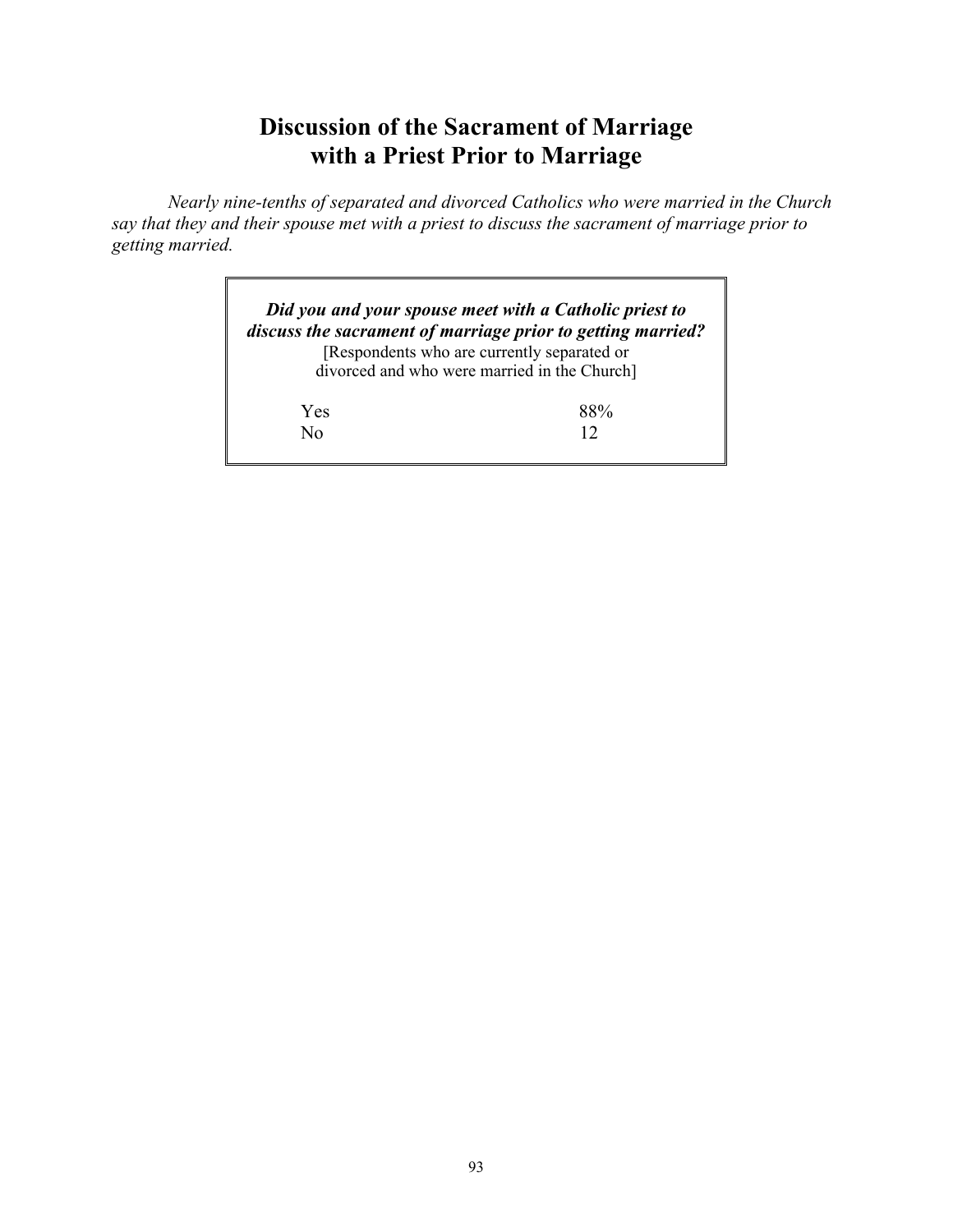# Discussion of the Sacrament of Marriage with a Priest Prior to Marriage

*Nearly nine-tenths of separated and divorced Catholics who were married in the Church say that they and their spouse met with a priest to discuss the sacrament of marriage prior to getting married.*

***Did you and your spouse meet with a Catholic priest to discuss the sacrament of marriage prior to getting married?***
[Respondents who are currently separated or divorced and who were married in the Church]

| | |
|---|---|
| Yes | 88% |
| No | 12 |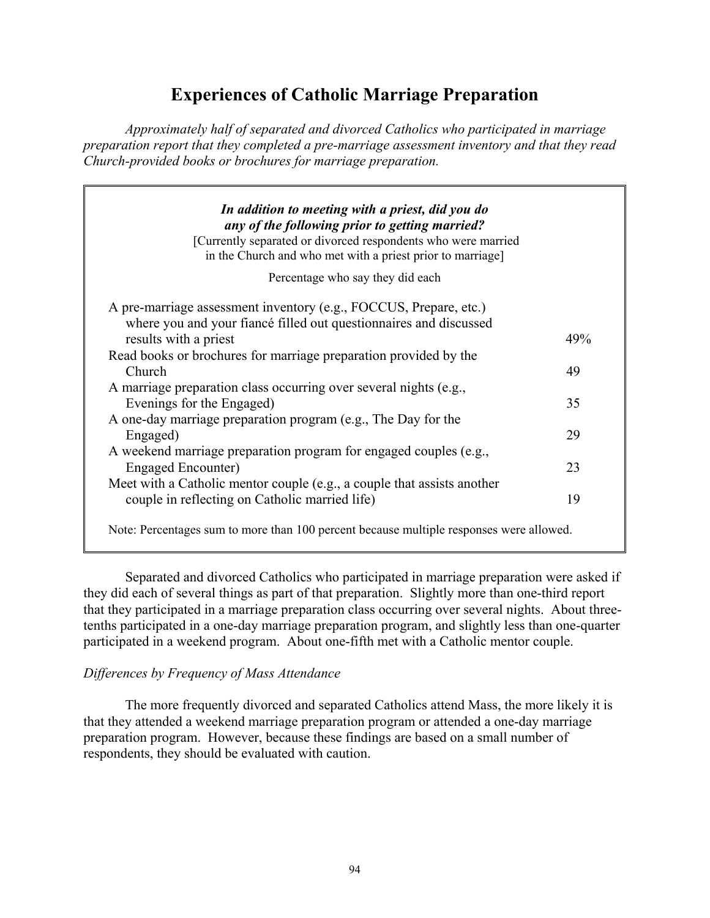# Experiences of Catholic Marriage Preparation

*Approximately half of separated and divorced Catholics who participated in marriage preparation report that they completed a pre-marriage assessment inventory and that they read Church-provided books or brochures for marriage preparation.*

***In addition to meeting with a priest, did you do any of the following prior to getting married?***
[Currently separated or divorced respondents who were married in the Church and who met with a priest prior to marriage]

| | Percentage who say they did each |
|---|---|
| A pre-marriage assessment inventory (e.g., FOCCUS, Prepare, etc.) where you and your fiancé filled out questionnaires and discussed results with a priest | 49% |
| Read books or brochures for marriage preparation provided by the Church | 49 |
| A marriage preparation class occurring over several nights (e.g., Evenings for the Engaged) | 35 |
| A one-day marriage preparation program (e.g., The Day for the Engaged) | 29 |
| A weekend marriage preparation program for engaged couples (e.g., Engaged Encounter) | 23 |
| Meet with a Catholic mentor couple (e.g., a couple that assists another couple in reflecting on Catholic married life) | 19 |

Note: Percentages sum to more than 100 percent because multiple responses were allowed.

Separated and divorced Catholics who participated in marriage preparation were asked if they did each of several things as part of that preparation. Slightly more than one-third report that they participated in a marriage preparation class occurring over several nights. About three-tenths participated in a one-day marriage preparation program, and slightly less than one-quarter participated in a weekend program. About one-fifth met with a Catholic mentor couple.

*Differences by Frequency of Mass Attendance*

The more frequently divorced and separated Catholics attend Mass, the more likely it is that they attended a weekend marriage preparation program or attended a one-day marriage preparation program. However, because these findings are based on a small number of respondents, they should be evaluated with caution.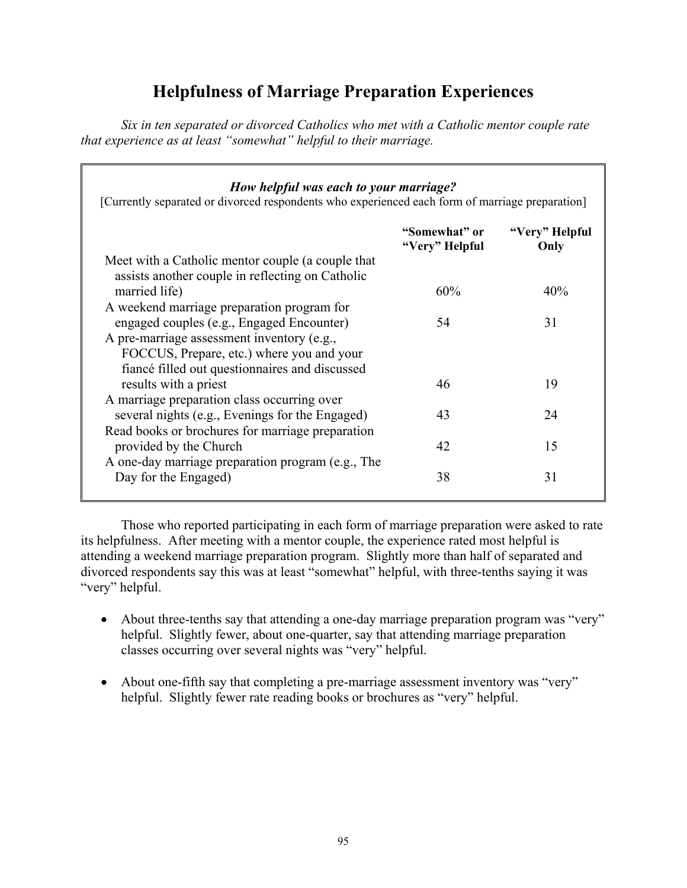# Helpfulness of Marriage Preparation Experiences

*Six in ten separated or divorced Catholics who met with a Catholic mentor couple rate that experience as at least "somewhat" helpful to their marriage.*

***How helpful was each to your marriage?***
[Currently separated or divorced respondents who experienced each form of marriage preparation]

| | "Somewhat" or "Very" Helpful | "Very" Helpful Only |
|---|---|---|
| Meet with a Catholic mentor couple (a couple that assists another couple in reflecting on Catholic married life) | 60% | 40% |
| A weekend marriage preparation program for engaged couples (e.g., Engaged Encounter) | 54 | 31 |
| A pre-marriage assessment inventory (e.g., FOCCUS, Prepare, etc.) where you and your fiancé filled out questionnaires and discussed results with a priest | 46 | 19 |
| A marriage preparation class occurring over several nights (e.g., Evenings for the Engaged) | 43 | 24 |
| Read books or brochures for marriage preparation provided by the Church | 42 | 15 |
| A one-day marriage preparation program (e.g., The Day for the Engaged) | 38 | 31 |

Those who reported participating in each form of marriage preparation were asked to rate its helpfulness. After meeting with a mentor couple, the experience rated most helpful is attending a weekend marriage preparation program. Slightly more than half of separated and divorced respondents say this was at least "somewhat" helpful, with three-tenths saying it was "very" helpful.

- About three-tenths say that attending a one-day marriage preparation program was "very" helpful. Slightly fewer, about one-quarter, say that attending marriage preparation classes occurring over several nights was "very" helpful.
- About one-fifth say that completing a pre-marriage assessment inventory was "very" helpful. Slightly fewer rate reading books or brochures as "very" helpful.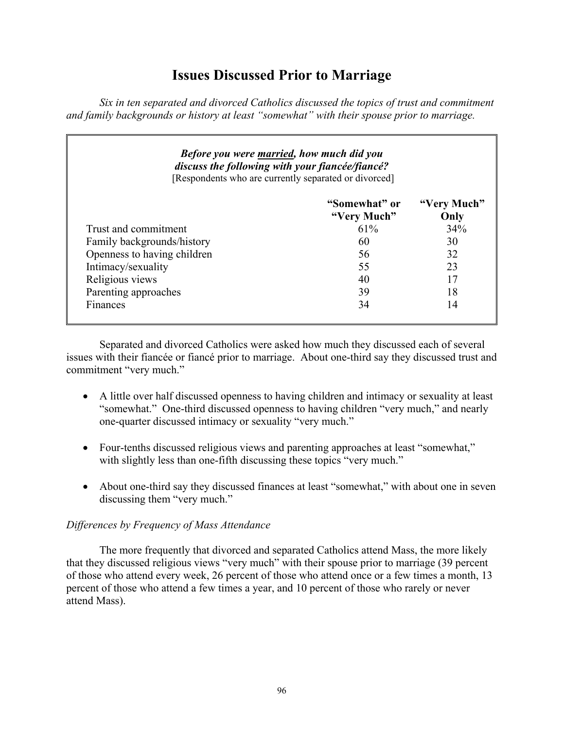# Issues Discussed Prior to Marriage

*Six in ten separated and divorced Catholics discussed the topics of trust and commitment and family backgrounds or history at least "somewhat" with their spouse prior to marriage.*

***Before you were married, how much did you discuss the following with your fiancée/fiancé?***
[Respondents who are currently separated or divorced]

| | "Somewhat" or "Very Much" | "Very Much" Only |
|---|---|---|
| Trust and commitment | 61% | 34% |
| Family backgrounds/history | 60 | 30 |
| Openness to having children | 56 | 32 |
| Intimacy/sexuality | 55 | 23 |
| Religious views | 40 | 17 |
| Parenting approaches | 39 | 18 |
| Finances | 34 | 14 |

Separated and divorced Catholics were asked how much they discussed each of several issues with their fiancée or fiancé prior to marriage. About one-third say they discussed trust and commitment "very much."

- A little over half discussed openness to having children and intimacy or sexuality at least "somewhat." One-third discussed openness to having children "very much," and nearly one-quarter discussed intimacy or sexuality "very much."
- Four-tenths discussed religious views and parenting approaches at least "somewhat," with slightly less than one-fifth discussing these topics "very much."
- About one-third say they discussed finances at least "somewhat," with about one in seven discussing them "very much."

*Differences by Frequency of Mass Attendance*

The more frequently that divorced and separated Catholics attend Mass, the more likely that they discussed religious views "very much" with their spouse prior to marriage (39 percent of those who attend every week, 26 percent of those who attend once or a few times a month, 13 percent of those who attend a few times a year, and 10 percent of those who rarely or never attend Mass).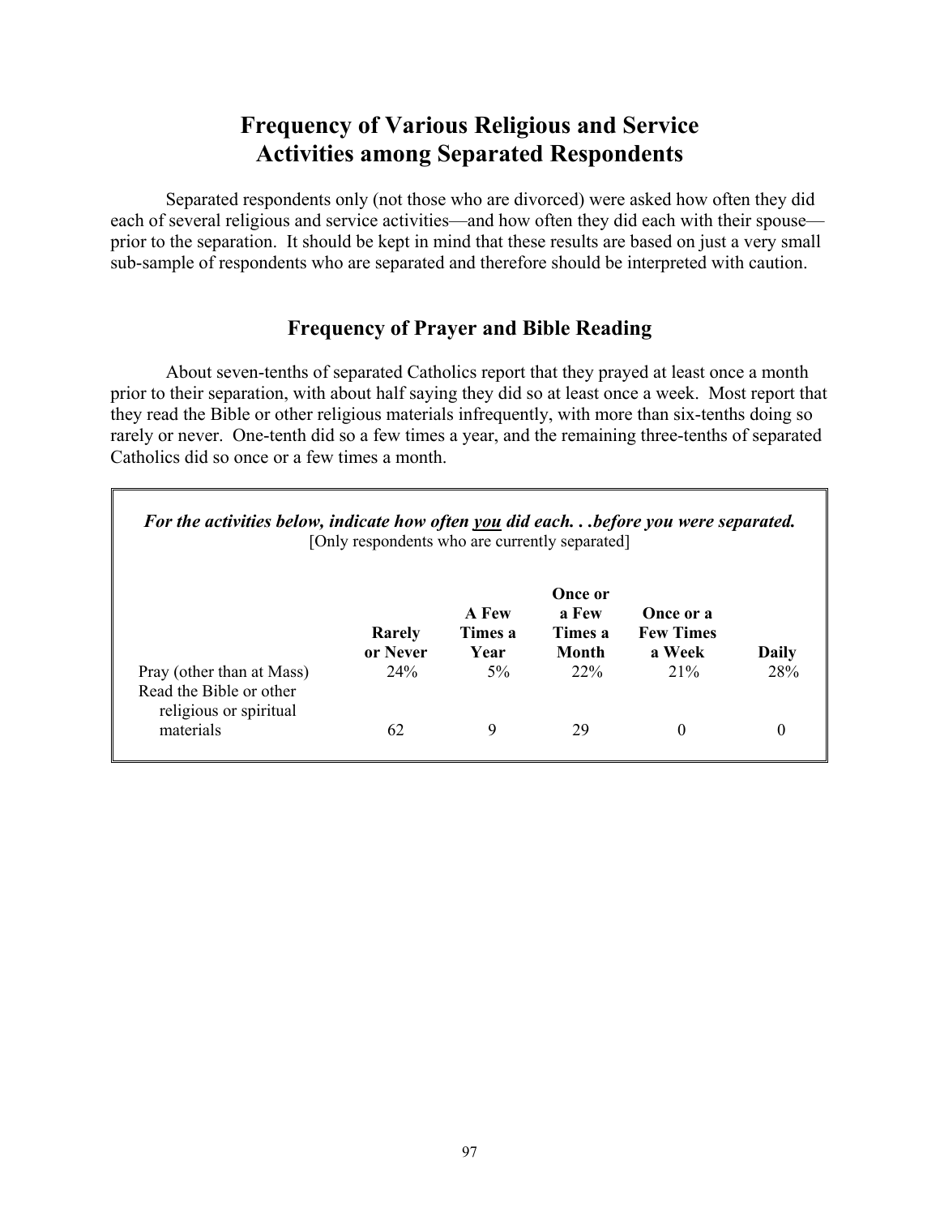# Frequency of Various Religious and Service Activities among Separated Respondents

Separated respondents only (not those who are divorced) were asked how often they did each of several religious and service activities—and how often they did each with their spouse—prior to the separation. It should be kept in mind that these results are based on just a very small sub-sample of respondents who are separated and therefore should be interpreted with caution.

## Frequency of Prayer and Bible Reading

About seven-tenths of separated Catholics report that they prayed at least once a month prior to their separation, with about half saying they did so at least once a week. Most report that they read the Bible or other religious materials infrequently, with more than six-tenths doing so rarely or never. One-tenth did so a few times a year, and the remaining three-tenths of separated Catholics did so once or a few times a month.

***For the activities below, indicate how often you did each. . .before you were separated.***
[Only respondents who are currently separated]

| | Rarely or Never | A Few Times a Year | Once or a Few Times a Month | Once or a Few Times a Week | Daily |
|---|---|---|---|---|---|
| Pray (other than at Mass) | 24% | 5% | 22% | 21% | 28% |
| Read the Bible or other religious or spiritual materials | 62 | 9 | 29 | 0 | 0 |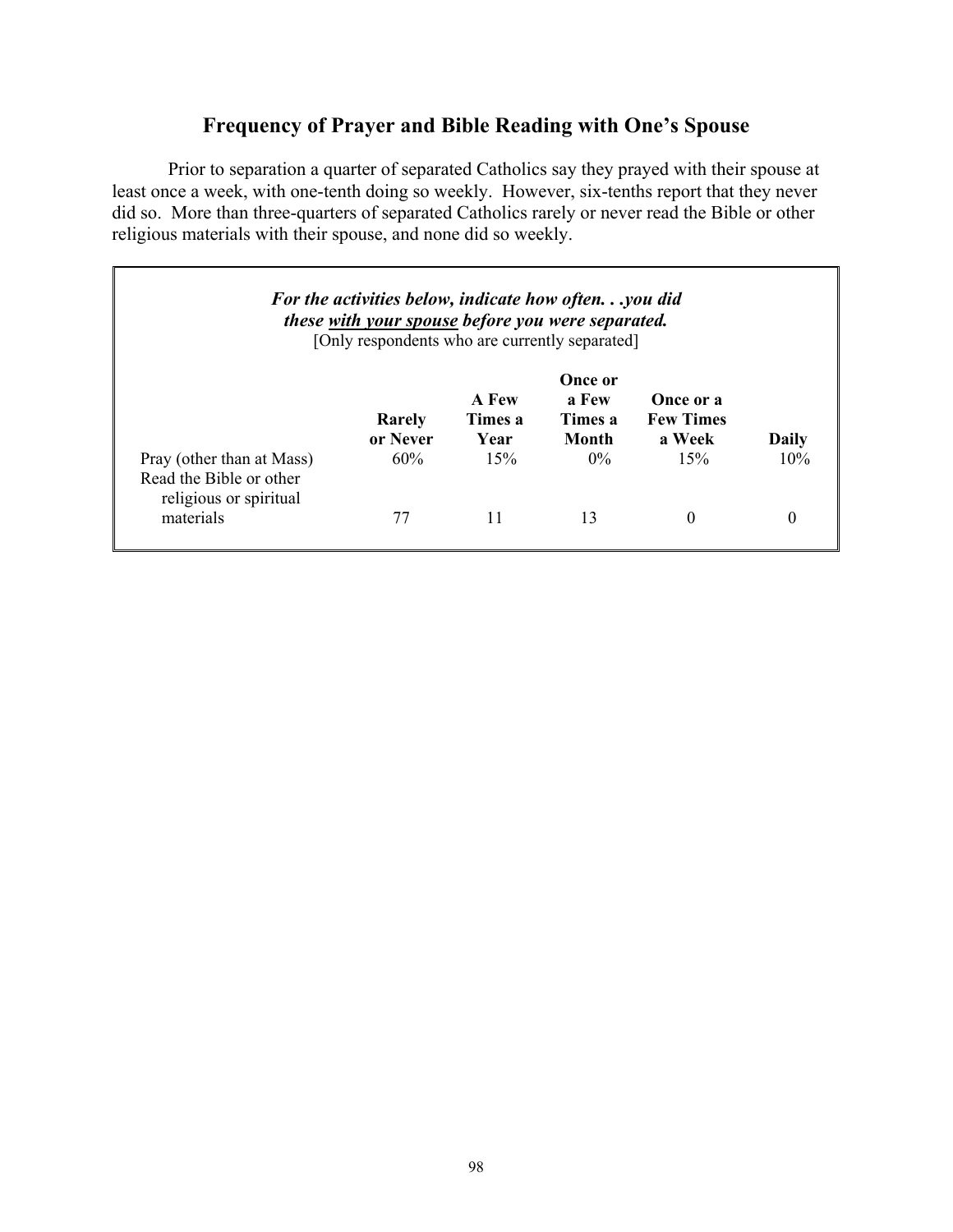## Frequency of Prayer and Bible Reading with One's Spouse

Prior to separation a quarter of separated Catholics say they prayed with their spouse at least once a week, with one-tenth doing so weekly. However, six-tenths report that they never did so. More than three-quarters of separated Catholics rarely or never read the Bible or other religious materials with their spouse, and none did so weekly.

***For the activities below, indicate how often. . .you did these with your spouse before you were separated.***
[Only respondents who are currently separated]

| | Rarely or Never | A Few Times a Year | Once or a Few Times a Month | Once or a Few Times a Week | Daily |
|---|---|---|---|---|---|
| Pray (other than at Mass) | 60% | 15% | 0% | 15% | 10% |
| Read the Bible or other religious or spiritual materials | 77 | 11 | 13 | 0 | 0 |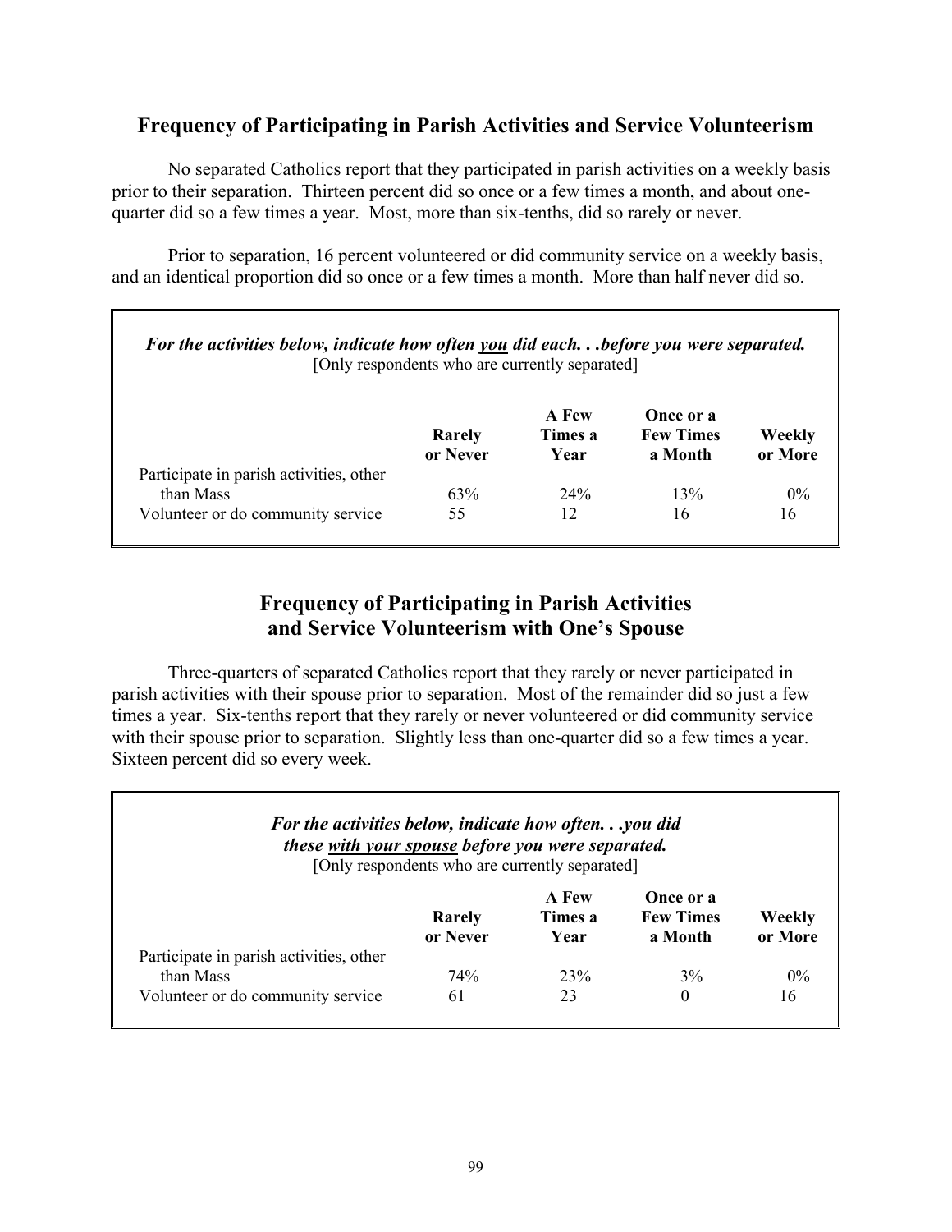## Frequency of Participating in Parish Activities and Service Volunteerism

No separated Catholics report that they participated in parish activities on a weekly basis prior to their separation. Thirteen percent did so once or a few times a month, and about one-quarter did so a few times a year. Most, more than six-tenths, did so rarely or never.

Prior to separation, 16 percent volunteered or did community service on a weekly basis, and an identical proportion did so once or a few times a month. More than half never did so.

***For the activities below, indicate how often you did each. . .before you were separated.***
[Only respondents who are currently separated]

| | Rarely or Never | A Few Times a Year | Once or a Few Times a Month | Weekly or More |
|---|---|---|---|---|
| Participate in parish activities, other than Mass | 63% | 24% | 13% | 0% |
| Volunteer or do community service | 55 | 12 | 16 | 16 |

## Frequency of Participating in Parish Activities and Service Volunteerism with One's Spouse

Three-quarters of separated Catholics report that they rarely or never participated in parish activities with their spouse prior to separation. Most of the remainder did so just a few times a year. Six-tenths report that they rarely or never volunteered or did community service with their spouse prior to separation. Slightly less than one-quarter did so a few times a year. Sixteen percent did so every week.

***For the activities below, indicate how often. . .you did these with your spouse before you were separated.***
[Only respondents who are currently separated]

| | Rarely or Never | A Few Times a Year | Once or a Few Times a Month | Weekly or More |
|---|---|---|---|---|
| Participate in parish activities, other than Mass | 74% | 23% | 3% | 0% |
| Volunteer or do community service | 61 | 23 | 0 | 16 |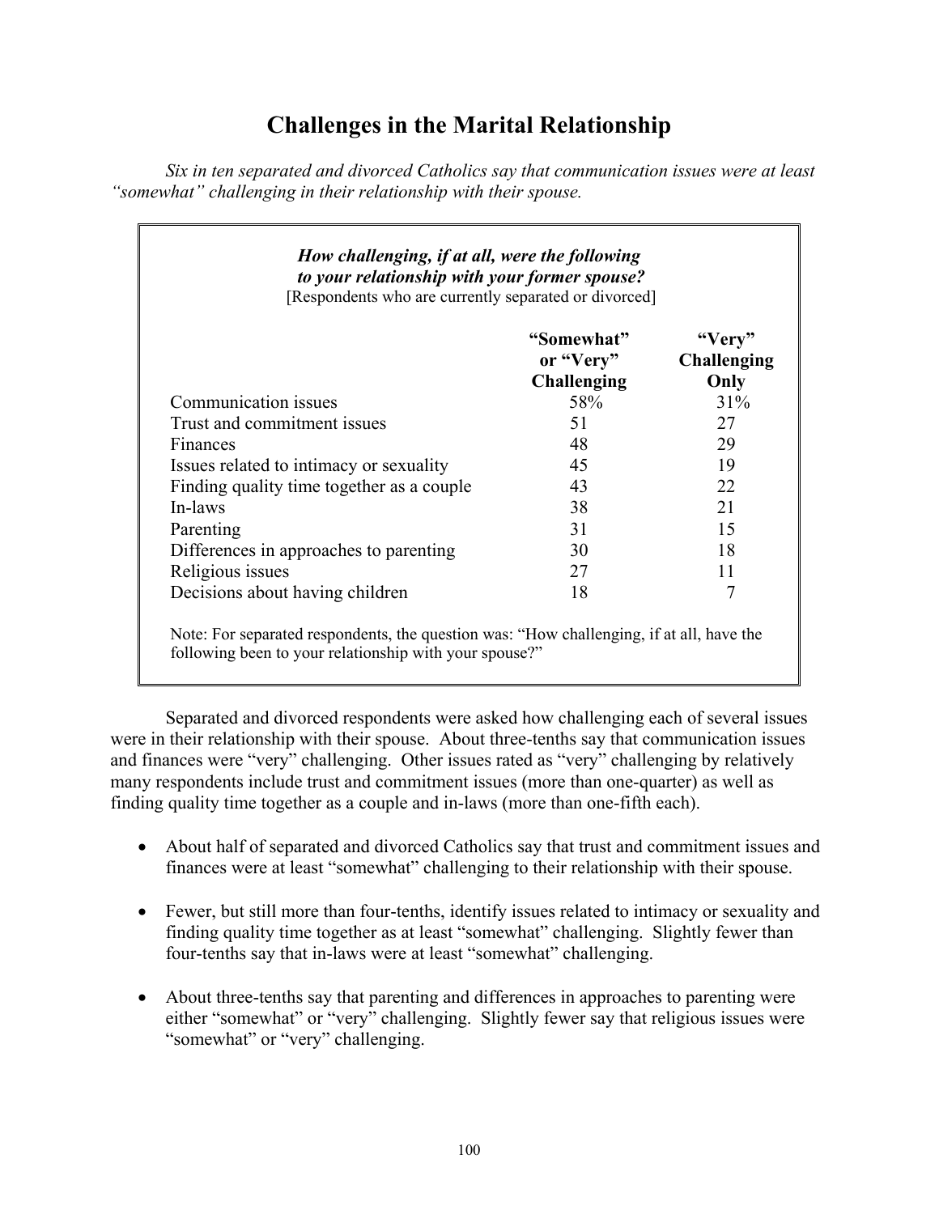# Challenges in the Marital Relationship

*Six in ten separated and divorced Catholics say that communication issues were at least "somewhat" challenging in their relationship with their spouse.*

***How challenging, if at all, were the following to your relationship with your former spouse?***
[Respondents who are currently separated or divorced]

| | **"Somewhat" or "Very" Challenging** | **"Very" Challenging Only** |
|---|---|---|
| Communication issues | 58% | 31% |
| Trust and commitment issues | 51 | 27 |
| Finances | 48 | 29 |
| Issues related to intimacy or sexuality | 45 | 19 |
| Finding quality time together as a couple | 43 | 22 |
| In-laws | 38 | 21 |
| Parenting | 31 | 15 |
| Differences in approaches to parenting | 30 | 18 |
| Religious issues | 27 | 11 |
| Decisions about having children | 18 | 7 |

Note: For separated respondents, the question was: "How challenging, if at all, have the following been to your relationship with your spouse?"

Separated and divorced respondents were asked how challenging each of several issues were in their relationship with their spouse. About three-tenths say that communication issues and finances were "very" challenging. Other issues rated as "very" challenging by relatively many respondents include trust and commitment issues (more than one-quarter) as well as finding quality time together as a couple and in-laws (more than one-fifth each).

- About half of separated and divorced Catholics say that trust and commitment issues and finances were at least "somewhat" challenging to their relationship with their spouse.

- Fewer, but still more than four-tenths, identify issues related to intimacy or sexuality and finding quality time together as at least "somewhat" challenging. Slightly fewer than four-tenths say that in-laws were at least "somewhat" challenging.

- About three-tenths say that parenting and differences in approaches to parenting were either "somewhat" or "very" challenging. Slightly fewer say that religious issues were "somewhat" or "very" challenging.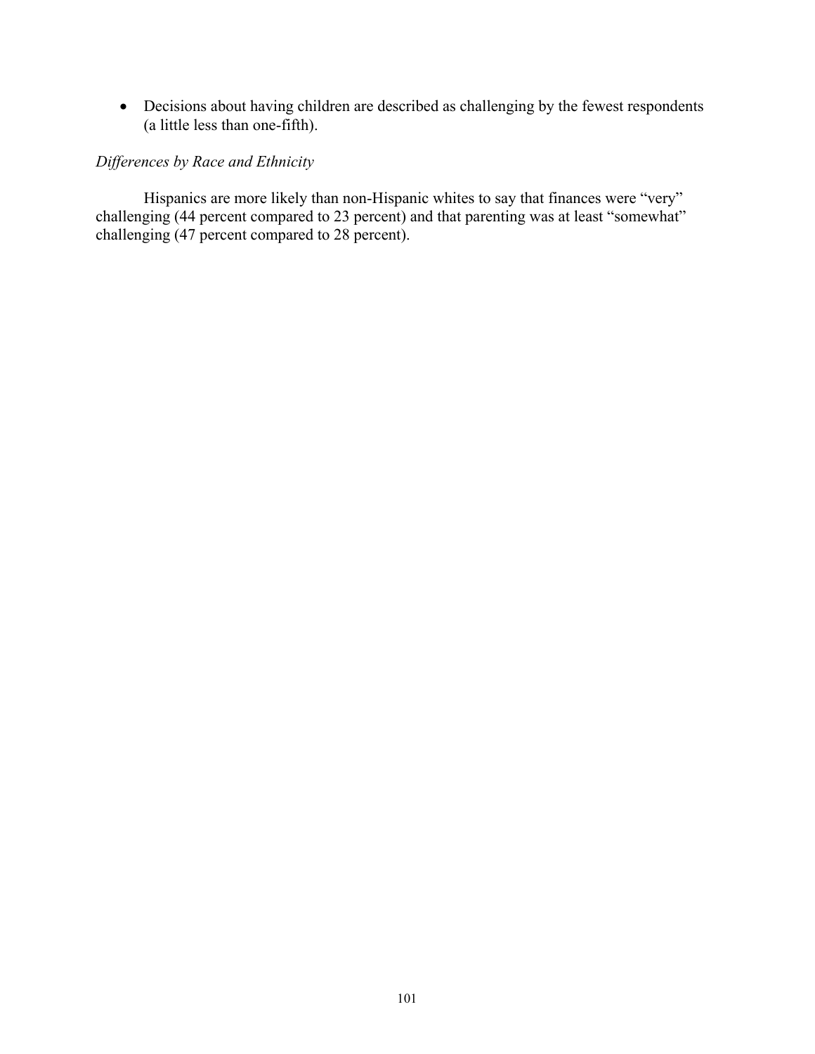- Decisions about having children are described as challenging by the fewest respondents (a little less than one-fifth).

*Differences by Race and Ethnicity*

Hispanics are more likely than non-Hispanic whites to say that finances were "very" challenging (44 percent compared to 23 percent) and that parenting was at least "somewhat" challenging (47 percent compared to 28 percent).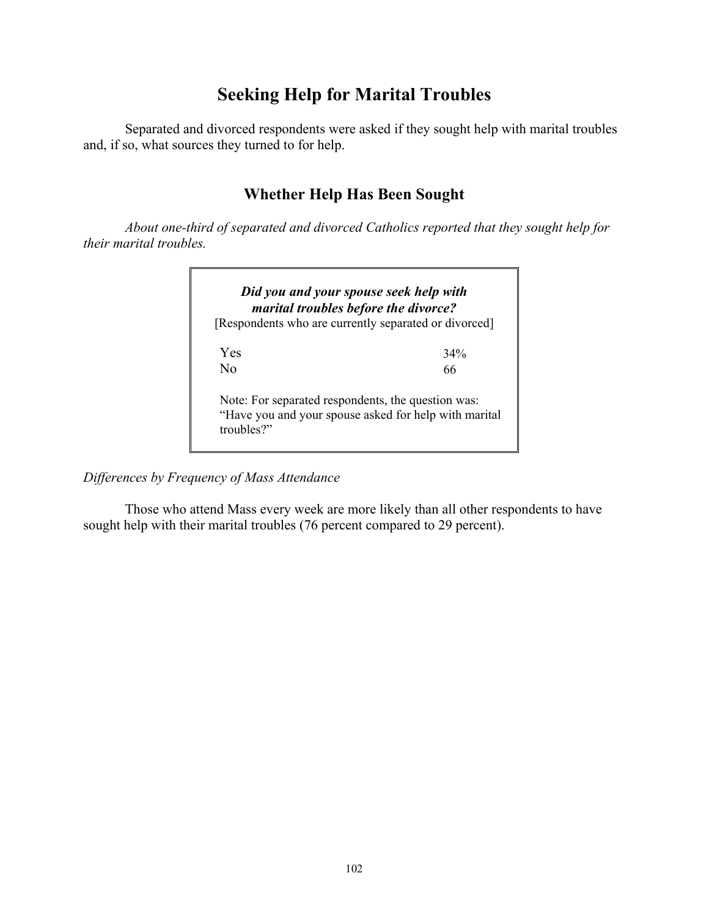## Seeking Help for Marital Troubles

Separated and divorced respondents were asked if they sought help with marital troubles and, if so, what sources they turned to for help.

### Whether Help Has Been Sought

*About one-third of separated and divorced Catholics reported that they sought help for their marital troubles.*

***Did you and your spouse seek help with marital troubles before the divorce?***
[Respondents who are currently separated or divorced]

| | |
|---|---|
| Yes | 34% |
| No | 66 |

Note: For separated respondents, the question was: "Have you and your spouse asked for help with marital troubles?"

*Differences by Frequency of Mass Attendance*

Those who attend Mass every week are more likely than all other respondents to have sought help with their marital troubles (76 percent compared to 29 percent).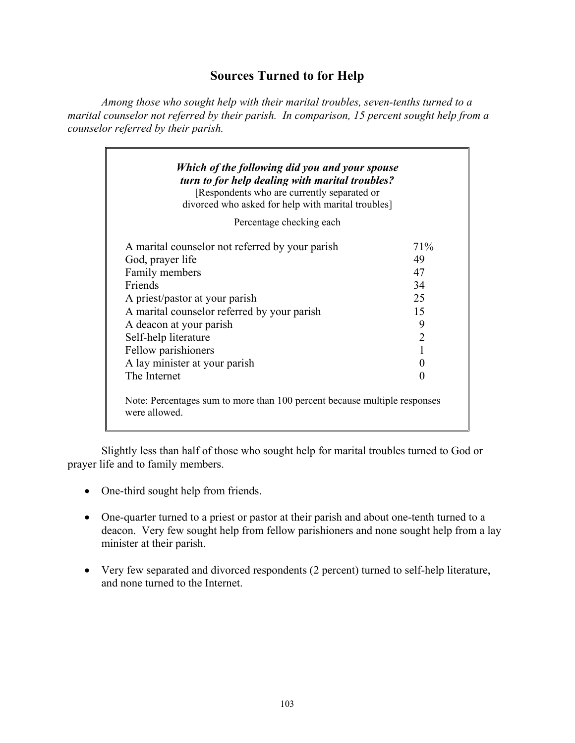## Sources Turned to for Help

*Among those who sought help with their marital troubles, seven-tenths turned to a marital counselor not referred by their parish. In comparison, 15 percent sought help from a counselor referred by their parish.*

***Which of the following did you and your spouse turn to for help dealing with marital troubles?***
[Respondents who are currently separated or divorced who asked for help with marital troubles]

| Percentage checking each | |
|---|---|
| A marital counselor not referred by your parish | 71% |
| God, prayer life | 49 |
| Family members | 47 |
| Friends | 34 |
| A priest/pastor at your parish | 25 |
| A marital counselor referred by your parish | 15 |
| A deacon at your parish | 9 |
| Self-help literature | 2 |
| Fellow parishioners | 1 |
| A lay minister at your parish | 0 |
| The Internet | 0 |

Note: Percentages sum to more than 100 percent because multiple responses were allowed.

Slightly less than half of those who sought help for marital troubles turned to God or prayer life and to family members.

- One-third sought help from friends.
- One-quarter turned to a priest or pastor at their parish and about one-tenth turned to a deacon. Very few sought help from fellow parishioners and none sought help from a lay minister at their parish.
- Very few separated and divorced respondents (2 percent) turned to self-help literature, and none turned to the Internet.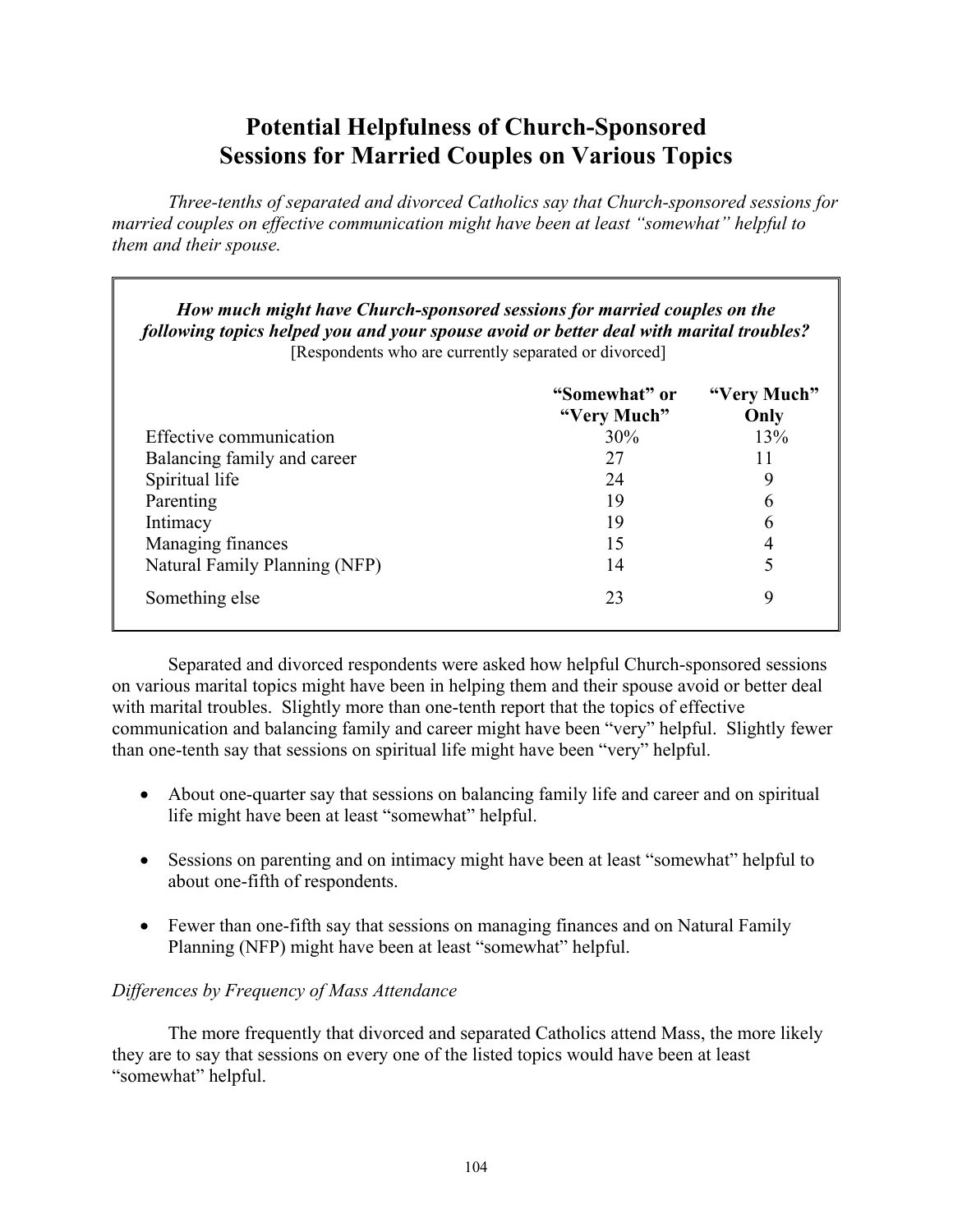# Potential Helpfulness of Church-Sponsored Sessions for Married Couples on Various Topics

*Three-tenths of separated and divorced Catholics say that Church-sponsored sessions for married couples on effective communication might have been at least "somewhat" helpful to them and their spouse.*

***How much might have Church-sponsored sessions for married couples on the following topics helped you and your spouse avoid or better deal with marital troubles?***
[Respondents who are currently separated or divorced]

| | **"Somewhat" or "Very Much"** | **"Very Much" Only** |
|---|---|---|
| Effective communication | 30% | 13% |
| Balancing family and career | 27 | 11 |
| Spiritual life | 24 | 9 |
| Parenting | 19 | 6 |
| Intimacy | 19 | 6 |
| Managing finances | 15 | 4 |
| Natural Family Planning (NFP) | 14 | 5 |
| Something else | 23 | 9 |

Separated and divorced respondents were asked how helpful Church-sponsored sessions on various marital topics might have been in helping them and their spouse avoid or better deal with marital troubles. Slightly more than one-tenth report that the topics of effective communication and balancing family and career might have been "very" helpful. Slightly fewer than one-tenth say that sessions on spiritual life might have been "very" helpful.

- About one-quarter say that sessions on balancing family life and career and on spiritual life might have been at least "somewhat" helpful.
- Sessions on parenting and on intimacy might have been at least "somewhat" helpful to about one-fifth of respondents.
- Fewer than one-fifth say that sessions on managing finances and on Natural Family Planning (NFP) might have been at least "somewhat" helpful.

*Differences by Frequency of Mass Attendance*

The more frequently that divorced and separated Catholics attend Mass, the more likely they are to say that sessions on every one of the listed topics would have been at least "somewhat" helpful.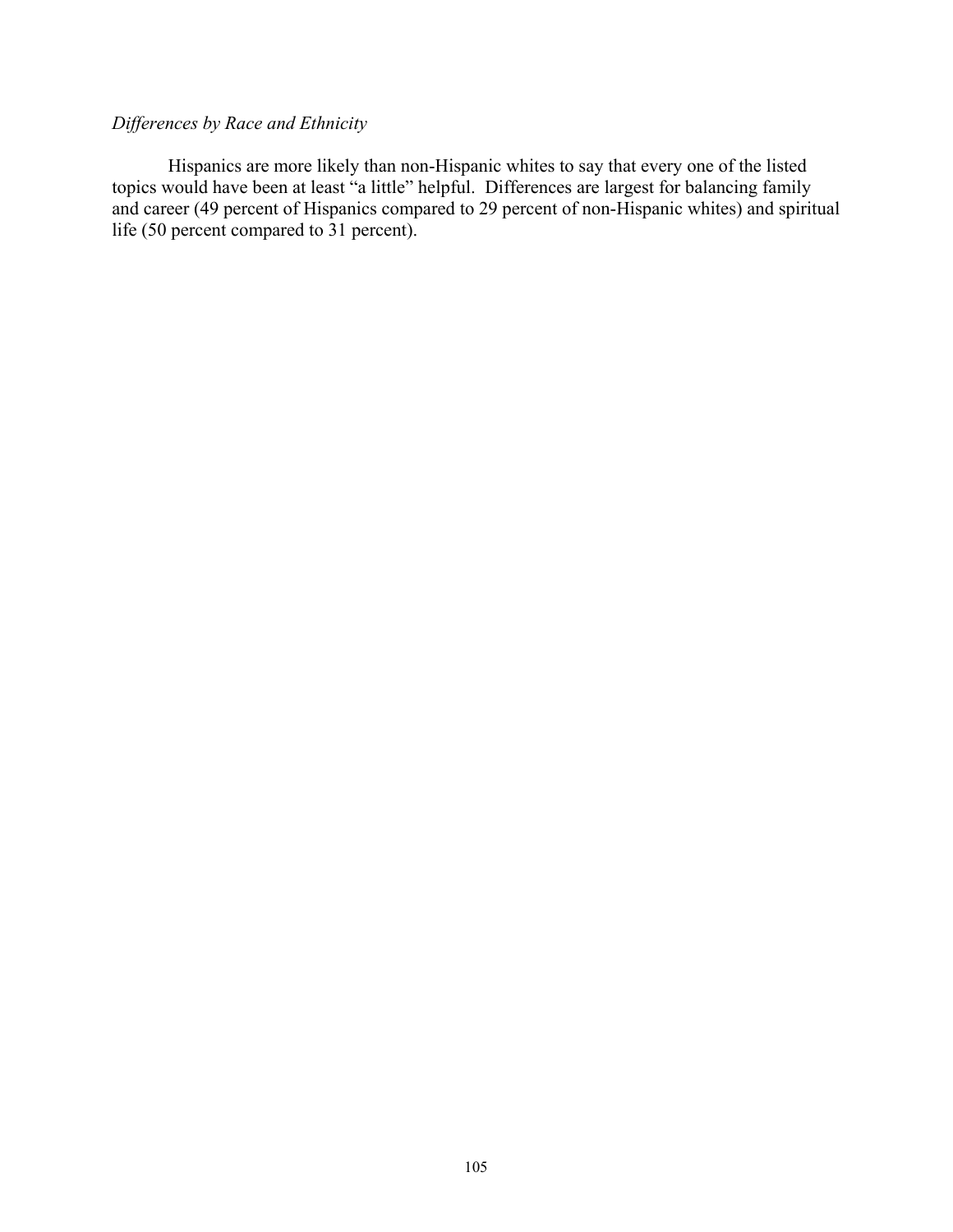*Differences by Race and Ethnicity*

Hispanics are more likely than non-Hispanic whites to say that every one of the listed topics would have been at least “a little” helpful. Differences are largest for balancing family and career (49 percent of Hispanics compared to 29 percent of non-Hispanic whites) and spiritual life (50 percent compared to 31 percent).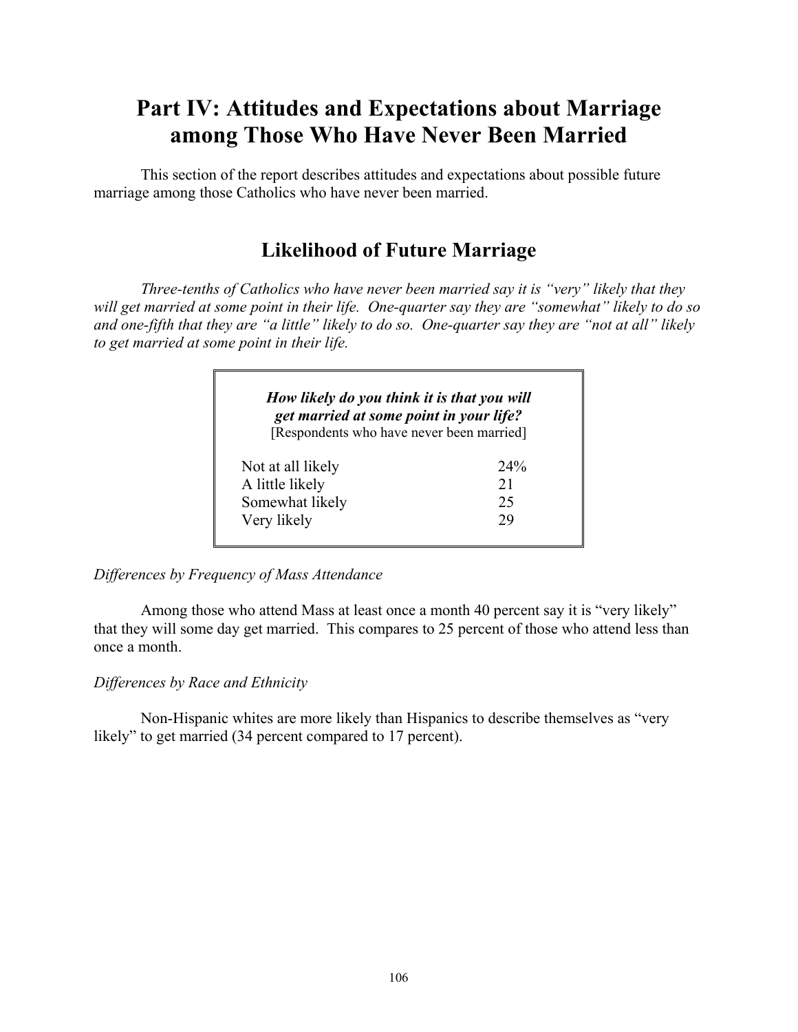# Part IV: Attitudes and Expectations about Marriage among Those Who Have Never Been Married

This section of the report describes attitudes and expectations about possible future marriage among those Catholics who have never been married.

## Likelihood of Future Marriage

*Three-tenths of Catholics who have never been married say it is "very" likely that they will get married at some point in their life. One-quarter say they are "somewhat" likely to do so and one-fifth that they are "a little" likely to do so. One-quarter say they are "not at all" likely to get married at some point in their life.*

***How likely do you think it is that you will get married at some point in your life?***
[Respondents who have never been married]

| | |
|---|---|
| Not at all likely | 24% |
| A little likely | 21 |
| Somewhat likely | 25 |
| Very likely | 29 |

*Differences by Frequency of Mass Attendance*

Among those who attend Mass at least once a month 40 percent say it is "very likely" that they will some day get married. This compares to 25 percent of those who attend less than once a month.

*Differences by Race and Ethnicity*

Non-Hispanic whites are more likely than Hispanics to describe themselves as "very likely" to get married (34 percent compared to 17 percent).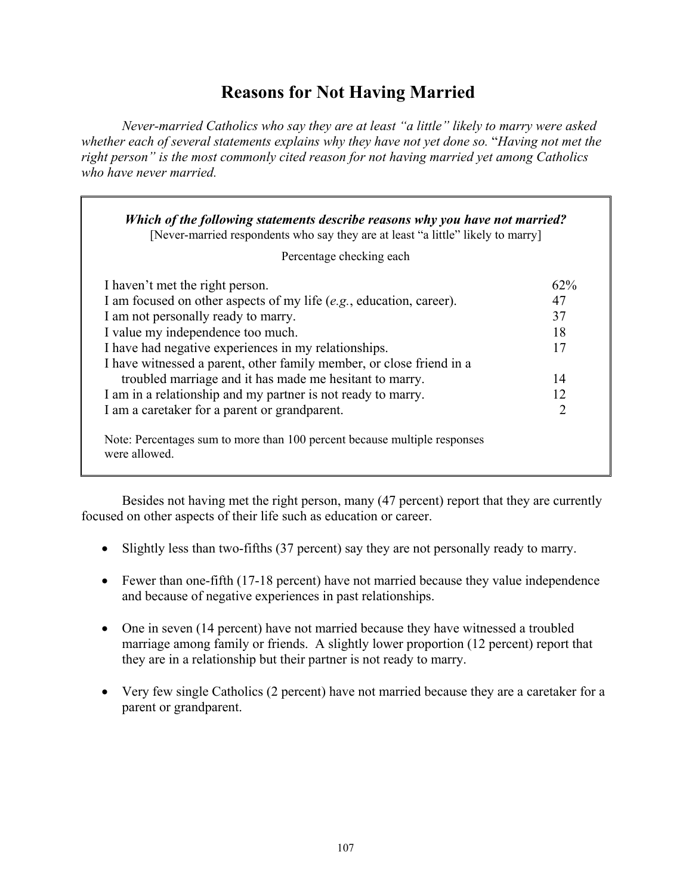# Reasons for Not Having Married

*Never-married Catholics who say they are at least "a little" likely to marry were asked whether each of several statements explains why they have not yet done so.* "*Having not met the right person" is the most commonly cited reason for not having married yet among Catholics who have never married.*

***Which of the following statements describe reasons why you have not married?***
[Never-married respondents who say they are at least "a little" likely to marry]

Percentage checking each

| Statement | Percentage |
|---|---|
| I haven't met the right person. | 62% |
| I am focused on other aspects of my life (*e.g.*, education, career). | 47 |
| I am not personally ready to marry. | 37 |
| I value my independence too much. | 18 |
| I have had negative experiences in my relationships. | 17 |
| I have witnessed a parent, other family member, or close friend in a troubled marriage and it has made me hesitant to marry. | 14 |
| I am in a relationship and my partner is not ready to marry. | 12 |
| I am a caretaker for a parent or grandparent. | 2 |

Note: Percentages sum to more than 100 percent because multiple responses were allowed.

Besides not having met the right person, many (47 percent) report that they are currently focused on other aspects of their life such as education or career.

- Slightly less than two-fifths (37 percent) say they are not personally ready to marry.
- Fewer than one-fifth (17-18 percent) have not married because they value independence and because of negative experiences in past relationships.
- One in seven (14 percent) have not married because they have witnessed a troubled marriage among family or friends. A slightly lower proportion (12 percent) report that they are in a relationship but their partner is not ready to marry.
- Very few single Catholics (2 percent) have not married because they are a caretaker for a parent or grandparent.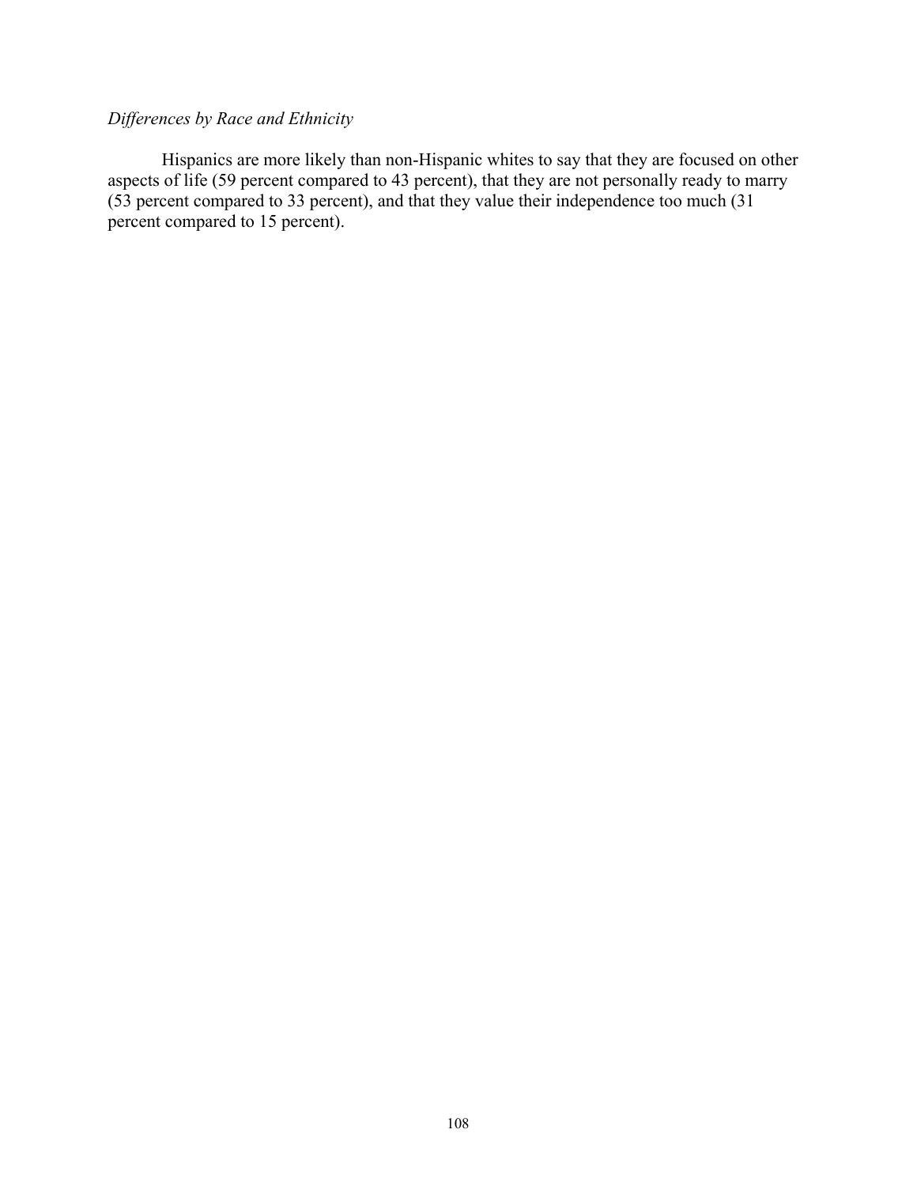*Differences by Race and Ethnicity*

Hispanics are more likely than non-Hispanic whites to say that they are focused on other aspects of life (59 percent compared to 43 percent), that they are not personally ready to marry (53 percent compared to 33 percent), and that they value their independence too much (31 percent compared to 15 percent).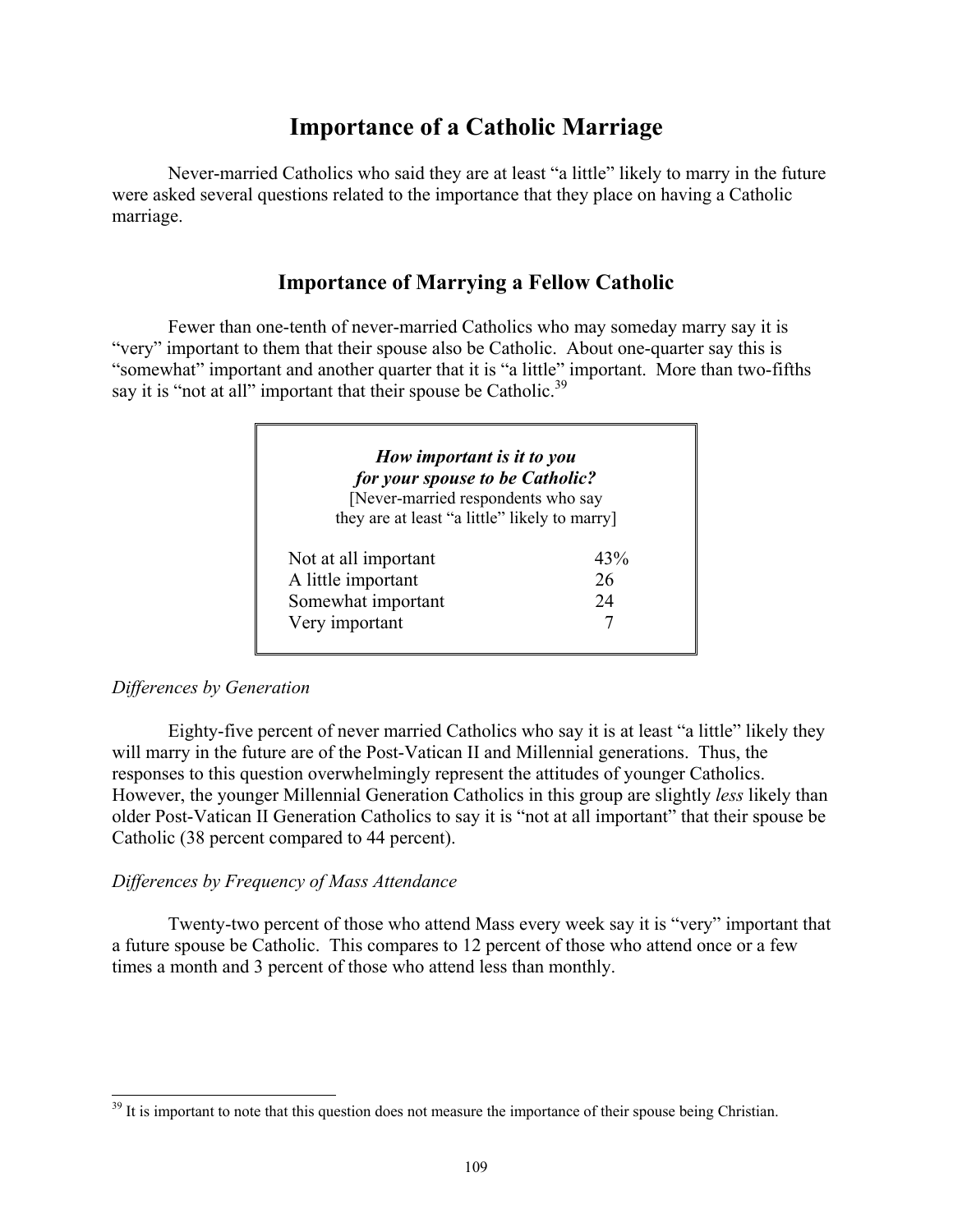# Importance of a Catholic Marriage

Never-married Catholics who said they are at least “a little” likely to marry in the future were asked several questions related to the importance that they place on having a Catholic marriage.

## Importance of Marrying a Fellow Catholic

Fewer than one-tenth of never-married Catholics who may someday marry say it is “very” important to them that their spouse also be Catholic. About one-quarter say this is “somewhat” important and another quarter that it is “a little” important. More than two-fifths say it is “not at all” important that their spouse be Catholic.[39]

***How important is it to you for your spouse to be Catholic?***
[Never-married respondents who say they are at least “a little” likely to marry]

| | |
|---|---|
| Not at all important | 43% |
| A little important | 26 |
| Somewhat important | 24 |
| Very important | 7 |

*Differences by Generation*

Eighty-five percent of never married Catholics who say it is at least “a little” likely they will marry in the future are of the Post-Vatican II and Millennial generations. Thus, the responses to this question overwhelmingly represent the attitudes of younger Catholics. However, the younger Millennial Generation Catholics in this group are slightly *less* likely than older Post-Vatican II Generation Catholics to say it is “not at all important” that their spouse be Catholic (38 percent compared to 44 percent).

*Differences by Frequency of Mass Attendance*

Twenty-two percent of those who attend Mass every week say it is “very” important that a future spouse be Catholic. This compares to 12 percent of those who attend once or a few times a month and 3 percent of those who attend less than monthly.

[39] It is important to note that this question does not measure the importance of their spouse being Christian.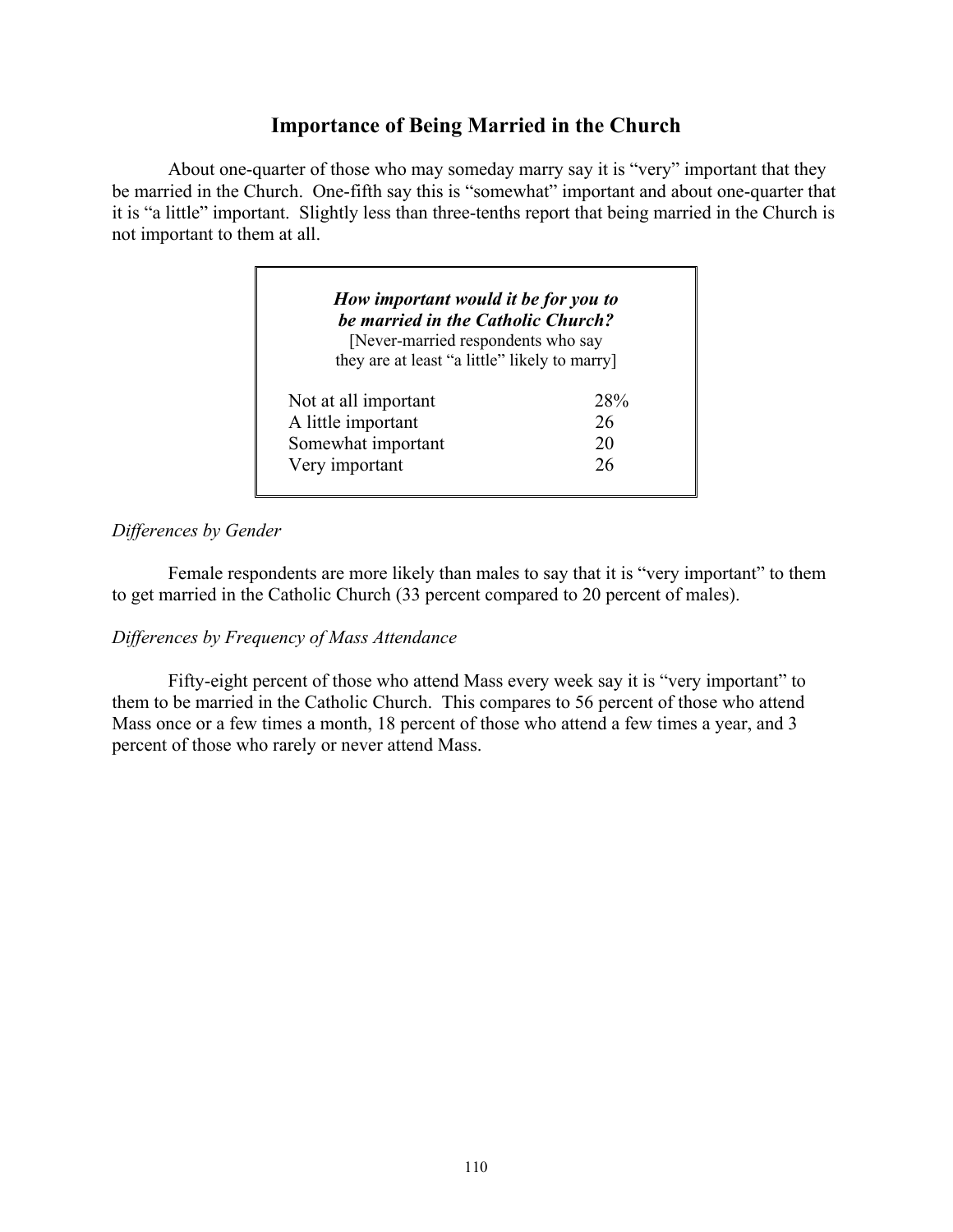## Importance of Being Married in the Church

About one-quarter of those who may someday marry say it is "very" important that they be married in the Church. One-fifth say this is "somewhat" important and about one-quarter that it is "a little" important. Slightly less than three-tenths report that being married in the Church is not important to them at all.

***How important would it be for you to be married in the Catholic Church?***
[Never-married respondents who say they are at least "a little" likely to marry]

| | |
|---|---|
| Not at all important | 28% |
| A little important | 26 |
| Somewhat important | 20 |
| Very important | 26 |

*Differences by Gender*

Female respondents are more likely than males to say that it is "very important" to them to get married in the Catholic Church (33 percent compared to 20 percent of males).

*Differences by Frequency of Mass Attendance*

Fifty-eight percent of those who attend Mass every week say it is "very important" to them to be married in the Catholic Church. This compares to 56 percent of those who attend Mass once or a few times a month, 18 percent of those who attend a few times a year, and 3 percent of those who rarely or never attend Mass.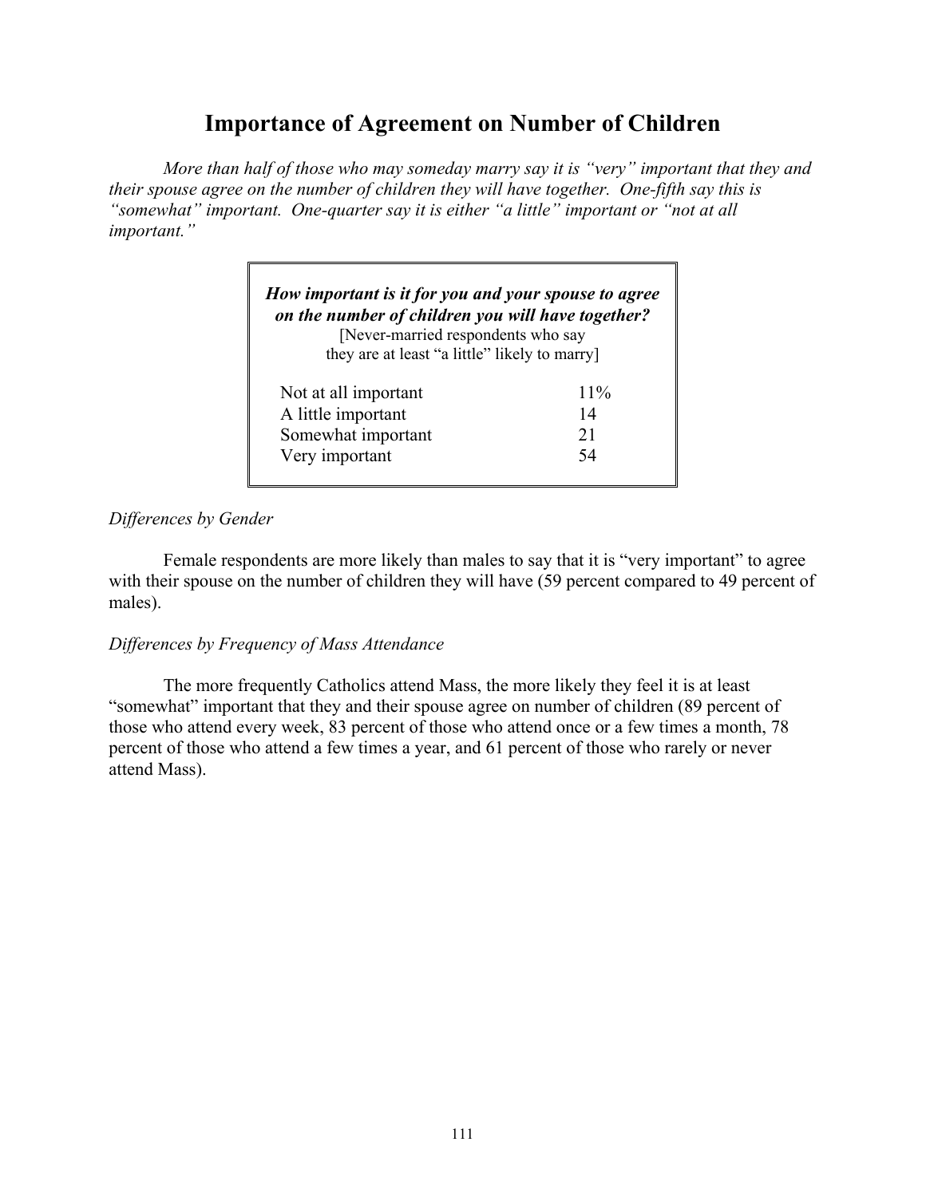# Importance of Agreement on Number of Children

*More than half of those who may someday marry say it is "very" important that they and their spouse agree on the number of children they will have together. One-fifth say this is "somewhat" important. One-quarter say it is either "a little" important or "not at all important."*

| ***How important is it for you and your spouse to agree on the number of children you will have together?*** [Never-married respondents who say they are at least "a little" likely to marry] | |
|---|---|
| Not at all important | 11% |
| A little important | 14 |
| Somewhat important | 21 |
| Very important | 54 |

*Differences by Gender*

Female respondents are more likely than males to say that it is "very important" to agree with their spouse on the number of children they will have (59 percent compared to 49 percent of males).

*Differences by Frequency of Mass Attendance*

The more frequently Catholics attend Mass, the more likely they feel it is at least "somewhat" important that they and their spouse agree on number of children (89 percent of those who attend every week, 83 percent of those who attend once or a few times a month, 78 percent of those who attend a few times a year, and 61 percent of those who rarely or never attend Mass).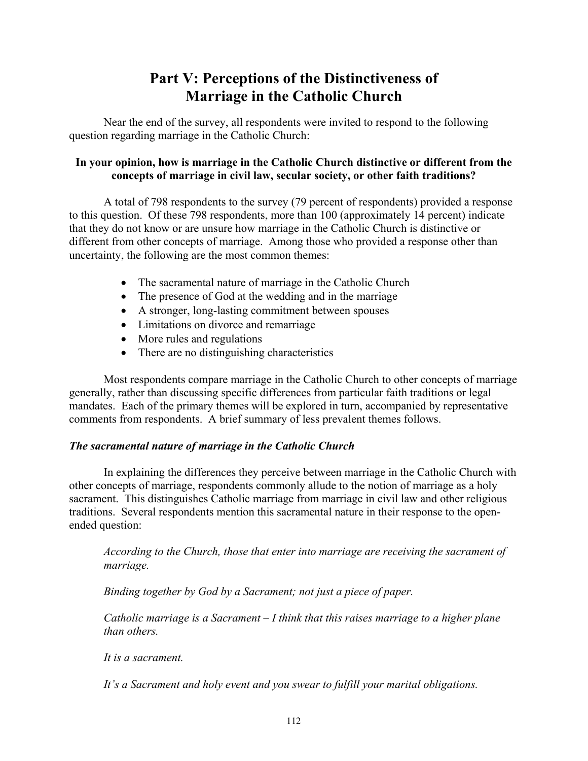# Part V: Perceptions of the Distinctiveness of Marriage in the Catholic Church

Near the end of the survey, all respondents were invited to respond to the following question regarding marriage in the Catholic Church:

**In your opinion, how is marriage in the Catholic Church distinctive or different from the concepts of marriage in civil law, secular society, or other faith traditions?**

A total of 798 respondents to the survey (79 percent of respondents) provided a response to this question. Of these 798 respondents, more than 100 (approximately 14 percent) indicate that they do not know or are unsure how marriage in the Catholic Church is distinctive or different from other concepts of marriage. Among those who provided a response other than uncertainty, the following are the most common themes:

- The sacramental nature of marriage in the Catholic Church
- The presence of God at the wedding and in the marriage
- A stronger, long-lasting commitment between spouses
- Limitations on divorce and remarriage
- More rules and regulations
- There are no distinguishing characteristics

Most respondents compare marriage in the Catholic Church to other concepts of marriage generally, rather than discussing specific differences from particular faith traditions or legal mandates. Each of the primary themes will be explored in turn, accompanied by representative comments from respondents. A brief summary of less prevalent themes follows.

### *The sacramental nature of marriage in the Catholic Church*

In explaining the differences they perceive between marriage in the Catholic Church with other concepts of marriage, respondents commonly allude to the notion of marriage as a holy sacrament. This distinguishes Catholic marriage from marriage in civil law and other religious traditions. Several respondents mention this sacramental nature in their response to the open-ended question:

> *According to the Church, those that enter into marriage are receiving the sacrament of marriage.*
>
> *Binding together by God by a Sacrament; not just a piece of paper.*
>
> *Catholic marriage is a Sacrament – I think that this raises marriage to a higher plane than others.*
>
> *It is a sacrament.*
>
> *It's a Sacrament and holy event and you swear to fulfill your marital obligations.*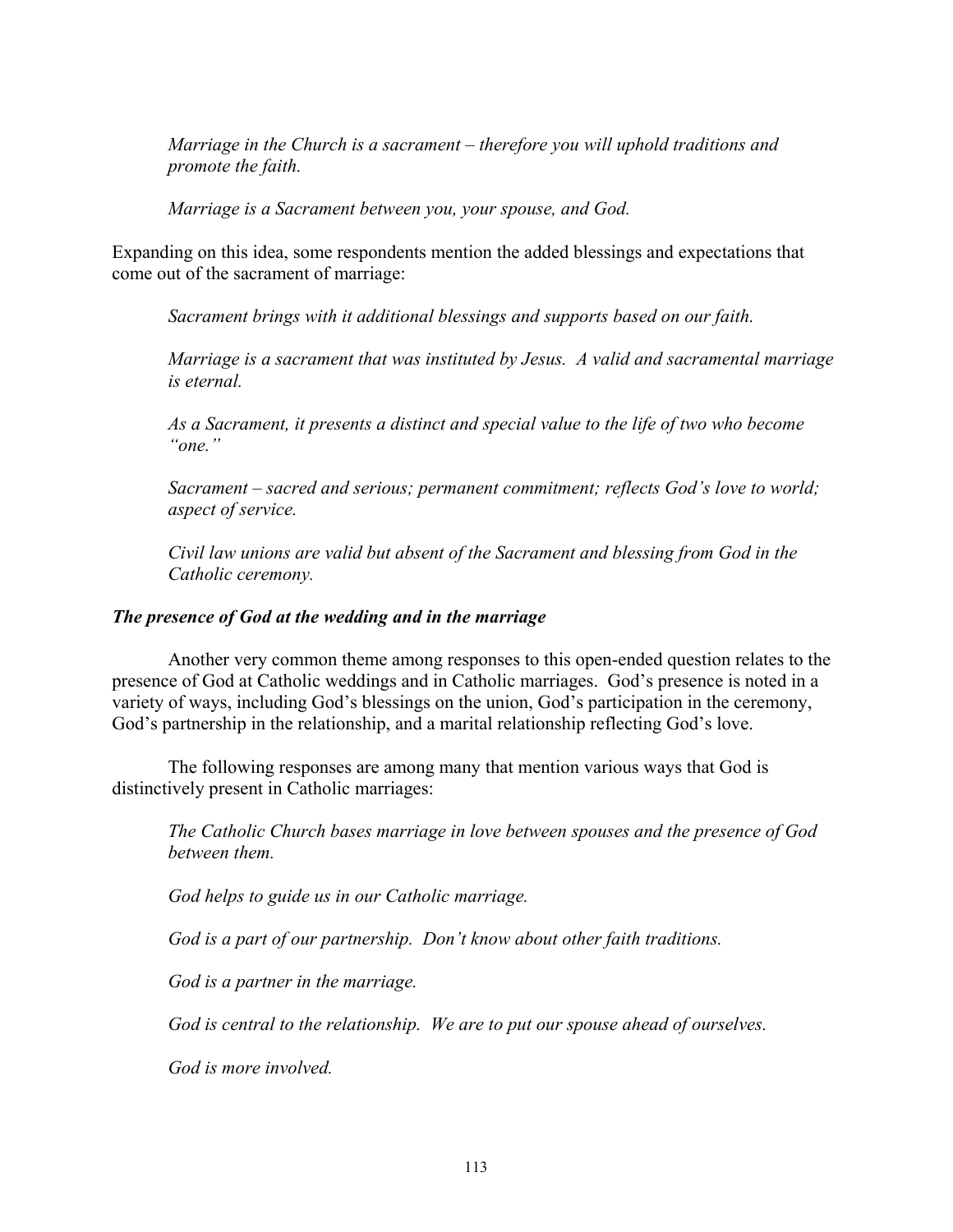*Marriage in the Church is a sacrament – therefore you will uphold traditions and promote the faith.*

*Marriage is a Sacrament between you, your spouse, and God.*

Expanding on this idea, some respondents mention the added blessings and expectations that come out of the sacrament of marriage:

*Sacrament brings with it additional blessings and supports based on our faith.*

*Marriage is a sacrament that was instituted by Jesus. A valid and sacramental marriage is eternal.*

*As a Sacrament, it presents a distinct and special value to the life of two who become "one."*

*Sacrament – sacred and serious; permanent commitment; reflects God's love to world; aspect of service.*

*Civil law unions are valid but absent of the Sacrament and blessing from God in the Catholic ceremony.*

***The presence of God at the wedding and in the marriage***

Another very common theme among responses to this open-ended question relates to the presence of God at Catholic weddings and in Catholic marriages. God's presence is noted in a variety of ways, including God's blessings on the union, God's participation in the ceremony, God's partnership in the relationship, and a marital relationship reflecting God's love.

The following responses are among many that mention various ways that God is distinctively present in Catholic marriages:

*The Catholic Church bases marriage in love between spouses and the presence of God between them.*

*God helps to guide us in our Catholic marriage.*

*God is a part of our partnership. Don't know about other faith traditions.*

*God is a partner in the marriage.*

*God is central to the relationship. We are to put our spouse ahead of ourselves.*

*God is more involved.*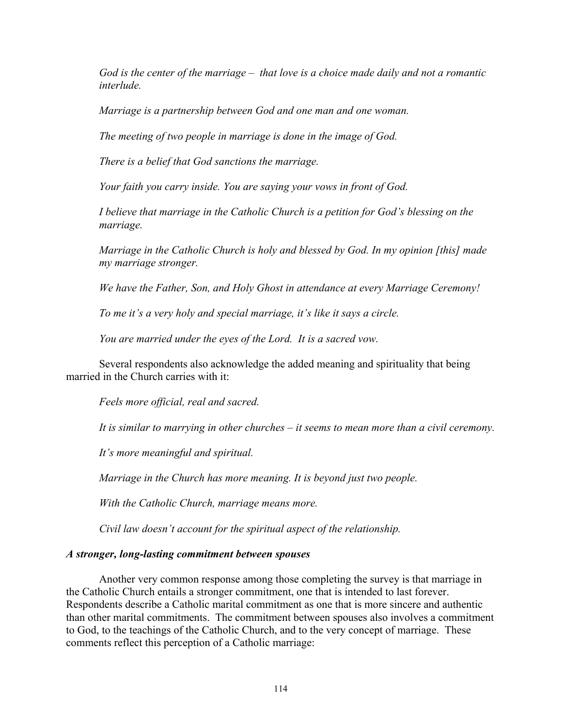*God is the center of the marriage – that love is a choice made daily and not a romantic interlude.*

*Marriage is a partnership between God and one man and one woman.*

*The meeting of two people in marriage is done in the image of God.*

*There is a belief that God sanctions the marriage.*

*Your faith you carry inside. You are saying your vows in front of God.*

*I believe that marriage in the Catholic Church is a petition for God's blessing on the marriage.*

*Marriage in the Catholic Church is holy and blessed by God. In my opinion [this] made my marriage stronger.*

*We have the Father, Son, and Holy Ghost in attendance at every Marriage Ceremony!*

*To me it's a very holy and special marriage, it's like it says a circle.*

*You are married under the eyes of the Lord. It is a sacred vow.*

Several respondents also acknowledge the added meaning and spirituality that being married in the Church carries with it:

*Feels more official, real and sacred.*

*It is similar to marrying in other churches – it seems to mean more than a civil ceremony.*

*It's more meaningful and spiritual.*

*Marriage in the Church has more meaning. It is beyond just two people.*

*With the Catholic Church, marriage means more.*

*Civil law doesn't account for the spiritual aspect of the relationship.*

***A stronger, long-lasting commitment between spouses***

Another very common response among those completing the survey is that marriage in the Catholic Church entails a stronger commitment, one that is intended to last forever. Respondents describe a Catholic marital commitment as one that is more sincere and authentic than other marital commitments. The commitment between spouses also involves a commitment to God, to the teachings of the Catholic Church, and to the very concept of marriage. These comments reflect this perception of a Catholic marriage: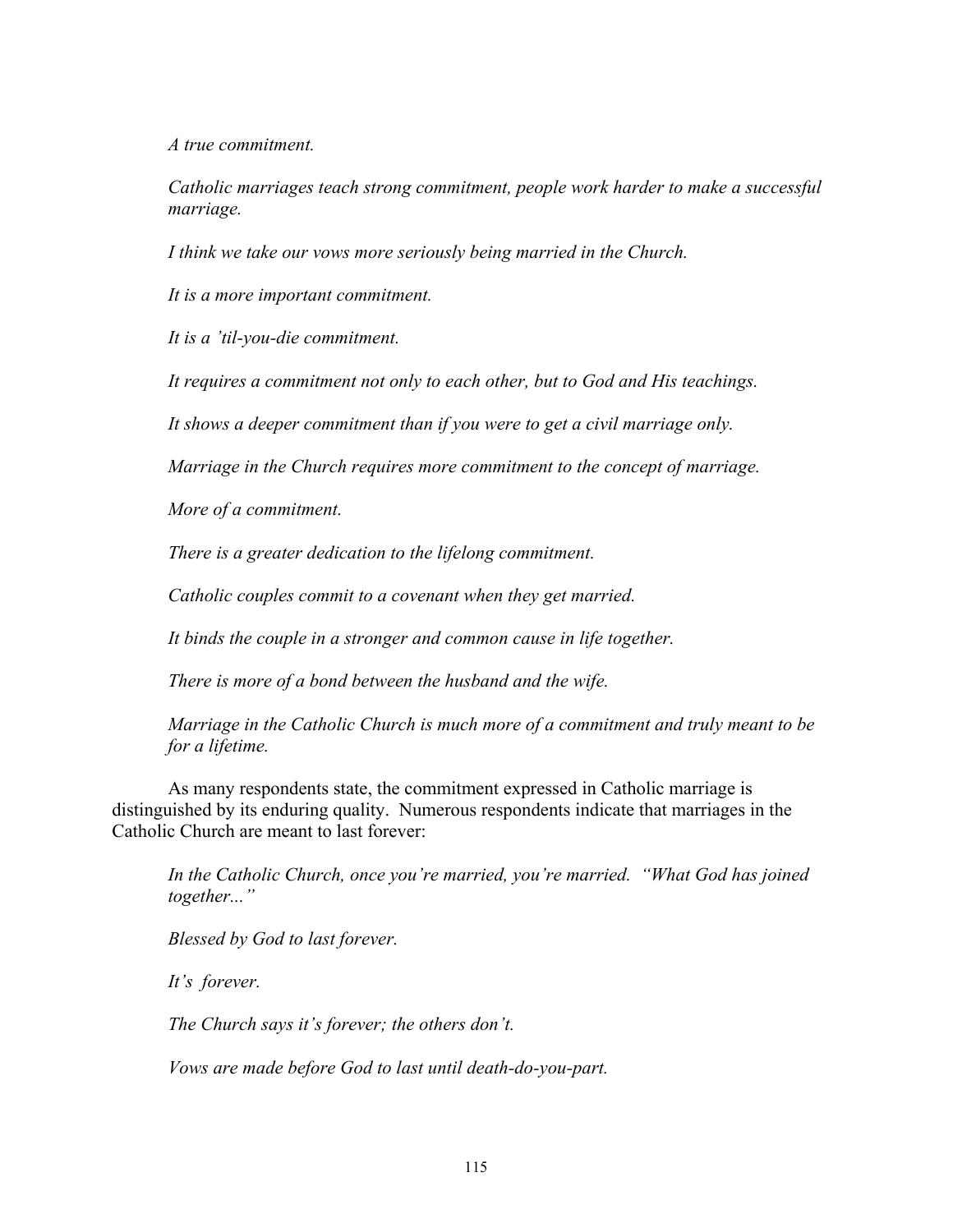*A true commitment.*

*Catholic marriages teach strong commitment, people work harder to make a successful marriage.*

*I think we take our vows more seriously being married in the Church.*

*It is a more important commitment.*

*It is a 'til-you-die commitment.*

*It requires a commitment not only to each other, but to God and His teachings.*

*It shows a deeper commitment than if you were to get a civil marriage only.*

*Marriage in the Church requires more commitment to the concept of marriage.*

*More of a commitment.*

*There is a greater dedication to the lifelong commitment.*

*Catholic couples commit to a covenant when they get married.*

*It binds the couple in a stronger and common cause in life together.*

*There is more of a bond between the husband and the wife.*

*Marriage in the Catholic Church is much more of a commitment and truly meant to be for a lifetime.*

As many respondents state, the commitment expressed in Catholic marriage is distinguished by its enduring quality. Numerous respondents indicate that marriages in the Catholic Church are meant to last forever:

*In the Catholic Church, once you're married, you're married. "What God has joined together..."*

*Blessed by God to last forever.*

*It's forever.*

*The Church says it's forever; the others don't.*

*Vows are made before God to last until death-do-you-part.*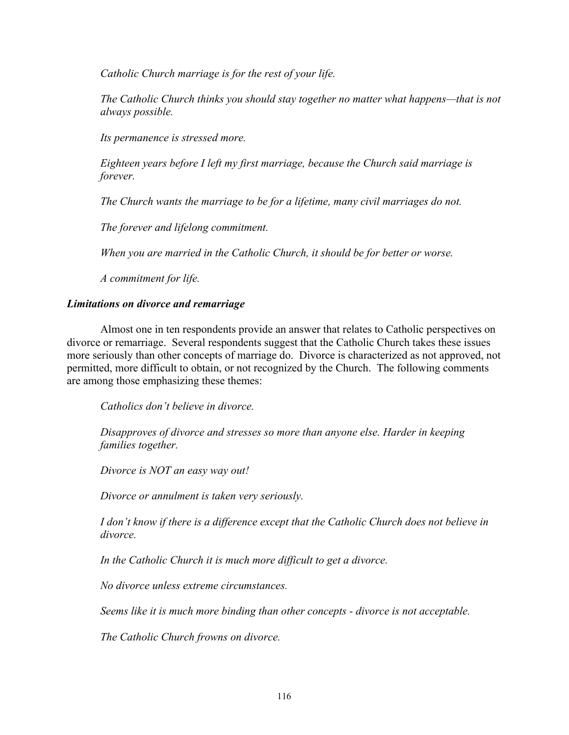*Catholic Church marriage is for the rest of your life.*

*The Catholic Church thinks you should stay together no matter what happens—that is not always possible.*

*Its permanence is stressed more.*

*Eighteen years before I left my first marriage, because the Church said marriage is forever.*

*The Church wants the marriage to be for a lifetime, many civil marriages do not.*

*The forever and lifelong commitment.*

*When you are married in the Catholic Church, it should be for better or worse.*

*A commitment for life.*

***Limitations on divorce and remarriage***

Almost one in ten respondents provide an answer that relates to Catholic perspectives on divorce or remarriage. Several respondents suggest that the Catholic Church takes these issues more seriously than other concepts of marriage do. Divorce is characterized as not approved, not permitted, more difficult to obtain, or not recognized by the Church. The following comments are among those emphasizing these themes:

*Catholics don't believe in divorce.*

*Disapproves of divorce and stresses so more than anyone else. Harder in keeping families together.*

*Divorce is NOT an easy way out!*

*Divorce or annulment is taken very seriously.*

*I don't know if there is a difference except that the Catholic Church does not believe in divorce.*

*In the Catholic Church it is much more difficult to get a divorce.*

*No divorce unless extreme circumstances.*

*Seems like it is much more binding than other concepts - divorce is not acceptable.*

*The Catholic Church frowns on divorce.*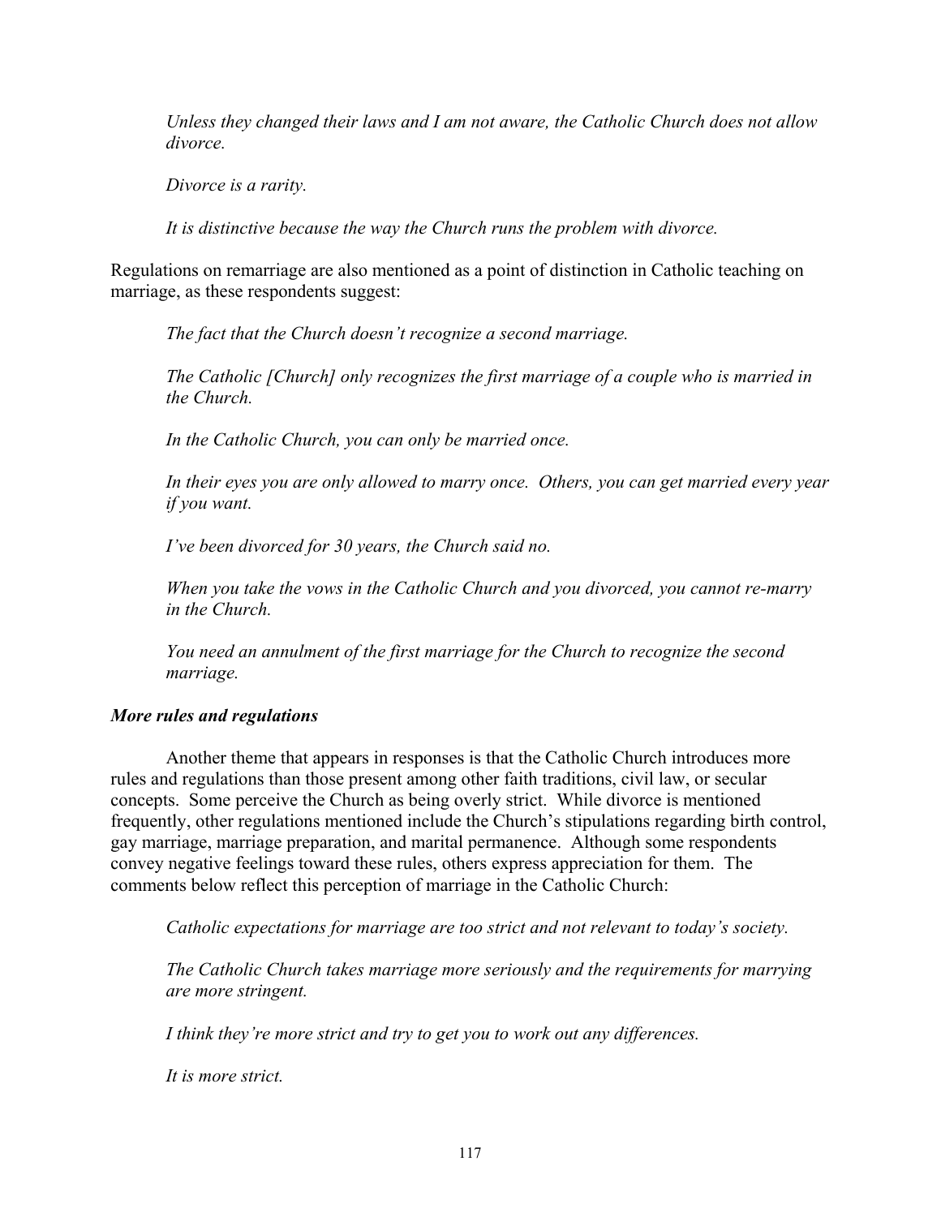*Unless they changed their laws and I am not aware, the Catholic Church does not allow divorce.*

*Divorce is a rarity.*

*It is distinctive because the way the Church runs the problem with divorce.*

Regulations on remarriage are also mentioned as a point of distinction in Catholic teaching on marriage, as these respondents suggest:

*The fact that the Church doesn't recognize a second marriage.*

*The Catholic [Church] only recognizes the first marriage of a couple who is married in the Church.*

*In the Catholic Church, you can only be married once.*

*In their eyes you are only allowed to marry once. Others, you can get married every year if you want.*

*I've been divorced for 30 years, the Church said no.*

*When you take the vows in the Catholic Church and you divorced, you cannot re-marry in the Church.*

*You need an annulment of the first marriage for the Church to recognize the second marriage.*

### *More rules and regulations*

Another theme that appears in responses is that the Catholic Church introduces more rules and regulations than those present among other faith traditions, civil law, or secular concepts. Some perceive the Church as being overly strict. While divorce is mentioned frequently, other regulations mentioned include the Church's stipulations regarding birth control, gay marriage, marriage preparation, and marital permanence. Although some respondents convey negative feelings toward these rules, others express appreciation for them. The comments below reflect this perception of marriage in the Catholic Church:

*Catholic expectations for marriage are too strict and not relevant to today's society.*

*The Catholic Church takes marriage more seriously and the requirements for marrying are more stringent.*

*I think they're more strict and try to get you to work out any differences.*

*It is more strict.*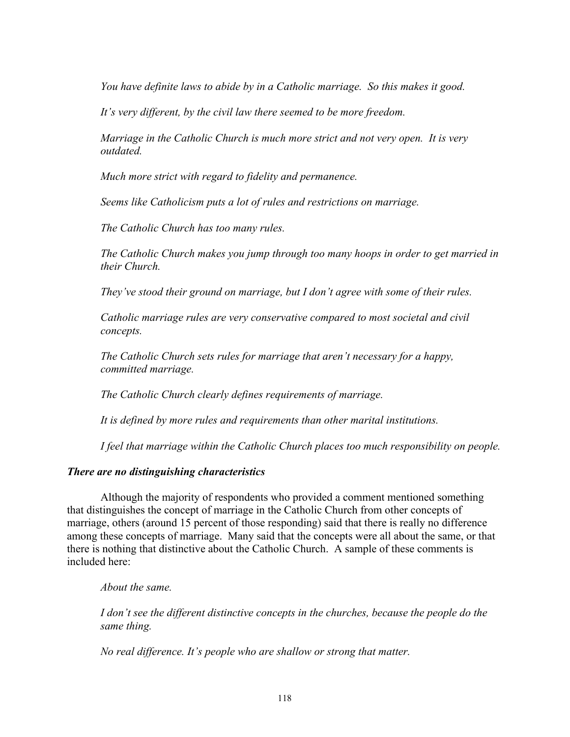*You have definite laws to abide by in a Catholic marriage. So this makes it good.*

*It's very different, by the civil law there seemed to be more freedom.*

*Marriage in the Catholic Church is much more strict and not very open. It is very outdated.*

*Much more strict with regard to fidelity and permanence.*

*Seems like Catholicism puts a lot of rules and restrictions on marriage.*

*The Catholic Church has too many rules.*

*The Catholic Church makes you jump through too many hoops in order to get married in their Church.*

*They've stood their ground on marriage, but I don't agree with some of their rules.*

*Catholic marriage rules are very conservative compared to most societal and civil concepts.*

*The Catholic Church sets rules for marriage that aren't necessary for a happy, committed marriage.*

*The Catholic Church clearly defines requirements of marriage.*

*It is defined by more rules and requirements than other marital institutions.*

*I feel that marriage within the Catholic Church places too much responsibility on people.*

***There are no distinguishing characteristics***

Although the majority of respondents who provided a comment mentioned something that distinguishes the concept of marriage in the Catholic Church from other concepts of marriage, others (around 15 percent of those responding) said that there is really no difference among these concepts of marriage. Many said that the concepts were all about the same, or that there is nothing that distinctive about the Catholic Church. A sample of these comments is included here:

*About the same.*

*I don't see the different distinctive concepts in the churches, because the people do the same thing.*

*No real difference. It's people who are shallow or strong that matter.*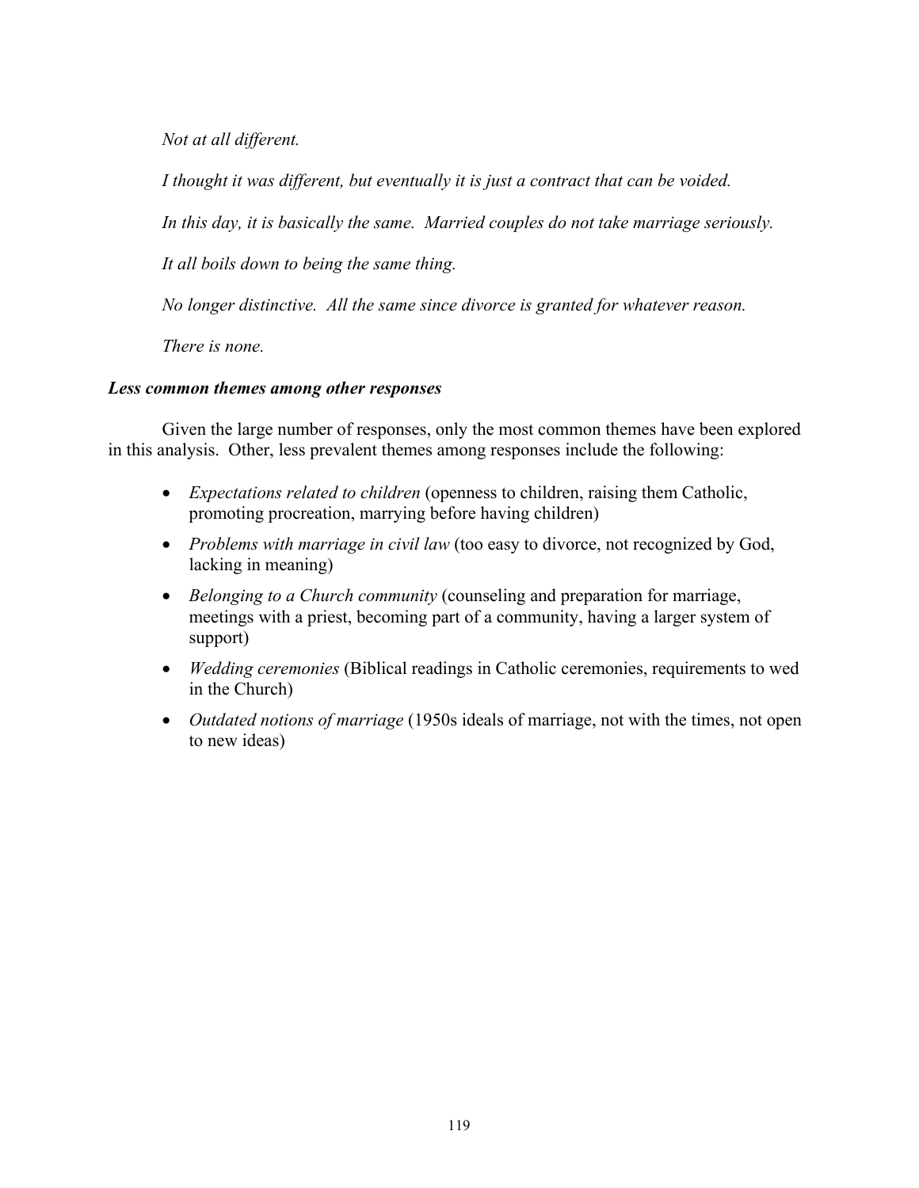*Not at all different.*

*I thought it was different, but eventually it is just a contract that can be voided.*

*In this day, it is basically the same. Married couples do not take marriage seriously.*

*It all boils down to being the same thing.*

*No longer distinctive. All the same since divorce is granted for whatever reason.*

*There is none.*

***Less common themes among other responses***

Given the large number of responses, only the most common themes have been explored in this analysis. Other, less prevalent themes among responses include the following:

- *Expectations related to children* (openness to children, raising them Catholic, promoting procreation, marrying before having children)
- *Problems with marriage in civil law* (too easy to divorce, not recognized by God, lacking in meaning)
- *Belonging to a Church community* (counseling and preparation for marriage, meetings with a priest, becoming part of a community, having a larger system of support)
- *Wedding ceremonies* (Biblical readings in Catholic ceremonies, requirements to wed in the Church)
- *Outdated notions of marriage* (1950s ideals of marriage, not with the times, not open to new ideas)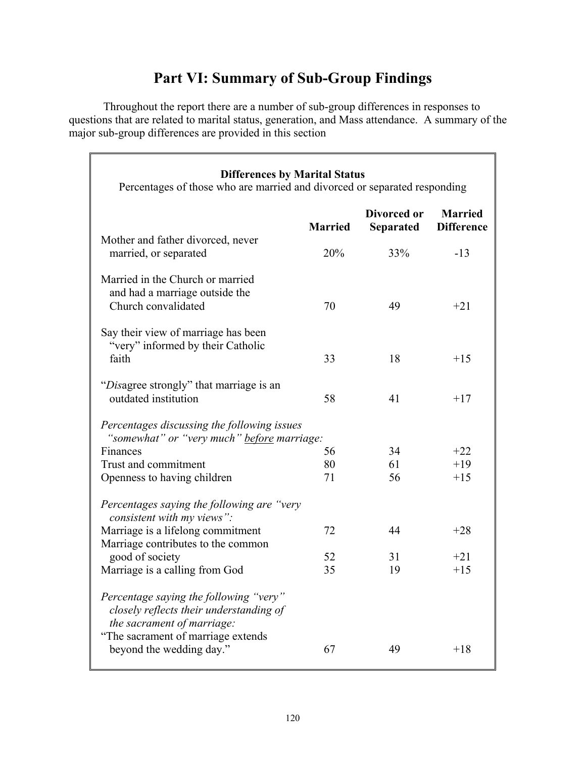# Part VI: Summary of Sub-Group Findings

Throughout the report there are a number of sub-group differences in responses to questions that are related to marital status, generation, and Mass attendance. A summary of the major sub-group differences are provided in this section

**Differences by Marital Status**

Percentages of those who are married and divorced or separated responding

| | Married | Divorced or Separated | Married Difference |
|---|---|---|---|
| Mother and father divorced, never married, or separated | 20% | 33% | -13 |
| Married in the Church or married and had a marriage outside the Church convalidated | 70 | 49 | +21 |
| Say their view of marriage has been "very" informed by their Catholic faith | 33 | 18 | +15 |
| "*Dis*agree strongly" that marriage is an outdated institution | 58 | 41 | +17 |
| *Percentages discussing the following issues "somewhat" or "very much" <u>before</u> marriage:* | | | |
| Finances | 56 | 34 | +22 |
| Trust and commitment | 80 | 61 | +19 |
| Openness to having children | 71 | 56 | +15 |
| *Percentages saying the following are "very consistent with my views":* | | | |
| Marriage is a lifelong commitment | 72 | 44 | +28 |
| Marriage contributes to the common good of society | 52 | 31 | +21 |
| Marriage is a calling from God | 35 | 19 | +15 |
| *Percentage saying the following "very" closely reflects their understanding of the sacrament of marriage:* | | | |
| "The sacrament of marriage extends beyond the wedding day." | 67 | 49 | +18 |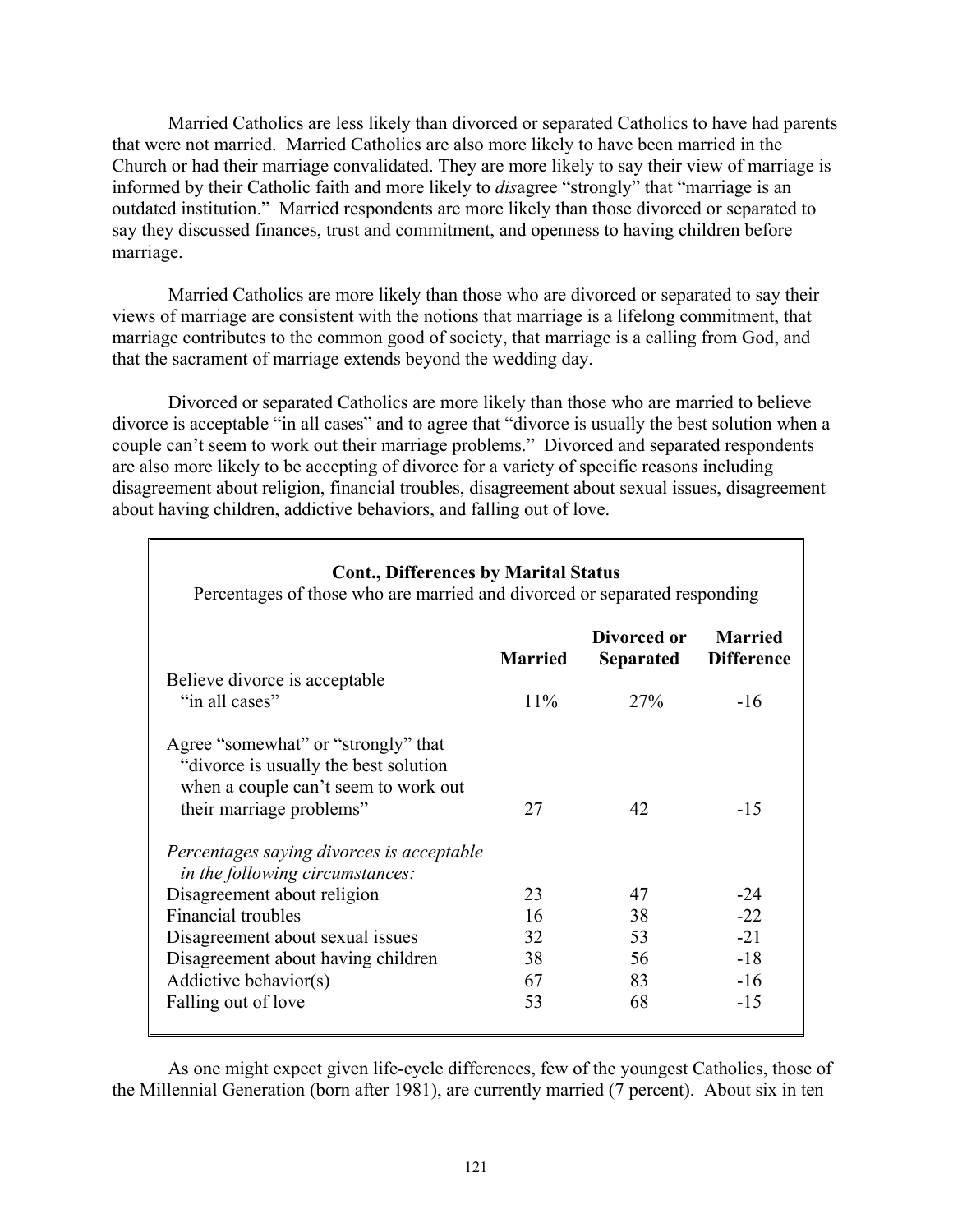Married Catholics are less likely than divorced or separated Catholics to have had parents that were not married. Married Catholics are also more likely to have been married in the Church or had their marriage convalidated. They are more likely to say their view of marriage is informed by their Catholic faith and more likely to *dis*agree "strongly" that "marriage is an outdated institution." Married respondents are more likely than those divorced or separated to say they discussed finances, trust and commitment, and openness to having children before marriage.

Married Catholics are more likely than those who are divorced or separated to say their views of marriage are consistent with the notions that marriage is a lifelong commitment, that marriage contributes to the common good of society, that marriage is a calling from God, and that the sacrament of marriage extends beyond the wedding day.

Divorced or separated Catholics are more likely than those who are married to believe divorce is acceptable "in all cases" and to agree that "divorce is usually the best solution when a couple can't seem to work out their marriage problems." Divorced and separated respondents are also more likely to be accepting of divorce for a variety of specific reasons including disagreement about religion, financial troubles, disagreement about sexual issues, disagreement about having children, addictive behaviors, and falling out of love.

**Cont., Differences by Marital Status**

Percentages of those who are married and divorced or separated responding

| | **Married** | **Divorced or Separated** | **Married Difference** |
|---|---|---|---|
| Believe divorce is acceptable "in all cases" | 11% | 27% | -16 |
| Agree "somewhat" or "strongly" that "divorce is usually the best solution when a couple can't seem to work out their marriage problems" | 27 | 42 | -15 |
| *Percentages saying divorces is acceptable in the following circumstances:* | | | |
| Disagreement about religion | 23 | 47 | -24 |
| Financial troubles | 16 | 38 | -22 |
| Disagreement about sexual issues | 32 | 53 | -21 |
| Disagreement about having children | 38 | 56 | -18 |
| Addictive behavior(s) | 67 | 83 | -16 |
| Falling out of love | 53 | 68 | -15 |

As one might expect given life-cycle differences, few of the youngest Catholics, those of the Millennial Generation (born after 1981), are currently married (7 percent). About six in ten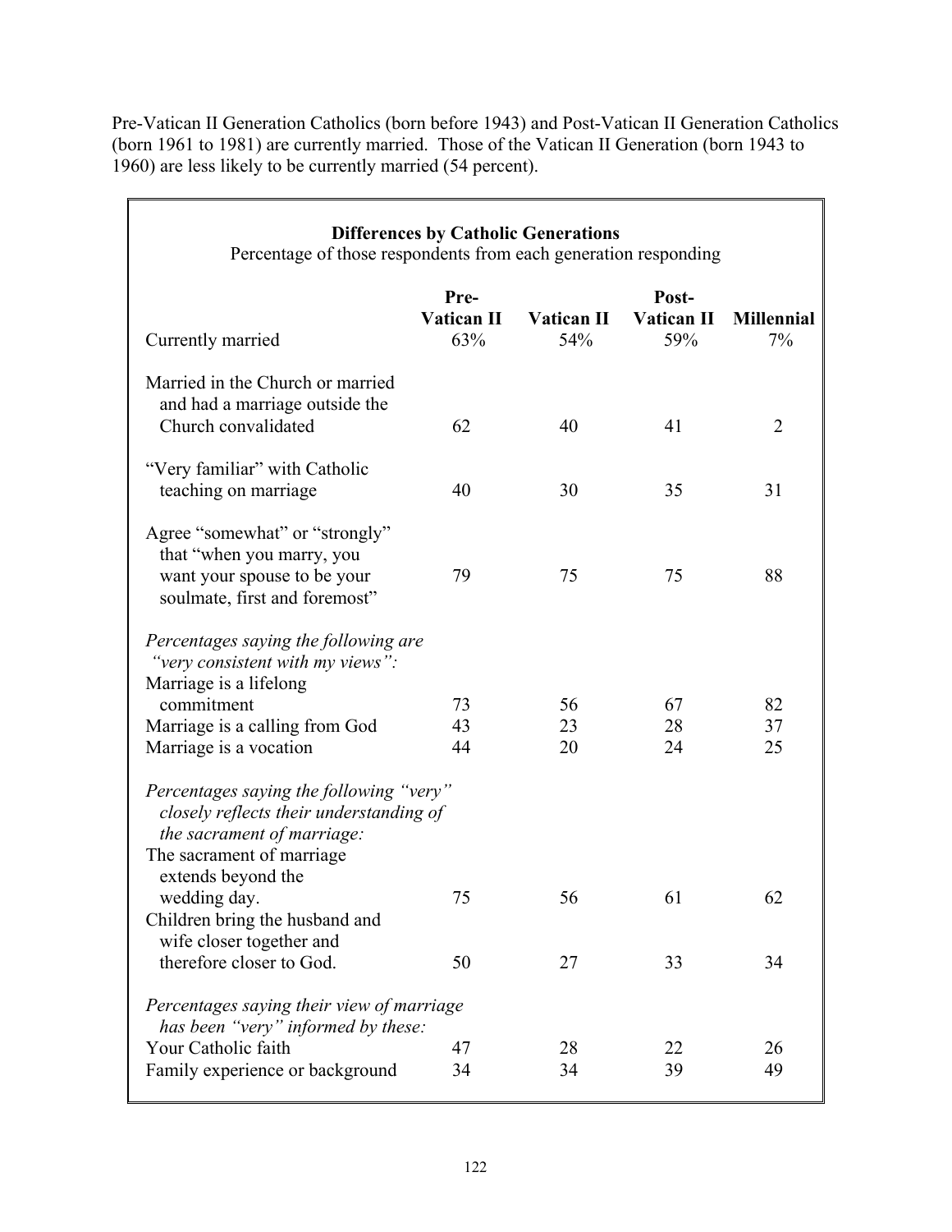Pre-Vatican II Generation Catholics (born before 1943) and Post-Vatican II Generation Catholics (born 1961 to 1981) are currently married. Those of the Vatican II Generation (born 1943 to 1960) are less likely to be currently married (54 percent).

**Differences by Catholic Generations**
Percentage of those respondents from each generation responding

| | Pre-Vatican II | Vatican II | Post-Vatican II | Millennial |
|---|---|---|---|---|
| Currently married | 63% | 54% | 59% | 7% |
| Married in the Church or married and had a marriage outside the Church convalidated | 62 | 40 | 41 | 2 |
| "Very familiar" with Catholic teaching on marriage | 40 | 30 | 35 | 31 |
| Agree "somewhat" or "strongly" that "when you marry, you want your spouse to be your soulmate, first and foremost" | 79 | 75 | 75 | 88 |
| *Percentages saying the following are "very consistent with my views":* | | | | |
| Marriage is a lifelong commitment | 73 | 56 | 67 | 82 |
| Marriage is a calling from God | 43 | 23 | 28 | 37 |
| Marriage is a vocation | 44 | 20 | 24 | 25 |
| *Percentages saying the following "very" closely reflects their understanding of the sacrament of marriage:* | | | | |
| The sacrament of marriage extends beyond the wedding day. | 75 | 56 | 61 | 62 |
| Children bring the husband and wife closer together and therefore closer to God. | 50 | 27 | 33 | 34 |
| *Percentages saying their view of marriage has been "very" informed by these:* | | | | |
| Your Catholic faith | 47 | 28 | 22 | 26 |
| Family experience or background | 34 | 34 | 39 | 49 |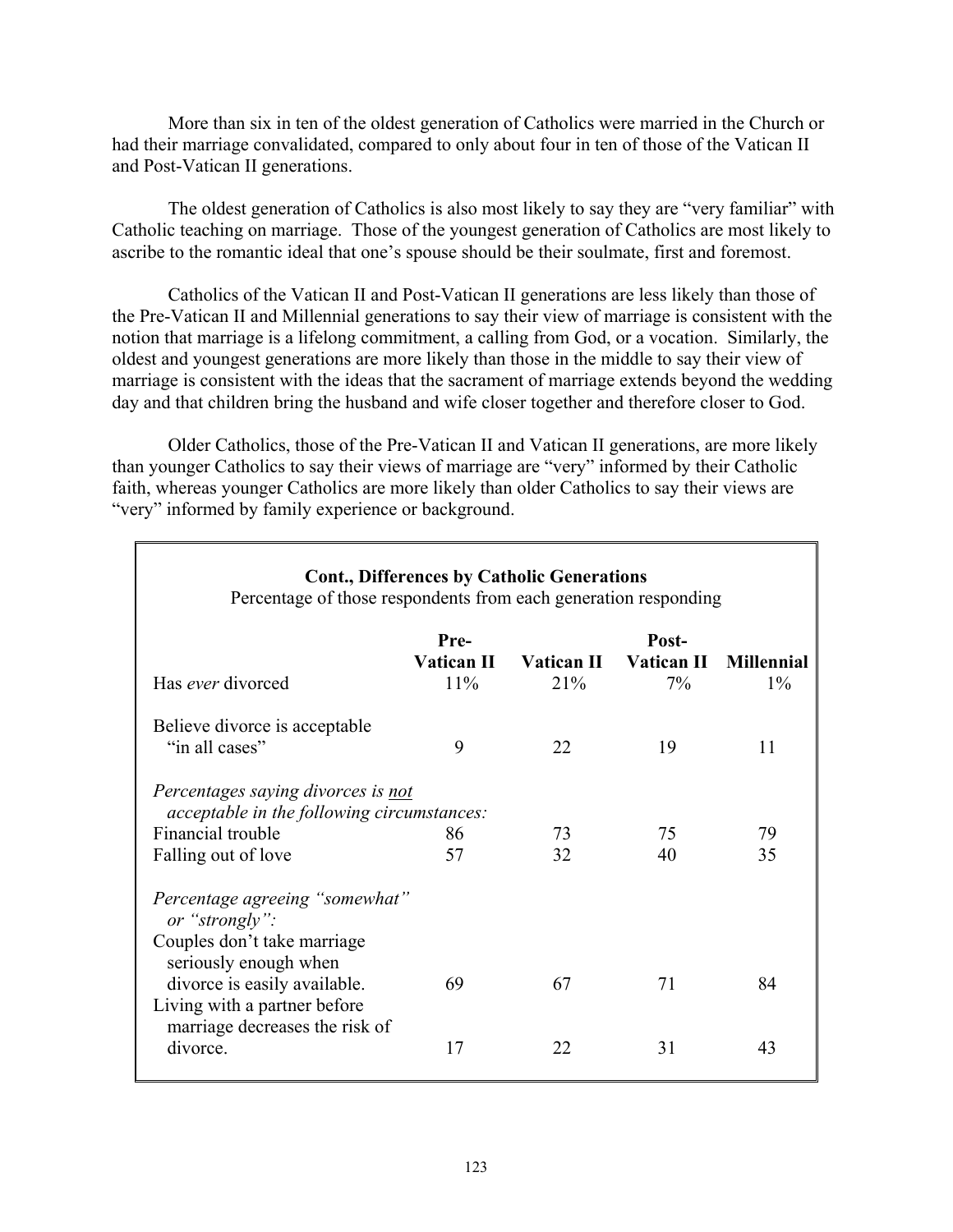More than six in ten of the oldest generation of Catholics were married in the Church or had their marriage convalidated, compared to only about four in ten of those of the Vatican II and Post-Vatican II generations.

The oldest generation of Catholics is also most likely to say they are "very familiar" with Catholic teaching on marriage. Those of the youngest generation of Catholics are most likely to ascribe to the romantic ideal that one's spouse should be their soulmate, first and foremost.

Catholics of the Vatican II and Post-Vatican II generations are less likely than those of the Pre-Vatican II and Millennial generations to say their view of marriage is consistent with the notion that marriage is a lifelong commitment, a calling from God, or a vocation. Similarly, the oldest and youngest generations are more likely than those in the middle to say their view of marriage is consistent with the ideas that the sacrament of marriage extends beyond the wedding day and that children bring the husband and wife closer together and therefore closer to God.

Older Catholics, those of the Pre-Vatican II and Vatican II generations, are more likely than younger Catholics to say their views of marriage are "very" informed by their Catholic faith, whereas younger Catholics are more likely than older Catholics to say their views are "very" informed by family experience or background.

**Cont., Differences by Catholic Generations**
Percentage of those respondents from each generation responding

| | Pre-Vatican II | Vatican II | Post-Vatican II | Millennial |
|---|---|---|---|---|
| Has *ever* divorced | 11% | 21% | 7% | 1% |
| Believe divorce is acceptable "in all cases" | 9 | 22 | 19 | 11 |
| *Percentages saying divorces is not acceptable in the following circumstances:* | | | | |
| Financial trouble | 86 | 73 | 75 | 79 |
| Falling out of love | 57 | 32 | 40 | 35 |
| *Percentage agreeing "somewhat" or "strongly":* | | | | |
| Couples don't take marriage seriously enough when divorce is easily available. | 69 | 67 | 71 | 84 |
| Living with a partner before marriage decreases the risk of divorce. | 17 | 22 | 31 | 43 |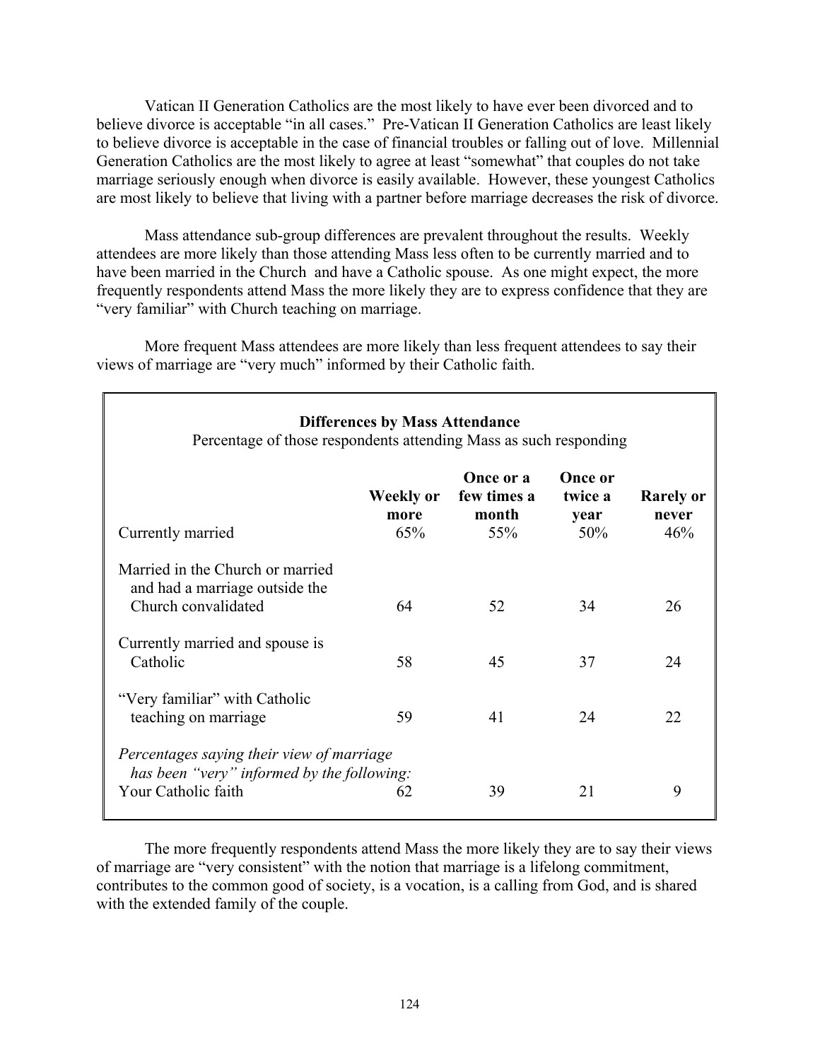Vatican II Generation Catholics are the most likely to have ever been divorced and to believe divorce is acceptable "in all cases." Pre-Vatican II Generation Catholics are least likely to believe divorce is acceptable in the case of financial troubles or falling out of love. Millennial Generation Catholics are the most likely to agree at least "somewhat" that couples do not take marriage seriously enough when divorce is easily available. However, these youngest Catholics are most likely to believe that living with a partner before marriage decreases the risk of divorce.

Mass attendance sub-group differences are prevalent throughout the results. Weekly attendees are more likely than those attending Mass less often to be currently married and to have been married in the Church and have a Catholic spouse. As one might expect, the more frequently respondents attend Mass the more likely they are to express confidence that they are "very familiar" with Church teaching on marriage.

More frequent Mass attendees are more likely than less frequent attendees to say their views of marriage are "very much" informed by their Catholic faith.

**Differences by Mass Attendance**
Percentage of those respondents attending Mass as such responding

| | **Weekly or more** | **Once or a few times a month** | **Once or twice a year** | **Rarely or never** |
|---|---|---|---|---|
| Currently married | 65% | 55% | 50% | 46% |
| Married in the Church or married and had a marriage outside the Church convalidated | 64 | 52 | 34 | 26 |
| Currently married and spouse is Catholic | 58 | 45 | 37 | 24 |
| "Very familiar" with Catholic teaching on marriage | 59 | 41 | 24 | 22 |
| *Percentages saying their view of marriage has been "very" informed by the following:* | | | | |
| Your Catholic faith | 62 | 39 | 21 | 9 |

The more frequently respondents attend Mass the more likely they are to say their views of marriage are "very consistent" with the notion that marriage is a lifelong commitment, contributes to the common good of society, is a vocation, is a calling from God, and is shared with the extended family of the couple.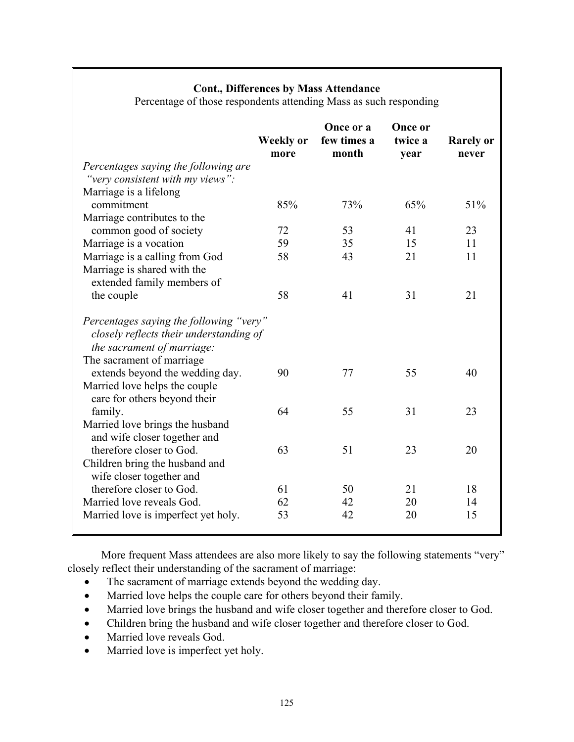**Cont., Differences by Mass Attendance**

Percentage of those respondents attending Mass as such responding

| | Weekly or more | Once or a few times a month | Once or twice a year | Rarely or never |
|---|---|---|---|---|
| *Percentages saying the following are "very consistent with my views":* | | | | |
| Marriage is a lifelong commitment | 85% | 73% | 65% | 51% |
| Marriage contributes to the common good of society | 72 | 53 | 41 | 23 |
| Marriage is a vocation | 59 | 35 | 15 | 11 |
| Marriage is a calling from God | 58 | 43 | 21 | 11 |
| Marriage is shared with the extended family members of the couple | 58 | 41 | 31 | 21 |
| *Percentages saying the following "very" closely reflects their understanding of the sacrament of marriage:* | | | | |
| The sacrament of marriage extends beyond the wedding day. | 90 | 77 | 55 | 40 |
| Married love helps the couple care for others beyond their family. | 64 | 55 | 31 | 23 |
| Married love brings the husband and wife closer together and therefore closer to God. | 63 | 51 | 23 | 20 |
| Children bring the husband and wife closer together and therefore closer to God. | 61 | 50 | 21 | 18 |
| Married love reveals God. | 62 | 42 | 20 | 14 |
| Married love is imperfect yet holy. | 53 | 42 | 20 | 15 |

More frequent Mass attendees are also more likely to say the following statements "very" closely reflect their understanding of the sacrament of marriage:

- The sacrament of marriage extends beyond the wedding day.
- Married love helps the couple care for others beyond their family.
- Married love brings the husband and wife closer together and therefore closer to God.
- Children bring the husband and wife closer together and therefore closer to God.
- Married love reveals God.
- Married love is imperfect yet holy.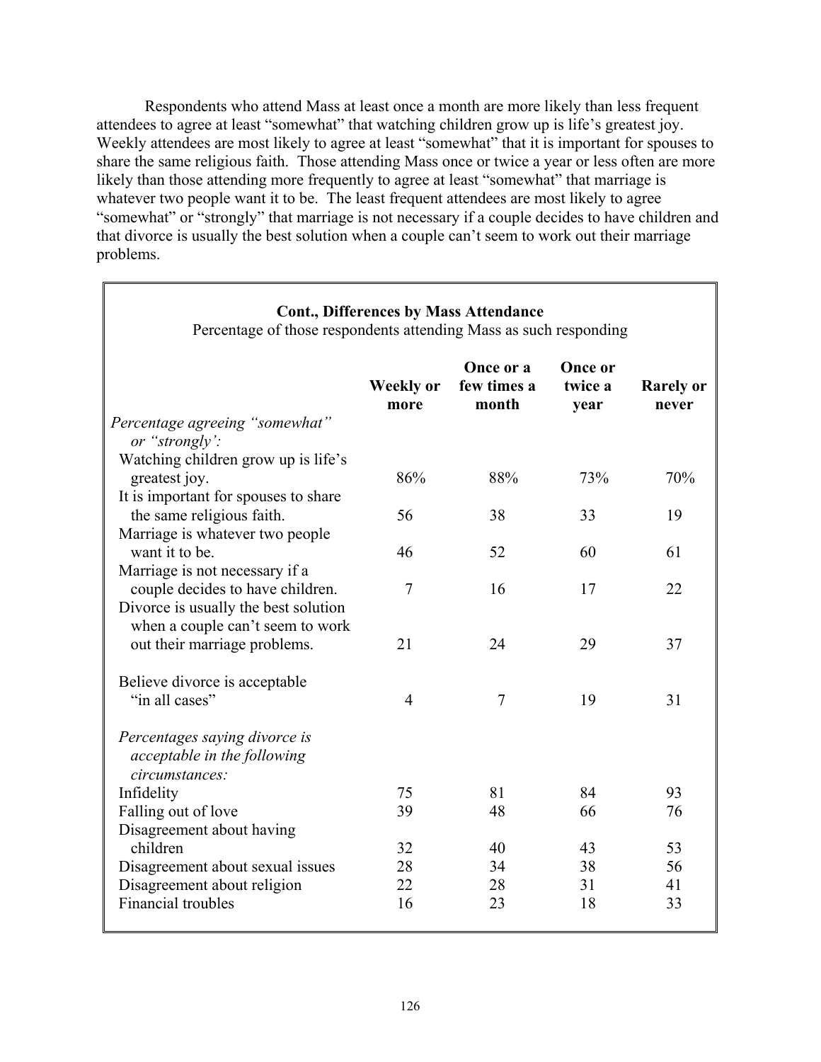Respondents who attend Mass at least once a month are more likely than less frequent attendees to agree at least "somewhat" that watching children grow up is life's greatest joy. Weekly attendees are most likely to agree at least "somewhat" that it is important for spouses to share the same religious faith. Those attending Mass once or twice a year or less often are more likely than those attending more frequently to agree at least "somewhat" that marriage is whatever two people want it to be. The least frequent attendees are most likely to agree "somewhat" or "strongly" that marriage is not necessary if a couple decides to have children and that divorce is usually the best solution when a couple can't seem to work out their marriage problems.

**Cont., Differences by Mass Attendance**

Percentage of those respondents attending Mass as such responding

| | Weekly or more | Once or a few times a month | Once or twice a year | Rarely or never |
|---|---|---|---|---|
| *Percentage agreeing "somewhat" or "strongly':* | | | | |
| Watching children grow up is life's greatest joy. | 86% | 88% | 73% | 70% |
| It is important for spouses to share the same religious faith. | 56 | 38 | 33 | 19 |
| Marriage is whatever two people want it to be. | 46 | 52 | 60 | 61 |
| Marriage is not necessary if a couple decides to have children. | 7 | 16 | 17 | 22 |
| Divorce is usually the best solution when a couple can't seem to work out their marriage problems. | 21 | 24 | 29 | 37 |
| Believe divorce is acceptable "in all cases" | 4 | 7 | 19 | 31 |
| *Percentages saying divorce is acceptable in the following circumstances:* | | | | |
| Infidelity | 75 | 81 | 84 | 93 |
| Falling out of love | 39 | 48 | 66 | 76 |
| Disagreement about having children | 32 | 40 | 43 | 53 |
| Disagreement about sexual issues | 28 | 34 | 38 | 56 |
| Disagreement about religion | 22 | 28 | 31 | 41 |
| Financial troubles | 16 | 23 | 18 | 33 |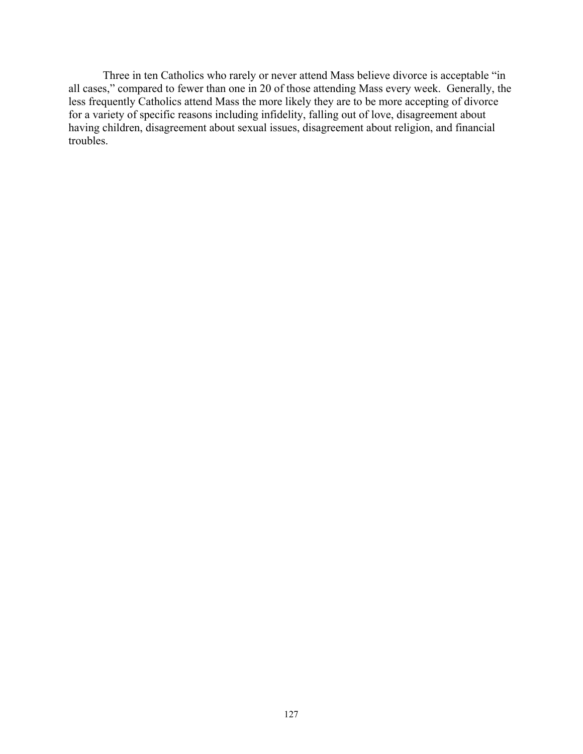Three in ten Catholics who rarely or never attend Mass believe divorce is acceptable "in all cases," compared to fewer than one in 20 of those attending Mass every week. Generally, the less frequently Catholics attend Mass the more likely they are to be more accepting of divorce for a variety of specific reasons including infidelity, falling out of love, disagreement about having children, disagreement about sexual issues, disagreement about religion, and financial troubles.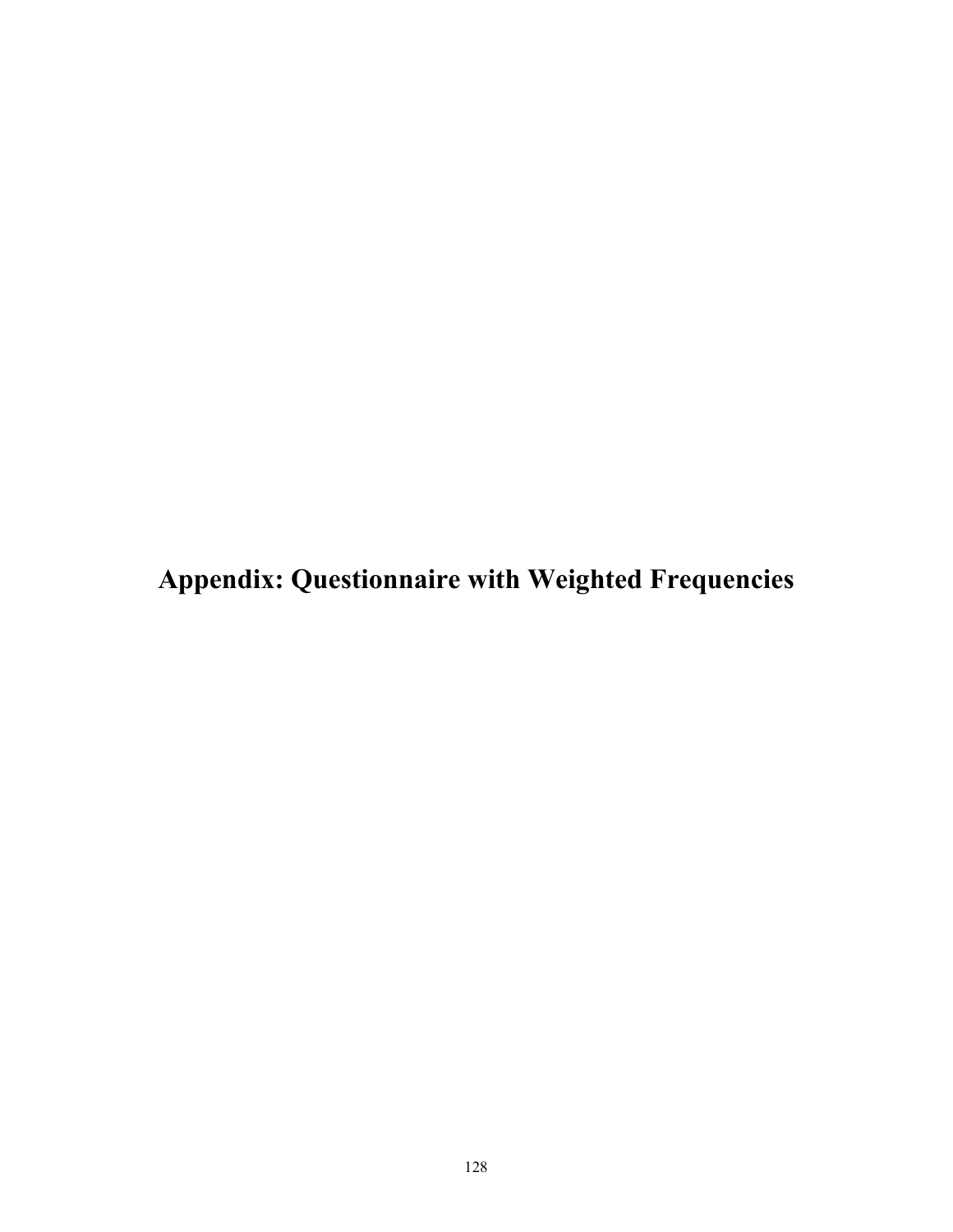# Appendix: Questionnaire with Weighted Frequencies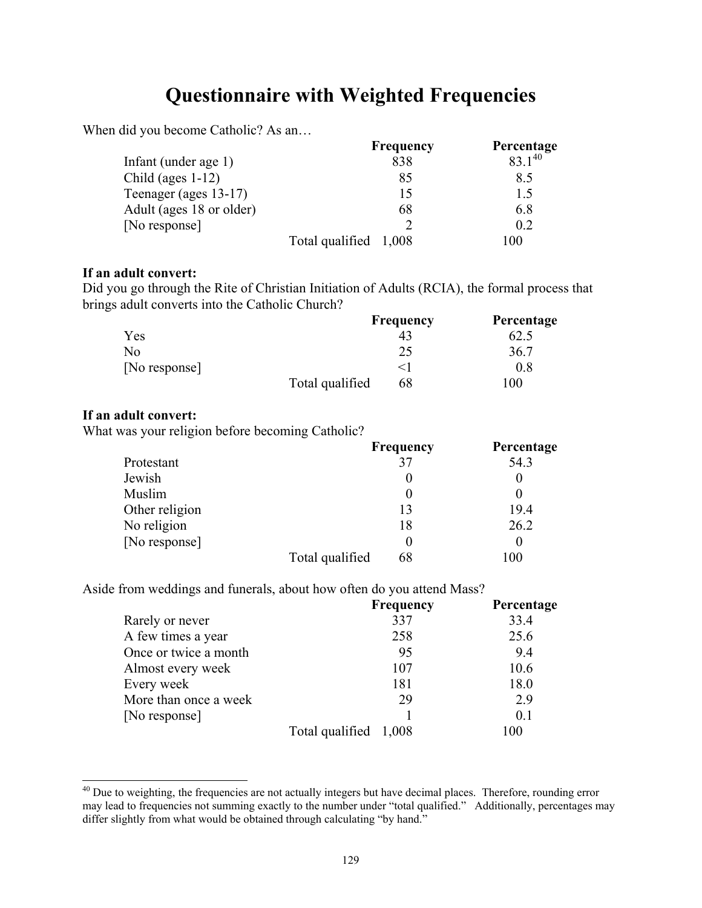# Questionnaire with Weighted Frequencies

When did you become Catholic? As an…

| | Frequency | Percentage |
|---|---|---|
| Infant (under age 1) | 838 | 83.1[40] |
| Child (ages 1-12) | 85 | 8.5 |
| Teenager (ages 13-17) | 15 | 1.5 |
| Adult (ages 18 or older) | 68 | 6.8 |
| [No response] | 2 | 0.2 |
| Total qualified | 1,008 | 100 |

**If an adult convert:**
Did you go through the Rite of Christian Initiation of Adults (RCIA), the formal process that brings adult converts into the Catholic Church?

| | Frequency | Percentage |
|---|---|---|
| Yes | 43 | 62.5 |
| No | 25 | 36.7 |
| [No response] | <1 | 0.8 |
| Total qualified | 68 | 100 |

**If an adult convert:**
What was your religion before becoming Catholic?

| | Frequency | Percentage |
|---|---|---|
| Protestant | 37 | 54.3 |
| Jewish | 0 | 0 |
| Muslim | 0 | 0 |
| Other religion | 13 | 19.4 |
| No religion | 18 | 26.2 |
| [No response] | 0 | 0 |
| Total qualified | 68 | 100 |

Aside from weddings and funerals, about how often do you attend Mass?

| | Frequency | Percentage |
|---|---|---|
| Rarely or never | 337 | 33.4 |
| A few times a year | 258 | 25.6 |
| Once or twice a month | 95 | 9.4 |
| Almost every week | 107 | 10.6 |
| Every week | 181 | 18.0 |
| More than once a week | 29 | 2.9 |
| [No response] | 1 | 0.1 |
| Total qualified | 1,008 | 100 |

[40] Due to weighting, the frequencies are not actually integers but have decimal places. Therefore, rounding error may lead to frequencies not summing exactly to the number under "total qualified." Additionally, percentages may differ slightly from what would be obtained through calculating "by hand."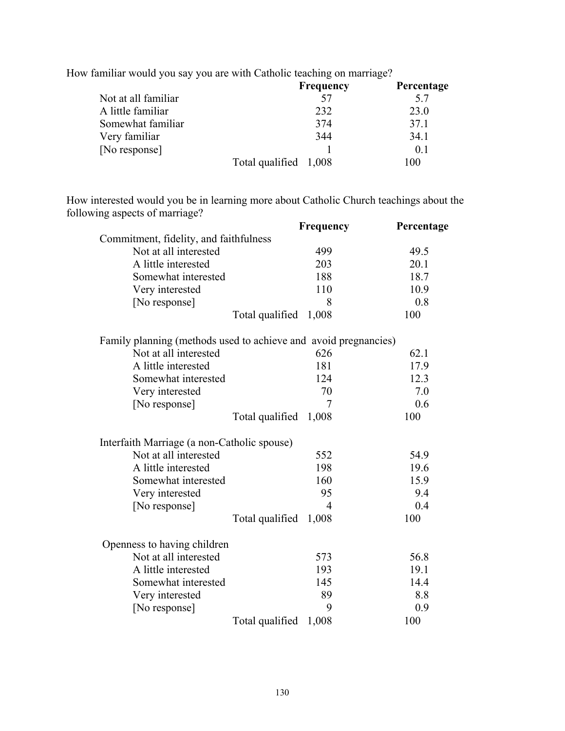How familiar would you say you are with Catholic teaching on marriage?

| | Frequency | Percentage |
|---|---|---|
| Not at all familiar | 57 | 5.7 |
| A little familiar | 232 | 23.0 |
| Somewhat familiar | 374 | 37.1 |
| Very familiar | 344 | 34.1 |
| [No response] | 1 | 0.1 |
| Total qualified | 1,008 | 100 |

How interested would you be in learning more about Catholic Church teachings about the following aspects of marriage?

| | Frequency | Percentage |
|---|---|---|
| **Commitment, fidelity, and faithfulness** | | |
| Not at all interested | 499 | 49.5 |
| A little interested | 203 | 20.1 |
| Somewhat interested | 188 | 18.7 |
| Very interested | 110 | 10.9 |
| [No response] | 8 | 0.8 |
| Total qualified | 1,008 | 100 |
| **Family planning (methods used to achieve and avoid pregnancies)** | | |
| Not at all interested | 626 | 62.1 |
| A little interested | 181 | 17.9 |
| Somewhat interested | 124 | 12.3 |
| Very interested | 70 | 7.0 |
| [No response] | 7 | 0.6 |
| Total qualified | 1,008 | 100 |
| **Interfaith Marriage (a non-Catholic spouse)** | | |
| Not at all interested | 552 | 54.9 |
| A little interested | 198 | 19.6 |
| Somewhat interested | 160 | 15.9 |
| Very interested | 95 | 9.4 |
| [No response] | 4 | 0.4 |
| Total qualified | 1,008 | 100 |
| **Openness to having children** | | |
| Not at all interested | 573 | 56.8 |
| A little interested | 193 | 19.1 |
| Somewhat interested | 145 | 14.4 |
| Very interested | 89 | 8.8 |
| [No response] | 9 | 0.9 |
| Total qualified | 1,008 | 100 |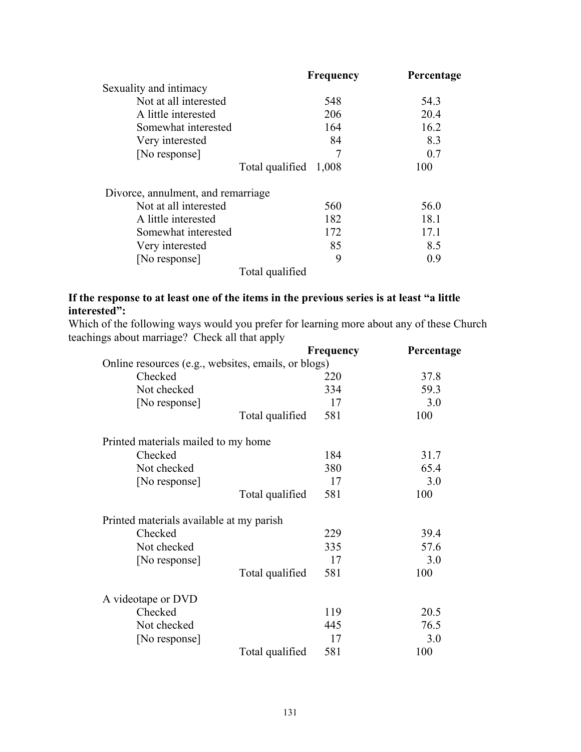| | Frequency | Percentage |
|---|---|---|
| Sexuality and intimacy | | |
| Not at all interested | 548 | 54.3 |
| A little interested | 206 | 20.4 |
| Somewhat interested | 164 | 16.2 |
| Very interested | 84 | 8.3 |
| [No response] | 7 | 0.7 |
| Total qualified | 1,008 | 100 |
| | | |
| Divorce, annulment, and remarriage | | |
| Not at all interested | 560 | 56.0 |
| A little interested | 182 | 18.1 |
| Somewhat interested | 172 | 17.1 |
| Very interested | 85 | 8.5 |
| [No response] | 9 | 0.9 |
| Total qualified | | |

**If the response to at least one of the items in the previous series is at least "a little interested":**

Which of the following ways would you prefer for learning more about any of these Church teachings about marriage? Check all that apply

| | Frequency | Percentage |
|---|---|---|
| Online resources (e.g., websites, emails, or blogs) | | |
| Checked | 220 | 37.8 |
| Not checked | 334 | 59.3 |
| [No response] | 17 | 3.0 |
| Total qualified | 581 | 100 |
| | | |
| Printed materials mailed to my home | | |
| Checked | 184 | 31.7 |
| Not checked | 380 | 65.4 |
| [No response] | 17 | 3.0 |
| Total qualified | 581 | 100 |
| | | |
| Printed materials available at my parish | | |
| Checked | 229 | 39.4 |
| Not checked | 335 | 57.6 |
| [No response] | 17 | 3.0 |
| Total qualified | 581 | 100 |
| | | |
| A videotape or DVD | | |
| Checked | 119 | 20.5 |
| Not checked | 445 | 76.5 |
| [No response] | 17 | 3.0 |
| Total qualified | 581 | 100 |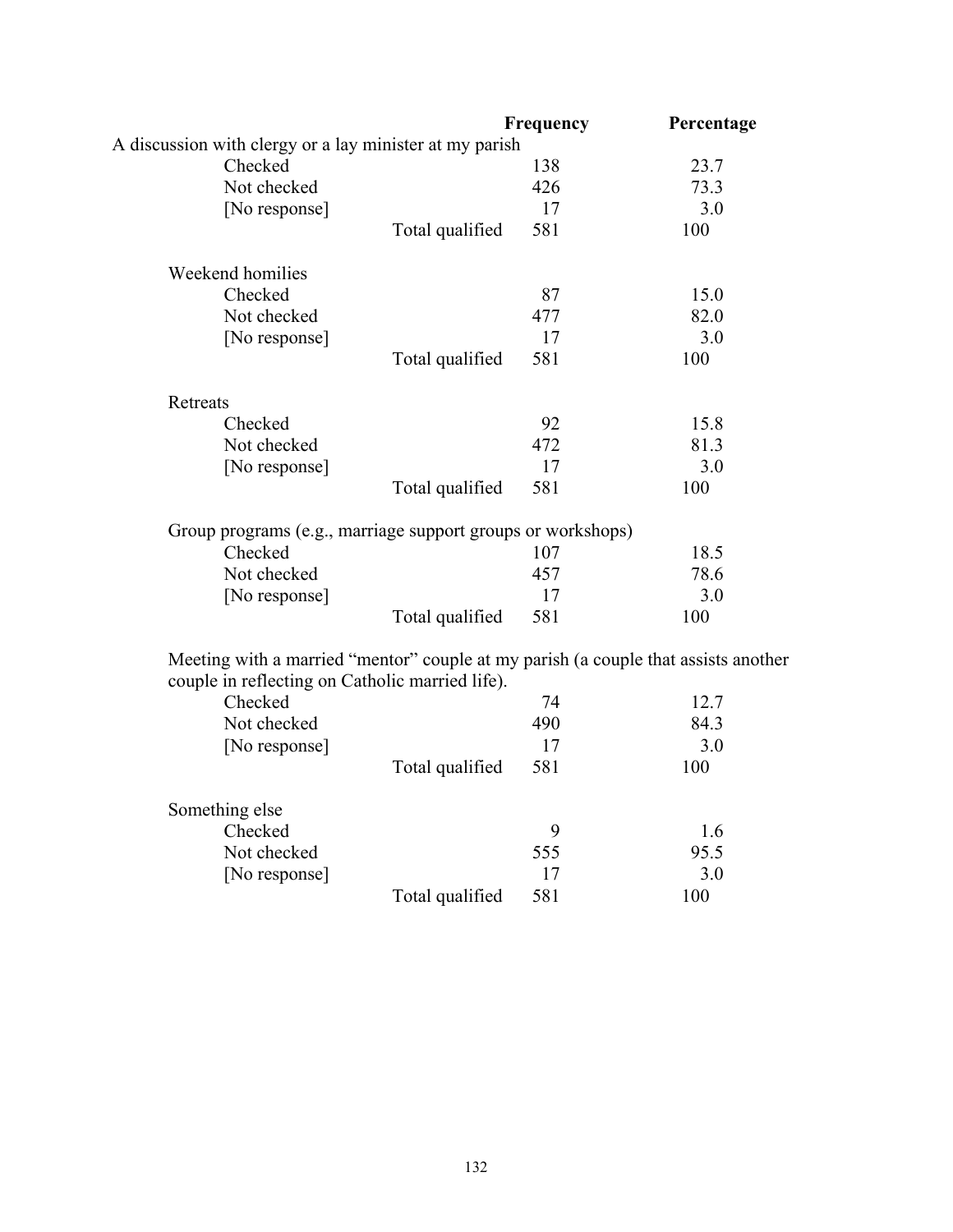| | | Frequency | Percentage |
|---|---|---|---|
| A discussion with clergy or a lay minister at my parish | | | |
| Checked | | 138 | 23.7 |
| Not checked | | 426 | 73.3 |
| [No response] | | 17 | 3.0 |
| | Total qualified | 581 | 100 |
| Weekend homilies | | | |
| Checked | | 87 | 15.0 |
| Not checked | | 477 | 82.0 |
| [No response] | | 17 | 3.0 |
| | Total qualified | 581 | 100 |
| Retreats | | | |
| Checked | | 92 | 15.8 |
| Not checked | | 472 | 81.3 |
| [No response] | | 17 | 3.0 |
| | Total qualified | 581 | 100 |
| Group programs (e.g., marriage support groups or workshops) | | | |
| Checked | | 107 | 18.5 |
| Not checked | | 457 | 78.6 |
| [No response] | | 17 | 3.0 |
| | Total qualified | 581 | 100 |
| Meeting with a married "mentor" couple at my parish (a couple that assists another couple in reflecting on Catholic married life). | | | |
| Checked | | 74 | 12.7 |
| Not checked | | 490 | 84.3 |
| [No response] | | 17 | 3.0 |
| | Total qualified | 581 | 100 |
| Something else | | | |
| Checked | | 9 | 1.6 |
| Not checked | | 555 | 95.5 |
| [No response] | | 17 | 3.0 |
| | Total qualified | 581 | 100 |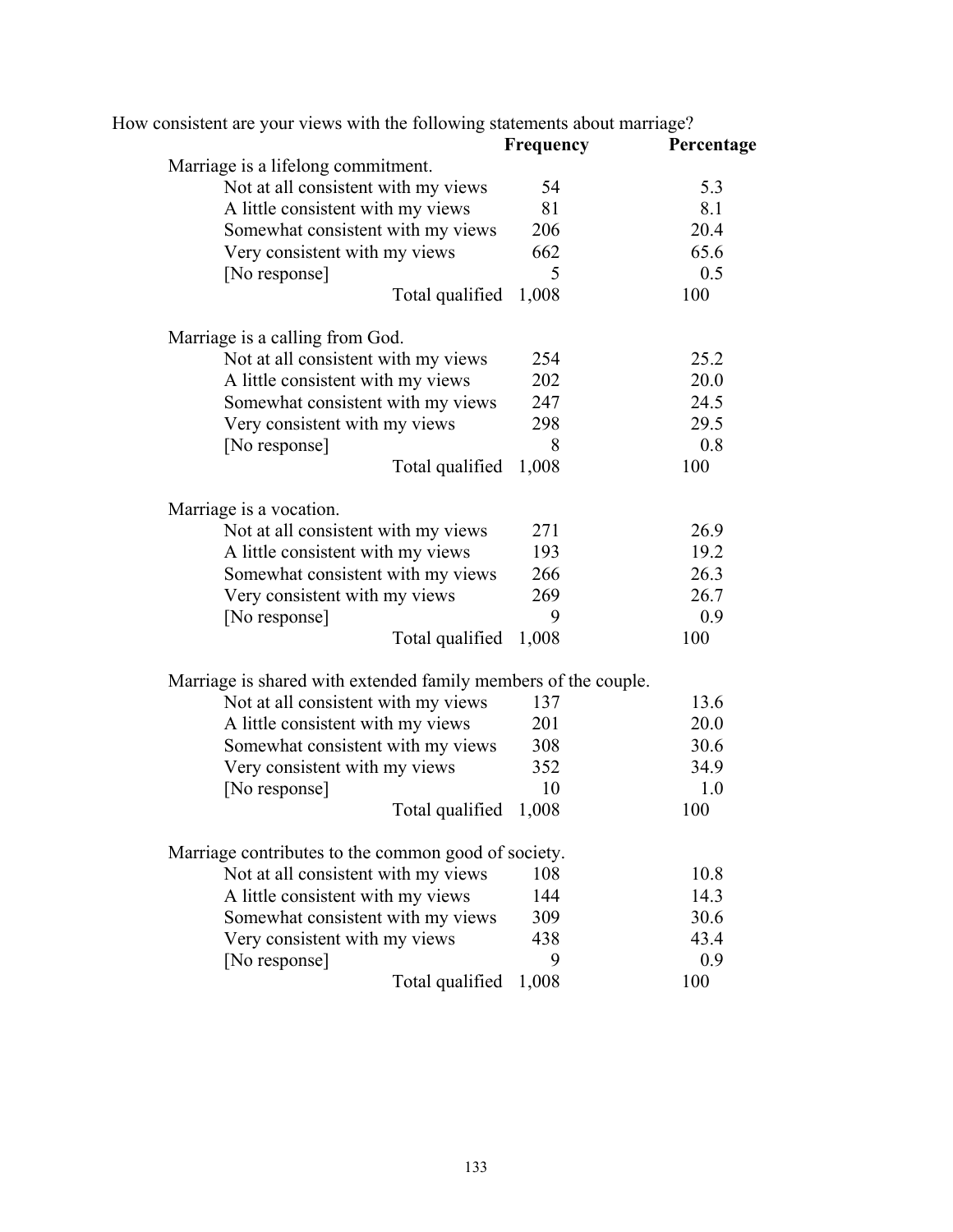How consistent are your views with the following statements about marriage?

| | Frequency | Percentage |
|---|---|---|
| **Marriage is a lifelong commitment.** | | |
| Not at all consistent with my views | 54 | 5.3 |
| A little consistent with my views | 81 | 8.1 |
| Somewhat consistent with my views | 206 | 20.4 |
| Very consistent with my views | 662 | 65.6 |
| [No response] | 5 | 0.5 |
| Total qualified | 1,008 | 100 |
| **Marriage is a calling from God.** | | |
| Not at all consistent with my views | 254 | 25.2 |
| A little consistent with my views | 202 | 20.0 |
| Somewhat consistent with my views | 247 | 24.5 |
| Very consistent with my views | 298 | 29.5 |
| [No response] | 8 | 0.8 |
| Total qualified | 1,008 | 100 |
| **Marriage is a vocation.** | | |
| Not at all consistent with my views | 271 | 26.9 |
| A little consistent with my views | 193 | 19.2 |
| Somewhat consistent with my views | 266 | 26.3 |
| Very consistent with my views | 269 | 26.7 |
| [No response] | 9 | 0.9 |
| Total qualified | 1,008 | 100 |
| **Marriage is shared with extended family members of the couple.** | | |
| Not at all consistent with my views | 137 | 13.6 |
| A little consistent with my views | 201 | 20.0 |
| Somewhat consistent with my views | 308 | 30.6 |
| Very consistent with my views | 352 | 34.9 |
| [No response] | 10 | 1.0 |
| Total qualified | 1,008 | 100 |
| **Marriage contributes to the common good of society.** | | |
| Not at all consistent with my views | 108 | 10.8 |
| A little consistent with my views | 144 | 14.3 |
| Somewhat consistent with my views | 309 | 30.6 |
| Very consistent with my views | 438 | 43.4 |
| [No response] | 9 | 0.9 |
| Total qualified | 1,008 | 100 |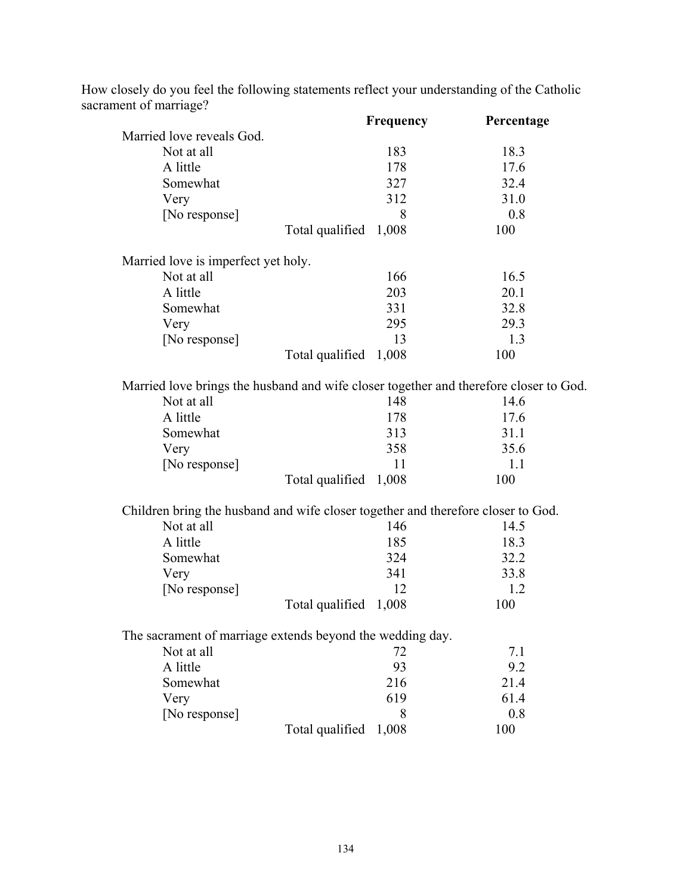How closely do you feel the following statements reflect your understanding of the Catholic sacrament of marriage?

| | Frequency | Percentage |
|---|---|---|
| **Married love reveals God.** | | |
| Not at all | 183 | 18.3 |
| A little | 178 | 17.6 |
| Somewhat | 327 | 32.4 |
| Very | 312 | 31.0 |
| [No response] | 8 | 0.8 |
| Total qualified | 1,008 | 100 |
| **Married love is imperfect yet holy.** | | |
| Not at all | 166 | 16.5 |
| A little | 203 | 20.1 |
| Somewhat | 331 | 32.8 |
| Very | 295 | 29.3 |
| [No response] | 13 | 1.3 |
| Total qualified | 1,008 | 100 |
| **Married love brings the husband and wife closer together and therefore closer to God.** | | |
| Not at all | 148 | 14.6 |
| A little | 178 | 17.6 |
| Somewhat | 313 | 31.1 |
| Very | 358 | 35.6 |
| [No response] | 11 | 1.1 |
| Total qualified | 1,008 | 100 |
| **Children bring the husband and wife closer together and therefore closer to God.** | | |
| Not at all | 146 | 14.5 |
| A little | 185 | 18.3 |
| Somewhat | 324 | 32.2 |
| Very | 341 | 33.8 |
| [No response] | 12 | 1.2 |
| Total qualified | 1,008 | 100 |
| **The sacrament of marriage extends beyond the wedding day.** | | |
| Not at all | 72 | 7.1 |
| A little | 93 | 9.2 |
| Somewhat | 216 | 21.4 |
| Very | 619 | 61.4 |
| [No response] | 8 | 0.8 |
| Total qualified | 1,008 | 100 |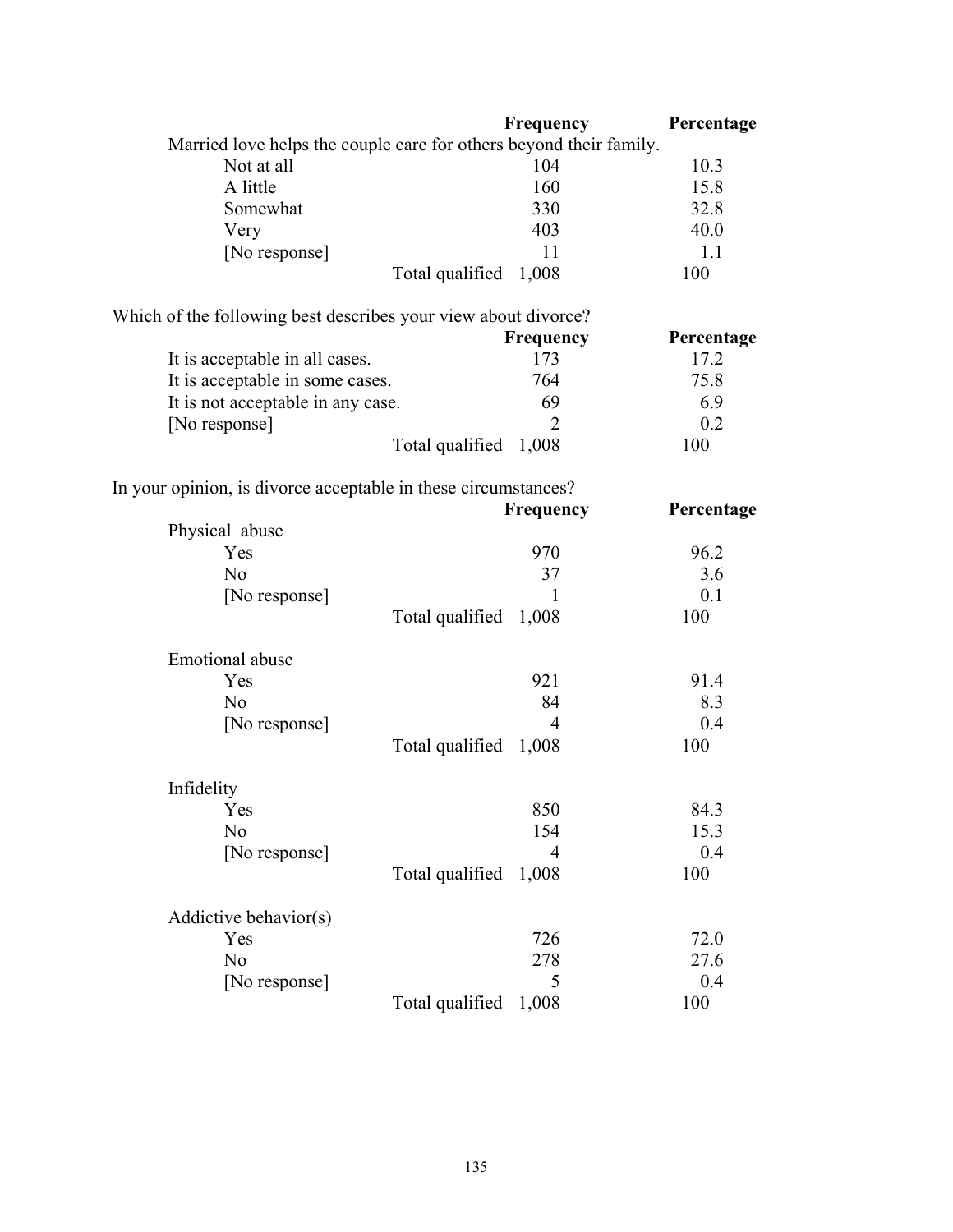| | Frequency | Percentage |
|---|---|---|
| Married love helps the couple care for others beyond their family. | | |
| Not at all | 104 | 10.3 |
| A little | 160 | 15.8 |
| Somewhat | 330 | 32.8 |
| Very | 403 | 40.0 |
| [No response] | 11 | 1.1 |
| Total qualified | 1,008 | 100 |

Which of the following best describes your view about divorce?

| | Frequency | Percentage |
|---|---|---|
| It is acceptable in all cases. | 173 | 17.2 |
| It is acceptable in some cases. | 764 | 75.8 |
| It is not acceptable in any case. | 69 | 6.9 |
| [No response] | 2 | 0.2 |
| Total qualified | 1,008 | 100 |

In your opinion, is divorce acceptable in these circumstances?

| | Frequency | Percentage |
|---|---|---|
| Physical abuse | | |
| Yes | 970 | 96.2 |
| No | 37 | 3.6 |
| [No response] | 1 | 0.1 |
| Total qualified | 1,008 | 100 |
| Emotional abuse | | |
| Yes | 921 | 91.4 |
| No | 84 | 8.3 |
| [No response] | 4 | 0.4 |
| Total qualified | 1,008 | 100 |
| Infidelity | | |
| Yes | 850 | 84.3 |
| No | 154 | 15.3 |
| [No response] | 4 | 0.4 |
| Total qualified | 1,008 | 100 |
| Addictive behavior(s) | | |
| Yes | 726 | 72.0 |
| No | 278 | 27.6 |
| [No response] | 5 | 0.4 |
| Total qualified | 1,008 | 100 |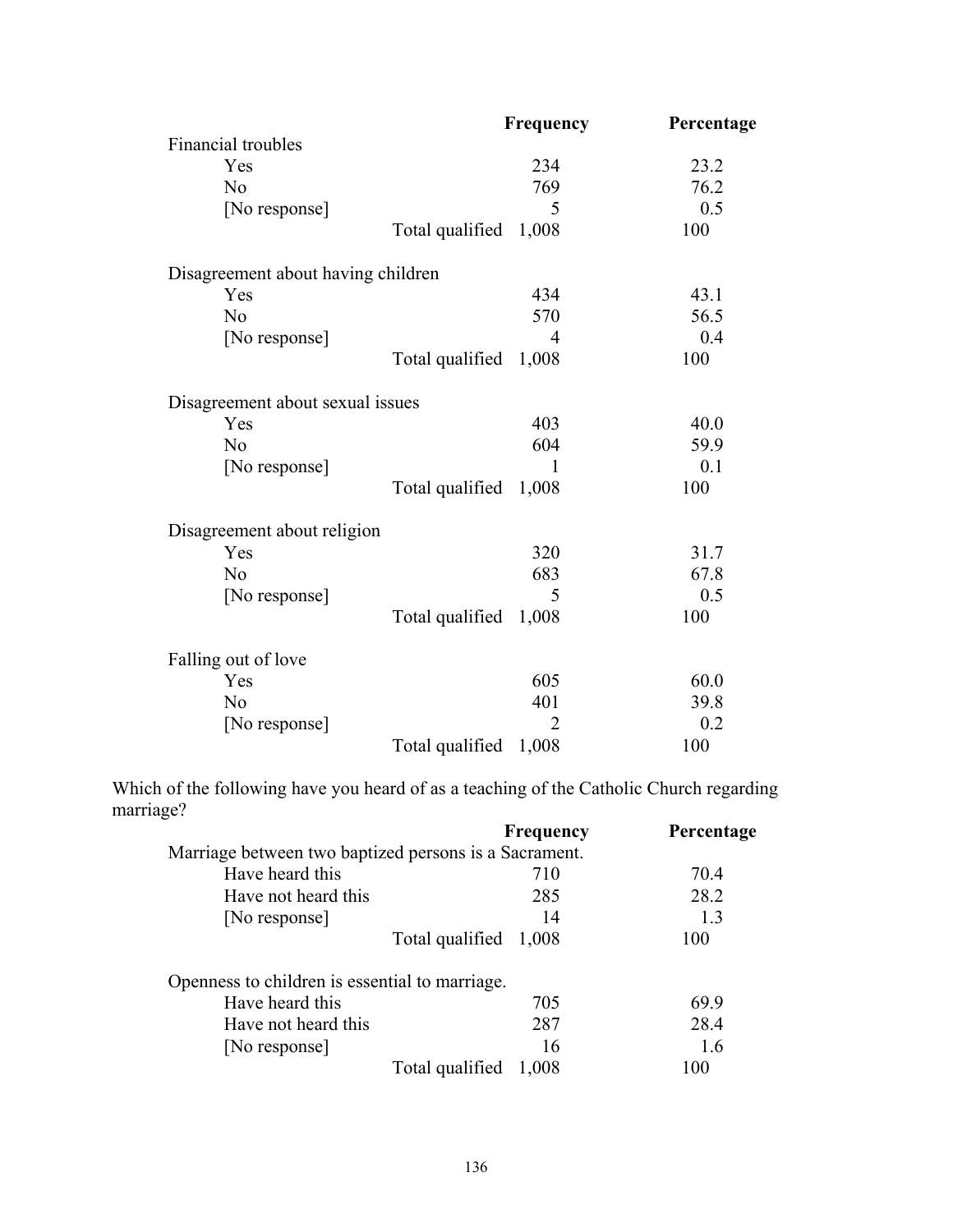| | Frequency | Percentage |
|---|---|---|
| Financial troubles | | |
| Yes | 234 | 23.2 |
| No | 769 | 76.2 |
| [No response] | 5 | 0.5 |
| Total qualified | 1,008 | 100 |
| | | |
| Disagreement about having children | | |
| Yes | 434 | 43.1 |
| No | 570 | 56.5 |
| [No response] | 4 | 0.4 |
| Total qualified | 1,008 | 100 |
| | | |
| Disagreement about sexual issues | | |
| Yes | 403 | 40.0 |
| No | 604 | 59.9 |
| [No response] | 1 | 0.1 |
| Total qualified | 1,008 | 100 |
| | | |
| Disagreement about religion | | |
| Yes | 320 | 31.7 |
| No | 683 | 67.8 |
| [No response] | 5 | 0.5 |
| Total qualified | 1,008 | 100 |
| | | |
| Falling out of love | | |
| Yes | 605 | 60.0 |
| No | 401 | 39.8 |
| [No response] | 2 | 0.2 |
| Total qualified | 1,008 | 100 |

Which of the following have you heard of as a teaching of the Catholic Church regarding marriage?

| | Frequency | Percentage |
|---|---|---|
| Marriage between two baptized persons is a Sacrament. | | |
| Have heard this | 710 | 70.4 |
| Have not heard this | 285 | 28.2 |
| [No response] | 14 | 1.3 |
| Total qualified | 1,008 | 100 |
| | | |
| Openness to children is essential to marriage. | | |
| Have heard this | 705 | 69.9 |
| Have not heard this | 287 | 28.4 |
| [No response] | 16 | 1.6 |
| Total qualified | 1,008 | 100 |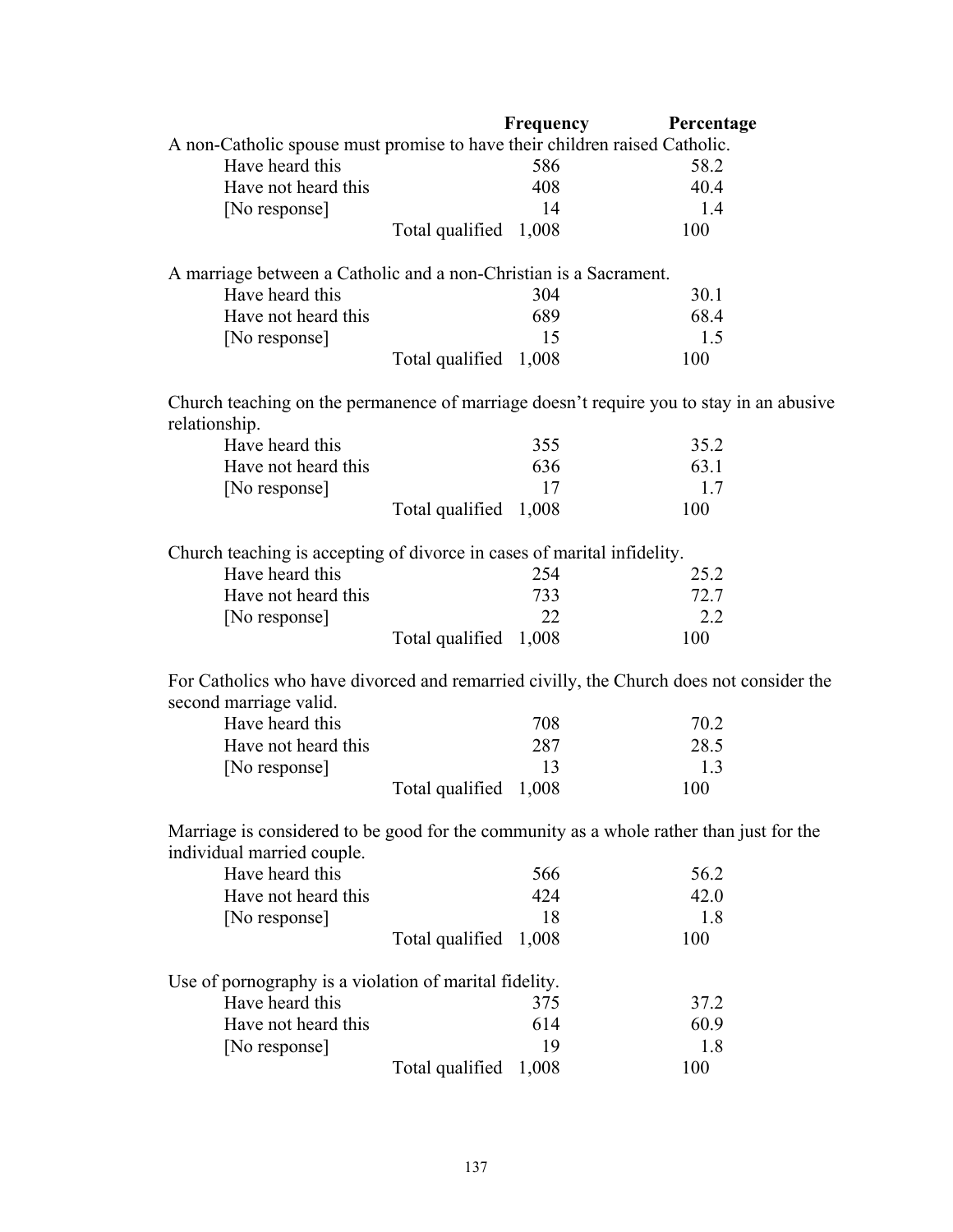| | Frequency | Percentage |
|---|---|---|
| **A non-Catholic spouse must promise to have their children raised Catholic.** | | |
| Have heard this | 586 | 58.2 |
| Have not heard this | 408 | 40.4 |
| [No response] | 14 | 1.4 |
| Total qualified | 1,008 | 100 |
| **A marriage between a Catholic and a non-Christian is a Sacrament.** | | |
| Have heard this | 304 | 30.1 |
| Have not heard this | 689 | 68.4 |
| [No response] | 15 | 1.5 |
| Total qualified | 1,008 | 100 |
| **Church teaching on the permanence of marriage doesn't require you to stay in an abusive relationship.** | | |
| Have heard this | 355 | 35.2 |
| Have not heard this | 636 | 63.1 |
| [No response] | 17 | 1.7 |
| Total qualified | 1,008 | 100 |
| **Church teaching is accepting of divorce in cases of marital infidelity.** | | |
| Have heard this | 254 | 25.2 |
| Have not heard this | 733 | 72.7 |
| [No response] | 22 | 2.2 |
| Total qualified | 1,008 | 100 |
| **For Catholics who have divorced and remarried civilly, the Church does not consider the second marriage valid.** | | |
| Have heard this | 708 | 70.2 |
| Have not heard this | 287 | 28.5 |
| [No response] | 13 | 1.3 |
| Total qualified | 1,008 | 100 |
| **Marriage is considered to be good for the community as a whole rather than just for the individual married couple.** | | |
| Have heard this | 566 | 56.2 |
| Have not heard this | 424 | 42.0 |
| [No response] | 18 | 1.8 |
| Total qualified | 1,008 | 100 |
| **Use of pornography is a violation of marital fidelity.** | | |
| Have heard this | 375 | 37.2 |
| Have not heard this | 614 | 60.9 |
| [No response] | 19 | 1.8 |
| Total qualified | 1,008 | 100 |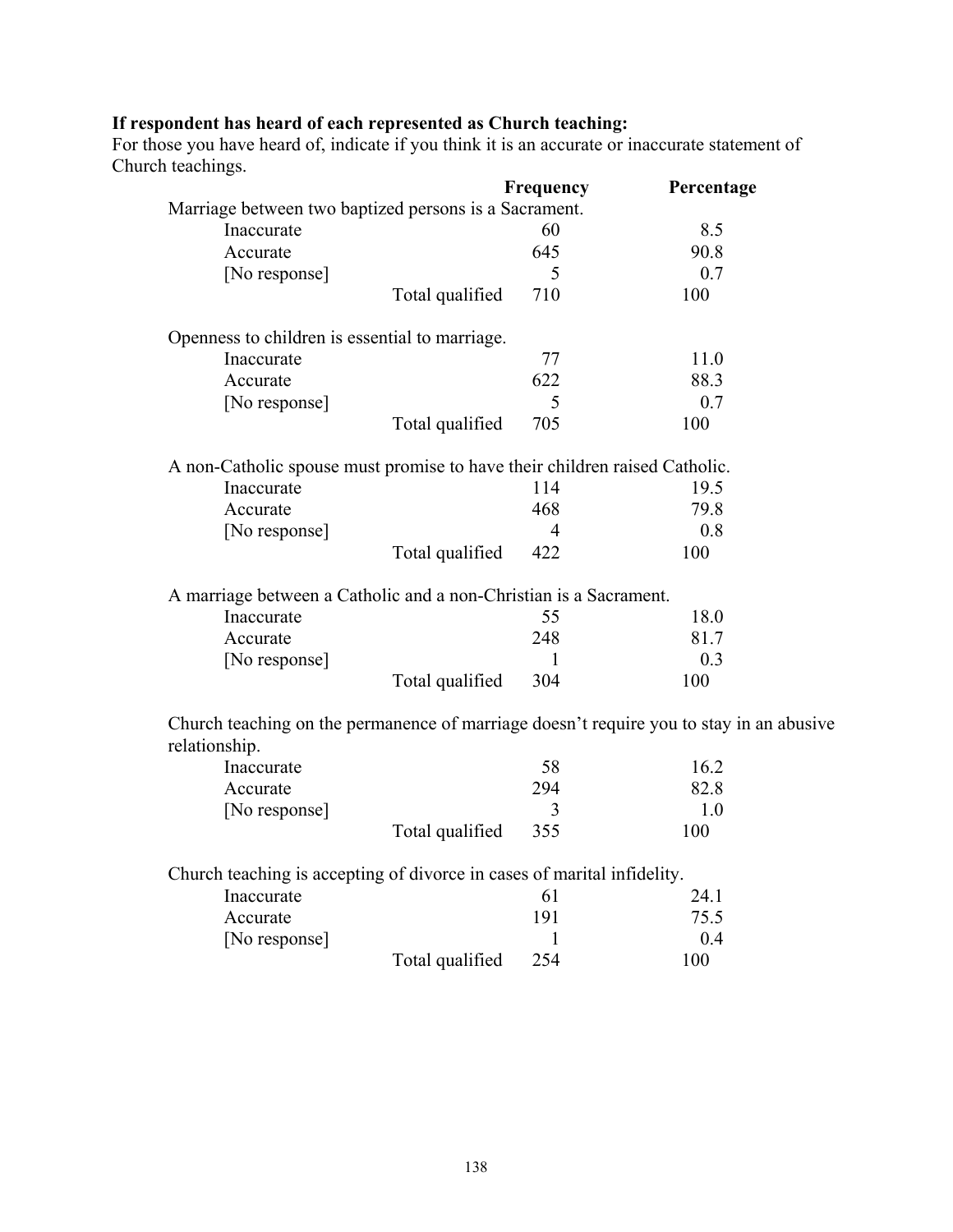**If respondent has heard of each represented as Church teaching:**
For those you have heard of, indicate if you think it is an accurate or inaccurate statement of Church teachings.

| | | Frequency | Percentage |
|---|---|---|---|
| Marriage between two baptized persons is a Sacrament. | | | |
| Inaccurate | | 60 | 8.5 |
| Accurate | | 645 | 90.8 |
| [No response] | | 5 | 0.7 |
| | Total qualified | 710 | 100 |
| Openness to children is essential to marriage. | | | |
| Inaccurate | | 77 | 11.0 |
| Accurate | | 622 | 88.3 |
| [No response] | | 5 | 0.7 |
| | Total qualified | 705 | 100 |
| A non-Catholic spouse must promise to have their children raised Catholic. | | | |
| Inaccurate | | 114 | 19.5 |
| Accurate | | 468 | 79.8 |
| [No response] | | 4 | 0.8 |
| | Total qualified | 422 | 100 |
| A marriage between a Catholic and a non-Christian is a Sacrament. | | | |
| Inaccurate | | 55 | 18.0 |
| Accurate | | 248 | 81.7 |
| [No response] | | 1 | 0.3 |
| | Total qualified | 304 | 100 |
| Church teaching on the permanence of marriage doesn't require you to stay in an abusive relationship. | | | |
| Inaccurate | | 58 | 16.2 |
| Accurate | | 294 | 82.8 |
| [No response] | | 3 | 1.0 |
| | Total qualified | 355 | 100 |
| Church teaching is accepting of divorce in cases of marital infidelity. | | | |
| Inaccurate | | 61 | 24.1 |
| Accurate | | 191 | 75.5 |
| [No response] | | 1 | 0.4 |
| | Total qualified | 254 | 100 |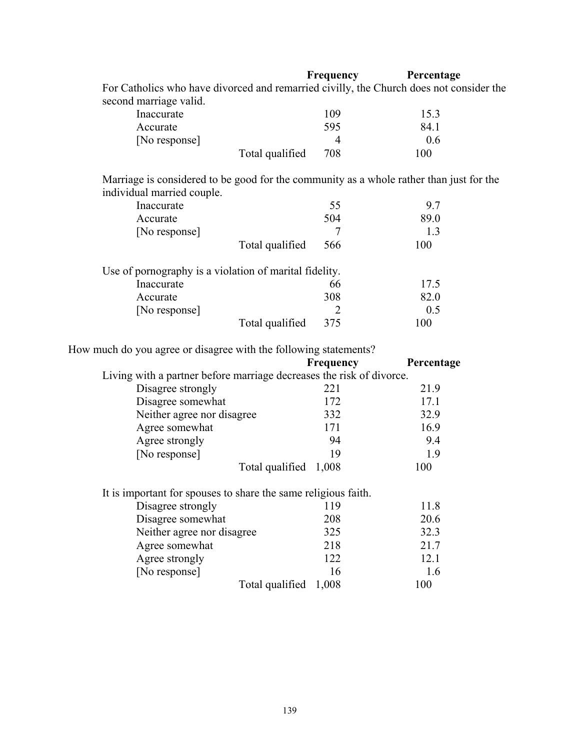| | | Frequency | Percentage |
|---|---|---|---|
| For Catholics who have divorced and remarried civilly, the Church does not consider the second marriage valid. | | | |
| Inaccurate | | 109 | 15.3 |
| Accurate | | 595 | 84.1 |
| [No response] | | 4 | 0.6 |
| | Total qualified | 708 | 100 |
| Marriage is considered to be good for the community as a whole rather than just for the individual married couple. | | | |
| Inaccurate | | 55 | 9.7 |
| Accurate | | 504 | 89.0 |
| [No response] | | 7 | 1.3 |
| | Total qualified | 566 | 100 |
| Use of pornography is a violation of marital fidelity. | | | |
| Inaccurate | | 66 | 17.5 |
| Accurate | | 308 | 82.0 |
| [No response] | | 2 | 0.5 |
| | Total qualified | 375 | 100 |

How much do you agree or disagree with the following statements?

| | | Frequency | Percentage |
|---|---|---|---|
| Living with a partner before marriage decreases the risk of divorce. | | | |
| Disagree strongly | | 221 | 21.9 |
| Disagree somewhat | | 172 | 17.1 |
| Neither agree nor disagree | | 332 | 32.9 |
| Agree somewhat | | 171 | 16.9 |
| Agree strongly | | 94 | 9.4 |
| [No response] | | 19 | 1.9 |
| | Total qualified | 1,008 | 100 |
| It is important for spouses to share the same religious faith. | | | |
| Disagree strongly | | 119 | 11.8 |
| Disagree somewhat | | 208 | 20.6 |
| Neither agree nor disagree | | 325 | 32.3 |
| Agree somewhat | | 218 | 21.7 |
| Agree strongly | | 122 | 12.1 |
| [No response] | | 16 | 1.6 |
| | Total qualified | 1,008 | 100 |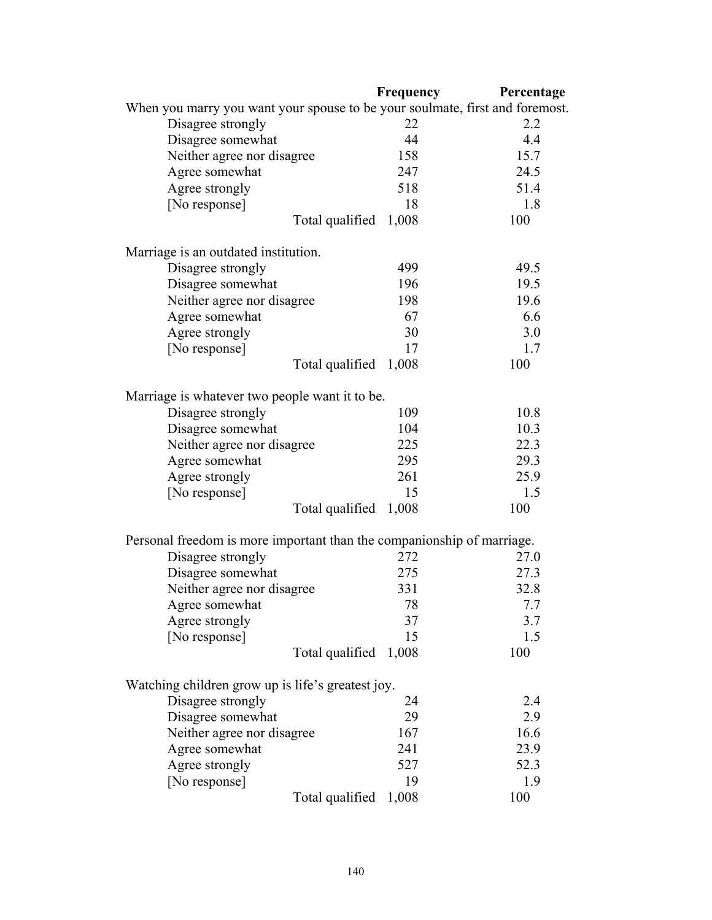| | Frequency | Percentage |
|---|---|---|
| When you marry you want your spouse to be your soulmate, first and foremost. | | |
| Disagree strongly | 22 | 2.2 |
| Disagree somewhat | 44 | 4.4 |
| Neither agree nor disagree | 158 | 15.7 |
| Agree somewhat | 247 | 24.5 |
| Agree strongly | 518 | 51.4 |
| [No response] | 18 | 1.8 |
| Total qualified | 1,008 | 100 |
| | | |
| Marriage is an outdated institution. | | |
| Disagree strongly | 499 | 49.5 |
| Disagree somewhat | 196 | 19.5 |
| Neither agree nor disagree | 198 | 19.6 |
| Agree somewhat | 67 | 6.6 |
| Agree strongly | 30 | 3.0 |
| [No response] | 17 | 1.7 |
| Total qualified | 1,008 | 100 |
| | | |
| Marriage is whatever two people want it to be. | | |
| Disagree strongly | 109 | 10.8 |
| Disagree somewhat | 104 | 10.3 |
| Neither agree nor disagree | 225 | 22.3 |
| Agree somewhat | 295 | 29.3 |
| Agree strongly | 261 | 25.9 |
| [No response] | 15 | 1.5 |
| Total qualified | 1,008 | 100 |
| | | |
| Personal freedom is more important than the companionship of marriage. | | |
| Disagree strongly | 272 | 27.0 |
| Disagree somewhat | 275 | 27.3 |
| Neither agree nor disagree | 331 | 32.8 |
| Agree somewhat | 78 | 7.7 |
| Agree strongly | 37 | 3.7 |
| [No response] | 15 | 1.5 |
| Total qualified | 1,008 | 100 |
| | | |
| Watching children grow up is life's greatest joy. | | |
| Disagree strongly | 24 | 2.4 |
| Disagree somewhat | 29 | 2.9 |
| Neither agree nor disagree | 167 | 16.6 |
| Agree somewhat | 241 | 23.9 |
| Agree strongly | 527 | 52.3 |
| [No response] | 19 | 1.9 |
| Total qualified | 1,008 | 100 |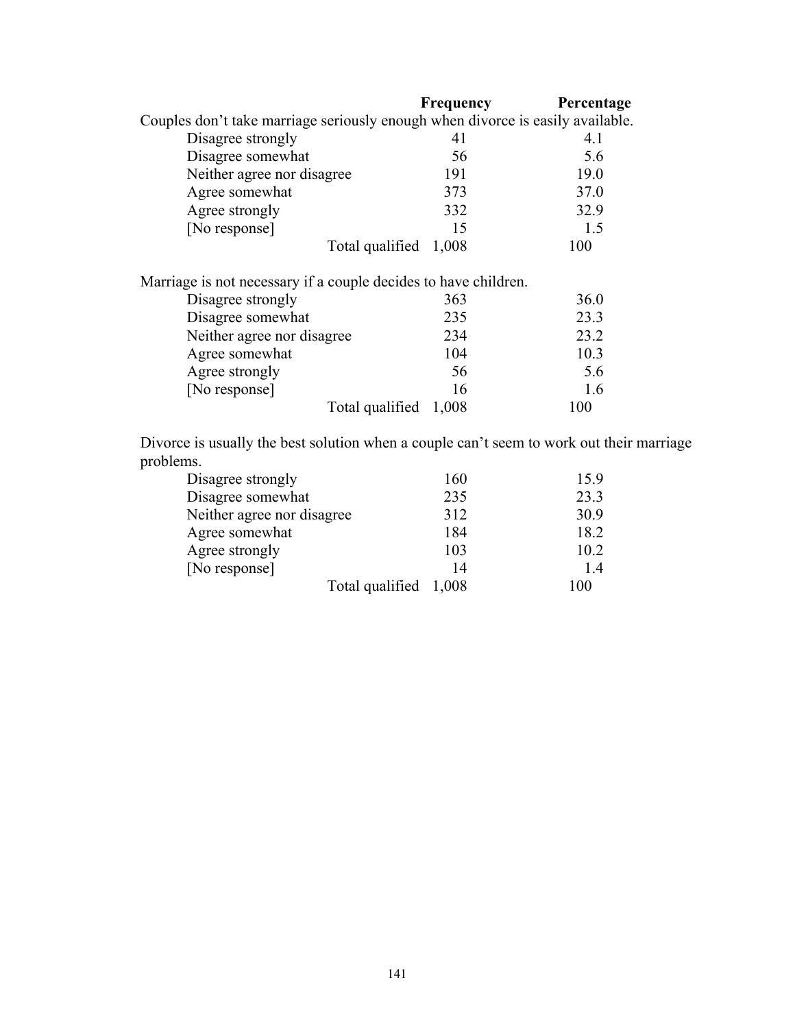| | Frequency | Percentage |
|---|---|---|
| Couples don't take marriage seriously enough when divorce is easily available. | | |
| Disagree strongly | 41 | 4.1 |
| Disagree somewhat | 56 | 5.6 |
| Neither agree nor disagree | 191 | 19.0 |
| Agree somewhat | 373 | 37.0 |
| Agree strongly | 332 | 32.9 |
| [No response] | 15 | 1.5 |
| Total qualified | 1,008 | 100 |

| | Frequency | Percentage |
|---|---|---|
| Marriage is not necessary if a couple decides to have children. | | |
| Disagree strongly | 363 | 36.0 |
| Disagree somewhat | 235 | 23.3 |
| Neither agree nor disagree | 234 | 23.2 |
| Agree somewhat | 104 | 10.3 |
| Agree strongly | 56 | 5.6 |
| [No response] | 16 | 1.6 |
| Total qualified | 1,008 | 100 |

| | Frequency | Percentage |
|---|---|---|
| Divorce is usually the best solution when a couple can't seem to work out their marriage problems. | | |
| Disagree strongly | 160 | 15.9 |
| Disagree somewhat | 235 | 23.3 |
| Neither agree nor disagree | 312 | 30.9 |
| Agree somewhat | 184 | 18.2 |
| Agree strongly | 103 | 10.2 |
| [No response] | 14 | 1.4 |
| Total qualified | 1,008 | 100 |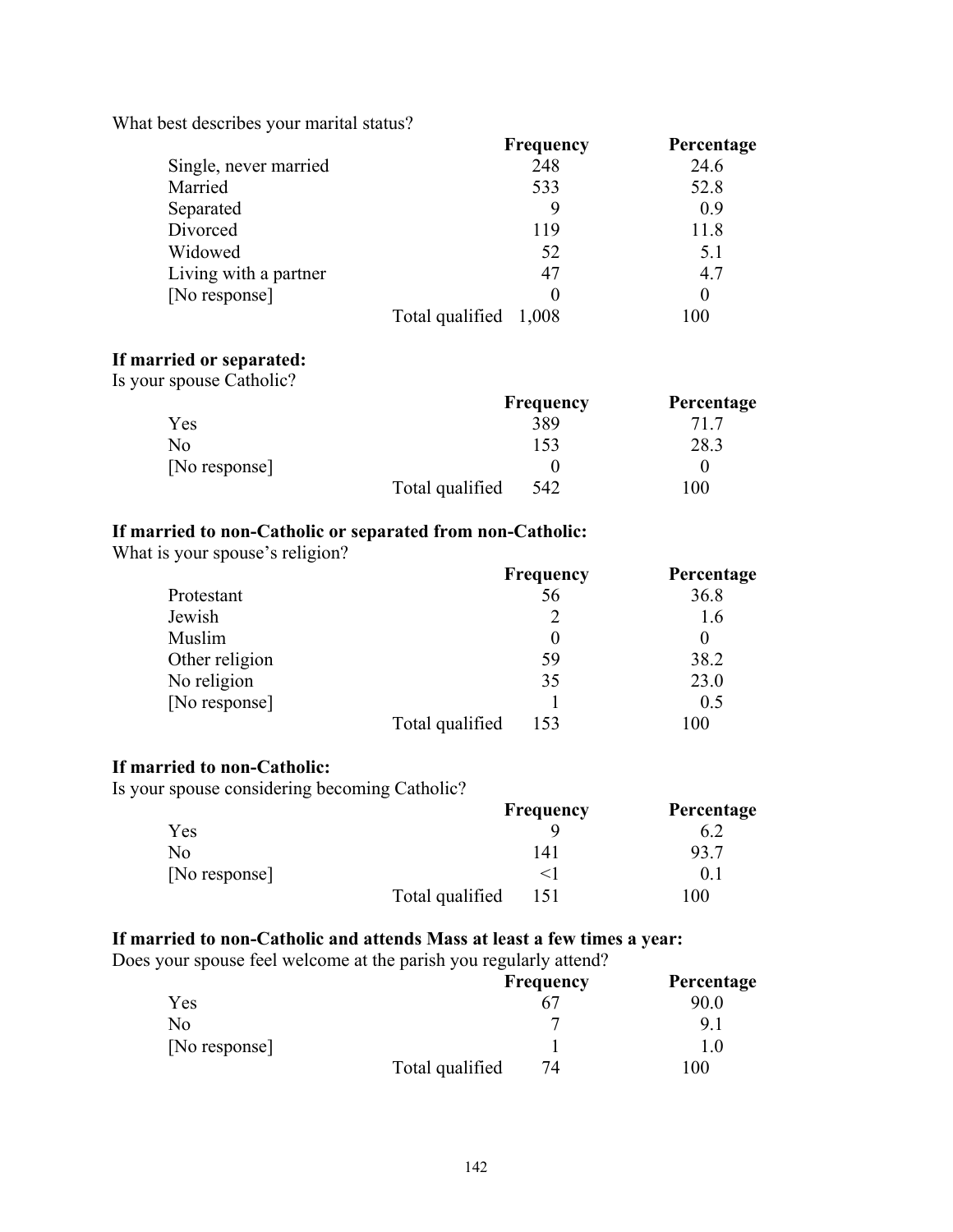What best describes your marital status?

| | Frequency | Percentage |
|---|---|---|
| Single, never married | 248 | 24.6 |
| Married | 533 | 52.8 |
| Separated | 9 | 0.9 |
| Divorced | 119 | 11.8 |
| Widowed | 52 | 5.1 |
| Living with a partner | 47 | 4.7 |
| [No response] | 0 | 0 |
| Total qualified | 1,008 | 100 |

**If married or separated:**
Is your spouse Catholic?

| | Frequency | Percentage |
|---|---|---|
| Yes | 389 | 71.7 |
| No | 153 | 28.3 |
| [No response] | 0 | 0 |
| Total qualified | 542 | 100 |

**If married to non-Catholic or separated from non-Catholic:**
What is your spouse's religion?

| | Frequency | Percentage |
|---|---|---|
| Protestant | 56 | 36.8 |
| Jewish | 2 | 1.6 |
| Muslim | 0 | 0 |
| Other religion | 59 | 38.2 |
| No religion | 35 | 23.0 |
| [No response] | 1 | 0.5 |
| Total qualified | 153 | 100 |

**If married to non-Catholic:**
Is your spouse considering becoming Catholic?

| | Frequency | Percentage |
|---|---|---|
| Yes | 9 | 6.2 |
| No | 141 | 93.7 |
| [No response] | <1 | 0.1 |
| Total qualified | 151 | 100 |

**If married to non-Catholic and attends Mass at least a few times a year:**
Does your spouse feel welcome at the parish you regularly attend?

| | Frequency | Percentage |
|---|---|---|
| Yes | 67 | 90.0 |
| No | 7 | 9.1 |
| [No response] | 1 | 1.0 |
| Total qualified | 74 | 100 |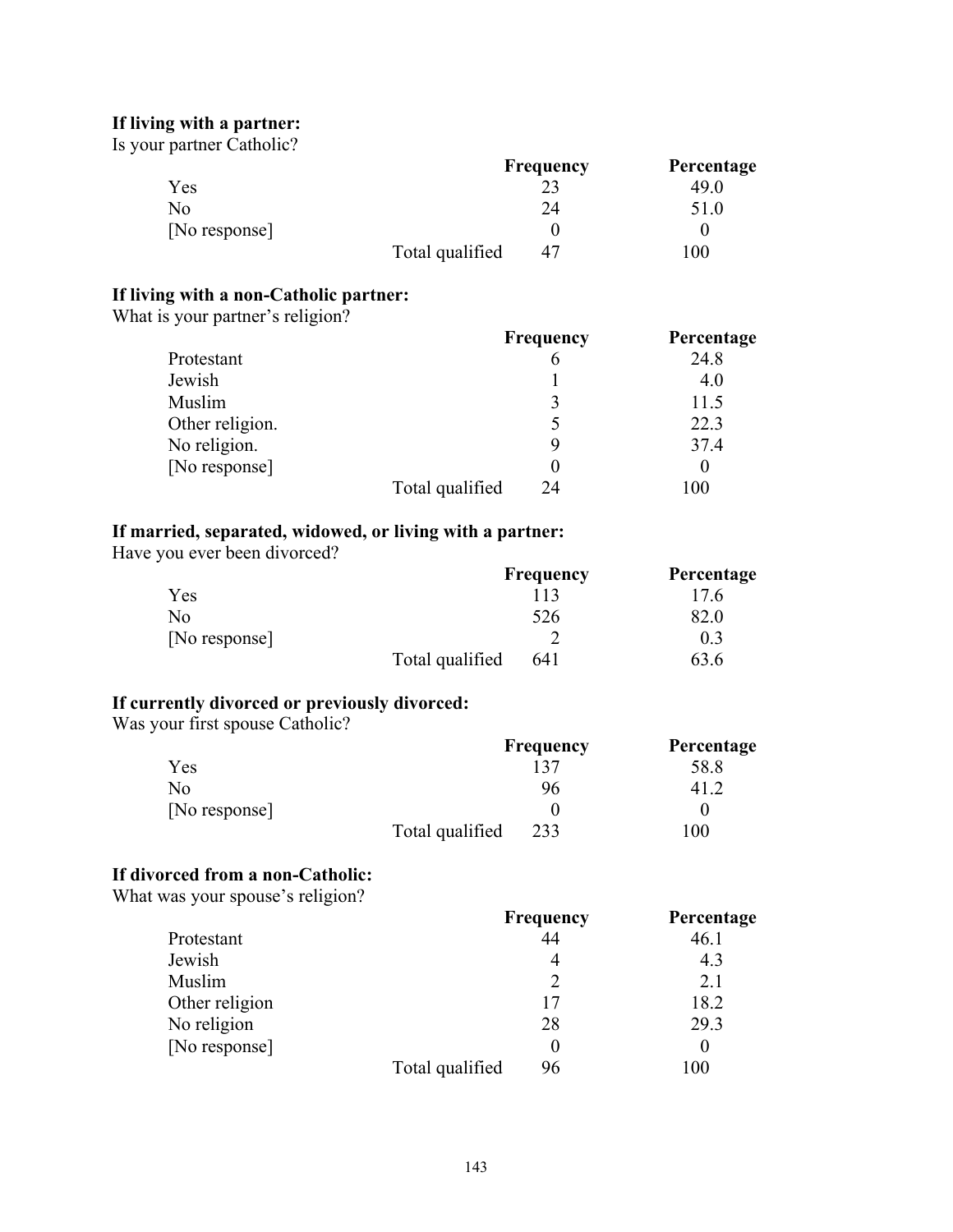**If living with a partner:**
Is your partner Catholic?

| | | Frequency | Percentage |
|---|---|---|---|
| Yes | | 23 | 49.0 |
| No | | 24 | 51.0 |
| [No response] | | 0 | 0 |
| | Total qualified | 47 | 100 |

**If living with a non-Catholic partner:**
What is your partner's religion?

| | | Frequency | Percentage |
|---|---|---|---|
| Protestant | | 6 | 24.8 |
| Jewish | | 1 | 4.0 |
| Muslim | | 3 | 11.5 |
| Other religion. | | 5 | 22.3 |
| No religion. | | 9 | 37.4 |
| [No response] | | 0 | 0 |
| | Total qualified | 24 | 100 |

**If married, separated, widowed, or living with a partner:**
Have you ever been divorced?

| | | Frequency | Percentage |
|---|---|---|---|
| Yes | | 113 | 17.6 |
| No | | 526 | 82.0 |
| [No response] | | 2 | 0.3 |
| | Total qualified | 641 | 63.6 |

**If currently divorced or previously divorced:**
Was your first spouse Catholic?

| | | Frequency | Percentage |
|---|---|---|---|
| Yes | | 137 | 58.8 |
| No | | 96 | 41.2 |
| [No response] | | 0 | 0 |
| | Total qualified | 233 | 100 |

**If divorced from a non-Catholic:**
What was your spouse's religion?

| | | Frequency | Percentage |
|---|---|---|---|
| Protestant | | 44 | 46.1 |
| Jewish | | 4 | 4.3 |
| Muslim | | 2 | 2.1 |
| Other religion | | 17 | 18.2 |
| No religion | | 28 | 29.3 |
| [No response] | | 0 | 0 |
| | Total qualified | 96 | 100 |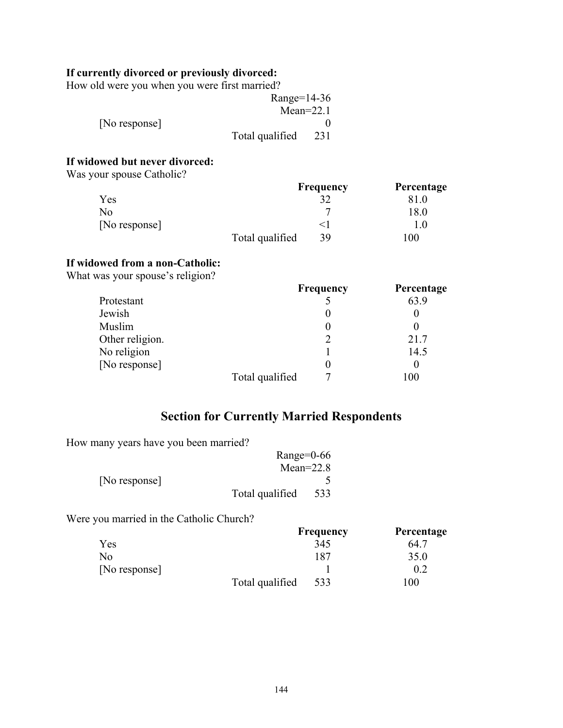**If currently divorced or previously divorced:**
How old were you when you were first married?

| | |
|---|---|
| | Range=14-36 |
| | Mean=22.1 |
| [No response] | 0 |
| Total qualified | 231 |

**If widowed but never divorced:**
Was your spouse Catholic?

| | Frequency | Percentage |
|---|---|---|
| Yes | 32 | 81.0 |
| No | 7 | 18.0 |
| [No response] | <1 | 1.0 |
| Total qualified | 39 | 100 |

**If widowed from a non-Catholic:**
What was your spouse's religion?

| | Frequency | Percentage |
|---|---|---|
| Protestant | 5 | 63.9 |
| Jewish | 0 | 0 |
| Muslim | 0 | 0 |
| Other religion. | 2 | 21.7 |
| No religion | 1 | 14.5 |
| [No response] | 0 | 0 |
| Total qualified | 7 | 100 |

## Section for Currently Married Respondents

How many years have you been married?

| | |
|---|---|
| | Range=0-66 |
| | Mean=22.8 |
| [No response] | 5 |
| Total qualified | 533 |

Were you married in the Catholic Church?

| | Frequency | Percentage |
|---|---|---|
| Yes | 345 | 64.7 |
| No | 187 | 35.0 |
| [No response] | 1 | 0.2 |
| Total qualified | 533 | 100 |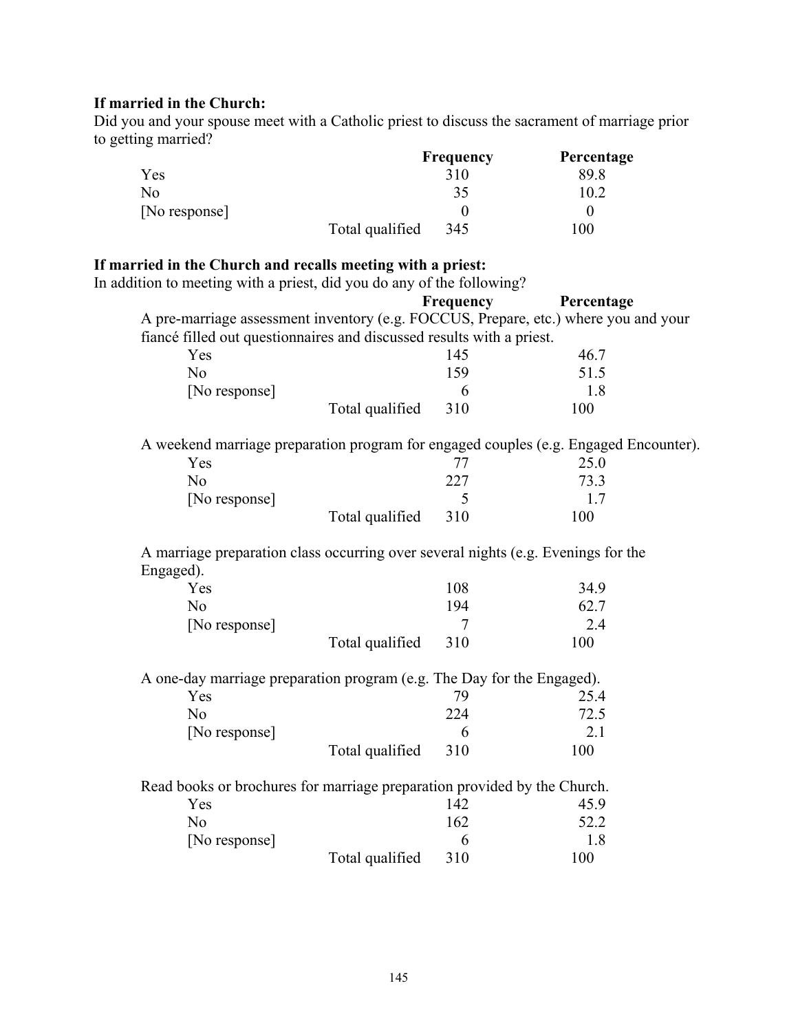**If married in the Church:**
Did you and your spouse meet with a Catholic priest to discuss the sacrament of marriage prior to getting married?

| | | Frequency | Percentage |
|---|---|---|---|
| Yes | | 310 | 89.8 |
| No | | 35 | 10.2 |
| [No response] | | 0 | 0 |
| | Total qualified | 345 | 100 |

**If married in the Church and recalls meeting with a priest:**
In addition to meeting with a priest, did you do any of the following?

A pre-marriage assessment inventory (e.g. FOCCUS, Prepare, etc.) where you and your fiancé filled out questionnaires and discussed results with a priest.

| | | Frequency | Percentage |
|---|---|---|---|
| Yes | | 145 | 46.7 |
| No | | 159 | 51.5 |
| [No response] | | 6 | 1.8 |
| | Total qualified | 310 | 100 |

A weekend marriage preparation program for engaged couples (e.g. Engaged Encounter).

| | | Frequency | Percentage |
|---|---|---|---|
| Yes | | 77 | 25.0 |
| No | | 227 | 73.3 |
| [No response] | | 5 | 1.7 |
| | Total qualified | 310 | 100 |

A marriage preparation class occurring over several nights (e.g. Evenings for the Engaged).

| | | Frequency | Percentage |
|---|---|---|---|
| Yes | | 108 | 34.9 |
| No | | 194 | 62.7 |
| [No response] | | 7 | 2.4 |
| | Total qualified | 310 | 100 |

A one-day marriage preparation program (e.g. The Day for the Engaged).

| | | Frequency | Percentage |
|---|---|---|---|
| Yes | | 79 | 25.4 |
| No | | 224 | 72.5 |
| [No response] | | 6 | 2.1 |
| | Total qualified | 310 | 100 |

Read books or brochures for marriage preparation provided by the Church.

| | | Frequency | Percentage |
|---|---|---|---|
| Yes | | 142 | 45.9 |
| No | | 162 | 52.2 |
| [No response] | | 6 | 1.8 |
| | Total qualified | 310 | 100 |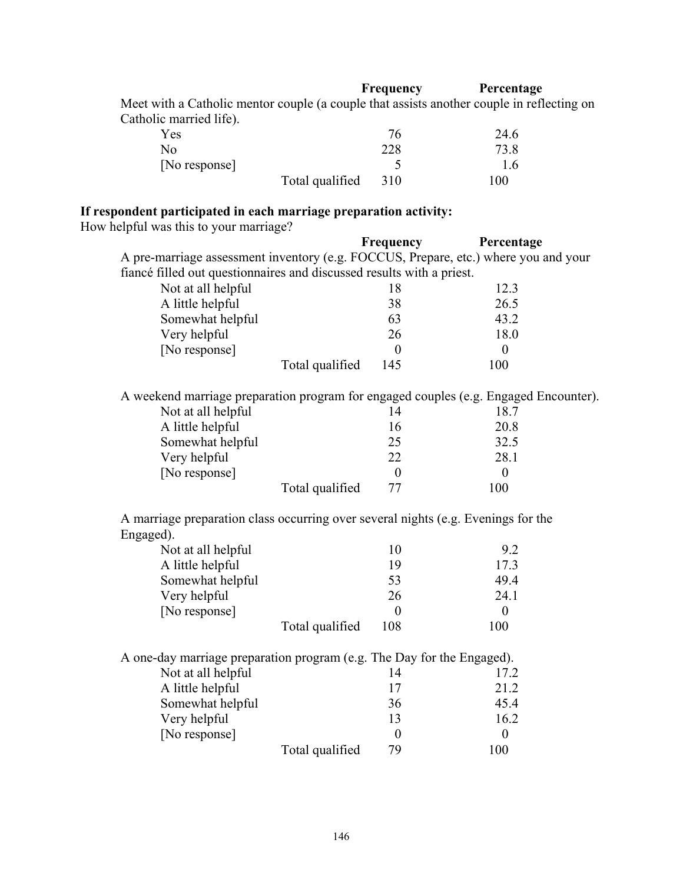| | Frequency | Percentage |
|---|---|---|
| Meet with a Catholic mentor couple (a couple that assists another couple in reflecting on Catholic married life). | | |
| Yes | 76 | 24.6 |
| No | 228 | 73.8 |
| [No response] | 5 | 1.6 |
| Total qualified | 310 | 100 |

**If respondent participated in each marriage preparation activity:**

How helpful was this to your marriage?

| | Frequency | Percentage |
|---|---|---|
| A pre-marriage assessment inventory (e.g. FOCCUS, Prepare, etc.) where you and your fiancé filled out questionnaires and discussed results with a priest. | | |
| Not at all helpful | 18 | 12.3 |
| A little helpful | 38 | 26.5 |
| Somewhat helpful | 63 | 43.2 |
| Very helpful | 26 | 18.0 |
| [No response] | 0 | 0 |
| Total qualified | 145 | 100 |

| | Frequency | Percentage |
|---|---|---|
| A weekend marriage preparation program for engaged couples (e.g. Engaged Encounter). | | |
| Not at all helpful | 14 | 18.7 |
| A little helpful | 16 | 20.8 |
| Somewhat helpful | 25 | 32.5 |
| Very helpful | 22 | 28.1 |
| [No response] | 0 | 0 |
| Total qualified | 77 | 100 |

| | Frequency | Percentage |
|---|---|---|
| A marriage preparation class occurring over several nights (e.g. Evenings for the Engaged). | | |
| Not at all helpful | 10 | 9.2 |
| A little helpful | 19 | 17.3 |
| Somewhat helpful | 53 | 49.4 |
| Very helpful | 26 | 24.1 |
| [No response] | 0 | 0 |
| Total qualified | 108 | 100 |

| | Frequency | Percentage |
|---|---|---|
| A one-day marriage preparation program (e.g. The Day for the Engaged). | | |
| Not at all helpful | 14 | 17.2 |
| A little helpful | 17 | 21.2 |
| Somewhat helpful | 36 | 45.4 |
| Very helpful | 13 | 16.2 |
| [No response] | 0 | 0 |
| Total qualified | 79 | 100 |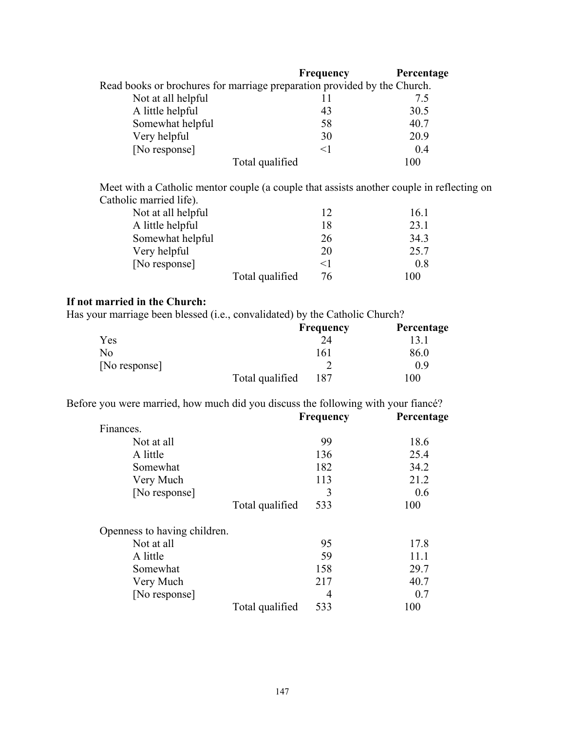| | Frequency | Percentage |
|---|---|---|
| Read books or brochures for marriage preparation provided by the Church. | | |
| Not at all helpful | 11 | 7.5 |
| A little helpful | 43 | 30.5 |
| Somewhat helpful | 58 | 40.7 |
| Very helpful | 30 | 20.9 |
| [No response] | <1 | 0.4 |
| Total qualified | | 100 |

| | Frequency | Percentage |
|---|---|---|
| Meet with a Catholic mentor couple (a couple that assists another couple in reflecting on Catholic married life). | | |
| Not at all helpful | 12 | 16.1 |
| A little helpful | 18 | 23.1 |
| Somewhat helpful | 26 | 34.3 |
| Very helpful | 20 | 25.7 |
| [No response] | <1 | 0.8 |
| Total qualified | 76 | 100 |

**If not married in the Church:**

Has your marriage been blessed (i.e., convalidated) by the Catholic Church?

| | Frequency | Percentage |
|---|---|---|
| Yes | 24 | 13.1 |
| No | 161 | 86.0 |
| [No response] | 2 | 0.9 |
| Total qualified | 187 | 100 |

Before you were married, how much did you discuss the following with your fiancé?

| | Frequency | Percentage |
|---|---|---|
| Finances. | | |
| Not at all | 99 | 18.6 |
| A little | 136 | 25.4 |
| Somewhat | 182 | 34.2 |
| Very Much | 113 | 21.2 |
| [No response] | 3 | 0.6 |
| Total qualified | 533 | 100 |
| Openness to having children. | | |
| Not at all | 95 | 17.8 |
| A little | 59 | 11.1 |
| Somewhat | 158 | 29.7 |
| Very Much | 217 | 40.7 |
| [No response] | 4 | 0.7 |
| Total qualified | 533 | 100 |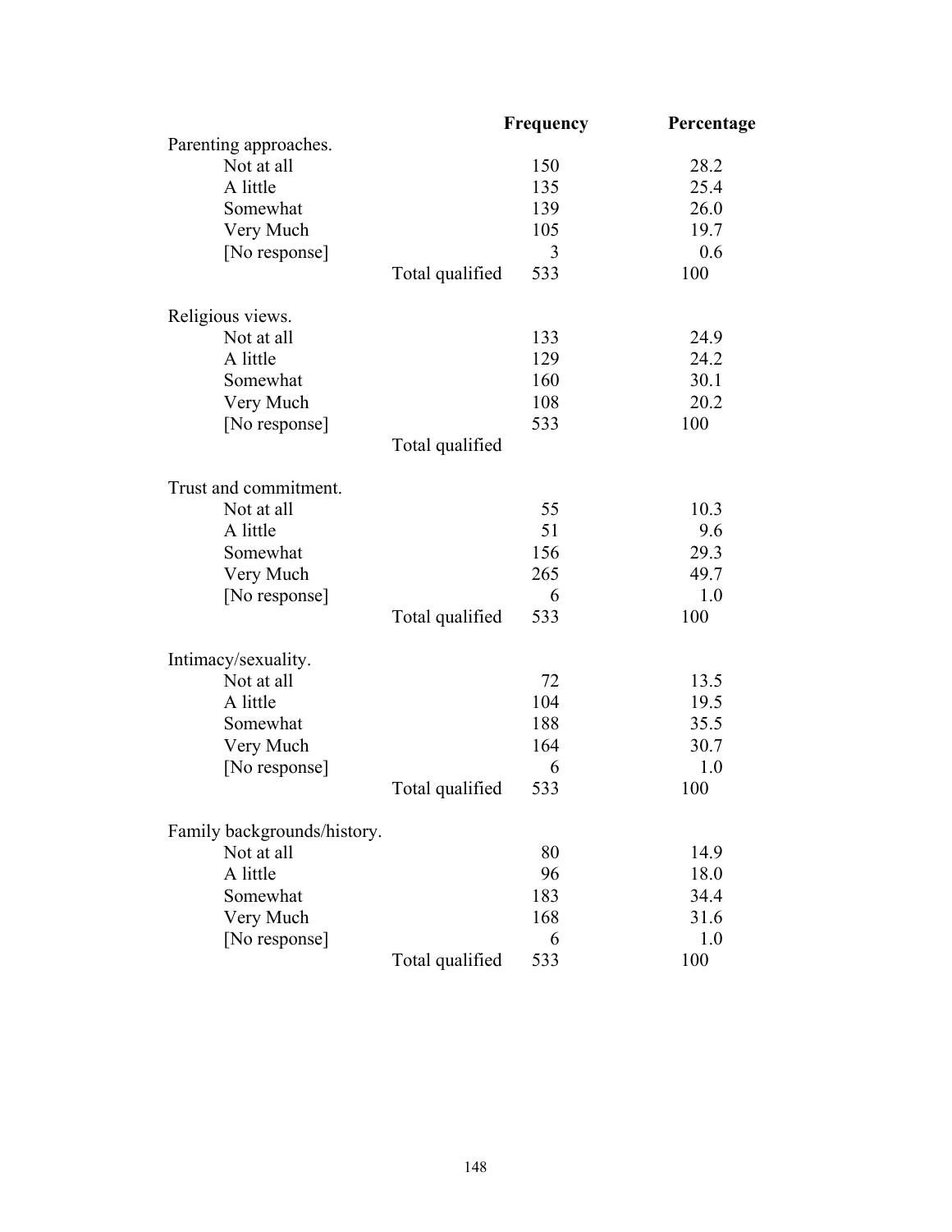| | | Frequency | Percentage |
|---|---|---|---|
| Parenting approaches. | | | |
| Not at all | | 150 | 28.2 |
| A little | | 135 | 25.4 |
| Somewhat | | 139 | 26.0 |
| Very Much | | 105 | 19.7 |
| [No response] | | 3 | 0.6 |
| | Total qualified | 533 | 100 |
| Religious views. | | | |
| Not at all | | 133 | 24.9 |
| A little | | 129 | 24.2 |
| Somewhat | | 160 | 30.1 |
| Very Much | | 108 | 20.2 |
| [No response] | | 533 | 100 |
| | Total qualified | | |
| Trust and commitment. | | | |
| Not at all | | 55 | 10.3 |
| A little | | 51 | 9.6 |
| Somewhat | | 156 | 29.3 |
| Very Much | | 265 | 49.7 |
| [No response] | | 6 | 1.0 |
| | Total qualified | 533 | 100 |
| Intimacy/sexuality. | | | |
| Not at all | | 72 | 13.5 |
| A little | | 104 | 19.5 |
| Somewhat | | 188 | 35.5 |
| Very Much | | 164 | 30.7 |
| [No response] | | 6 | 1.0 |
| | Total qualified | 533 | 100 |
| Family backgrounds/history. | | | |
| Not at all | | 80 | 14.9 |
| A little | | 96 | 18.0 |
| Somewhat | | 183 | 34.4 |
| Very Much | | 168 | 31.6 |
| [No response] | | 6 | 1.0 |
| | Total qualified | 533 | 100 |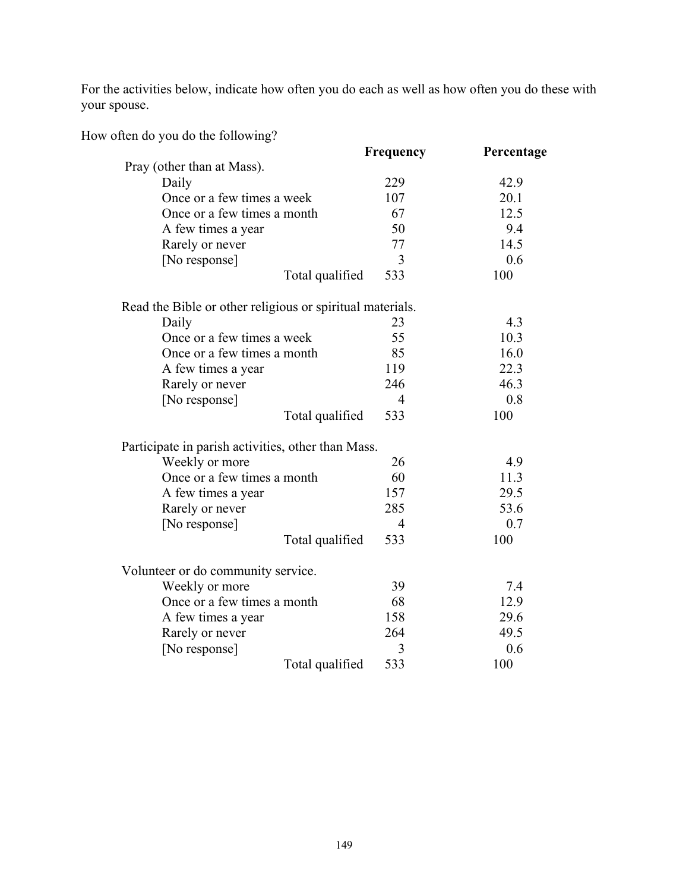For the activities below, indicate how often you do each as well as how often you do these with your spouse.

How often do you do the following?

| | Frequency | Percentage |
|---|---|---|
| Pray (other than at Mass). | | |
| Daily | 229 | 42.9 |
| Once or a few times a week | 107 | 20.1 |
| Once or a few times a month | 67 | 12.5 |
| A few times a year | 50 | 9.4 |
| Rarely or never | 77 | 14.5 |
| [No response] | 3 | 0.6 |
| Total qualified | 533 | 100 |
| Read the Bible or other religious or spiritual materials. | | |
| Daily | 23 | 4.3 |
| Once or a few times a week | 55 | 10.3 |
| Once or a few times a month | 85 | 16.0 |
| A few times a year | 119 | 22.3 |
| Rarely or never | 246 | 46.3 |
| [No response] | 4 | 0.8 |
| Total qualified | 533 | 100 |
| Participate in parish activities, other than Mass. | | |
| Weekly or more | 26 | 4.9 |
| Once or a few times a month | 60 | 11.3 |
| A few times a year | 157 | 29.5 |
| Rarely or never | 285 | 53.6 |
| [No response] | 4 | 0.7 |
| Total qualified | 533 | 100 |
| Volunteer or do community service. | | |
| Weekly or more | 39 | 7.4 |
| Once or a few times a month | 68 | 12.9 |
| A few times a year | 158 | 29.6 |
| Rarely or never | 264 | 49.5 |
| [No response] | 3 | 0.6 |
| Total qualified | 533 | 100 |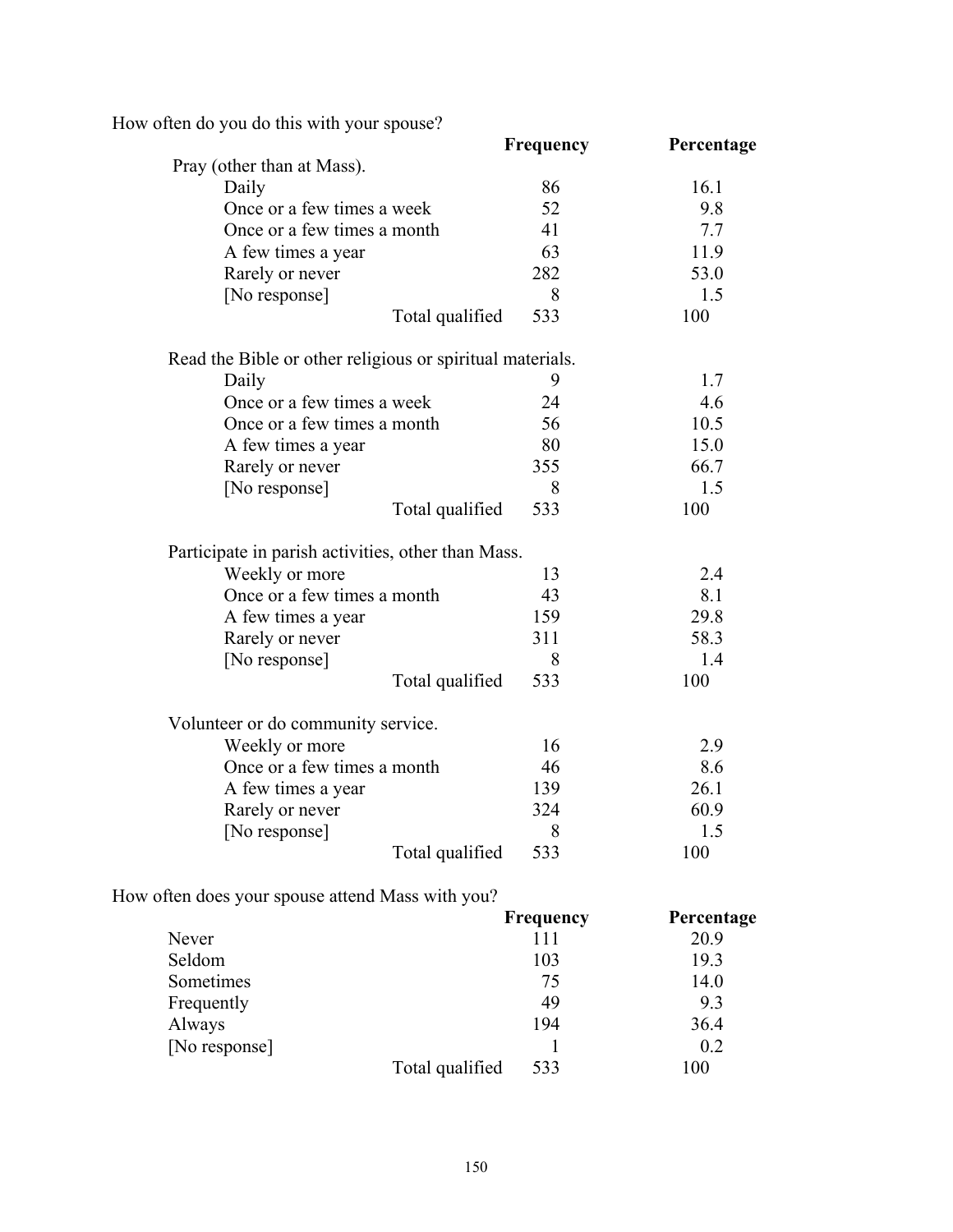How often do you do this with your spouse?

| | Frequency | Percentage |
|---|---|---|
| Pray (other than at Mass). | | |
| Daily | 86 | 16.1 |
| Once or a few times a week | 52 | 9.8 |
| Once or a few times a month | 41 | 7.7 |
| A few times a year | 63 | 11.9 |
| Rarely or never | 282 | 53.0 |
| [No response] | 8 | 1.5 |
| Total qualified | 533 | 100 |
| | | |
| Read the Bible or other religious or spiritual materials. | | |
| Daily | 9 | 1.7 |
| Once or a few times a week | 24 | 4.6 |
| Once or a few times a month | 56 | 10.5 |
| A few times a year | 80 | 15.0 |
| Rarely or never | 355 | 66.7 |
| [No response] | 8 | 1.5 |
| Total qualified | 533 | 100 |
| | | |
| Participate in parish activities, other than Mass. | | |
| Weekly or more | 13 | 2.4 |
| Once or a few times a month | 43 | 8.1 |
| A few times a year | 159 | 29.8 |
| Rarely or never | 311 | 58.3 |
| [No response] | 8 | 1.4 |
| Total qualified | 533 | 100 |
| | | |
| Volunteer or do community service. | | |
| Weekly or more | 16 | 2.9 |
| Once or a few times a month | 46 | 8.6 |
| A few times a year | 139 | 26.1 |
| Rarely or never | 324 | 60.9 |
| [No response] | 8 | 1.5 |
| Total qualified | 533 | 100 |

How often does your spouse attend Mass with you?

| | Frequency | Percentage |
|---|---|---|
| Never | 111 | 20.9 |
| Seldom | 103 | 19.3 |
| Sometimes | 75 | 14.0 |
| Frequently | 49 | 9.3 |
| Always | 194 | 36.4 |
| [No response] | 1 | 0.2 |
| Total qualified | 533 | 100 |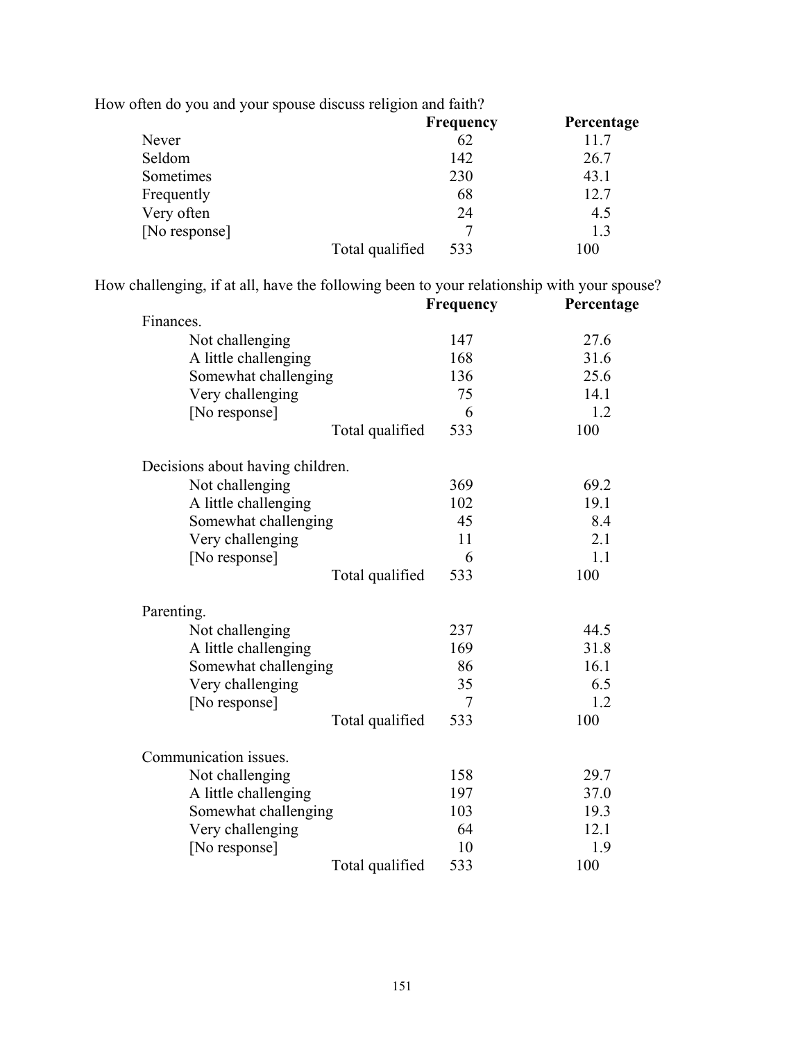How often do you and your spouse discuss religion and faith?

| | Frequency | Percentage |
|---|---|---|
| Never | 62 | 11.7 |
| Seldom | 142 | 26.7 |
| Sometimes | 230 | 43.1 |
| Frequently | 68 | 12.7 |
| Very often | 24 | 4.5 |
| [No response] | 7 | 1.3 |
| Total qualified | 533 | 100 |

How challenging, if at all, have the following been to your relationship with your spouse?

| | Frequency | Percentage |
|---|---|---|
| **Finances.** | | |
| Not challenging | 147 | 27.6 |
| A little challenging | 168 | 31.6 |
| Somewhat challenging | 136 | 25.6 |
| Very challenging | 75 | 14.1 |
| [No response] | 6 | 1.2 |
| Total qualified | 533 | 100 |
| **Decisions about having children.** | | |
| Not challenging | 369 | 69.2 |
| A little challenging | 102 | 19.1 |
| Somewhat challenging | 45 | 8.4 |
| Very challenging | 11 | 2.1 |
| [No response] | 6 | 1.1 |
| Total qualified | 533 | 100 |
| **Parenting.** | | |
| Not challenging | 237 | 44.5 |
| A little challenging | 169 | 31.8 |
| Somewhat challenging | 86 | 16.1 |
| Very challenging | 35 | 6.5 |
| [No response] | 7 | 1.2 |
| Total qualified | 533 | 100 |
| **Communication issues.** | | |
| Not challenging | 158 | 29.7 |
| A little challenging | 197 | 37.0 |
| Somewhat challenging | 103 | 19.3 |
| Very challenging | 64 | 12.1 |
| [No response] | 10 | 1.9 |
| Total qualified | 533 | 100 |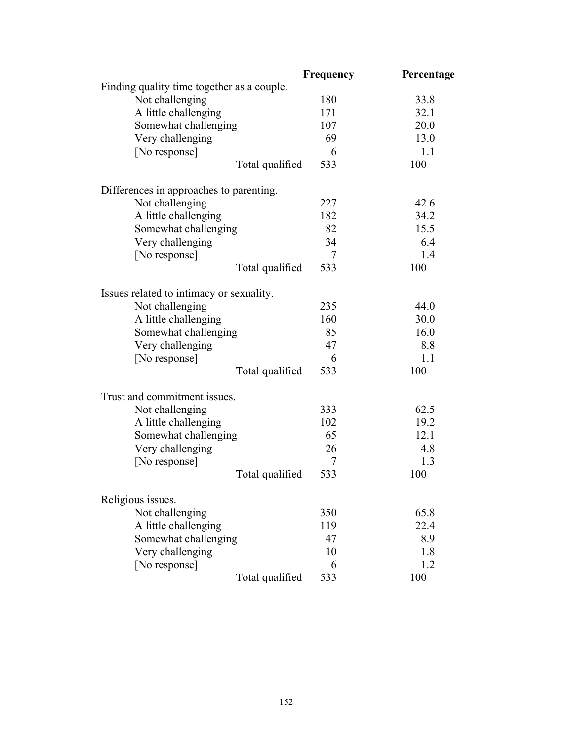| | Frequency | Percentage |
|---|---|---|
| Finding quality time together as a couple. | | |
| Not challenging | 180 | 33.8 |
| A little challenging | 171 | 32.1 |
| Somewhat challenging | 107 | 20.0 |
| Very challenging | 69 | 13.0 |
| [No response] | 6 | 1.1 |
| Total qualified | 533 | 100 |
| | | |
| Differences in approaches to parenting. | | |
| Not challenging | 227 | 42.6 |
| A little challenging | 182 | 34.2 |
| Somewhat challenging | 82 | 15.5 |
| Very challenging | 34 | 6.4 |
| [No response] | 7 | 1.4 |
| Total qualified | 533 | 100 |
| | | |
| Issues related to intimacy or sexuality. | | |
| Not challenging | 235 | 44.0 |
| A little challenging | 160 | 30.0 |
| Somewhat challenging | 85 | 16.0 |
| Very challenging | 47 | 8.8 |
| [No response] | 6 | 1.1 |
| Total qualified | 533 | 100 |
| | | |
| Trust and commitment issues. | | |
| Not challenging | 333 | 62.5 |
| A little challenging | 102 | 19.2 |
| Somewhat challenging | 65 | 12.1 |
| Very challenging | 26 | 4.8 |
| [No response] | 7 | 1.3 |
| Total qualified | 533 | 100 |
| | | |
| Religious issues. | | |
| Not challenging | 350 | 65.8 |
| A little challenging | 119 | 22.4 |
| Somewhat challenging | 47 | 8.9 |
| Very challenging | 10 | 1.8 |
| [No response] | 6 | 1.2 |
| Total qualified | 533 | 100 |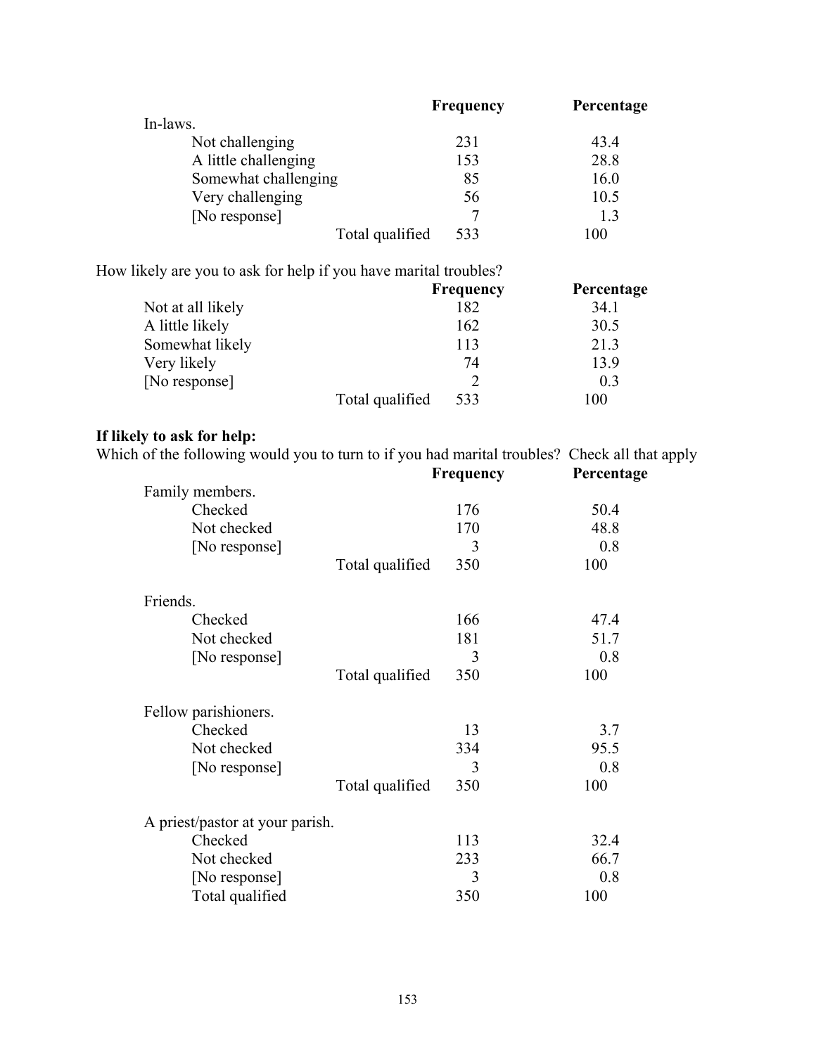| | Frequency | Percentage |
|---|---|---|
| In-laws. | | |
| Not challenging | 231 | 43.4 |
| A little challenging | 153 | 28.8 |
| Somewhat challenging | 85 | 16.0 |
| Very challenging | 56 | 10.5 |
| [No response] | 7 | 1.3 |
| Total qualified | 533 | 100 |

How likely are you to ask for help if you have marital troubles?

| | Frequency | Percentage |
|---|---|---|
| Not at all likely | 182 | 34.1 |
| A little likely | 162 | 30.5 |
| Somewhat likely | 113 | 21.3 |
| Very likely | 74 | 13.9 |
| [No response] | 2 | 0.3 |
| Total qualified | 533 | 100 |

**If likely to ask for help:**

Which of the following would you to turn to if you had marital troubles? Check all that apply

| | Frequency | Percentage |
|---|---|---|
| Family members. | | |
| Checked | 176 | 50.4 |
| Not checked | 170 | 48.8 |
| [No response] | 3 | 0.8 |
| Total qualified | 350 | 100 |
| Friends. | | |
| Checked | 166 | 47.4 |
| Not checked | 181 | 51.7 |
| [No response] | 3 | 0.8 |
| Total qualified | 350 | 100 |
| Fellow parishioners. | | |
| Checked | 13 | 3.7 |
| Not checked | 334 | 95.5 |
| [No response] | 3 | 0.8 |
| Total qualified | 350 | 100 |
| A priest/pastor at your parish. | | |
| Checked | 113 | 32.4 |
| Not checked | 233 | 66.7 |
| [No response] | 3 | 0.8 |
| Total qualified | 350 | 100 |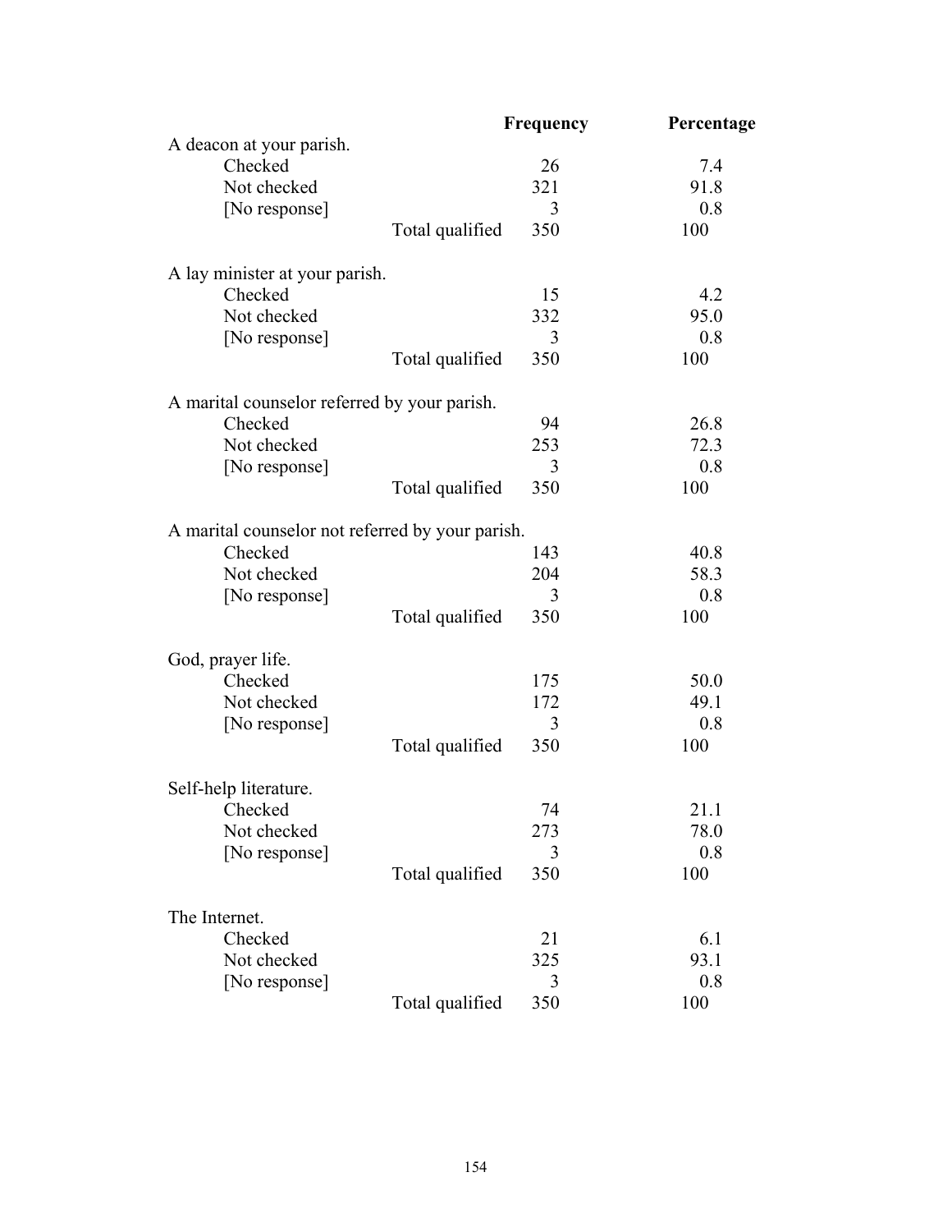| | | Frequency | Percentage |
|---|---|---|---|
| A deacon at your parish. | | | |
| Checked | | 26 | 7.4 |
| Not checked | | 321 | 91.8 |
| [No response] | | 3 | 0.8 |
| | Total qualified | 350 | 100 |
| A lay minister at your parish. | | | |
| Checked | | 15 | 4.2 |
| Not checked | | 332 | 95.0 |
| [No response] | | 3 | 0.8 |
| | Total qualified | 350 | 100 |
| A marital counselor referred by your parish. | | | |
| Checked | | 94 | 26.8 |
| Not checked | | 253 | 72.3 |
| [No response] | | 3 | 0.8 |
| | Total qualified | 350 | 100 |
| A marital counselor not referred by your parish. | | | |
| Checked | | 143 | 40.8 |
| Not checked | | 204 | 58.3 |
| [No response] | | 3 | 0.8 |
| | Total qualified | 350 | 100 |
| God, prayer life. | | | |
| Checked | | 175 | 50.0 |
| Not checked | | 172 | 49.1 |
| [No response] | | 3 | 0.8 |
| | Total qualified | 350 | 100 |
| Self-help literature. | | | |
| Checked | | 74 | 21.1 |
| Not checked | | 273 | 78.0 |
| [No response] | | 3 | 0.8 |
| | Total qualified | 350 | 100 |
| The Internet. | | | |
| Checked | | 21 | 6.1 |
| Not checked | | 325 | 93.1 |
| [No response] | | 3 | 0.8 |
| | Total qualified | 350 | 100 |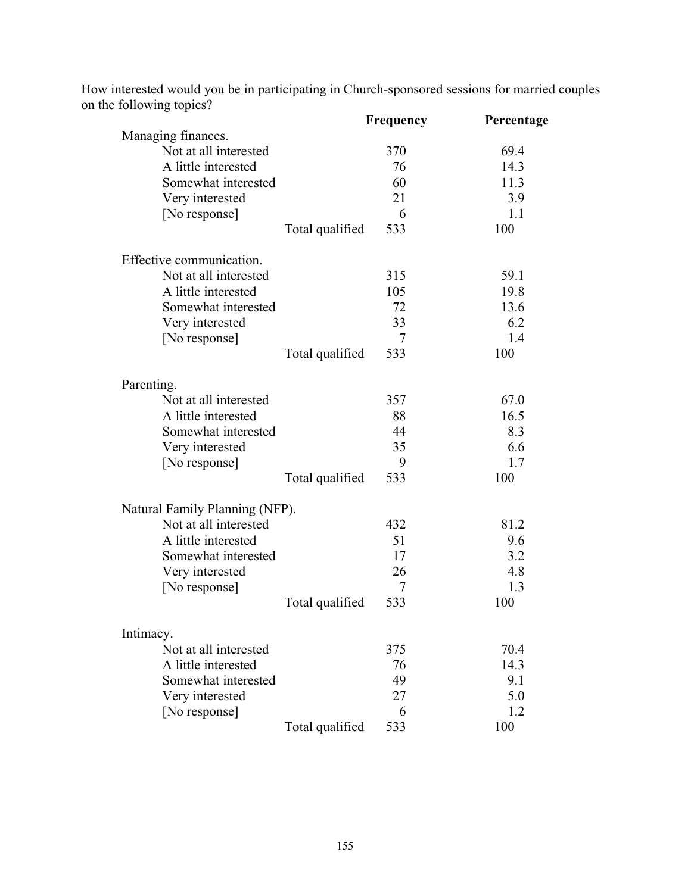How interested would you be in participating in Church-sponsored sessions for married couples on the following topics?

| | | Frequency | Percentage |
|---|---|---|---|
| Managing finances. | | | |
| Not at all interested | | 370 | 69.4 |
| A little interested | | 76 | 14.3 |
| Somewhat interested | | 60 | 11.3 |
| Very interested | | 21 | 3.9 |
| [No response] | | 6 | 1.1 |
| | Total qualified | 533 | 100 |
| Effective communication. | | | |
| Not at all interested | | 315 | 59.1 |
| A little interested | | 105 | 19.8 |
| Somewhat interested | | 72 | 13.6 |
| Very interested | | 33 | 6.2 |
| [No response] | | 7 | 1.4 |
| | Total qualified | 533 | 100 |
| Parenting. | | | |
| Not at all interested | | 357 | 67.0 |
| A little interested | | 88 | 16.5 |
| Somewhat interested | | 44 | 8.3 |
| Very interested | | 35 | 6.6 |
| [No response] | | 9 | 1.7 |
| | Total qualified | 533 | 100 |
| Natural Family Planning (NFP). | | | |
| Not at all interested | | 432 | 81.2 |
| A little interested | | 51 | 9.6 |
| Somewhat interested | | 17 | 3.2 |
| Very interested | | 26 | 4.8 |
| [No response] | | 7 | 1.3 |
| | Total qualified | 533 | 100 |
| Intimacy. | | | |
| Not at all interested | | 375 | 70.4 |
| A little interested | | 76 | 14.3 |
| Somewhat interested | | 49 | 9.1 |
| Very interested | | 27 | 5.0 |
| [No response] | | 6 | 1.2 |
| | Total qualified | 533 | 100 |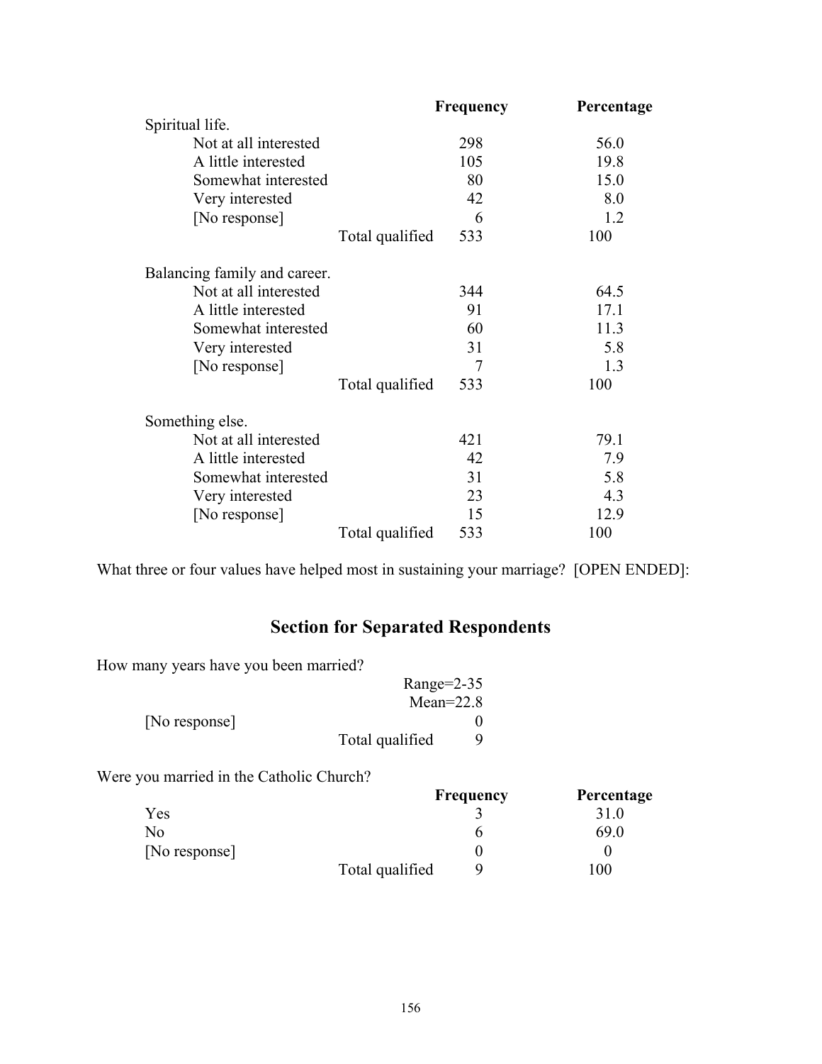| | | Frequency | Percentage |
|---|---|---|---|
| Spiritual life. | | | |
| Not at all interested | | 298 | 56.0 |
| A little interested | | 105 | 19.8 |
| Somewhat interested | | 80 | 15.0 |
| Very interested | | 42 | 8.0 |
| [No response] | | 6 | 1.2 |
| | Total qualified | 533 | 100 |
| Balancing family and career. | | | |
| Not at all interested | | 344 | 64.5 |
| A little interested | | 91 | 17.1 |
| Somewhat interested | | 60 | 11.3 |
| Very interested | | 31 | 5.8 |
| [No response] | | 7 | 1.3 |
| | Total qualified | 533 | 100 |
| Something else. | | | |
| Not at all interested | | 421 | 79.1 |
| A little interested | | 42 | 7.9 |
| Somewhat interested | | 31 | 5.8 |
| Very interested | | 23 | 4.3 |
| [No response] | | 15 | 12.9 |
| | Total qualified | 533 | 100 |

What three or four values have helped most in sustaining your marriage? [OPEN ENDED]:

## Section for Separated Respondents

How many years have you been married?

| | | |
|---|---|---|
| | | Range=2-35 |
| | | Mean=22.8 |
| [No response] | | 0 |
| | Total qualified | 9 |

Were you married in the Catholic Church?

| | | Frequency | Percentage |
|---|---|---|---|
| Yes | | 3 | 31.0 |
| No | | 6 | 69.0 |
| [No response] | | 0 | 0 |
| | Total qualified | 9 | 100 |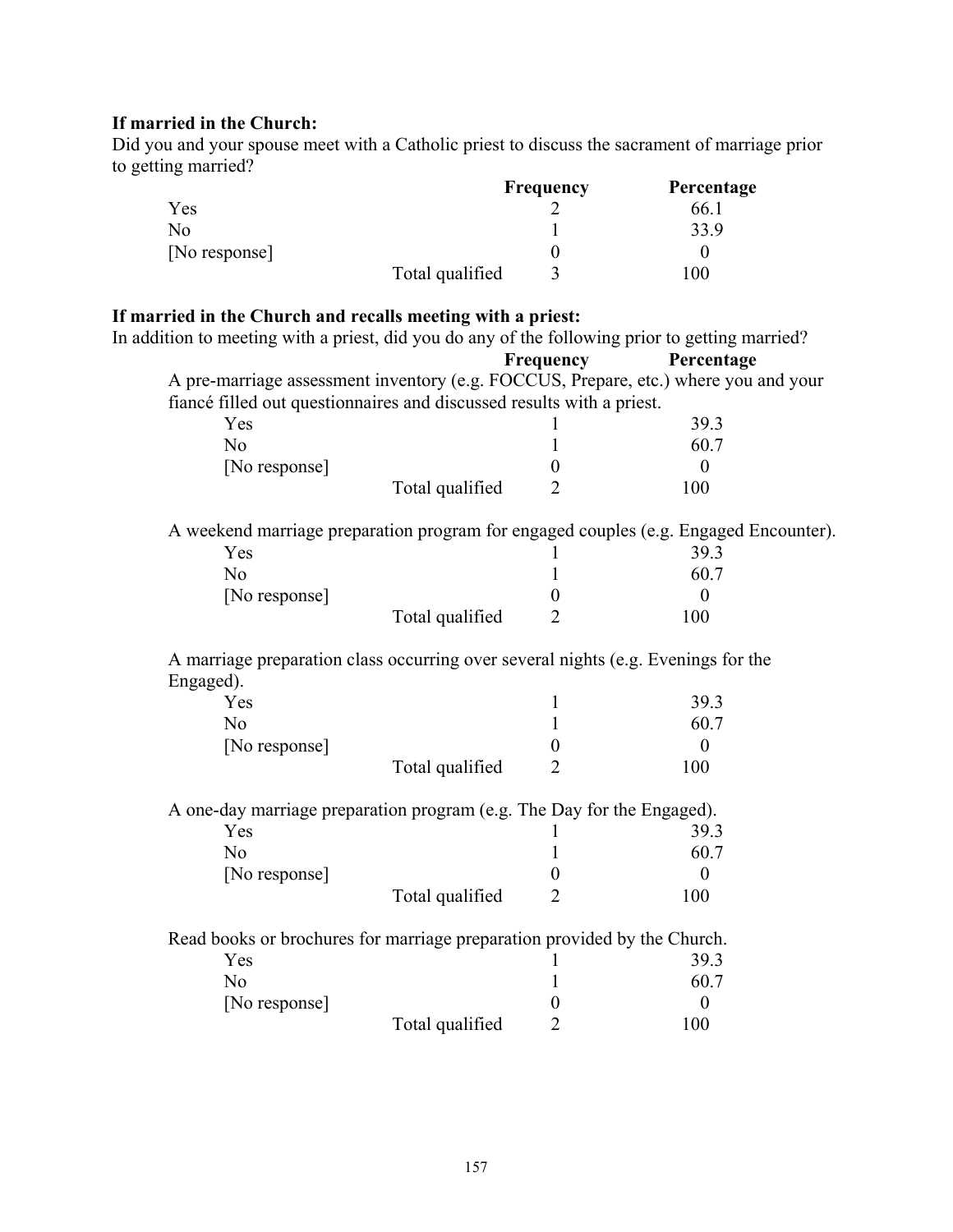**If married in the Church:**

Did you and your spouse meet with a Catholic priest to discuss the sacrament of marriage prior to getting married?

| | | Frequency | Percentage |
|---|---|---|---|
| Yes | | 2 | 66.1 |
| No | | 1 | 33.9 |
| [No response] | | 0 | 0 |
| | Total qualified | 3 | 100 |

**If married in the Church and recalls meeting with a priest:**

In addition to meeting with a priest, did you do any of the following prior to getting married?

| | | Frequency | Percentage |
|---|---|---|---|

A pre-marriage assessment inventory (e.g. FOCCUS, Prepare, etc.) where you and your fiancé filled out questionnaires and discussed results with a priest.

| | | Frequency | Percentage |
|---|---|---|---|
| Yes | | 1 | 39.3 |
| No | | 1 | 60.7 |
| [No response] | | 0 | 0 |
| | Total qualified | 2 | 100 |

A weekend marriage preparation program for engaged couples (e.g. Engaged Encounter).

| | | Frequency | Percentage |
|---|---|---|---|
| Yes | | 1 | 39.3 |
| No | | 1 | 60.7 |
| [No response] | | 0 | 0 |
| | Total qualified | 2 | 100 |

A marriage preparation class occurring over several nights (e.g. Evenings for the Engaged).

| | | Frequency | Percentage |
|---|---|---|---|
| Yes | | 1 | 39.3 |
| No | | 1 | 60.7 |
| [No response] | | 0 | 0 |
| | Total qualified | 2 | 100 |

A one-day marriage preparation program (e.g. The Day for the Engaged).

| | | Frequency | Percentage |
|---|---|---|---|
| Yes | | 1 | 39.3 |
| No | | 1 | 60.7 |
| [No response] | | 0 | 0 |
| | Total qualified | 2 | 100 |

Read books or brochures for marriage preparation provided by the Church.

| | | Frequency | Percentage |
|---|---|---|---|
| Yes | | 1 | 39.3 |
| No | | 1 | 60.7 |
| [No response] | | 0 | 0 |
| | Total qualified | 2 | 100 |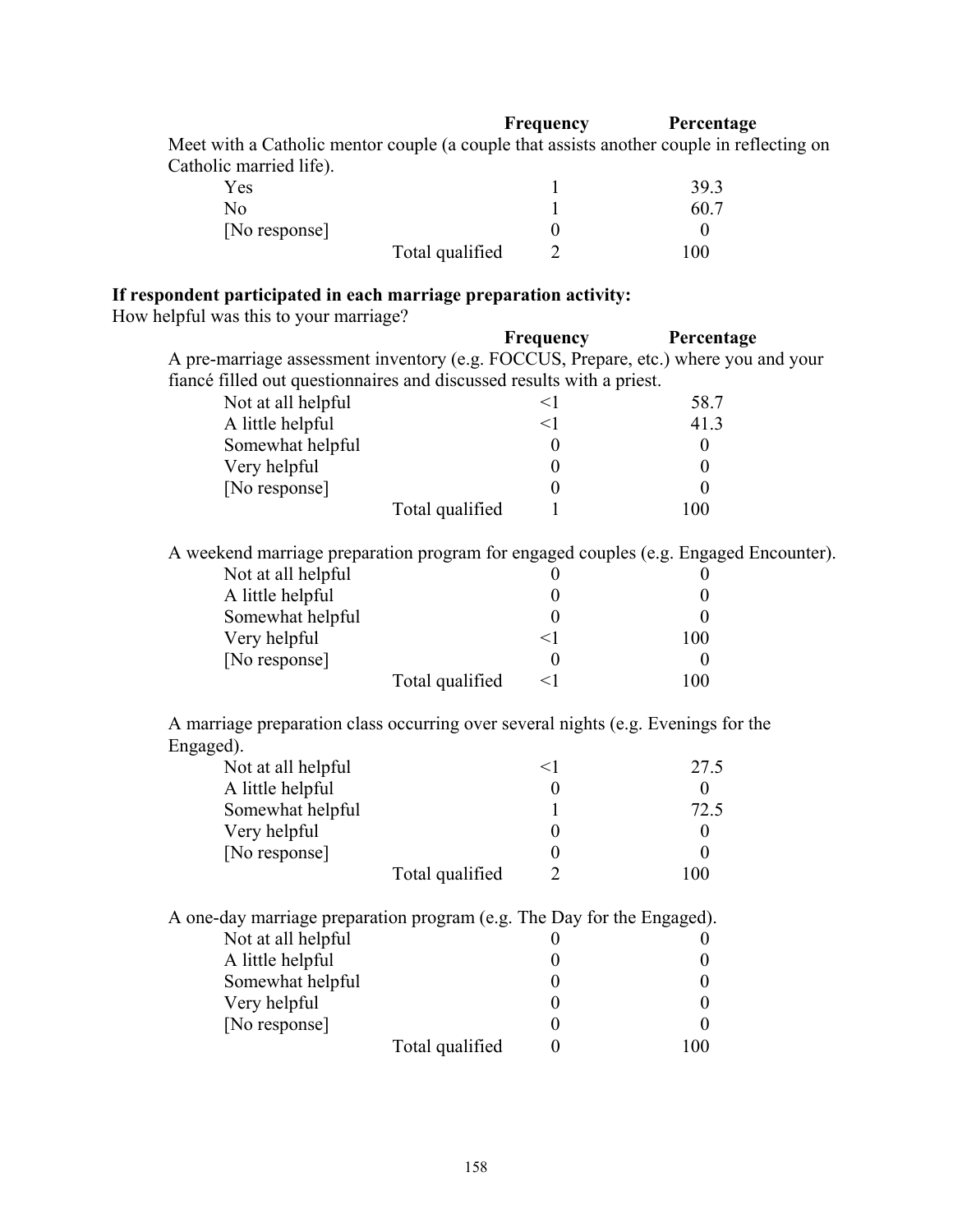| | Frequency | Percentage |
|---|---|---|
| Meet with a Catholic mentor couple (a couple that assists another couple in reflecting on Catholic married life). | | |
| Yes | 1 | 39.3 |
| No | 1 | 60.7 |
| [No response] | 0 | 0 |
| Total qualified | 2 | 100 |

**If respondent participated in each marriage preparation activity:**

How helpful was this to your marriage?

| | Frequency | Percentage |
|---|---|---|
| A pre-marriage assessment inventory (e.g. FOCCUS, Prepare, etc.) where you and your fiancé filled out questionnaires and discussed results with a priest. | | |
| Not at all helpful | <1 | 58.7 |
| A little helpful | <1 | 41.3 |
| Somewhat helpful | 0 | 0 |
| Very helpful | 0 | 0 |
| [No response] | 0 | 0 |
| Total qualified | 1 | 100 |

| | Frequency | Percentage |
|---|---|---|
| A weekend marriage preparation program for engaged couples (e.g. Engaged Encounter). | | |
| Not at all helpful | 0 | 0 |
| A little helpful | 0 | 0 |
| Somewhat helpful | 0 | 0 |
| Very helpful | <1 | 100 |
| [No response] | 0 | 0 |
| Total qualified | <1 | 100 |

| | Frequency | Percentage |
|---|---|---|
| A marriage preparation class occurring over several nights (e.g. Evenings for the Engaged). | | |
| Not at all helpful | <1 | 27.5 |
| A little helpful | 0 | 0 |
| Somewhat helpful | 1 | 72.5 |
| Very helpful | 0 | 0 |
| [No response] | 0 | 0 |
| Total qualified | 2 | 100 |

| | Frequency | Percentage |
|---|---|---|
| A one-day marriage preparation program (e.g. The Day for the Engaged). | | |
| Not at all helpful | 0 | 0 |
| A little helpful | 0 | 0 |
| Somewhat helpful | 0 | 0 |
| Very helpful | 0 | 0 |
| [No response] | 0 | 0 |
| Total qualified | 0 | 100 |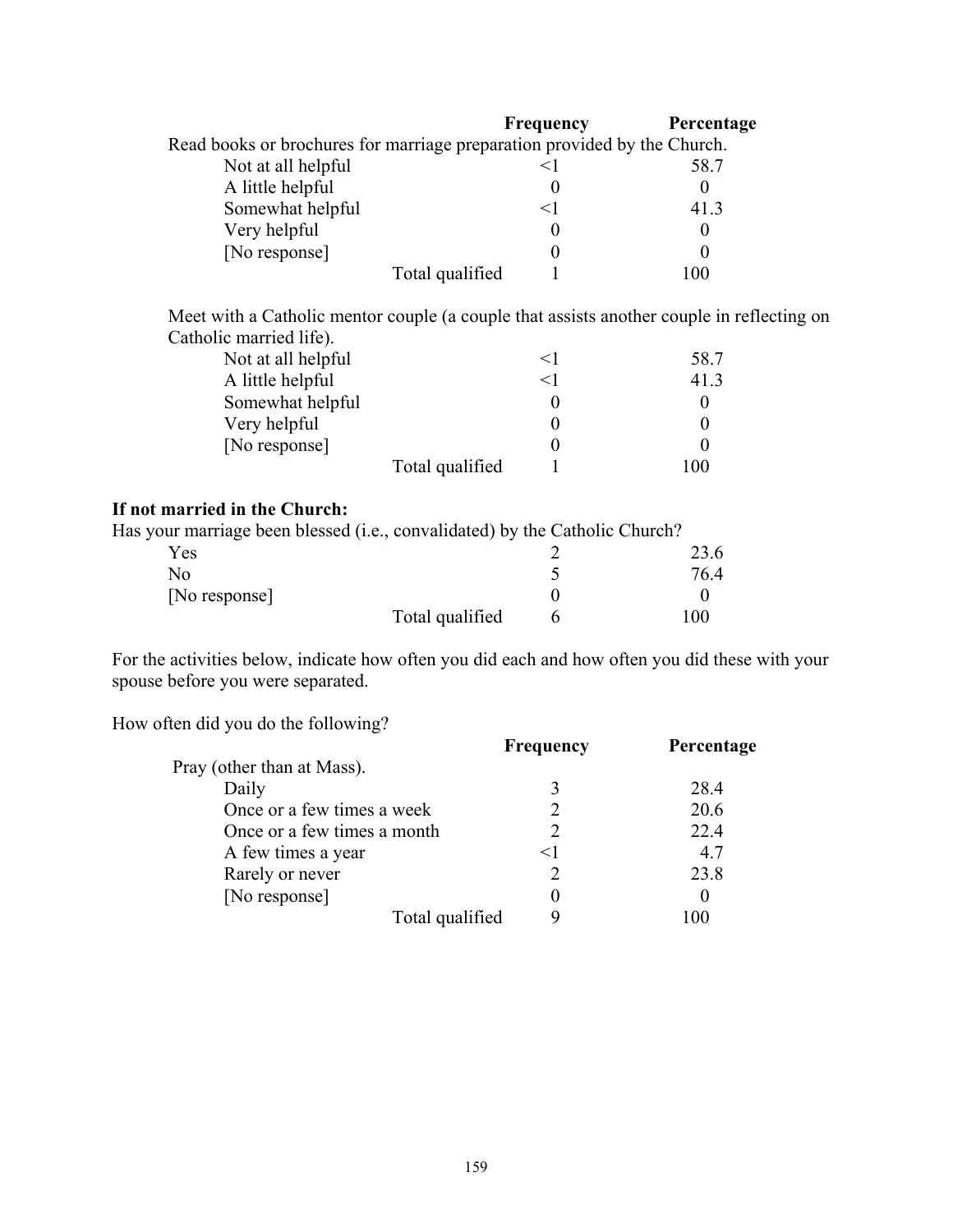| | Frequency | Percentage |
|---|---|---|
| Read books or brochures for marriage preparation provided by the Church. | | |
| Not at all helpful | <1 | 58.7 |
| A little helpful | 0 | 0 |
| Somewhat helpful | <1 | 41.3 |
| Very helpful | 0 | 0 |
| [No response] | 0 | 0 |
| Total qualified | 1 | 100 |

Meet with a Catholic mentor couple (a couple that assists another couple in reflecting on Catholic married life).

| | Frequency | Percentage |
|---|---|---|
| Not at all helpful | <1 | 58.7 |
| A little helpful | <1 | 41.3 |
| Somewhat helpful | 0 | 0 |
| Very helpful | 0 | 0 |
| [No response] | 0 | 0 |
| Total qualified | 1 | 100 |

**If not married in the Church:**

Has your marriage been blessed (i.e., convalidated) by the Catholic Church?

| | Frequency | Percentage |
|---|---|---|
| Yes | 2 | 23.6 |
| No | 5 | 76.4 |
| [No response] | 0 | 0 |
| Total qualified | 6 | 100 |

For the activities below, indicate how often you did each and how often you did these with your spouse before you were separated.

How often did you do the following?

| | Frequency | Percentage |
|---|---|---|
| Pray (other than at Mass). | | |
| Daily | 3 | 28.4 |
| Once or a few times a week | 2 | 20.6 |
| Once or a few times a month | 2 | 22.4 |
| A few times a year | <1 | 4.7 |
| Rarely or never | 2 | 23.8 |
| [No response] | 0 | 0 |
| Total qualified | 9 | 100 |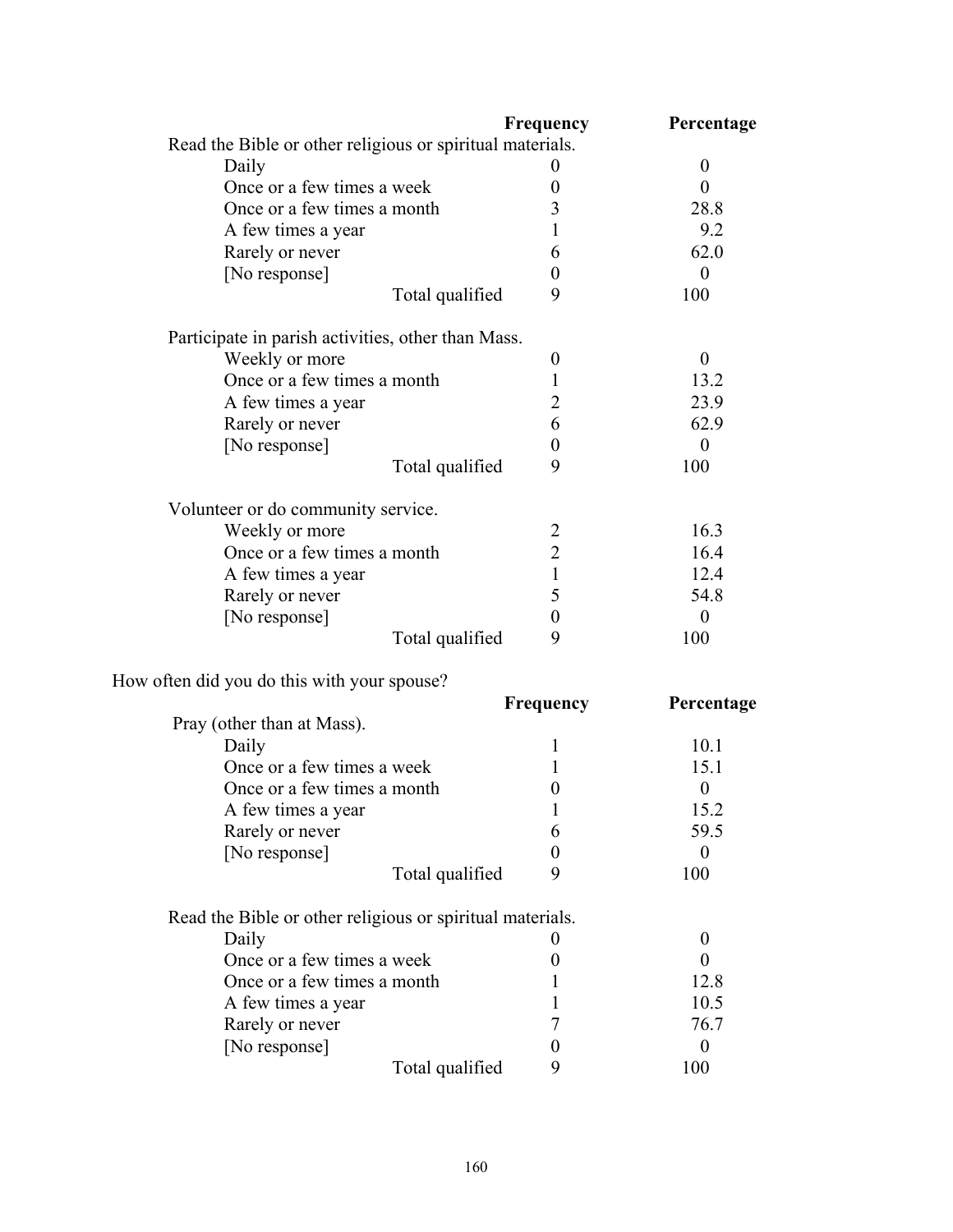| | Frequency | Percentage |
|---|---|---|
| Read the Bible or other religious or spiritual materials. | | |
| Daily | 0 | 0 |
| Once or a few times a week | 0 | 0 |
| Once or a few times a month | 3 | 28.8 |
| A few times a year | 1 | 9.2 |
| Rarely or never | 6 | 62.0 |
| [No response] | 0 | 0 |
| Total qualified | 9 | 100 |

| | Frequency | Percentage |
|---|---|---|
| Participate in parish activities, other than Mass. | | |
| Weekly or more | 0 | 0 |
| Once or a few times a month | 1 | 13.2 |
| A few times a year | 2 | 23.9 |
| Rarely or never | 6 | 62.9 |
| [No response] | 0 | 0 |
| Total qualified | 9 | 100 |

| | Frequency | Percentage |
|---|---|---|
| Volunteer or do community service. | | |
| Weekly or more | 2 | 16.3 |
| Once or a few times a month | 2 | 16.4 |
| A few times a year | 1 | 12.4 |
| Rarely or never | 5 | 54.8 |
| [No response] | 0 | 0 |
| Total qualified | 9 | 100 |

How often did you do this with your spouse?

| | Frequency | Percentage |
|---|---|---|
| Pray (other than at Mass). | | |
| Daily | 1 | 10.1 |
| Once or a few times a week | 1 | 15.1 |
| Once or a few times a month | 0 | 0 |
| A few times a year | 1 | 15.2 |
| Rarely or never | 6 | 59.5 |
| [No response] | 0 | 0 |
| Total qualified | 9 | 100 |

| | Frequency | Percentage |
|---|---|---|
| Read the Bible or other religious or spiritual materials. | | |
| Daily | 0 | 0 |
| Once or a few times a week | 0 | 0 |
| Once or a few times a month | 1 | 12.8 |
| A few times a year | 1 | 10.5 |
| Rarely or never | 7 | 76.7 |
| [No response] | 0 | 0 |
| Total qualified | 9 | 100 |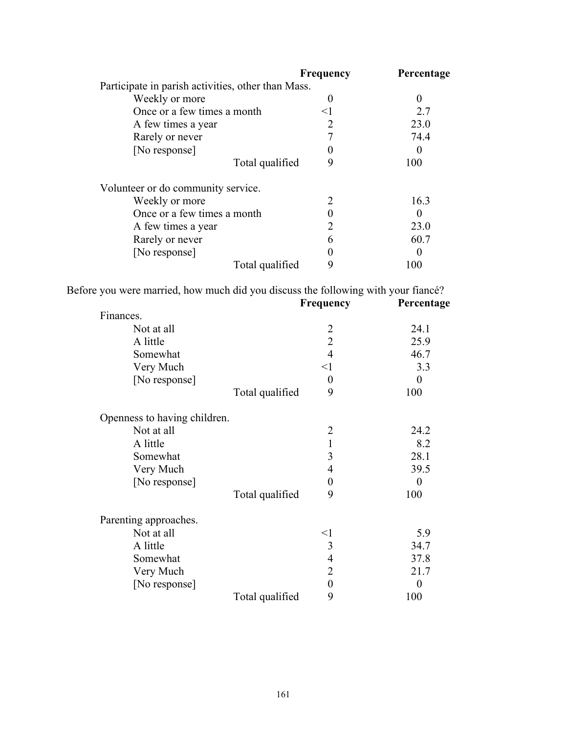| | Frequency | Percentage |
|---|---|---|
| Participate in parish activities, other than Mass. | | |
| Weekly or more | 0 | 0 |
| Once or a few times a month | <1 | 2.7 |
| A few times a year | 2 | 23.0 |
| Rarely or never | 7 | 74.4 |
| [No response] | 0 | 0 |
| Total qualified | 9 | 100 |

| | Frequency | Percentage |
|---|---|---|
| Volunteer or do community service. | | |
| Weekly or more | 2 | 16.3 |
| Once or a few times a month | 0 | 0 |
| A few times a year | 2 | 23.0 |
| Rarely or never | 6 | 60.7 |
| [No response] | 0 | 0 |
| Total qualified | 9 | 100 |

Before you were married, how much did you discuss the following with your fiancé?

| | Frequency | Percentage |
|---|---|---|
| Finances. | | |
| Not at all | 2 | 24.1 |
| A little | 2 | 25.9 |
| Somewhat | 4 | 46.7 |
| Very Much | <1 | 3.3 |
| [No response] | 0 | 0 |
| Total qualified | 9 | 100 |

| | Frequency | Percentage |
|---|---|---|
| Openness to having children. | | |
| Not at all | 2 | 24.2 |
| A little | 1 | 8.2 |
| Somewhat | 3 | 28.1 |
| Very Much | 4 | 39.5 |
| [No response] | 0 | 0 |
| Total qualified | 9 | 100 |

| | Frequency | Percentage |
|---|---|---|
| Parenting approaches. | | |
| Not at all | <1 | 5.9 |
| A little | 3 | 34.7 |
| Somewhat | 4 | 37.8 |
| Very Much | 2 | 21.7 |
| [No response] | 0 | 0 |
| Total qualified | 9 | 100 |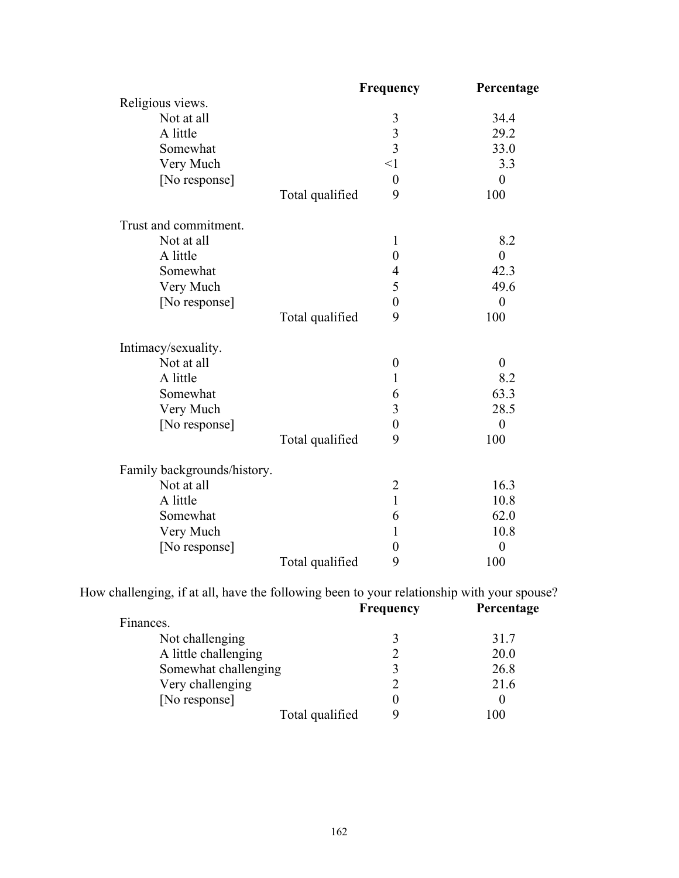| | | Frequency | Percentage |
|---|---|---|---|
| Religious views. | | | |
| Not at all | | 3 | 34.4 |
| A little | | 3 | 29.2 |
| Somewhat | | 3 | 33.0 |
| Very Much | | <1 | 3.3 |
| [No response] | | 0 | 0 |
| | Total qualified | 9 | 100 |
| Trust and commitment. | | | |
| Not at all | | 1 | 8.2 |
| A little | | 0 | 0 |
| Somewhat | | 4 | 42.3 |
| Very Much | | 5 | 49.6 |
| [No response] | | 0 | 0 |
| | Total qualified | 9 | 100 |
| Intimacy/sexuality. | | | |
| Not at all | | 0 | 0 |
| A little | | 1 | 8.2 |
| Somewhat | | 6 | 63.3 |
| Very Much | | 3 | 28.5 |
| [No response] | | 0 | 0 |
| | Total qualified | 9 | 100 |
| Family backgrounds/history. | | | |
| Not at all | | 2 | 16.3 |
| A little | | 1 | 10.8 |
| Somewhat | | 6 | 62.0 |
| Very Much | | 1 | 10.8 |
| [No response] | | 0 | 0 |
| | Total qualified | 9 | 100 |

How challenging, if at all, have the following been to your relationship with your spouse?

| | | Frequency | Percentage |
|---|---|---|---|
| Finances. | | | |
| Not challenging | | 3 | 31.7 |
| A little challenging | | 2 | 20.0 |
| Somewhat challenging | | 3 | 26.8 |
| Very challenging | | 2 | 21.6 |
| [No response] | | 0 | 0 |
| | Total qualified | 9 | 100 |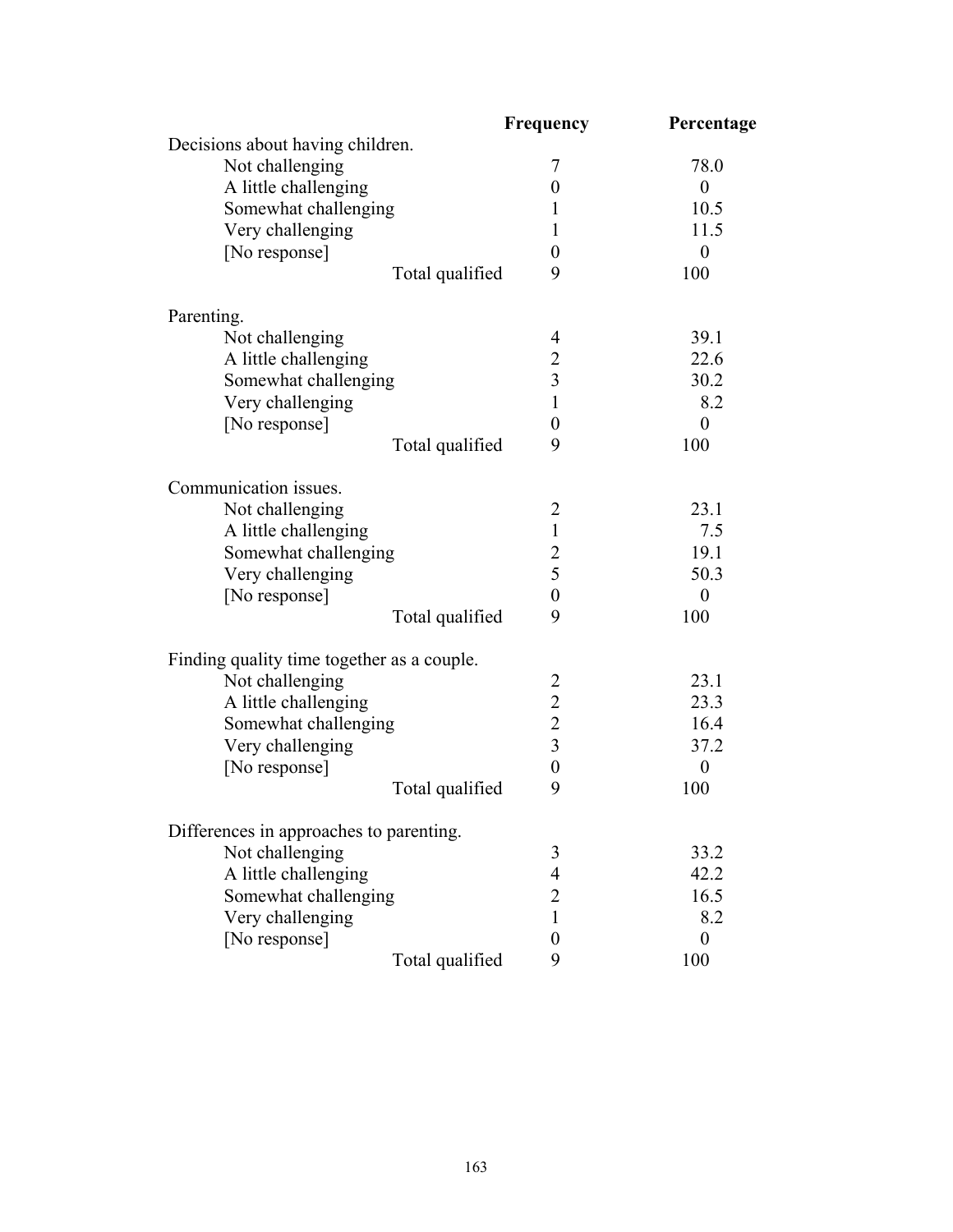| | Frequency | Percentage |
|---|---|---|
| Decisions about having children. | | |
| Not challenging | 7 | 78.0 |
| A little challenging | 0 | 0 |
| Somewhat challenging | 1 | 10.5 |
| Very challenging | 1 | 11.5 |
| [No response] | 0 | 0 |
| Total qualified | 9 | 100 |
| | | |
| Parenting. | | |
| Not challenging | 4 | 39.1 |
| A little challenging | 2 | 22.6 |
| Somewhat challenging | 3 | 30.2 |
| Very challenging | 1 | 8.2 |
| [No response] | 0 | 0 |
| Total qualified | 9 | 100 |
| | | |
| Communication issues. | | |
| Not challenging | 2 | 23.1 |
| A little challenging | 1 | 7.5 |
| Somewhat challenging | 2 | 19.1 |
| Very challenging | 5 | 50.3 |
| [No response] | 0 | 0 |
| Total qualified | 9 | 100 |
| | | |
| Finding quality time together as a couple. | | |
| Not challenging | 2 | 23.1 |
| A little challenging | 2 | 23.3 |
| Somewhat challenging | 2 | 16.4 |
| Very challenging | 3 | 37.2 |
| [No response] | 0 | 0 |
| Total qualified | 9 | 100 |
| | | |
| Differences in approaches to parenting. | | |
| Not challenging | 3 | 33.2 |
| A little challenging | 4 | 42.2 |
| Somewhat challenging | 2 | 16.5 |
| Very challenging | 1 | 8.2 |
| [No response] | 0 | 0 |
| Total qualified | 9 | 100 |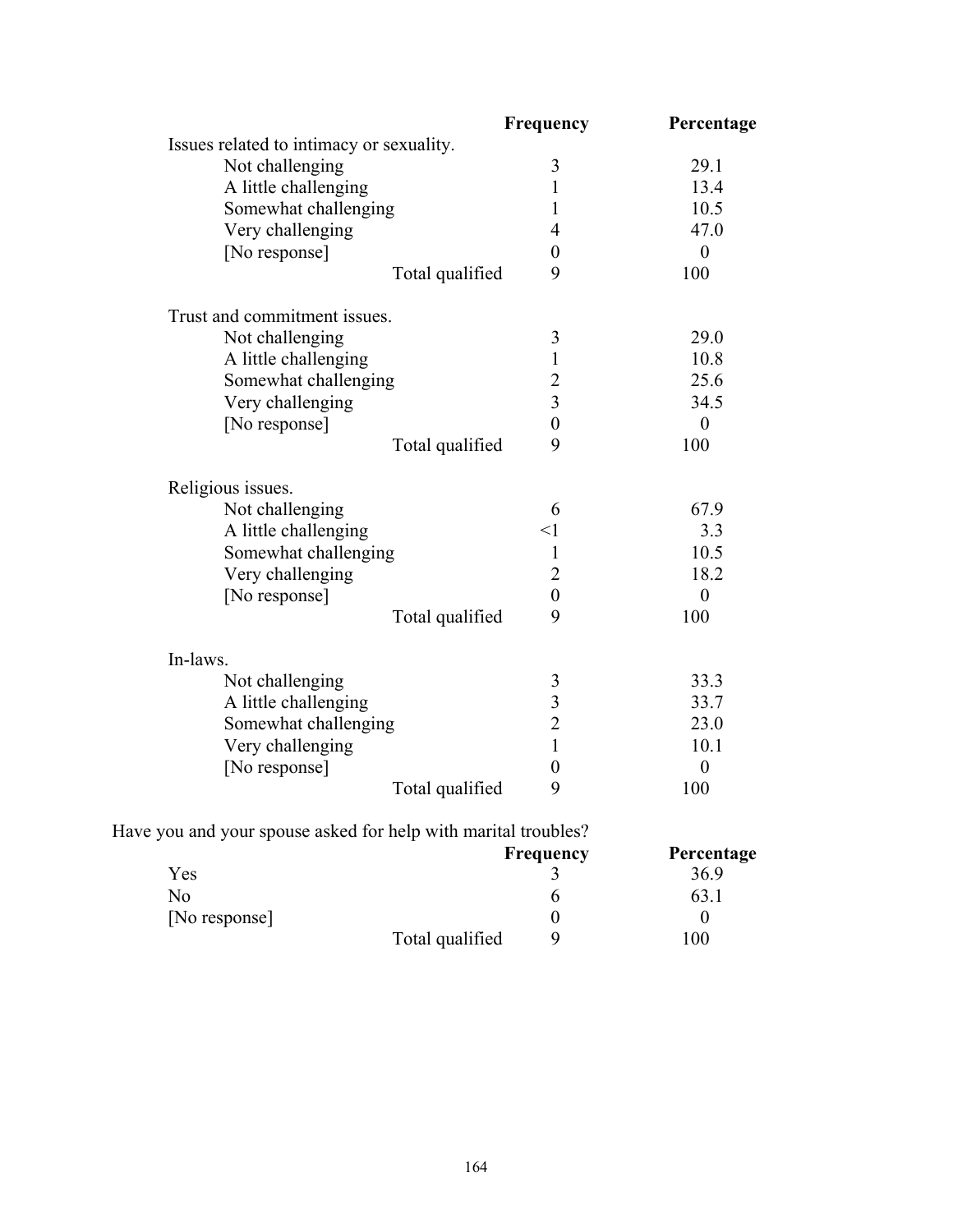| | Frequency | Percentage |
|---|---|---|
| Issues related to intimacy or sexuality. | | |
| Not challenging | 3 | 29.1 |
| A little challenging | 1 | 13.4 |
| Somewhat challenging | 1 | 10.5 |
| Very challenging | 4 | 47.0 |
| [No response] | 0 | 0 |
| Total qualified | 9 | 100 |
| | | |
| Trust and commitment issues. | | |
| Not challenging | 3 | 29.0 |
| A little challenging | 1 | 10.8 |
| Somewhat challenging | 2 | 25.6 |
| Very challenging | 3 | 34.5 |
| [No response] | 0 | 0 |
| Total qualified | 9 | 100 |
| | | |
| Religious issues. | | |
| Not challenging | 6 | 67.9 |
| A little challenging | <1 | 3.3 |
| Somewhat challenging | 1 | 10.5 |
| Very challenging | 2 | 18.2 |
| [No response] | 0 | 0 |
| Total qualified | 9 | 100 |
| | | |
| In-laws. | | |
| Not challenging | 3 | 33.3 |
| A little challenging | 3 | 33.7 |
| Somewhat challenging | 2 | 23.0 |
| Very challenging | 1 | 10.1 |
| [No response] | 0 | 0 |
| Total qualified | 9 | 100 |

Have you and your spouse asked for help with marital troubles?

| | Frequency | Percentage |
|---|---|---|
| Yes | 3 | 36.9 |
| No | 6 | 63.1 |
| [No response] | 0 | 0 |
| Total qualified | 9 | 100 |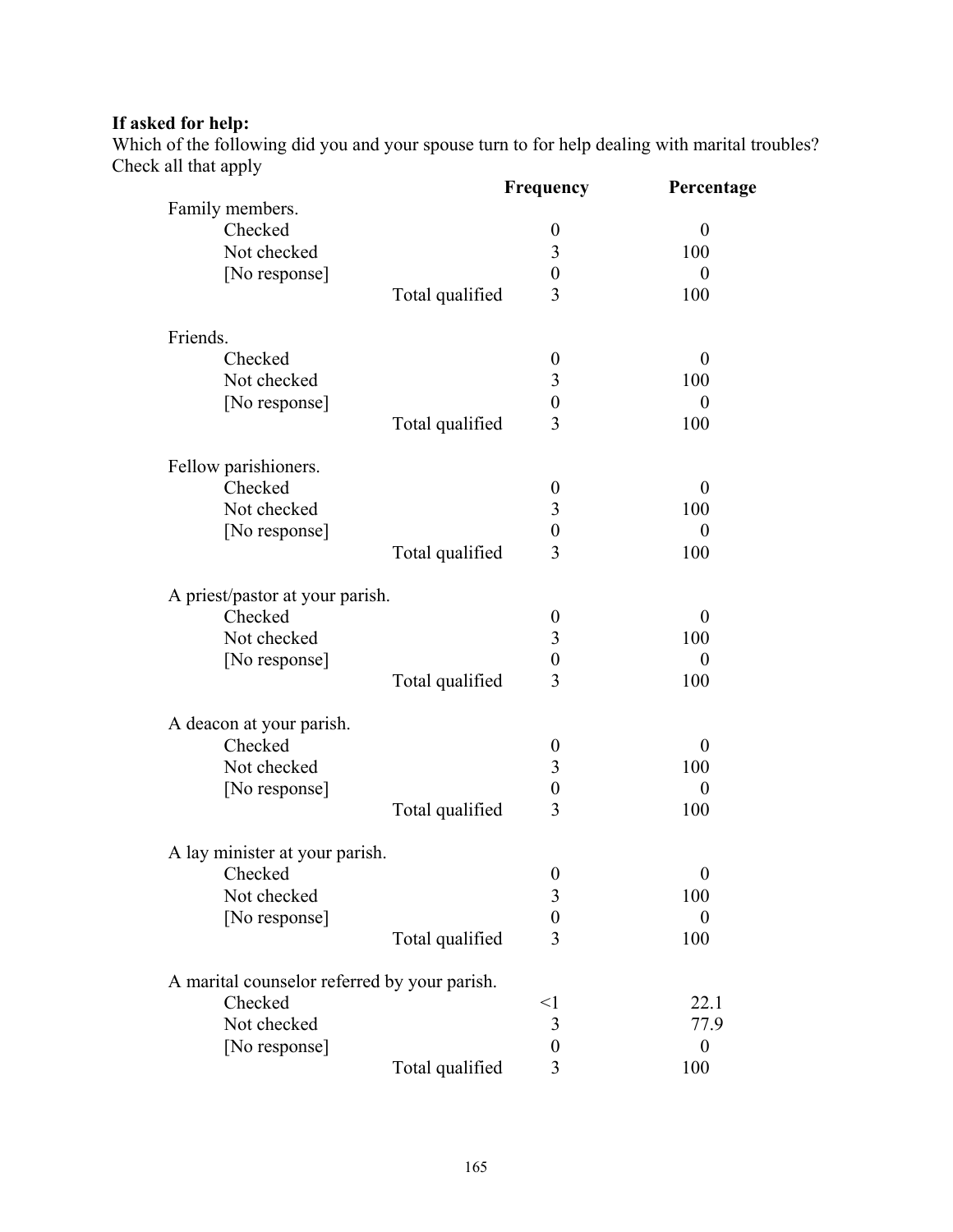**If asked for help:**

Which of the following did you and your spouse turn to for help dealing with marital troubles? Check all that apply

| | | Frequency | Percentage |
|---|---|---|---|
| Family members. | | | |
| Checked | | 0 | 0 |
| Not checked | | 3 | 100 |
| [No response] | | 0 | 0 |
| | Total qualified | 3 | 100 |
| Friends. | | | |
| Checked | | 0 | 0 |
| Not checked | | 3 | 100 |
| [No response] | | 0 | 0 |
| | Total qualified | 3 | 100 |
| Fellow parishioners. | | | |
| Checked | | 0 | 0 |
| Not checked | | 3 | 100 |
| [No response] | | 0 | 0 |
| | Total qualified | 3 | 100 |
| A priest/pastor at your parish. | | | |
| Checked | | 0 | 0 |
| Not checked | | 3 | 100 |
| [No response] | | 0 | 0 |
| | Total qualified | 3 | 100 |
| A deacon at your parish. | | | |
| Checked | | 0 | 0 |
| Not checked | | 3 | 100 |
| [No response] | | 0 | 0 |
| | Total qualified | 3 | 100 |
| A lay minister at your parish. | | | |
| Checked | | 0 | 0 |
| Not checked | | 3 | 100 |
| [No response] | | 0 | 0 |
| | Total qualified | 3 | 100 |
| A marital counselor referred by your parish. | | | |
| Checked | | <1 | 22.1 |
| Not checked | | 3 | 77.9 |
| [No response] | | 0 | 0 |
| | Total qualified | 3 | 100 |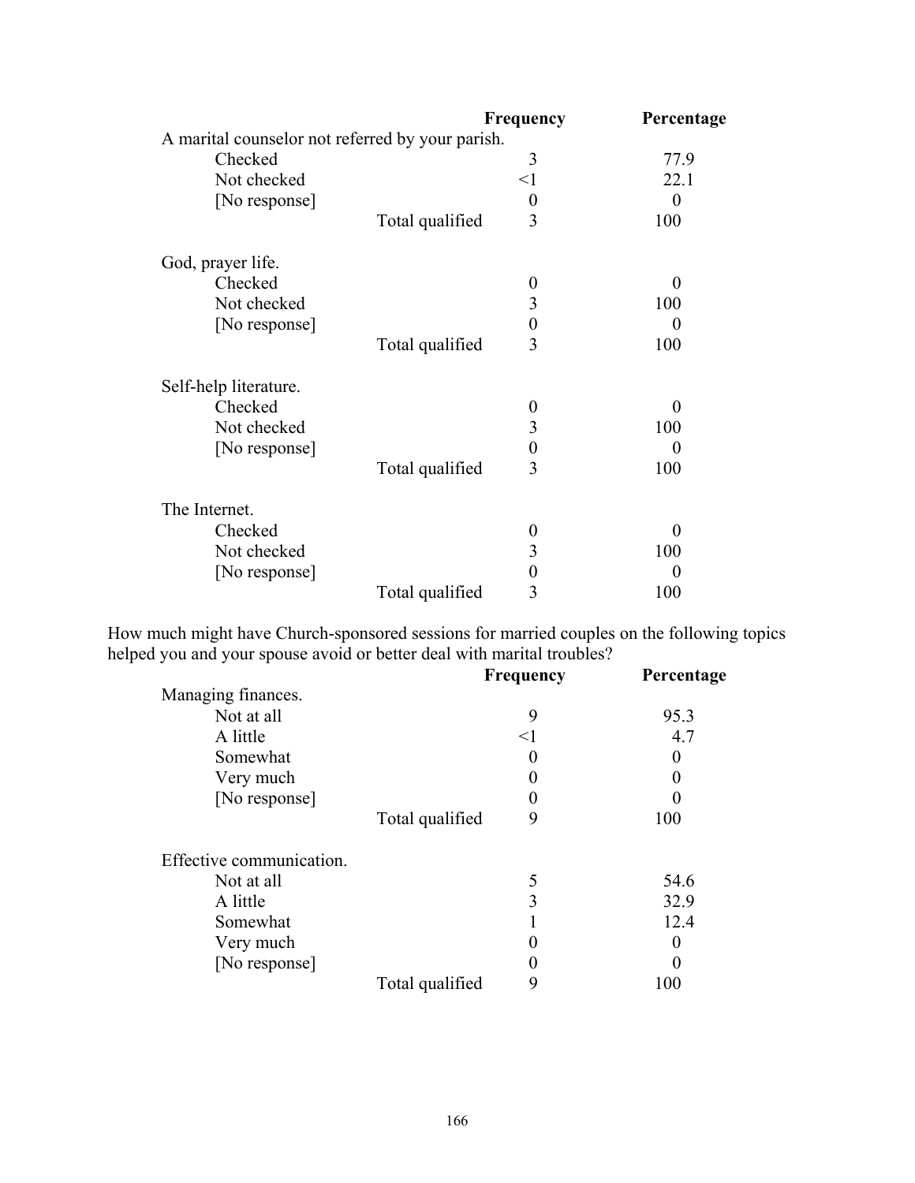| | | Frequency | Percentage |
|---|---|---|---|
| A marital counselor not referred by your parish. | | | |
| Checked | | 3 | 77.9 |
| Not checked | | <1 | 22.1 |
| [No response] | | 0 | 0 |
| | Total qualified | 3 | 100 |
| God, prayer life. | | | |
| Checked | | 0 | 0 |
| Not checked | | 3 | 100 |
| [No response] | | 0 | 0 |
| | Total qualified | 3 | 100 |
| Self-help literature. | | | |
| Checked | | 0 | 0 |
| Not checked | | 3 | 100 |
| [No response] | | 0 | 0 |
| | Total qualified | 3 | 100 |
| The Internet. | | | |
| Checked | | 0 | 0 |
| Not checked | | 3 | 100 |
| [No response] | | 0 | 0 |
| | Total qualified | 3 | 100 |

How much might have Church-sponsored sessions for married couples on the following topics helped you and your spouse avoid or better deal with marital troubles?

| | | Frequency | Percentage |
|---|---|---|---|
| Managing finances. | | | |
| Not at all | | 9 | 95.3 |
| A little | | <1 | 4.7 |
| Somewhat | | 0 | 0 |
| Very much | | 0 | 0 |
| [No response] | | 0 | 0 |
| | Total qualified | 9 | 100 |
| Effective communication. | | | |
| Not at all | | 5 | 54.6 |
| A little | | 3 | 32.9 |
| Somewhat | | 1 | 12.4 |
| Very much | | 0 | 0 |
| [No response] | | 0 | 0 |
| | Total qualified | 9 | 100 |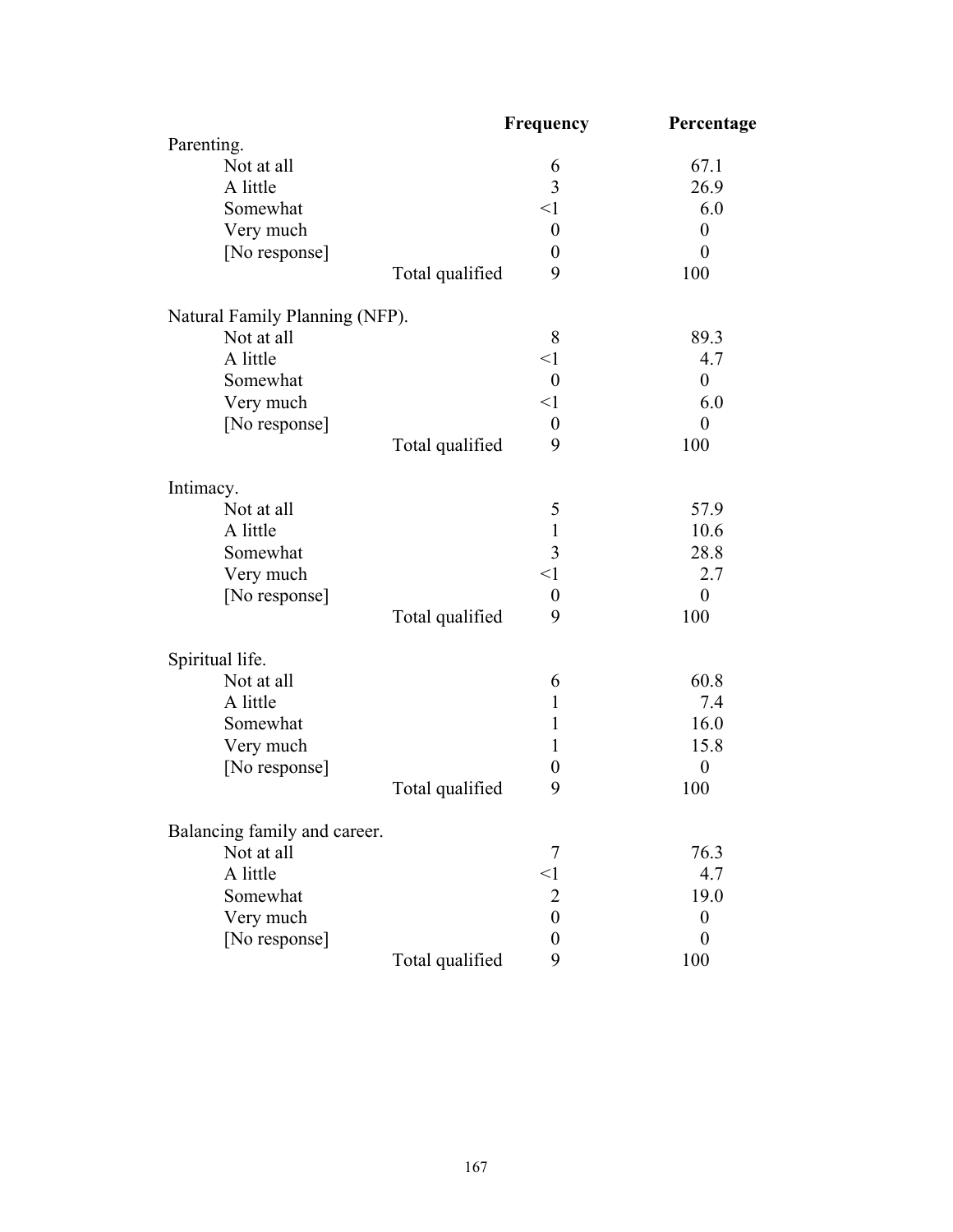| | | Frequency | Percentage |
|---|---|---|---|
| Parenting. | | | |
| Not at all | | 6 | 67.1 |
| A little | | 3 | 26.9 |
| Somewhat | | <1 | 6.0 |
| Very much | | 0 | 0 |
| [No response] | | 0 | 0 |
| | Total qualified | 9 | 100 |
| | | | |
| Natural Family Planning (NFP). | | | |
| Not at all | | 8 | 89.3 |
| A little | | <1 | 4.7 |
| Somewhat | | 0 | 0 |
| Very much | | <1 | 6.0 |
| [No response] | | 0 | 0 |
| | Total qualified | 9 | 100 |
| | | | |
| Intimacy. | | | |
| Not at all | | 5 | 57.9 |
| A little | | 1 | 10.6 |
| Somewhat | | 3 | 28.8 |
| Very much | | <1 | 2.7 |
| [No response] | | 0 | 0 |
| | Total qualified | 9 | 100 |
| | | | |
| Spiritual life. | | | |
| Not at all | | 6 | 60.8 |
| A little | | 1 | 7.4 |
| Somewhat | | 1 | 16.0 |
| Very much | | 1 | 15.8 |
| [No response] | | 0 | 0 |
| | Total qualified | 9 | 100 |
| | | | |
| Balancing family and career. | | | |
| Not at all | | 7 | 76.3 |
| A little | | <1 | 4.7 |
| Somewhat | | 2 | 19.0 |
| Very much | | 0 | 0 |
| [No response] | | 0 | 0 |
| | Total qualified | 9 | 100 |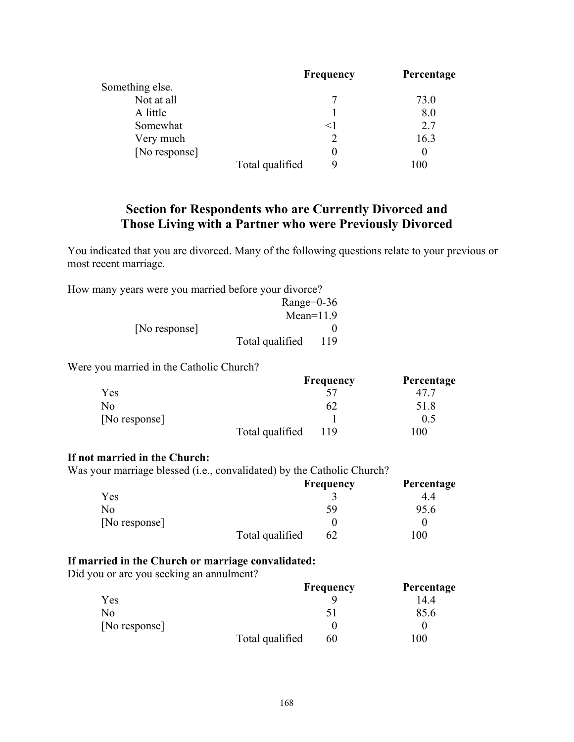| | | Frequency | Percentage |
|---|---|---|---|
| Something else. | | | |
| Not at all | | 7 | 73.0 |
| A little | | 1 | 8.0 |
| Somewhat | | <1 | 2.7 |
| Very much | | 2 | 16.3 |
| [No response] | | 0 | 0 |
| | Total qualified | 9 | 100 |

## Section for Respondents who are Currently Divorced and Those Living with a Partner who were Previously Divorced

You indicated that you are divorced. Many of the following questions relate to your previous or most recent marriage.

How many years were you married before your divorce?

| | | |
|---|---|---|
| | | Range=0-36 |
| | | Mean=11.9 |
| [No response] | | 0 |
| | Total qualified | 119 |

Were you married in the Catholic Church?

| | | Frequency | Percentage |
|---|---|---|---|
| Yes | | 57 | 47.7 |
| No | | 62 | 51.8 |
| [No response] | | 1 | 0.5 |
| | Total qualified | 119 | 100 |

**If not married in the Church:**
Was your marriage blessed (i.e., convalidated) by the Catholic Church?

| | | Frequency | Percentage |
|---|---|---|---|
| Yes | | 3 | 4.4 |
| No | | 59 | 95.6 |
| [No response] | | 0 | 0 |
| | Total qualified | 62 | 100 |

**If married in the Church or marriage convalidated:**
Did you or are you seeking an annulment?

| | | Frequency | Percentage |
|---|---|---|---|
| Yes | | 9 | 14.4 |
| No | | 51 | 85.6 |
| [No response] | | 0 | 0 |
| | Total qualified | 60 | 100 |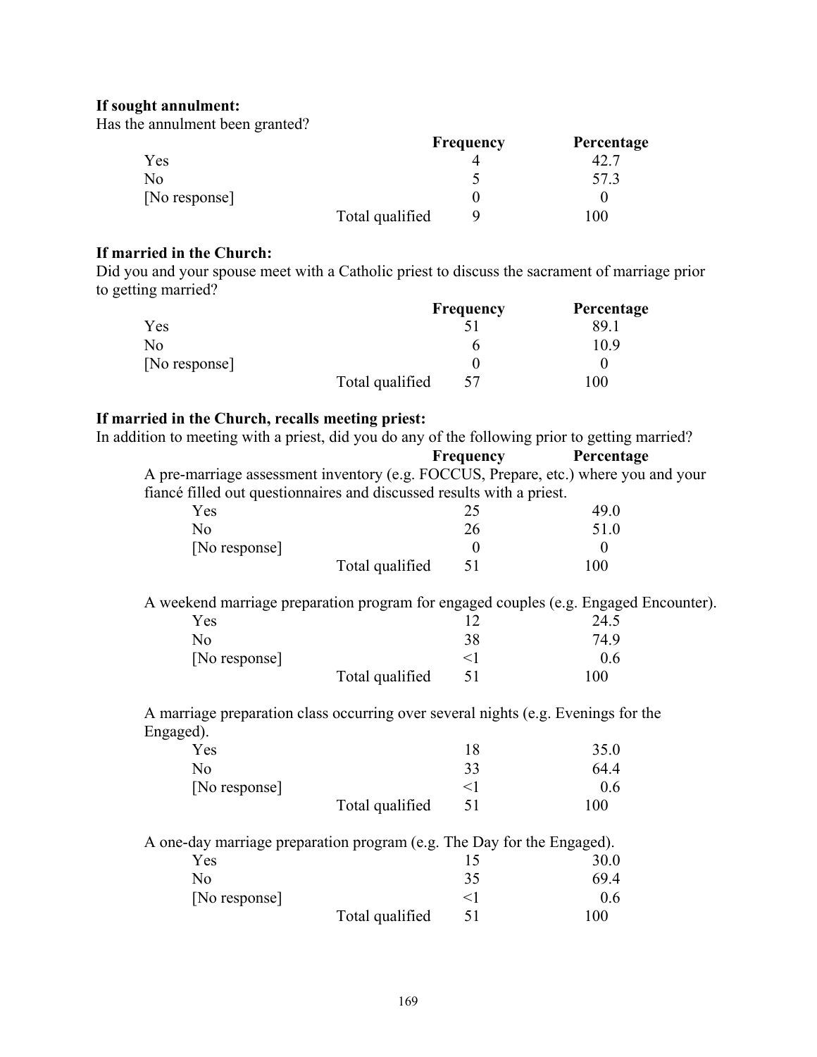**If sought annulment:**

Has the annulment been granted?

| | | Frequency | Percentage |
|---|---|---|---|
| Yes | | 4 | 42.7 |
| No | | 5 | 57.3 |
| [No response] | | 0 | 0 |
| | Total qualified | 9 | 100 |

**If married in the Church:**

Did you and your spouse meet with a Catholic priest to discuss the sacrament of marriage prior to getting married?

| | | Frequency | Percentage |
|---|---|---|---|
| Yes | | 51 | 89.1 |
| No | | 6 | 10.9 |
| [No response] | | 0 | 0 |
| | Total qualified | 57 | 100 |

**If married in the Church, recalls meeting priest:**

In addition to meeting with a priest, did you do any of the following prior to getting married?

A pre-marriage assessment inventory (e.g. FOCCUS, Prepare, etc.) where you and your fiancé filled out questionnaires and discussed results with a priest.

| | | Frequency | Percentage |
|---|---|---|---|
| Yes | | 25 | 49.0 |
| No | | 26 | 51.0 |
| [No response] | | 0 | 0 |
| | Total qualified | 51 | 100 |

A weekend marriage preparation program for engaged couples (e.g. Engaged Encounter).

| | | Frequency | Percentage |
|---|---|---|---|
| Yes | | 12 | 24.5 |
| No | | 38 | 74.9 |
| [No response] | | <1 | 0.6 |
| | Total qualified | 51 | 100 |

A marriage preparation class occurring over several nights (e.g. Evenings for the Engaged).

| | | Frequency | Percentage |
|---|---|---|---|
| Yes | | 18 | 35.0 |
| No | | 33 | 64.4 |
| [No response] | | <1 | 0.6 |
| | Total qualified | 51 | 100 |

A one-day marriage preparation program (e.g. The Day for the Engaged).

| | | Frequency | Percentage |
|---|---|---|---|
| Yes | | 15 | 30.0 |
| No | | 35 | 69.4 |
| [No response] | | <1 | 0.6 |
| | Total qualified | 51 | 100 |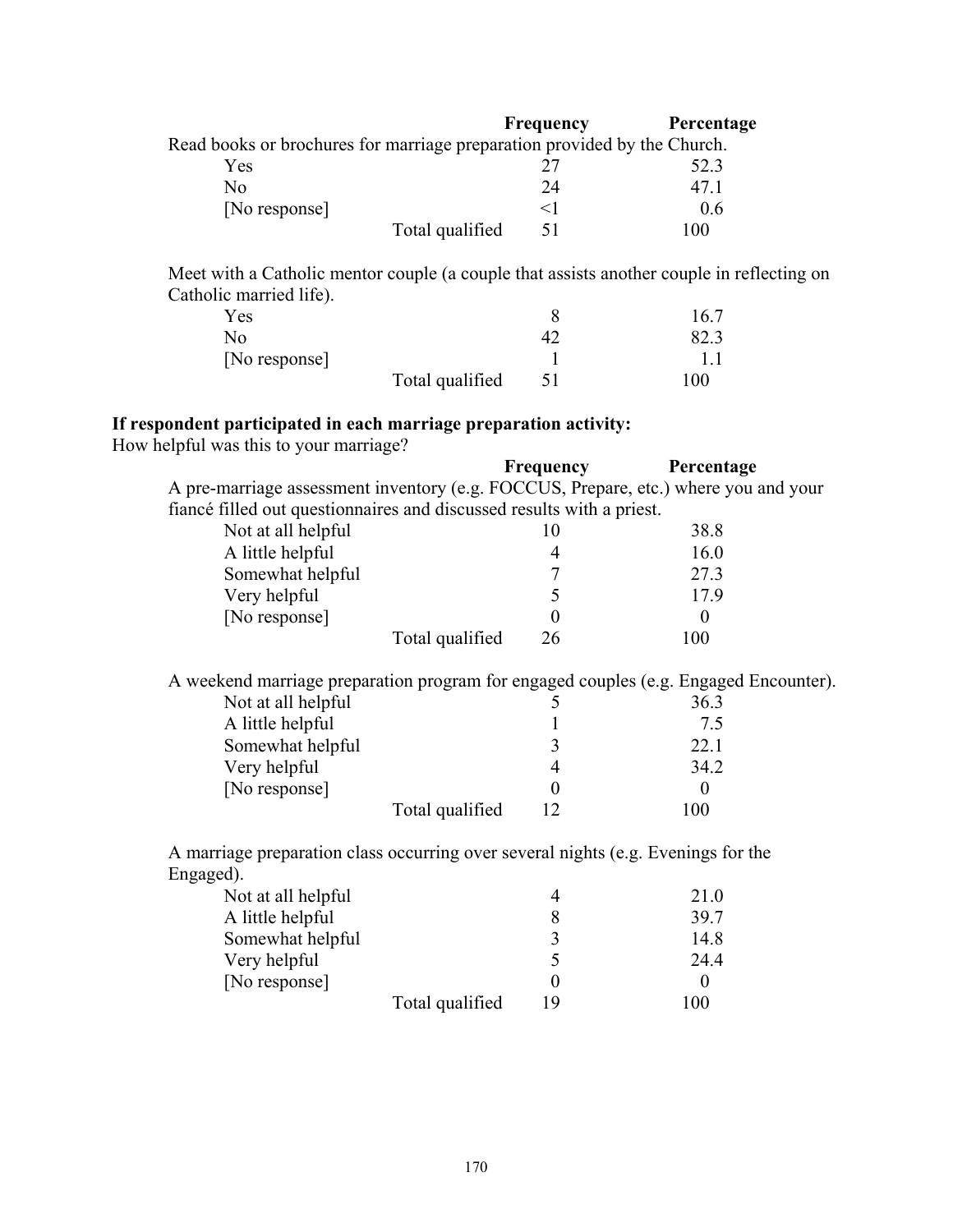| | Frequency | Percentage |
|---|---|---|
| Read books or brochures for marriage preparation provided by the Church. | | |
| Yes | 27 | 52.3 |
| No | 24 | 47.1 |
| [No response] | <1 | 0.6 |
| Total qualified | 51 | 100 |

| | Frequency | Percentage |
|---|---|---|
| Meet with a Catholic mentor couple (a couple that assists another couple in reflecting on Catholic married life). | | |
| Yes | 8 | 16.7 |
| No | 42 | 82.3 |
| [No response] | 1 | 1.1 |
| Total qualified | 51 | 100 |

**If respondent participated in each marriage preparation activity:**
How helpful was this to your marriage?

| | Frequency | Percentage |
|---|---|---|
| A pre-marriage assessment inventory (e.g. FOCCUS, Prepare, etc.) where you and your fiancé filled out questionnaires and discussed results with a priest. | | |
| Not at all helpful | 10 | 38.8 |
| A little helpful | 4 | 16.0 |
| Somewhat helpful | 7 | 27.3 |
| Very helpful | 5 | 17.9 |
| [No response] | 0 | 0 |
| Total qualified | 26 | 100 |

| | Frequency | Percentage |
|---|---|---|
| A weekend marriage preparation program for engaged couples (e.g. Engaged Encounter). | | |
| Not at all helpful | 5 | 36.3 |
| A little helpful | 1 | 7.5 |
| Somewhat helpful | 3 | 22.1 |
| Very helpful | 4 | 34.2 |
| [No response] | 0 | 0 |
| Total qualified | 12 | 100 |

| | Frequency | Percentage |
|---|---|---|
| A marriage preparation class occurring over several nights (e.g. Evenings for the Engaged). | | |
| Not at all helpful | 4 | 21.0 |
| A little helpful | 8 | 39.7 |
| Somewhat helpful | 3 | 14.8 |
| Very helpful | 5 | 24.4 |
| [No response] | 0 | 0 |
| Total qualified | 19 | 100 |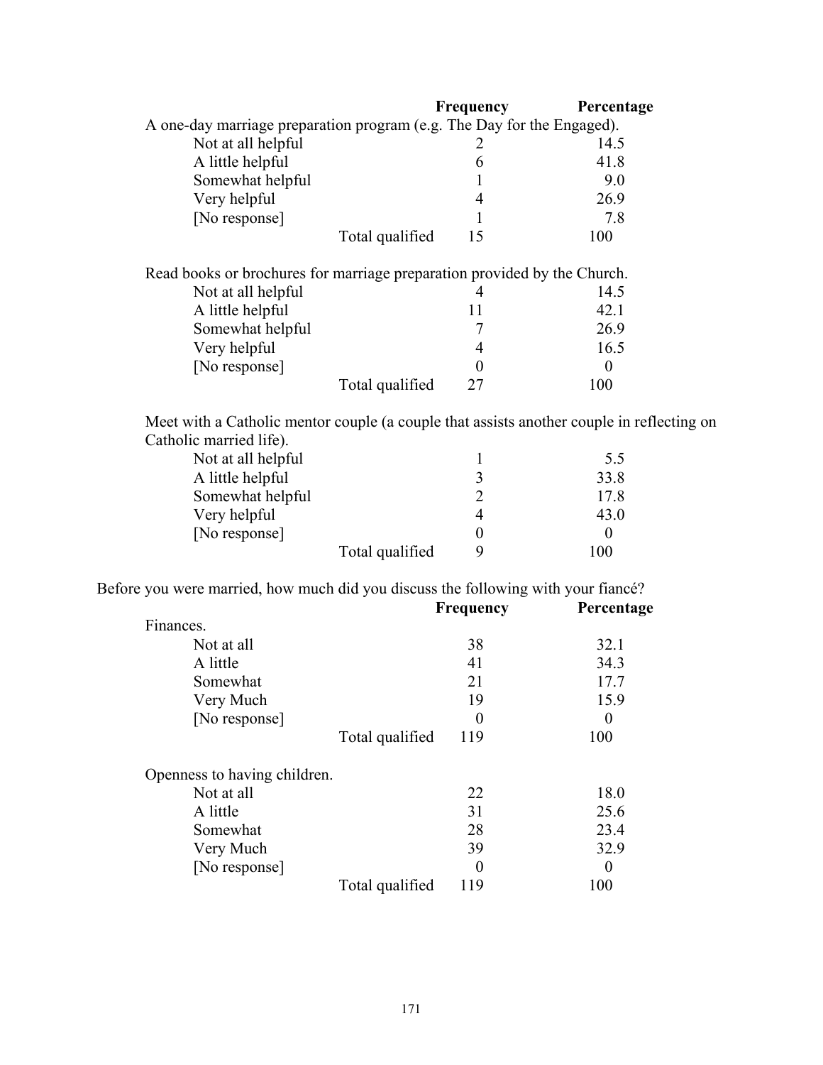| | Frequency | Percentage |
|---|---|---|
| A one-day marriage preparation program (e.g. The Day for the Engaged). | | |
| Not at all helpful | 2 | 14.5 |
| A little helpful | 6 | 41.8 |
| Somewhat helpful | 1 | 9.0 |
| Very helpful | 4 | 26.9 |
| [No response] | 1 | 7.8 |
| Total qualified | 15 | 100 |

| | Frequency | Percentage |
|---|---|---|
| Read books or brochures for marriage preparation provided by the Church. | | |
| Not at all helpful | 4 | 14.5 |
| A little helpful | 11 | 42.1 |
| Somewhat helpful | 7 | 26.9 |
| Very helpful | 4 | 16.5 |
| [No response] | 0 | 0 |
| Total qualified | 27 | 100 |

| | Frequency | Percentage |
|---|---|---|
| Meet with a Catholic mentor couple (a couple that assists another couple in reflecting on Catholic married life). | | |
| Not at all helpful | 1 | 5.5 |
| A little helpful | 3 | 33.8 |
| Somewhat helpful | 2 | 17.8 |
| Very helpful | 4 | 43.0 |
| [No response] | 0 | 0 |
| Total qualified | 9 | 100 |

Before you were married, how much did you discuss the following with your fiancé?

| | Frequency | Percentage |
|---|---|---|
| Finances. | | |
| Not at all | 38 | 32.1 |
| A little | 41 | 34.3 |
| Somewhat | 21 | 17.7 |
| Very Much | 19 | 15.9 |
| [No response] | 0 | 0 |
| Total qualified | 119 | 100 |

| | Frequency | Percentage |
|---|---|---|
| Openness to having children. | | |
| Not at all | 22 | 18.0 |
| A little | 31 | 25.6 |
| Somewhat | 28 | 23.4 |
| Very Much | 39 | 32.9 |
| [No response] | 0 | 0 |
| Total qualified | 119 | 100 |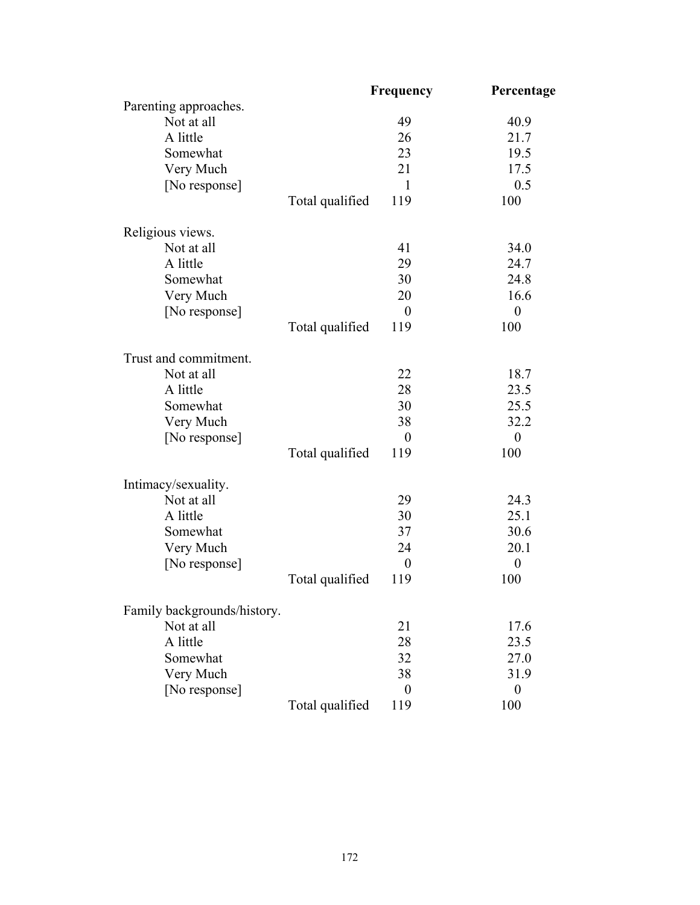| | | Frequency | Percentage |
|---|---|---|---|
| Parenting approaches. | | | |
| Not at all | | 49 | 40.9 |
| A little | | 26 | 21.7 |
| Somewhat | | 23 | 19.5 |
| Very Much | | 21 | 17.5 |
| [No response] | | 1 | 0.5 |
| | Total qualified | 119 | 100 |
| Religious views. | | | |
| Not at all | | 41 | 34.0 |
| A little | | 29 | 24.7 |
| Somewhat | | 30 | 24.8 |
| Very Much | | 20 | 16.6 |
| [No response] | | 0 | 0 |
| | Total qualified | 119 | 100 |
| Trust and commitment. | | | |
| Not at all | | 22 | 18.7 |
| A little | | 28 | 23.5 |
| Somewhat | | 30 | 25.5 |
| Very Much | | 38 | 32.2 |
| [No response] | | 0 | 0 |
| | Total qualified | 119 | 100 |
| Intimacy/sexuality. | | | |
| Not at all | | 29 | 24.3 |
| A little | | 30 | 25.1 |
| Somewhat | | 37 | 30.6 |
| Very Much | | 24 | 20.1 |
| [No response] | | 0 | 0 |
| | Total qualified | 119 | 100 |
| Family backgrounds/history. | | | |
| Not at all | | 21 | 17.6 |
| A little | | 28 | 23.5 |
| Somewhat | | 32 | 27.0 |
| Very Much | | 38 | 31.9 |
| [No response] | | 0 | 0 |
| | Total qualified | 119 | 100 |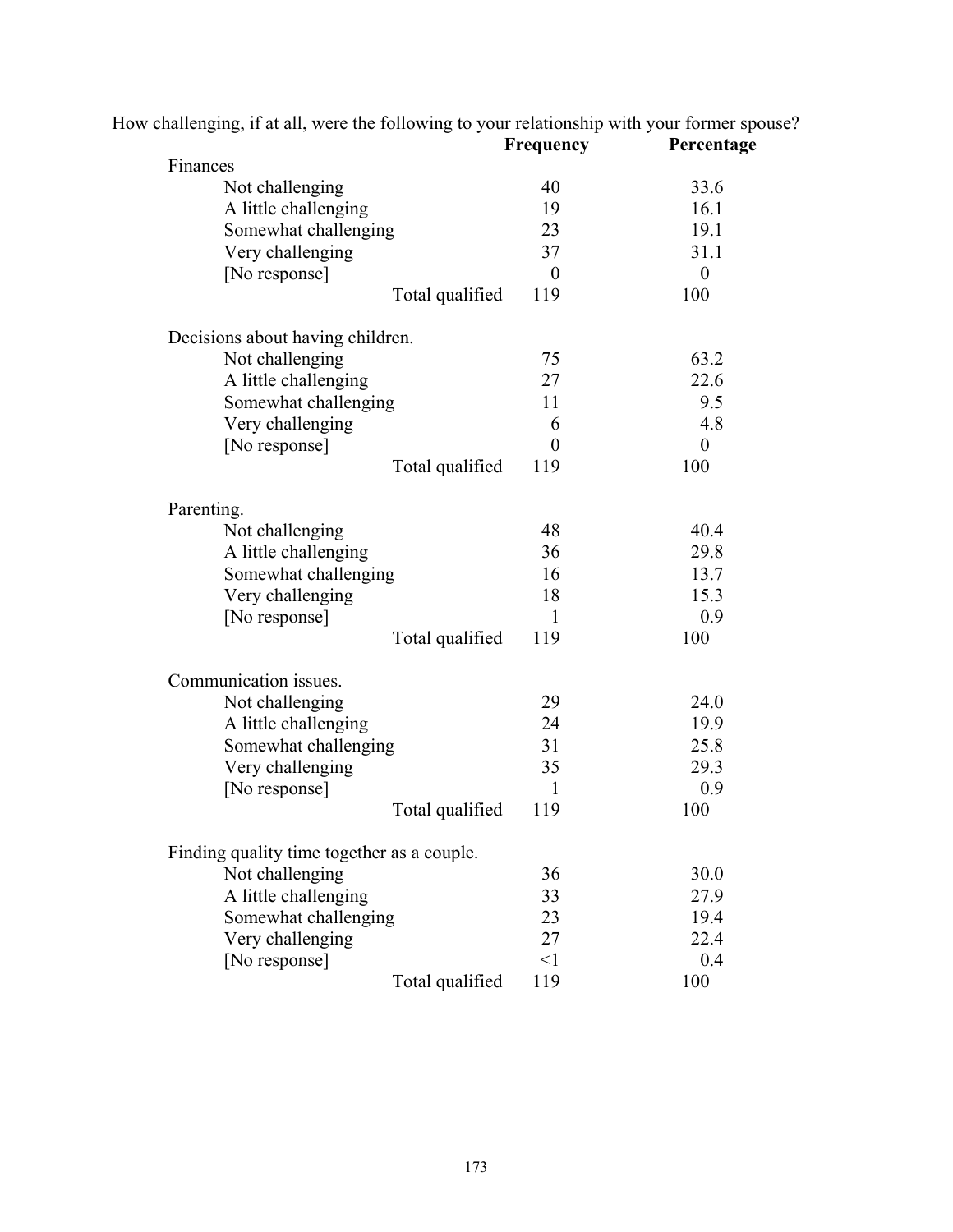How challenging, if at all, were the following to your relationship with your former spouse?

| | Frequency | Percentage |
|---|---|---|
| **Finances** | | |
| Not challenging | 40 | 33.6 |
| A little challenging | 19 | 16.1 |
| Somewhat challenging | 23 | 19.1 |
| Very challenging | 37 | 31.1 |
| [No response] | 0 | 0 |
| Total qualified | 119 | 100 |
| **Decisions about having children.** | | |
| Not challenging | 75 | 63.2 |
| A little challenging | 27 | 22.6 |
| Somewhat challenging | 11 | 9.5 |
| Very challenging | 6 | 4.8 |
| [No response] | 0 | 0 |
| Total qualified | 119 | 100 |
| **Parenting.** | | |
| Not challenging | 48 | 40.4 |
| A little challenging | 36 | 29.8 |
| Somewhat challenging | 16 | 13.7 |
| Very challenging | 18 | 15.3 |
| [No response] | 1 | 0.9 |
| Total qualified | 119 | 100 |
| **Communication issues.** | | |
| Not challenging | 29 | 24.0 |
| A little challenging | 24 | 19.9 |
| Somewhat challenging | 31 | 25.8 |
| Very challenging | 35 | 29.3 |
| [No response] | 1 | 0.9 |
| Total qualified | 119 | 100 |
| **Finding quality time together as a couple.** | | |
| Not challenging | 36 | 30.0 |
| A little challenging | 33 | 27.9 |
| Somewhat challenging | 23 | 19.4 |
| Very challenging | 27 | 22.4 |
| [No response] | <1 | 0.4 |
| Total qualified | 119 | 100 |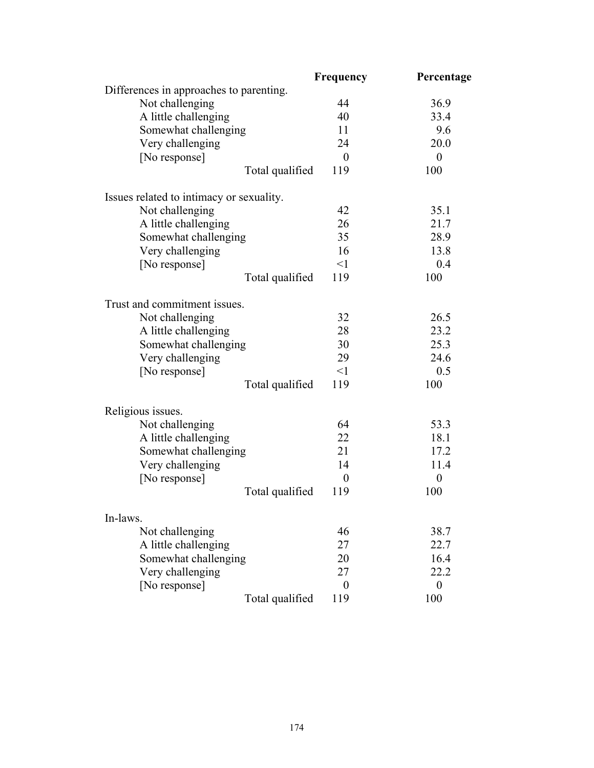| | Frequency | Percentage |
|---|---|---|
| Differences in approaches to parenting. | | |
| Not challenging | 44 | 36.9 |
| A little challenging | 40 | 33.4 |
| Somewhat challenging | 11 | 9.6 |
| Very challenging | 24 | 20.0 |
| [No response] | 0 | 0 |
| Total qualified | 119 | 100 |
| | | |
| Issues related to intimacy or sexuality. | | |
| Not challenging | 42 | 35.1 |
| A little challenging | 26 | 21.7 |
| Somewhat challenging | 35 | 28.9 |
| Very challenging | 16 | 13.8 |
| [No response] | <1 | 0.4 |
| Total qualified | 119 | 100 |
| | | |
| Trust and commitment issues. | | |
| Not challenging | 32 | 26.5 |
| A little challenging | 28 | 23.2 |
| Somewhat challenging | 30 | 25.3 |
| Very challenging | 29 | 24.6 |
| [No response] | <1 | 0.5 |
| Total qualified | 119 | 100 |
| | | |
| Religious issues. | | |
| Not challenging | 64 | 53.3 |
| A little challenging | 22 | 18.1 |
| Somewhat challenging | 21 | 17.2 |
| Very challenging | 14 | 11.4 |
| [No response] | 0 | 0 |
| Total qualified | 119 | 100 |
| | | |
| In-laws. | | |
| Not challenging | 46 | 38.7 |
| A little challenging | 27 | 22.7 |
| Somewhat challenging | 20 | 16.4 |
| Very challenging | 27 | 22.2 |
| [No response] | 0 | 0 |
| Total qualified | 119 | 100 |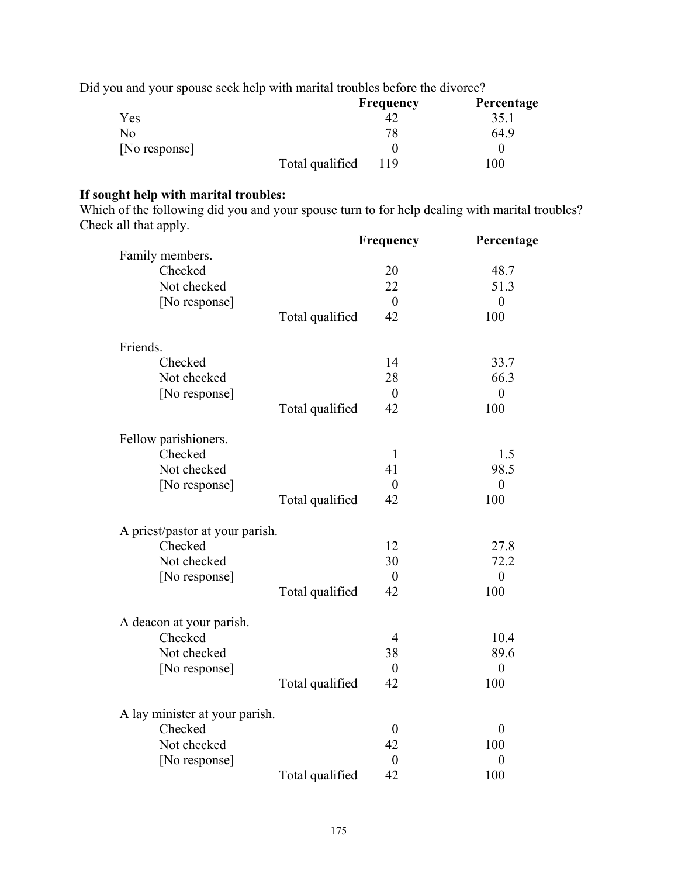Did you and your spouse seek help with marital troubles before the divorce?

| | | Frequency | Percentage |
|---|---|---|---|
| Yes | | 42 | 35.1 |
| No | | 78 | 64.9 |
| [No response] | | 0 | 0 |
| | Total qualified | 119 | 100 |

**If sought help with marital troubles:**

Which of the following did you and your spouse turn to for help dealing with marital troubles? Check all that apply.

| | | Frequency | Percentage |
|---|---|---|---|
| Family members. | | | |
| Checked | | 20 | 48.7 |
| Not checked | | 22 | 51.3 |
| [No response] | | 0 | 0 |
| | Total qualified | 42 | 100 |
| Friends. | | | |
| Checked | | 14 | 33.7 |
| Not checked | | 28 | 66.3 |
| [No response] | | 0 | 0 |
| | Total qualified | 42 | 100 |
| Fellow parishioners. | | | |
| Checked | | 1 | 1.5 |
| Not checked | | 41 | 98.5 |
| [No response] | | 0 | 0 |
| | Total qualified | 42 | 100 |
| A priest/pastor at your parish. | | | |
| Checked | | 12 | 27.8 |
| Not checked | | 30 | 72.2 |
| [No response] | | 0 | 0 |
| | Total qualified | 42 | 100 |
| A deacon at your parish. | | | |
| Checked | | 4 | 10.4 |
| Not checked | | 38 | 89.6 |
| [No response] | | 0 | 0 |
| | Total qualified | 42 | 100 |
| A lay minister at your parish. | | | |
| Checked | | 0 | 0 |
| Not checked | | 42 | 100 |
| [No response] | | 0 | 0 |
| | Total qualified | 42 | 100 |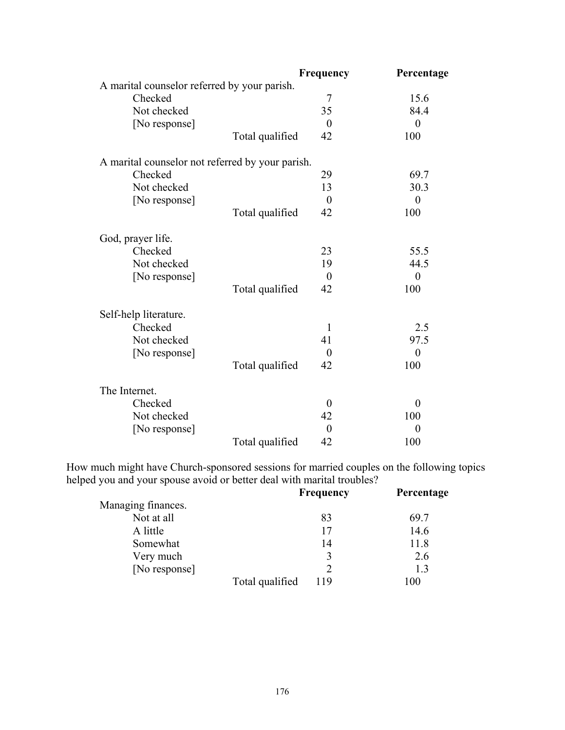| | | Frequency | Percentage |
|---|---|---|---|
| A marital counselor referred by your parish. | | | |
| Checked | | 7 | 15.6 |
| Not checked | | 35 | 84.4 |
| [No response] | | 0 | 0 |
| | Total qualified | 42 | 100 |
| A marital counselor not referred by your parish. | | | |
| Checked | | 29 | 69.7 |
| Not checked | | 13 | 30.3 |
| [No response] | | 0 | 0 |
| | Total qualified | 42 | 100 |
| God, prayer life. | | | |
| Checked | | 23 | 55.5 |
| Not checked | | 19 | 44.5 |
| [No response] | | 0 | 0 |
| | Total qualified | 42 | 100 |
| Self-help literature. | | | |
| Checked | | 1 | 2.5 |
| Not checked | | 41 | 97.5 |
| [No response] | | 0 | 0 |
| | Total qualified | 42 | 100 |
| The Internet. | | | |
| Checked | | 0 | 0 |
| Not checked | | 42 | 100 |
| [No response] | | 0 | 0 |
| | Total qualified | 42 | 100 |

How much might have Church-sponsored sessions for married couples on the following topics helped you and your spouse avoid or better deal with marital troubles?

| | | Frequency | Percentage |
|---|---|---|---|
| Managing finances. | | | |
| Not at all | | 83 | 69.7 |
| A little | | 17 | 14.6 |
| Somewhat | | 14 | 11.8 |
| Very much | | 3 | 2.6 |
| [No response] | | 2 | 1.3 |
| | Total qualified | 119 | 100 |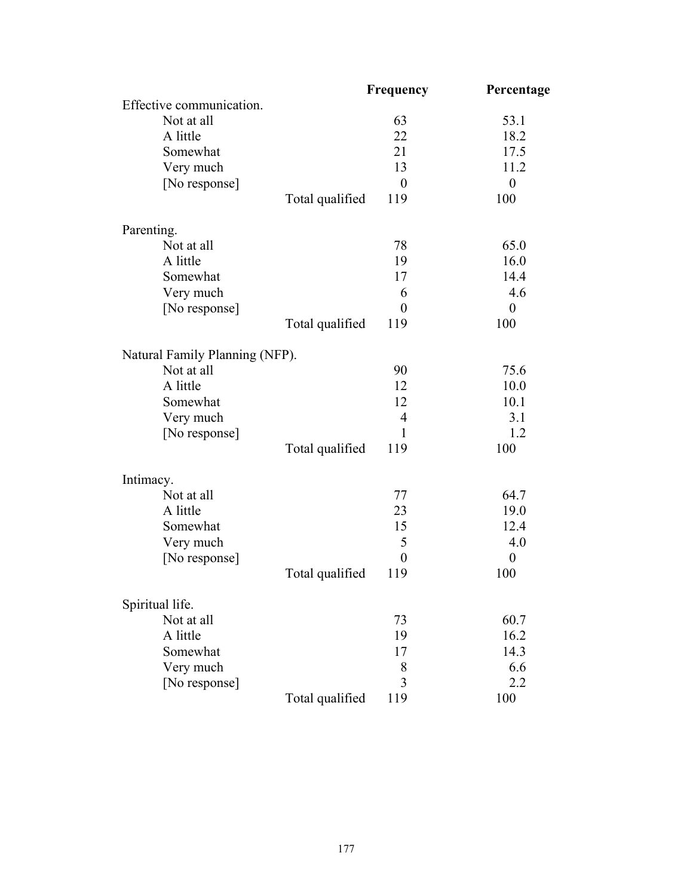| | | Frequency | Percentage |
|---|---|---|---|
| Effective communication. | | | |
| Not at all | | 63 | 53.1 |
| A little | | 22 | 18.2 |
| Somewhat | | 21 | 17.5 |
| Very much | | 13 | 11.2 |
| [No response] | | 0 | 0 |
| | Total qualified | 119 | 100 |
| Parenting. | | | |
| Not at all | | 78 | 65.0 |
| A little | | 19 | 16.0 |
| Somewhat | | 17 | 14.4 |
| Very much | | 6 | 4.6 |
| [No response] | | 0 | 0 |
| | Total qualified | 119 | 100 |
| Natural Family Planning (NFP). | | | |
| Not at all | | 90 | 75.6 |
| A little | | 12 | 10.0 |
| Somewhat | | 12 | 10.1 |
| Very much | | 4 | 3.1 |
| [No response] | | 1 | 1.2 |
| | Total qualified | 119 | 100 |
| Intimacy. | | | |
| Not at all | | 77 | 64.7 |
| A little | | 23 | 19.0 |
| Somewhat | | 15 | 12.4 |
| Very much | | 5 | 4.0 |
| [No response] | | 0 | 0 |
| | Total qualified | 119 | 100 |
| Spiritual life. | | | |
| Not at all | | 73 | 60.7 |
| A little | | 19 | 16.2 |
| Somewhat | | 17 | 14.3 |
| Very much | | 8 | 6.6 |
| [No response] | | 3 | 2.2 |
| | Total qualified | 119 | 100 |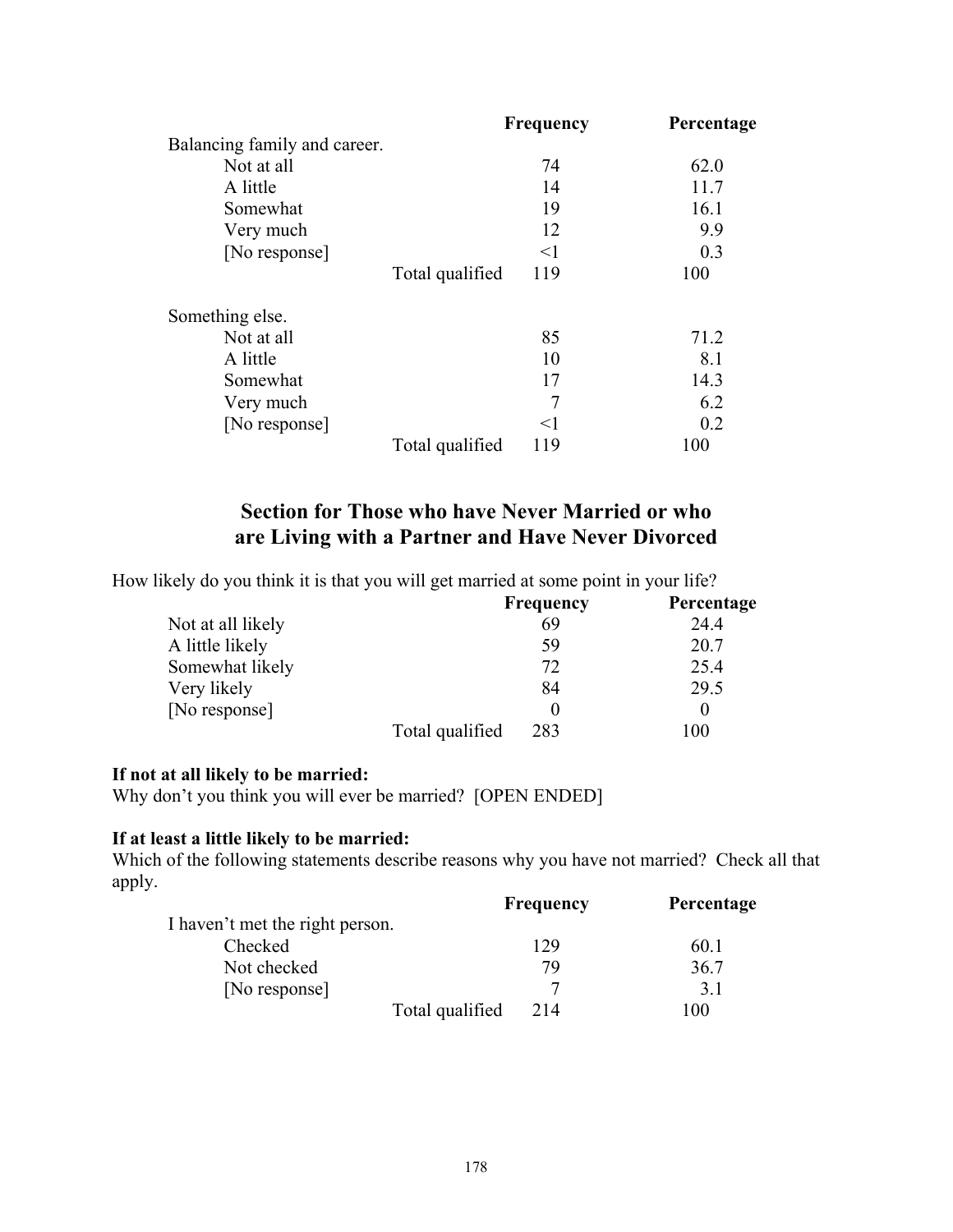| | | Frequency | Percentage |
|---|---|---|---|
| Balancing family and career. | | | |
| Not at all | | 74 | 62.0 |
| A little | | 14 | 11.7 |
| Somewhat | | 19 | 16.1 |
| Very much | | 12 | 9.9 |
| [No response] | | <1 | 0.3 |
| | Total qualified | 119 | 100 |
| Something else. | | | |
| Not at all | | 85 | 71.2 |
| A little | | 10 | 8.1 |
| Somewhat | | 17 | 14.3 |
| Very much | | 7 | 6.2 |
| [No response] | | <1 | 0.2 |
| | Total qualified | 119 | 100 |

## Section for Those who have Never Married or who are Living with a Partner and Have Never Divorced

How likely do you think it is that you will get married at some point in your life?

| | | Frequency | Percentage |
|---|---|---|---|
| Not at all likely | | 69 | 24.4 |
| A little likely | | 59 | 20.7 |
| Somewhat likely | | 72 | 25.4 |
| Very likely | | 84 | 29.5 |
| [No response] | | 0 | 0 |
| | Total qualified | 283 | 100 |

**If not at all likely to be married:**
Why don't you think you will ever be married? [OPEN ENDED]

**If at least a little likely to be married:**
Which of the following statements describe reasons why you have not married? Check all that apply.

| | | Frequency | Percentage |
|---|---|---|---|
| I haven't met the right person. | | | |
| Checked | | 129 | 60.1 |
| Not checked | | 79 | 36.7 |
| [No response] | | 7 | 3.1 |
| | Total qualified | 214 | 100 |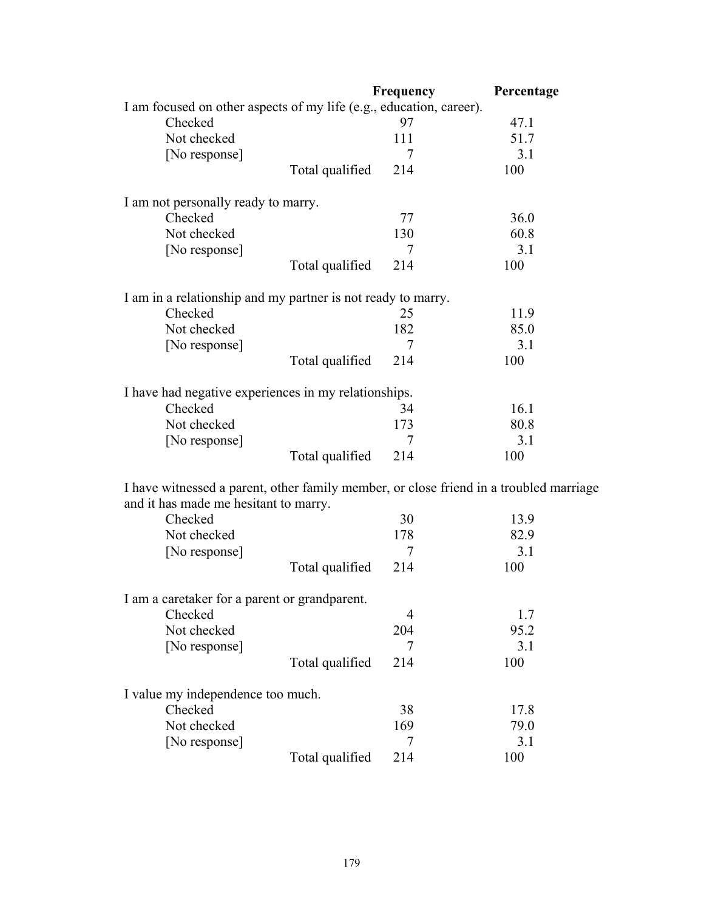| | Frequency | Percentage |
|---|---|---|
| I am focused on other aspects of my life (e.g., education, career). | | |
| Checked | 97 | 47.1 |
| Not checked | 111 | 51.7 |
| [No response] | 7 | 3.1 |
| Total qualified | 214 | 100 |
| | | |
| I am not personally ready to marry. | | |
| Checked | 77 | 36.0 |
| Not checked | 130 | 60.8 |
| [No response] | 7 | 3.1 |
| Total qualified | 214 | 100 |
| | | |
| I am in a relationship and my partner is not ready to marry. | | |
| Checked | 25 | 11.9 |
| Not checked | 182 | 85.0 |
| [No response] | 7 | 3.1 |
| Total qualified | 214 | 100 |
| | | |
| I have had negative experiences in my relationships. | | |
| Checked | 34 | 16.1 |
| Not checked | 173 | 80.8 |
| [No response] | 7 | 3.1 |
| Total qualified | 214 | 100 |
| | | |
| I have witnessed a parent, other family member, or close friend in a troubled marriage and it has made me hesitant to marry. | | |
| Checked | 30 | 13.9 |
| Not checked | 178 | 82.9 |
| [No response] | 7 | 3.1 |
| Total qualified | 214 | 100 |
| | | |
| I am a caretaker for a parent or grandparent. | | |
| Checked | 4 | 1.7 |
| Not checked | 204 | 95.2 |
| [No response] | 7 | 3.1 |
| Total qualified | 214 | 100 |
| | | |
| I value my independence too much. | | |
| Checked | 38 | 17.8 |
| Not checked | 169 | 79.0 |
| [No response] | 7 | 3.1 |
| Total qualified | 214 | 100 |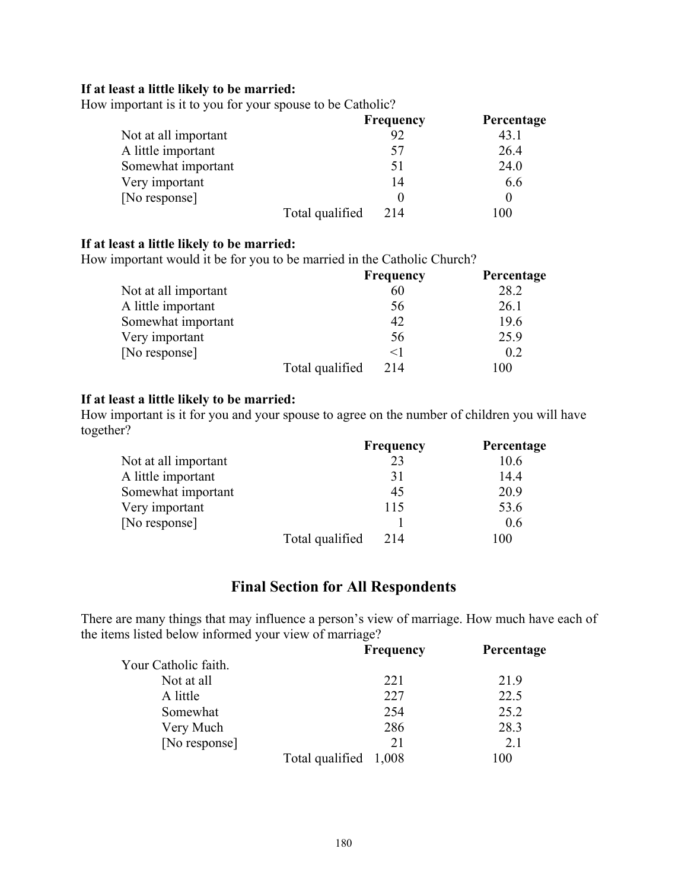**If at least a little likely to be married:**
How important is it to you for your spouse to be Catholic?

| | Frequency | Percentage |
|---|---|---|
| Not at all important | 92 | 43.1 |
| A little important | 57 | 26.4 |
| Somewhat important | 51 | 24.0 |
| Very important | 14 | 6.6 |
| [No response] | 0 | 0 |
| Total qualified | 214 | 100 |

**If at least a little likely to be married:**
How important would it be for you to be married in the Catholic Church?

| | Frequency | Percentage |
|---|---|---|
| Not at all important | 60 | 28.2 |
| A little important | 56 | 26.1 |
| Somewhat important | 42 | 19.6 |
| Very important | 56 | 25.9 |
| [No response] | <1 | 0.2 |
| Total qualified | 214 | 100 |

**If at least a little likely to be married:**
How important is it for you and your spouse to agree on the number of children you will have together?

| | Frequency | Percentage |
|---|---|---|
| Not at all important | 23 | 10.6 |
| A little important | 31 | 14.4 |
| Somewhat important | 45 | 20.9 |
| Very important | 115 | 53.6 |
| [No response] | 1 | 0.6 |
| Total qualified | 214 | 100 |

## Final Section for All Respondents

There are many things that may influence a person's view of marriage. How much have each of the items listed below informed your view of marriage?

| | Frequency | Percentage |
|---|---|---|
| Your Catholic faith. | | |
| Not at all | 221 | 21.9 |
| A little | 227 | 22.5 |
| Somewhat | 254 | 25.2 |
| Very Much | 286 | 28.3 |
| [No response] | 21 | 2.1 |
| Total qualified | 1,008 | 100 |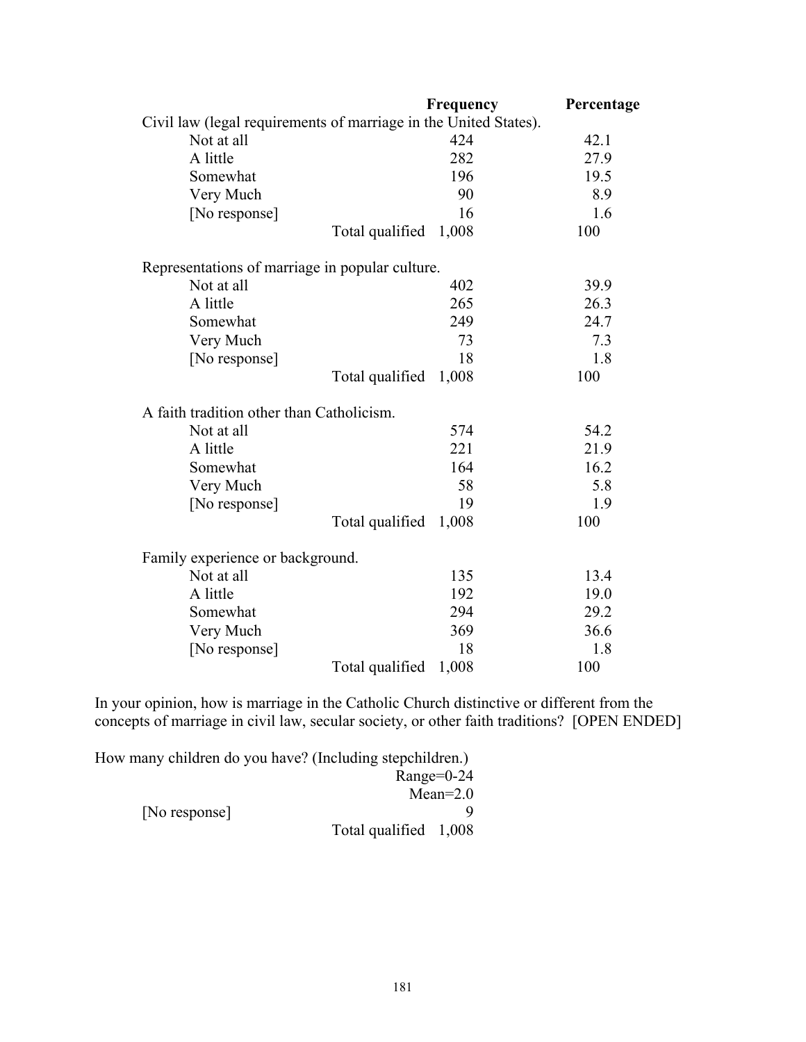| | Frequency | Percentage |
|---|---|---|
| Civil law (legal requirements of marriage in the United States). | | |
| Not at all | 424 | 42.1 |
| A little | 282 | 27.9 |
| Somewhat | 196 | 19.5 |
| Very Much | 90 | 8.9 |
| [No response] | 16 | 1.6 |
| Total qualified | 1,008 | 100 |
| | | |
| Representations of marriage in popular culture. | | |
| Not at all | 402 | 39.9 |
| A little | 265 | 26.3 |
| Somewhat | 249 | 24.7 |
| Very Much | 73 | 7.3 |
| [No response] | 18 | 1.8 |
| Total qualified | 1,008 | 100 |
| | | |
| A faith tradition other than Catholicism. | | |
| Not at all | 574 | 54.2 |
| A little | 221 | 21.9 |
| Somewhat | 164 | 16.2 |
| Very Much | 58 | 5.8 |
| [No response] | 19 | 1.9 |
| Total qualified | 1,008 | 100 |
| | | |
| Family experience or background. | | |
| Not at all | 135 | 13.4 |
| A little | 192 | 19.0 |
| Somewhat | 294 | 29.2 |
| Very Much | 369 | 36.6 |
| [No response] | 18 | 1.8 |
| Total qualified | 1,008 | 100 |

In your opinion, how is marriage in the Catholic Church distinctive or different from the concepts of marriage in civil law, secular society, or other faith traditions? [OPEN ENDED]

How many children do you have? (Including stepchildren.)

| | |
|---|---|
| | Range=0-24 |
| | Mean=2.0 |
| [No response] | 9 |
| Total qualified | 1,008 |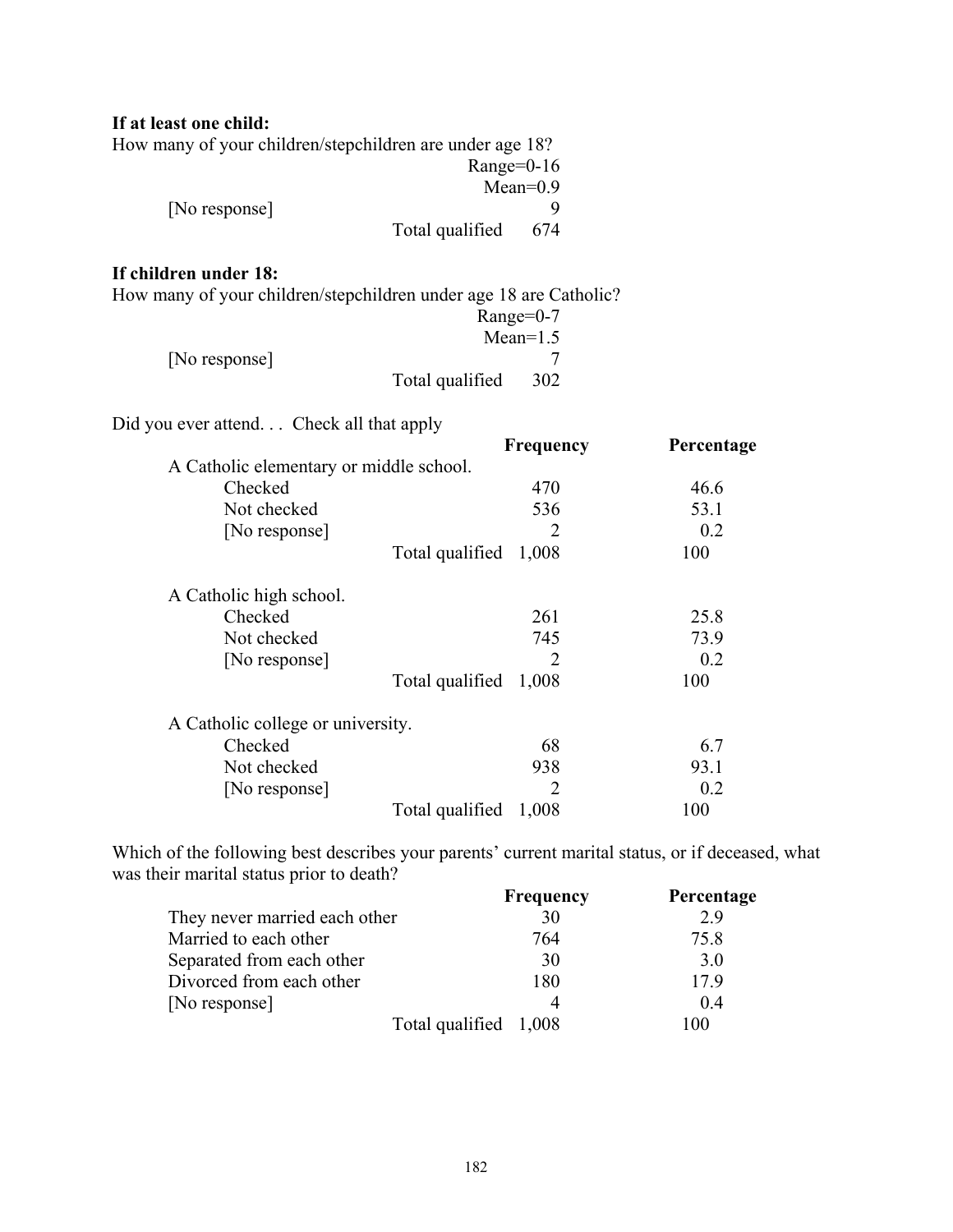**If at least one child:**

How many of your children/stepchildren are under age 18?

| | |
|---|---|
| | Range=0-16 |
| | Mean=0.9 |
| [No response] | 9 |
| Total qualified | 674 |

**If children under 18:**

How many of your children/stepchildren under age 18 are Catholic?

| | |
|---|---|
| | Range=0-7 |
| | Mean=1.5 |
| [No response] | 7 |
| Total qualified | 302 |

Did you ever attend. . . Check all that apply

| | Frequency | Percentage |
|---|---|---|
| **A Catholic elementary or middle school.** | | |
| Checked | 470 | 46.6 |
| Not checked | 536 | 53.1 |
| [No response] | 2 | 0.2 |
| Total qualified | 1,008 | 100 |
| **A Catholic high school.** | | |
| Checked | 261 | 25.8 |
| Not checked | 745 | 73.9 |
| [No response] | 2 | 0.2 |
| Total qualified | 1,008 | 100 |
| **A Catholic college or university.** | | |
| Checked | 68 | 6.7 |
| Not checked | 938 | 93.1 |
| [No response] | 2 | 0.2 |
| Total qualified | 1,008 | 100 |

Which of the following best describes your parents' current marital status, or if deceased, what was their marital status prior to death?

| | Frequency | Percentage |
|---|---|---|
| They never married each other | 30 | 2.9 |
| Married to each other | 764 | 75.8 |
| Separated from each other | 30 | 3.0 |
| Divorced from each other | 180 | 17.9 |
| [No response] | 4 | 0.4 |
| Total qualified | 1,008 | 100 |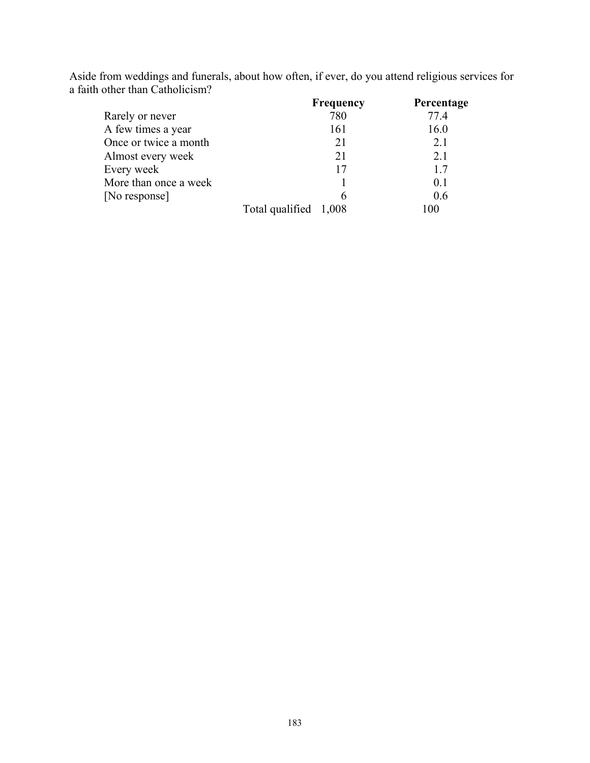Aside from weddings and funerals, about how often, if ever, do you attend religious services for a faith other than Catholicism?

| | Frequency | Percentage |
|---|---|---|
| Rarely or never | 780 | 77.4 |
| A few times a year | 161 | 16.0 |
| Once or twice a month | 21 | 2.1 |
| Almost every week | 21 | 2.1 |
| Every week | 17 | 1.7 |
| More than once a week | 1 | 0.1 |
| [No response] | 6 | 0.6 |
| Total qualified | 1,008 | 100 |